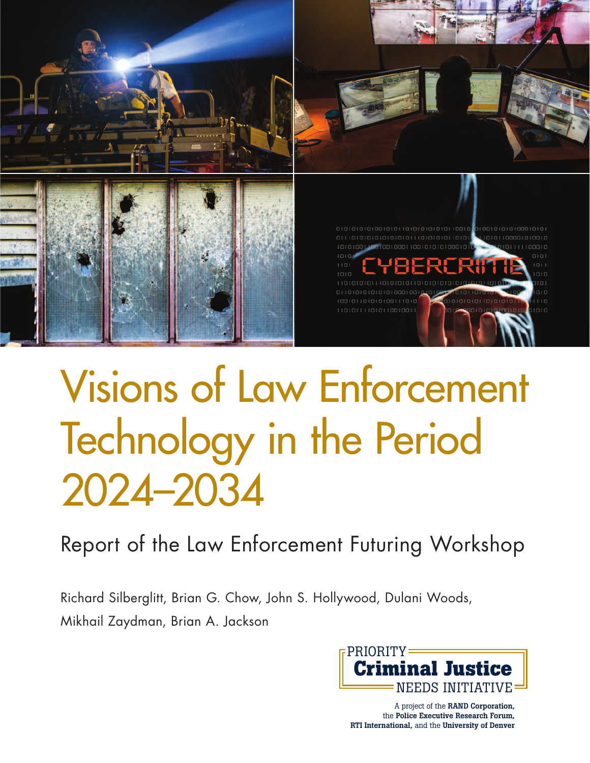# Visions of Law Enforcement Technology in the Period 2024–2034

## Report of the Law Enforcement Futuring Workshop

Richard Silberglitt, Brian G. Chow, John S. Hollywood, Dulani Woods, Mikhail Zaydman, Brian A. Jackson

PRIORITY **Criminal Justice** NEEDS INITIATIVE

A project of the **RAND Corporation,** the **Police Executive Research Forum, RTI International,** and the **University of Denver**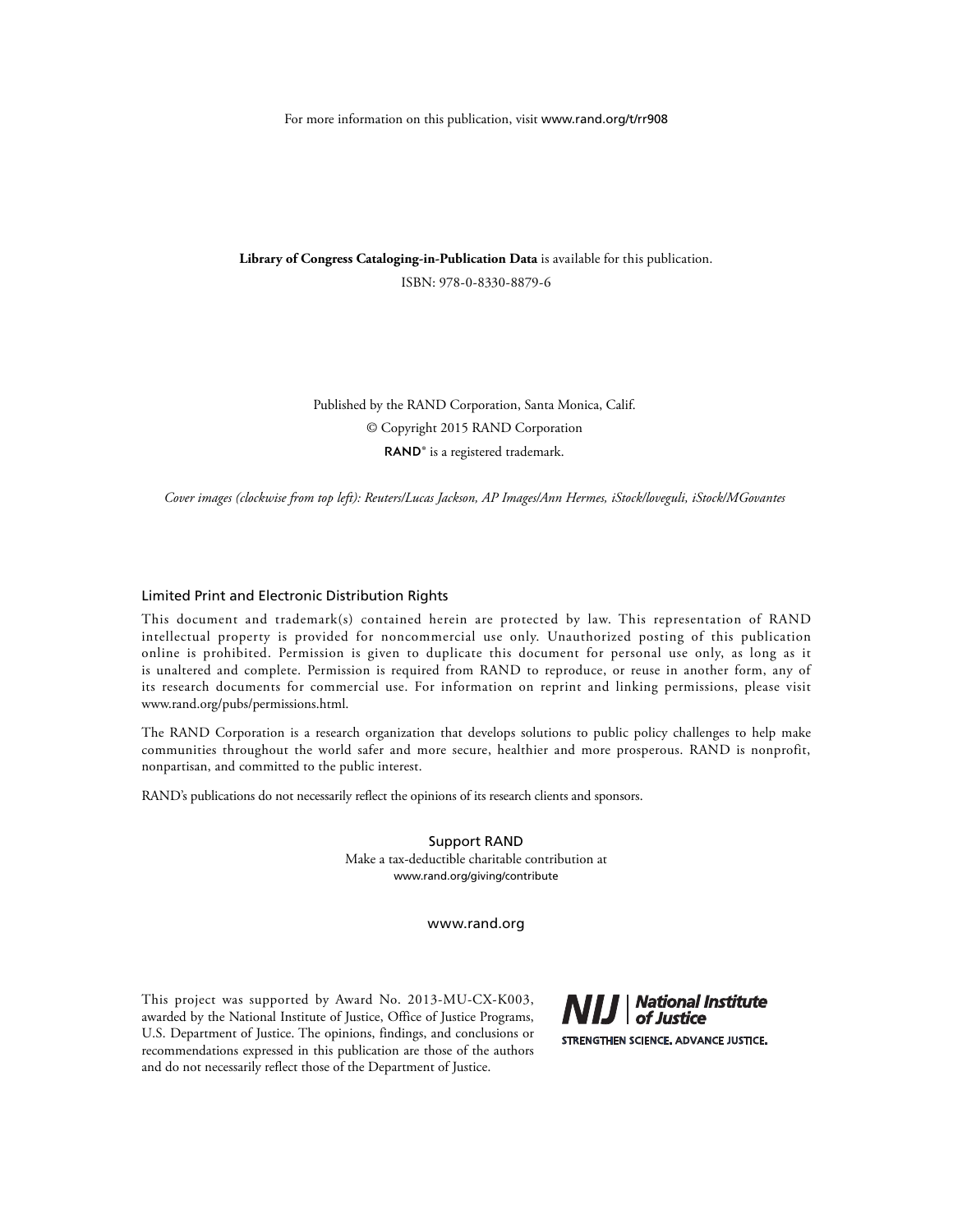For more information on this publication, visit www.rand.org/t/rr908

**Library of Congress Cataloging-in-Publication Data** is available for this publication.

ISBN: 978-0-8330-8879-6

Published by the RAND Corporation, Santa Monica, Calif.

© Copyright 2015 RAND Corporation

RAND® is a registered trademark.

*Cover images (clockwise from top left): Reuters/Lucas Jackson, AP Images/Ann Hermes, iStock/loveguli, iStock/MGovantes*

### Limited Print and Electronic Distribution Rights

This document and trademark(s) contained herein are protected by law. This representation of RAND intellectual property is provided for noncommercial use only. Unauthorized posting of this publication online is prohibited. Permission is given to duplicate this document for personal use only, as long as it is unaltered and complete. Permission is required from RAND to reproduce, or reuse in another form, any of its research documents for commercial use. For information on reprint and linking permissions, please visit www.rand.org/pubs/permissions.html.

The RAND Corporation is a research organization that develops solutions to public policy challenges to help make communities throughout the world safer and more secure, healthier and more prosperous. RAND is nonprofit, nonpartisan, and committed to the public interest.

RAND's publications do not necessarily reflect the opinions of its research clients and sponsors.

Support RAND

Make a tax-deductible charitable contribution at www.rand.org/giving/contribute

www.rand.org

This project was supported by Award No. 2013-MU-CX-K003, awarded by the National Institute of Justice, Office of Justice Programs, U.S. Department of Justice. The opinions, findings, and conclusions or recommendations expressed in this publication are those of the authors and do not necessarily reflect those of the Department of Justice.

NIJ | National Institute of Justice

STRENGTHEN SCIENCE. ADVANCE JUSTICE.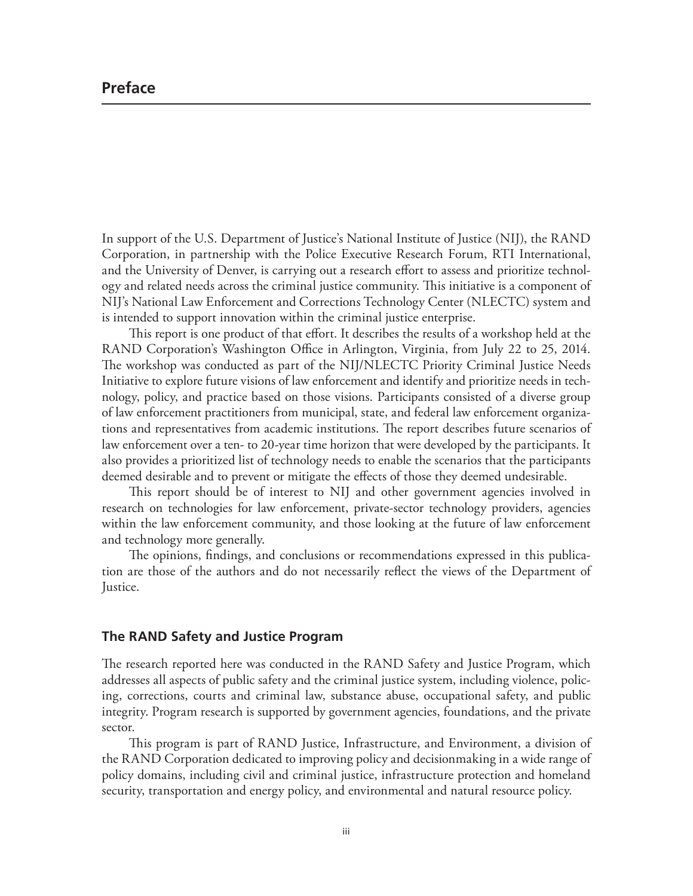# Preface

In support of the U.S. Department of Justice's National Institute of Justice (NIJ), the RAND Corporation, in partnership with the Police Executive Research Forum, RTI International, and the University of Denver, is carrying out a research effort to assess and prioritize technology and related needs across the criminal justice community. This initiative is a component of NIJ's National Law Enforcement and Corrections Technology Center (NLECTC) system and is intended to support innovation within the criminal justice enterprise.

This report is one product of that effort. It describes the results of a workshop held at the RAND Corporation's Washington Office in Arlington, Virginia, from July 22 to 25, 2014. The workshop was conducted as part of the NIJ/NLECTC Priority Criminal Justice Needs Initiative to explore future visions of law enforcement and identify and prioritize needs in technology, policy, and practice based on those visions. Participants consisted of a diverse group of law enforcement practitioners from municipal, state, and federal law enforcement organizations and representatives from academic institutions. The report describes future scenarios of law enforcement over a ten- to 20-year time horizon that were developed by the participants. It also provides a prioritized list of technology needs to enable the scenarios that the participants deemed desirable and to prevent or mitigate the effects of those they deemed undesirable.

This report should be of interest to NIJ and other government agencies involved in research on technologies for law enforcement, private-sector technology providers, agencies within the law enforcement community, and those looking at the future of law enforcement and technology more generally.

The opinions, findings, and conclusions or recommendations expressed in this publication are those of the authors and do not necessarily reflect the views of the Department of Justice.

## The RAND Safety and Justice Program

The research reported here was conducted in the RAND Safety and Justice Program, which addresses all aspects of public safety and the criminal justice system, including violence, policing, corrections, courts and criminal law, substance abuse, occupational safety, and public integrity. Program research is supported by government agencies, foundations, and the private sector.

This program is part of RAND Justice, Infrastructure, and Environment, a division of the RAND Corporation dedicated to improving policy and decisionmaking in a wide range of policy domains, including civil and criminal justice, infrastructure protection and homeland security, transportation and energy policy, and environmental and natural resource policy.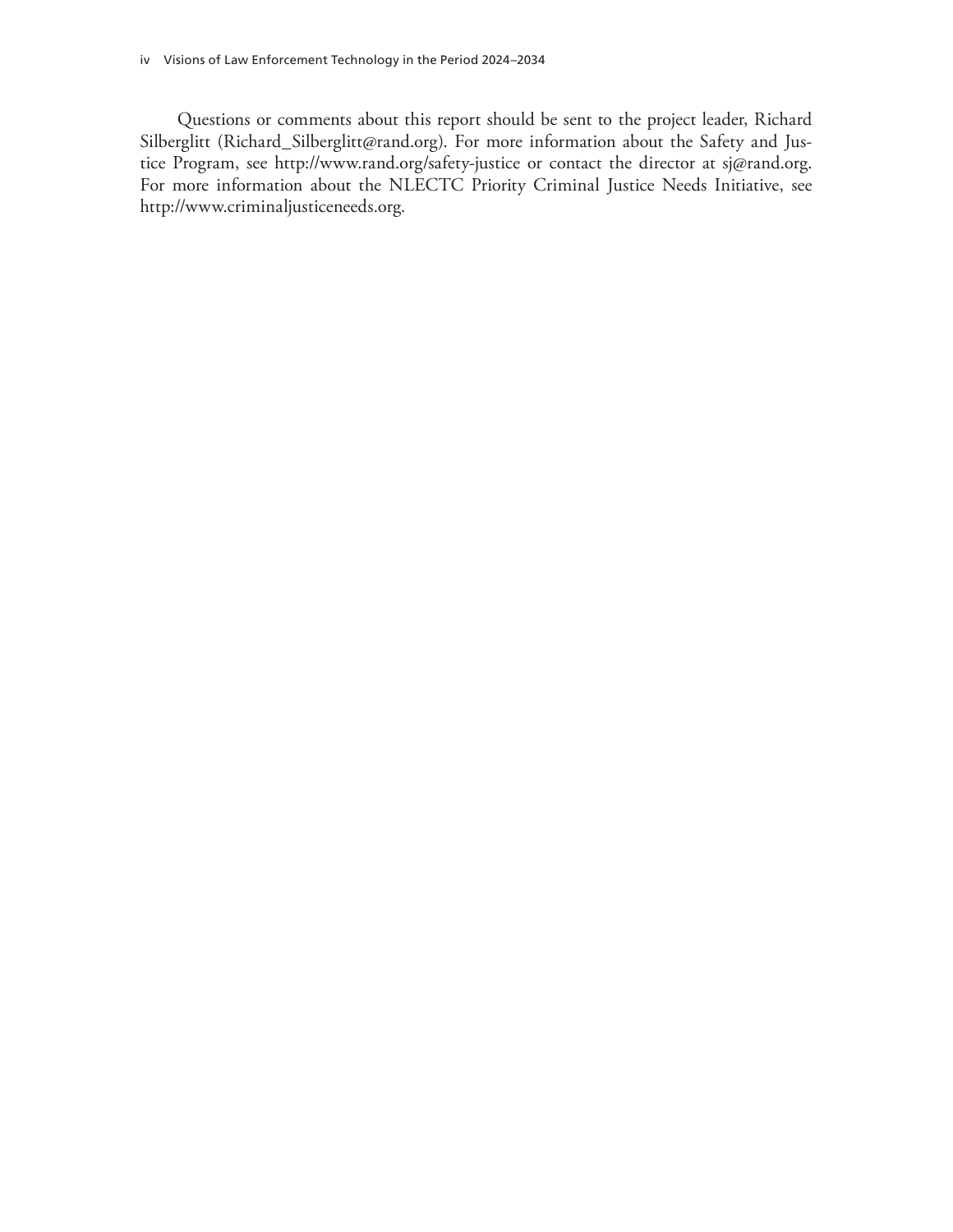Questions or comments about this report should be sent to the project leader, Richard Silberglitt (Richard_Silberglitt@rand.org). For more information about the Safety and Justice Program, see http://www.rand.org/safety-justice or contact the director at sj@rand.org. For more information about the NLECTC Priority Criminal Justice Needs Initiative, see http://www.criminaljusticeneeds.org.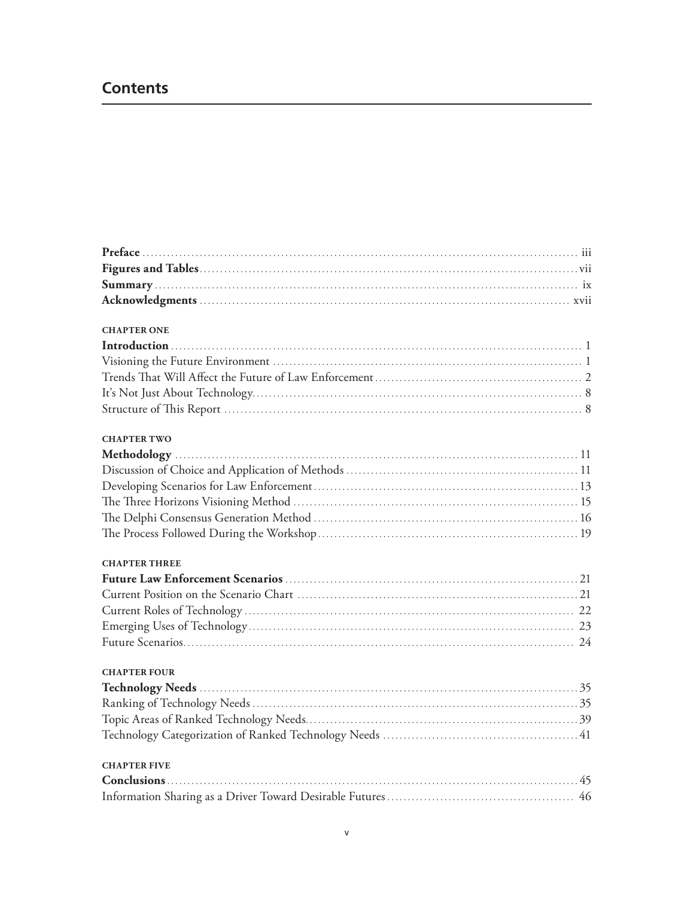# Contents

**Preface** ..... iii
**Figures and Tables** ..... vii
**Summary** ..... ix
**Acknowledgments** ..... xvii

**CHAPTER ONE**
**Introduction** ..... 1
Visioning the Future Environment ..... 1
Trends That Will Affect the Future of Law Enforcement ..... 2
It's Not Just About Technology ..... 8
Structure of This Report ..... 8

**CHAPTER TWO**
**Methodology** ..... 11
Discussion of Choice and Application of Methods ..... 11
Developing Scenarios for Law Enforcement ..... 13
The Three Horizons Visioning Method ..... 15
The Delphi Consensus Generation Method ..... 16
The Process Followed During the Workshop ..... 19

**CHAPTER THREE**
**Future Law Enforcement Scenarios** ..... 21
Current Position on the Scenario Chart ..... 21
Current Roles of Technology ..... 22
Emerging Uses of Technology ..... 23
Future Scenarios ..... 24

**CHAPTER FOUR**
**Technology Needs** ..... 35
Ranking of Technology Needs ..... 35
Topic Areas of Ranked Technology Needs ..... 39
Technology Categorization of Ranked Technology Needs ..... 41

**CHAPTER FIVE**
**Conclusions** ..... 45
Information Sharing as a Driver Toward Desirable Futures ..... 46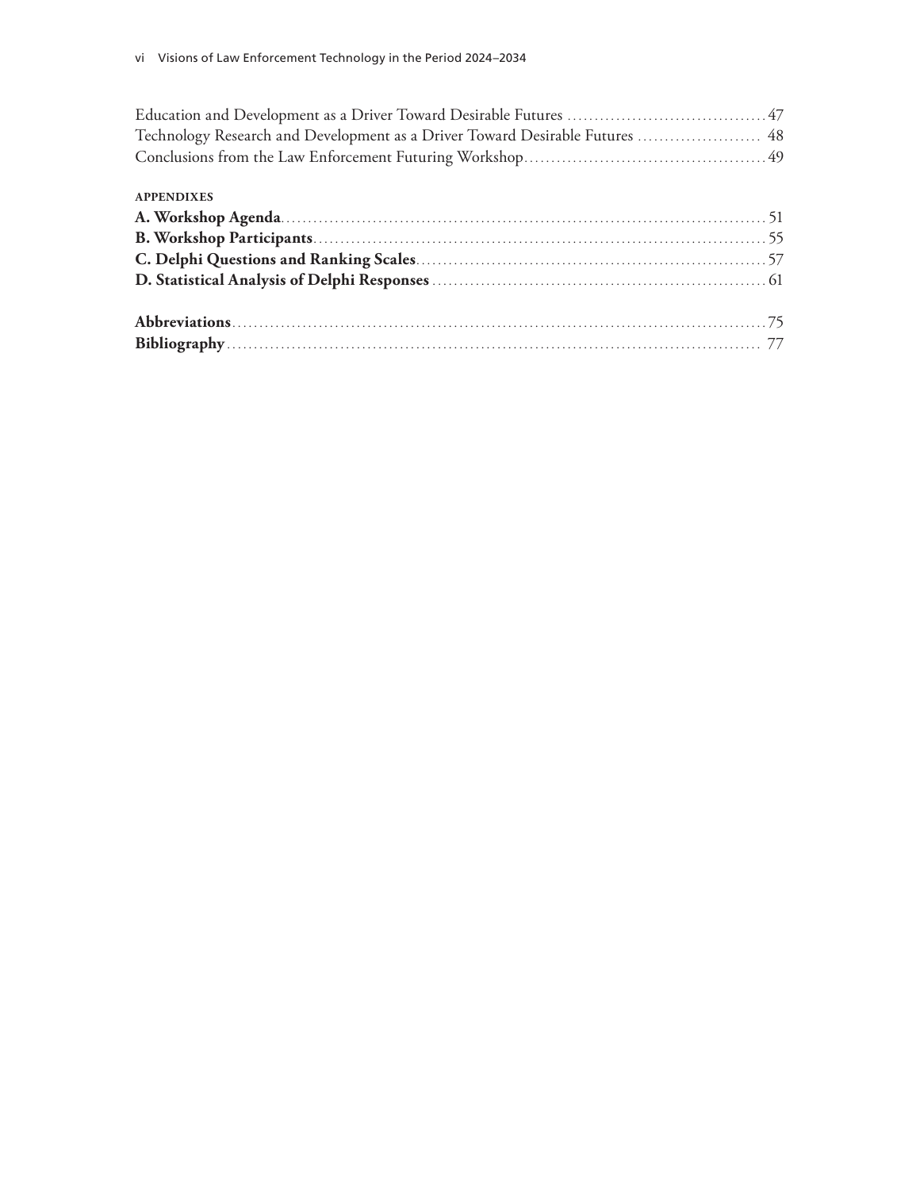Education and Development as a Driver Toward Desirable Futures .......... 47
Technology Research and Development as a Driver Toward Desirable Futures .......... 48
Conclusions from the Law Enforcement Futuring Workshop .......... 49

**APPENDIXES**

**A. Workshop Agenda** .......... 51
**B. Workshop Participants** .......... 55
**C. Delphi Questions and Ranking Scales** .......... 57
**D. Statistical Analysis of Delphi Responses** .......... 61

**Abbreviations** .......... 75
**Bibliography** .......... 77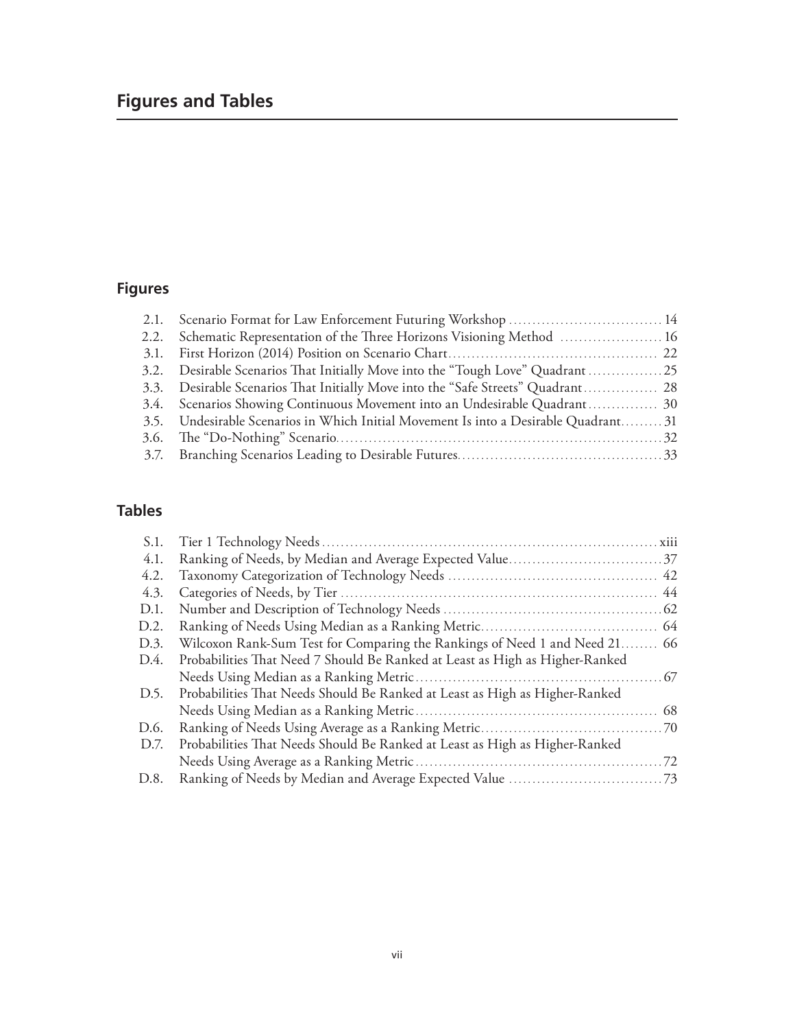# Figures and Tables

## Figures

2.1. Scenario Format for Law Enforcement Futuring Workshop ..... 14
2.2. Schematic Representation of the Three Horizons Visioning Method ..... 16
3.1. First Horizon (2014) Position on Scenario Chart ..... 22
3.2. Desirable Scenarios That Initially Move into the "Tough Love" Quadrant ..... 25
3.3. Desirable Scenarios That Initially Move into the "Safe Streets" Quadrant ..... 28
3.4. Scenarios Showing Continuous Movement into an Undesirable Quadrant ..... 30
3.5. Undesirable Scenarios in Which Initial Movement Is into a Desirable Quadrant ..... 31
3.6. The "Do-Nothing" Scenario ..... 32
3.7. Branching Scenarios Leading to Desirable Futures ..... 33

## Tables

S.1. Tier 1 Technology Needs ..... xiii
4.1. Ranking of Needs, by Median and Average Expected Value ..... 37
4.2. Taxonomy Categorization of Technology Needs ..... 42
4.3. Categories of Needs, by Tier ..... 44
D.1. Number and Description of Technology Needs ..... 62
D.2. Ranking of Needs Using Median as a Ranking Metric ..... 64
D.3. Wilcoxon Rank-Sum Test for Comparing the Rankings of Need 1 and Need 21 ..... 66
D.4. Probabilities That Need 7 Should Be Ranked at Least as High as Higher-Ranked Needs Using Median as a Ranking Metric ..... 67
D.5. Probabilities That Needs Should Be Ranked at Least as High as Higher-Ranked Needs Using Median as a Ranking Metric ..... 68
D.6. Ranking of Needs Using Average as a Ranking Metric ..... 70
D.7. Probabilities That Needs Should Be Ranked at Least as High as Higher-Ranked Needs Using Average as a Ranking Metric ..... 72
D.8. Ranking of Needs by Median and Average Expected Value ..... 73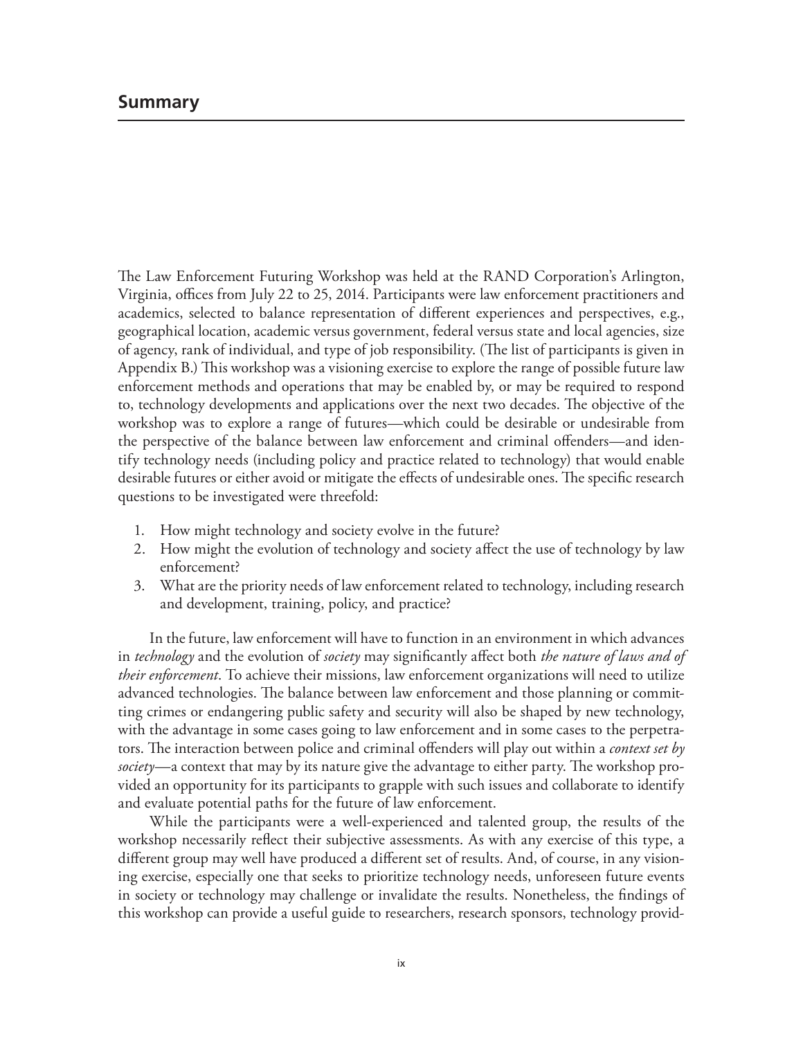# Summary

The Law Enforcement Futuring Workshop was held at the RAND Corporation's Arlington, Virginia, offices from July 22 to 25, 2014. Participants were law enforcement practitioners and academics, selected to balance representation of different experiences and perspectives, e.g., geographical location, academic versus government, federal versus state and local agencies, size of agency, rank of individual, and type of job responsibility. (The list of participants is given in Appendix B.) This workshop was a visioning exercise to explore the range of possible future law enforcement methods and operations that may be enabled by, or may be required to respond to, technology developments and applications over the next two decades. The objective of the workshop was to explore a range of futures—which could be desirable or undesirable from the perspective of the balance between law enforcement and criminal offenders—and identify technology needs (including policy and practice related to technology) that would enable desirable futures or either avoid or mitigate the effects of undesirable ones. The specific research questions to be investigated were threefold:

1. How might technology and society evolve in the future?
2. How might the evolution of technology and society affect the use of technology by law enforcement?
3. What are the priority needs of law enforcement related to technology, including research and development, training, policy, and practice?

In the future, law enforcement will have to function in an environment in which advances in *technology* and the evolution of *society* may significantly affect both *the nature of laws and of their enforcement*. To achieve their missions, law enforcement organizations will need to utilize advanced technologies. The balance between law enforcement and those planning or committing crimes or endangering public safety and security will also be shaped by new technology, with the advantage in some cases going to law enforcement and in some cases to the perpetrators. The interaction between police and criminal offenders will play out within a *context set by society*—a context that may by its nature give the advantage to either party. The workshop provided an opportunity for its participants to grapple with such issues and collaborate to identify and evaluate potential paths for the future of law enforcement.

While the participants were a well-experienced and talented group, the results of the workshop necessarily reflect their subjective assessments. As with any exercise of this type, a different group may well have produced a different set of results. And, of course, in any visioning exercise, especially one that seeks to prioritize technology needs, unforeseen future events in society or technology may challenge or invalidate the results. Nonetheless, the findings of this workshop can provide a useful guide to researchers, research sponsors, technology provid-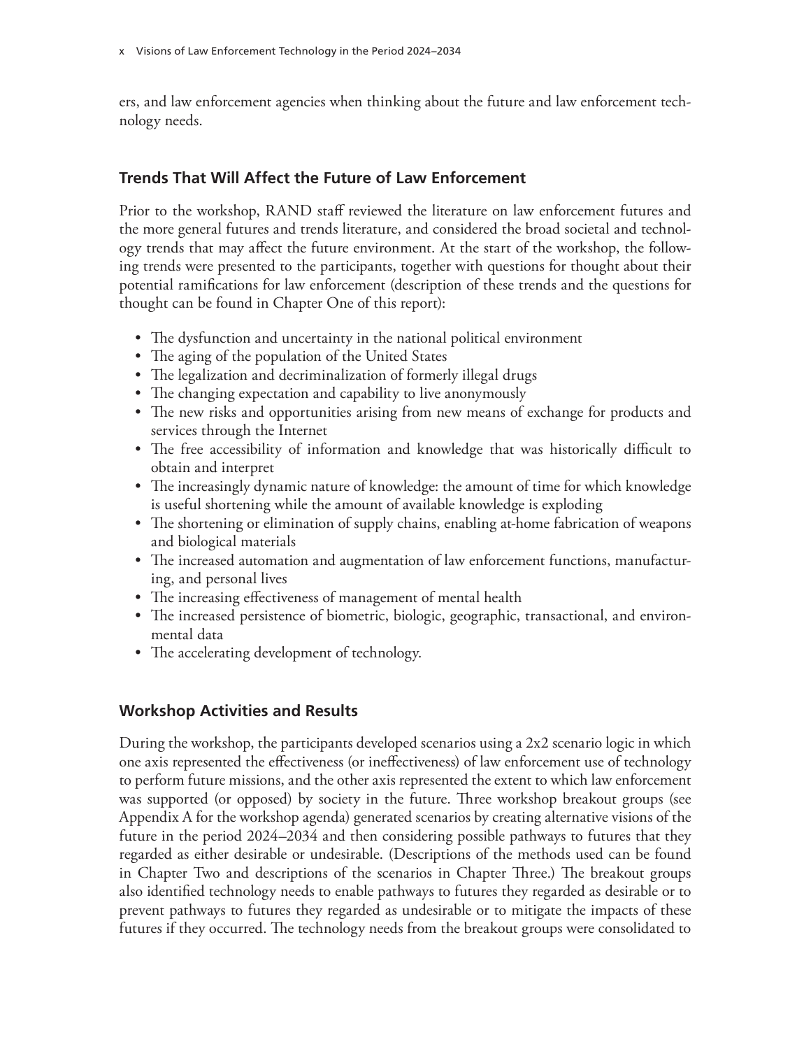ers, and law enforcement agencies when thinking about the future and law enforcement technology needs.

## Trends That Will Affect the Future of Law Enforcement

Prior to the workshop, RAND staff reviewed the literature on law enforcement futures and the more general futures and trends literature, and considered the broad societal and technology trends that may affect the future environment. At the start of the workshop, the following trends were presented to the participants, together with questions for thought about their potential ramifications for law enforcement (description of these trends and the questions for thought can be found in Chapter One of this report):

- The dysfunction and uncertainty in the national political environment
- The aging of the population of the United States
- The legalization and decriminalization of formerly illegal drugs
- The changing expectation and capability to live anonymously
- The new risks and opportunities arising from new means of exchange for products and services through the Internet
- The free accessibility of information and knowledge that was historically difficult to obtain and interpret
- The increasingly dynamic nature of knowledge: the amount of time for which knowledge is useful shortening while the amount of available knowledge is exploding
- The shortening or elimination of supply chains, enabling at-home fabrication of weapons and biological materials
- The increased automation and augmentation of law enforcement functions, manufacturing, and personal lives
- The increasing effectiveness of management of mental health
- The increased persistence of biometric, biologic, geographic, transactional, and environmental data
- The accelerating development of technology.

## Workshop Activities and Results

During the workshop, the participants developed scenarios using a 2x2 scenario logic in which one axis represented the effectiveness (or ineffectiveness) of law enforcement use of technology to perform future missions, and the other axis represented the extent to which law enforcement was supported (or opposed) by society in the future. Three workshop breakout groups (see Appendix A for the workshop agenda) generated scenarios by creating alternative visions of the future in the period 2024–2034 and then considering possible pathways to futures that they regarded as either desirable or undesirable. (Descriptions of the methods used can be found in Chapter Two and descriptions of the scenarios in Chapter Three.) The breakout groups also identified technology needs to enable pathways to futures they regarded as desirable or to prevent pathways to futures they regarded as undesirable or to mitigate the impacts of these futures if they occurred. The technology needs from the breakout groups were consolidated to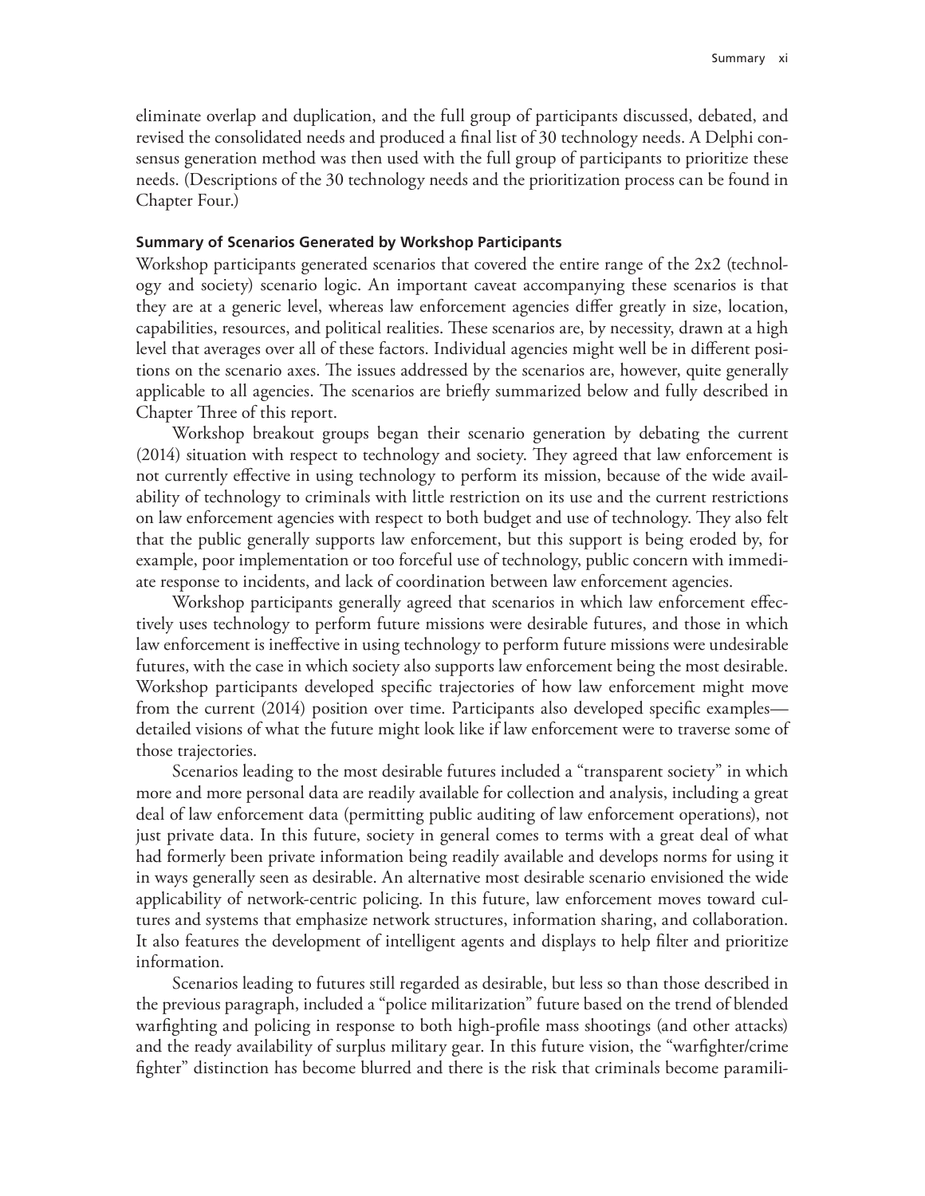eliminate overlap and duplication, and the full group of participants discussed, debated, and revised the consolidated needs and produced a final list of 30 technology needs. A Delphi consensus generation method was then used with the full group of participants to prioritize these needs. (Descriptions of the 30 technology needs and the prioritization process can be found in Chapter Four.)

**Summary of Scenarios Generated by Workshop Participants**

Workshop participants generated scenarios that covered the entire range of the 2x2 (technology and society) scenario logic. An important caveat accompanying these scenarios is that they are at a generic level, whereas law enforcement agencies differ greatly in size, location, capabilities, resources, and political realities. These scenarios are, by necessity, drawn at a high level that averages over all of these factors. Individual agencies might well be in different positions on the scenario axes. The issues addressed by the scenarios are, however, quite generally applicable to all agencies. The scenarios are briefly summarized below and fully described in Chapter Three of this report.

Workshop breakout groups began their scenario generation by debating the current (2014) situation with respect to technology and society. They agreed that law enforcement is not currently effective in using technology to perform its mission, because of the wide availability of technology to criminals with little restriction on its use and the current restrictions on law enforcement agencies with respect to both budget and use of technology. They also felt that the public generally supports law enforcement, but this support is being eroded by, for example, poor implementation or too forceful use of technology, public concern with immediate response to incidents, and lack of coordination between law enforcement agencies.

Workshop participants generally agreed that scenarios in which law enforcement effectively uses technology to perform future missions were desirable futures, and those in which law enforcement is ineffective in using technology to perform future missions were undesirable futures, with the case in which society also supports law enforcement being the most desirable. Workshop participants developed specific trajectories of how law enforcement might move from the current (2014) position over time. Participants also developed specific examples—detailed visions of what the future might look like if law enforcement were to traverse some of those trajectories.

Scenarios leading to the most desirable futures included a "transparent society" in which more and more personal data are readily available for collection and analysis, including a great deal of law enforcement data (permitting public auditing of law enforcement operations), not just private data. In this future, society in general comes to terms with a great deal of what had formerly been private information being readily available and develops norms for using it in ways generally seen as desirable. An alternative most desirable scenario envisioned the wide applicability of network-centric policing. In this future, law enforcement moves toward cultures and systems that emphasize network structures, information sharing, and collaboration. It also features the development of intelligent agents and displays to help filter and prioritize information.

Scenarios leading to futures still regarded as desirable, but less so than those described in the previous paragraph, included a "police militarization" future based on the trend of blended warfighting and policing in response to both high-profile mass shootings (and other attacks) and the ready availability of surplus military gear. In this future vision, the "warfighter/crime fighter" distinction has become blurred and there is the risk that criminals become paramili-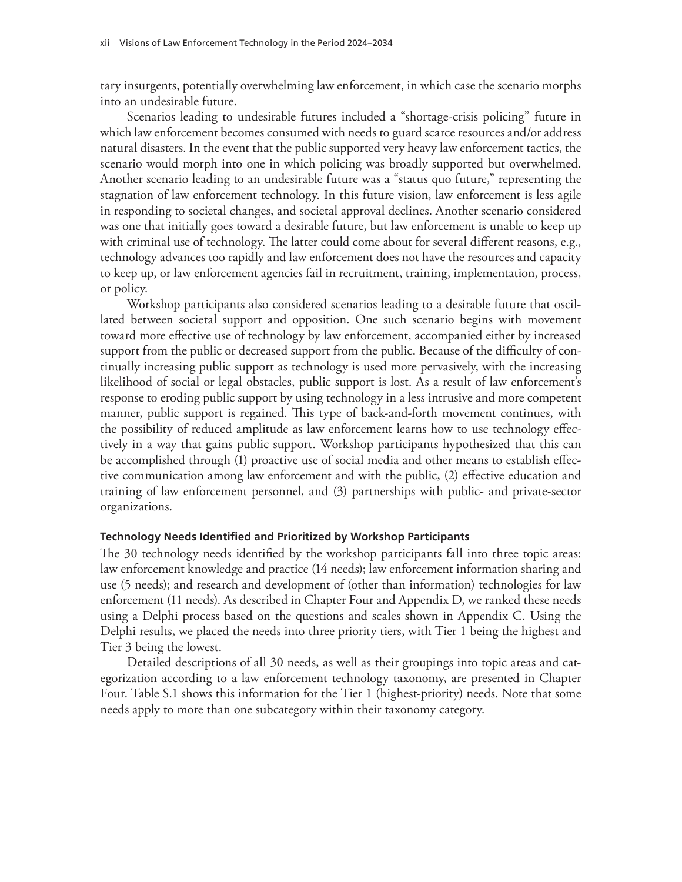tary insurgents, potentially overwhelming law enforcement, in which case the scenario morphs into an undesirable future.

Scenarios leading to undesirable futures included a "shortage-crisis policing" future in which law enforcement becomes consumed with needs to guard scarce resources and/or address natural disasters. In the event that the public supported very heavy law enforcement tactics, the scenario would morph into one in which policing was broadly supported but overwhelmed. Another scenario leading to an undesirable future was a "status quo future," representing the stagnation of law enforcement technology. In this future vision, law enforcement is less agile in responding to societal changes, and societal approval declines. Another scenario considered was one that initially goes toward a desirable future, but law enforcement is unable to keep up with criminal use of technology. The latter could come about for several different reasons, e.g., technology advances too rapidly and law enforcement does not have the resources and capacity to keep up, or law enforcement agencies fail in recruitment, training, implementation, process, or policy.

Workshop participants also considered scenarios leading to a desirable future that oscillated between societal support and opposition. One such scenario begins with movement toward more effective use of technology by law enforcement, accompanied either by increased support from the public or decreased support from the public. Because of the difficulty of continually increasing public support as technology is used more pervasively, with the increasing likelihood of social or legal obstacles, public support is lost. As a result of law enforcement's response to eroding public support by using technology in a less intrusive and more competent manner, public support is regained. This type of back-and-forth movement continues, with the possibility of reduced amplitude as law enforcement learns how to use technology effectively in a way that gains public support. Workshop participants hypothesized that this can be accomplished through (1) proactive use of social media and other means to establish effective communication among law enforcement and with the public, (2) effective education and training of law enforcement personnel, and (3) partnerships with public- and private-sector organizations.

### Technology Needs Identified and Prioritized by Workshop Participants

The 30 technology needs identified by the workshop participants fall into three topic areas: law enforcement knowledge and practice (14 needs); law enforcement information sharing and use (5 needs); and research and development of (other than information) technologies for law enforcement (11 needs). As described in Chapter Four and Appendix D, we ranked these needs using a Delphi process based on the questions and scales shown in Appendix C. Using the Delphi results, we placed the needs into three priority tiers, with Tier 1 being the highest and Tier 3 being the lowest.

Detailed descriptions of all 30 needs, as well as their groupings into topic areas and categorization according to a law enforcement technology taxonomy, are presented in Chapter Four. Table S.1 shows this information for the Tier 1 (highest-priority) needs. Note that some needs apply to more than one subcategory within their taxonomy category.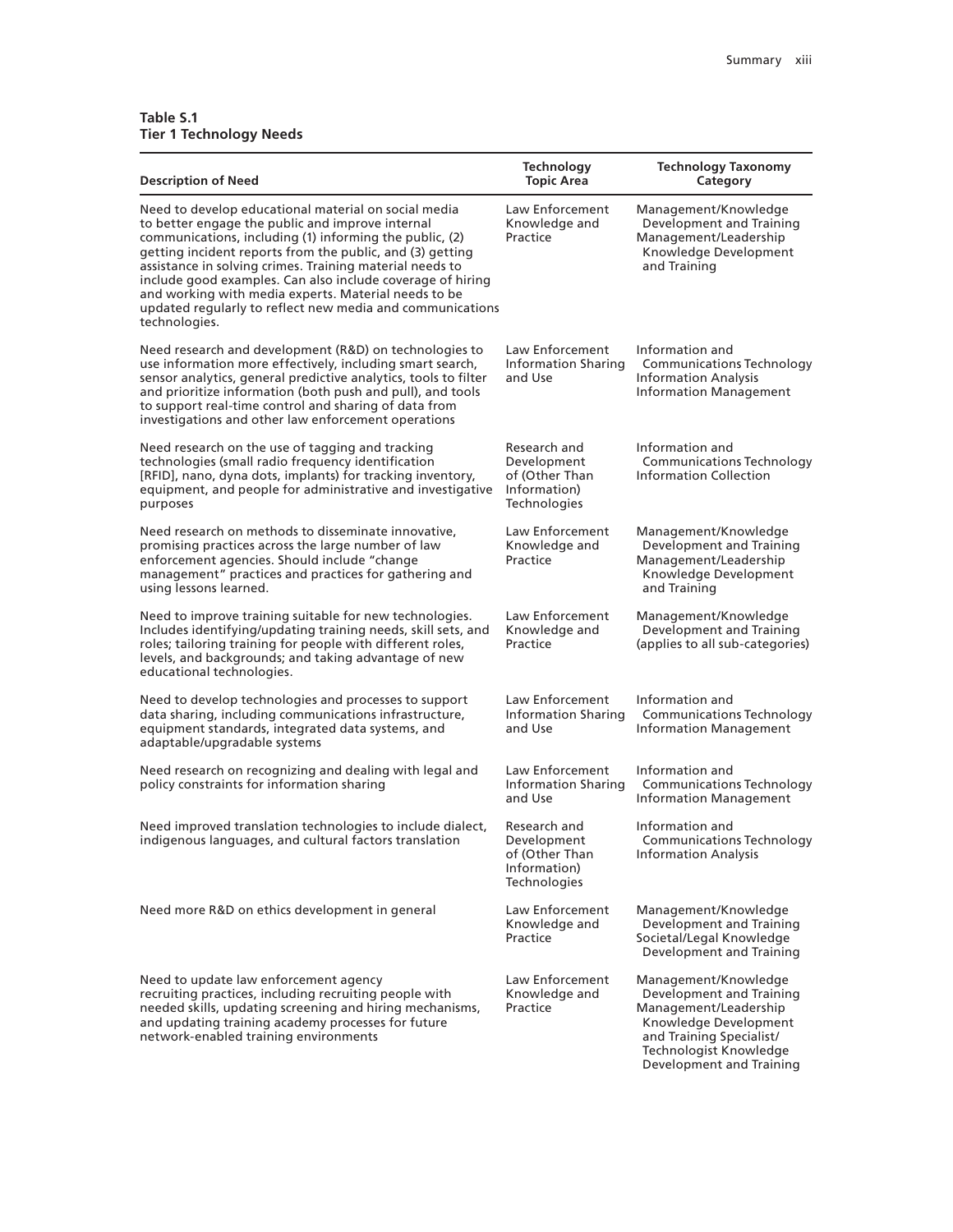**Table S.1**
**Tier 1 Technology Needs**

| Description of Need | Technology Topic Area | Technology Taxonomy Category |
|---|---|---|
| Need to develop educational material on social media to better engage the public and improve internal communications, including (1) informing the public, (2) getting incident reports from the public, and (3) getting assistance in solving crimes. Training material needs to include good examples. Can also include coverage of hiring and working with media experts. Material needs to be updated regularly to reflect new media and communications technologies. | Law Enforcement Knowledge and Practice | Management/Knowledge Development and Training Management/Leadership Knowledge Development and Training |
| Need research and development (R&D) on technologies to use information more effectively, including smart search, sensor analytics, general predictive analytics, tools to filter and prioritize information (both push and pull), and tools to support real-time control and sharing of data from investigations and other law enforcement operations | Law Enforcement Information Sharing and Use | Information and Communications Technology Information Analysis Information Management |
| Need research on the use of tagging and tracking technologies (small radio frequency identification [RFID], nano, dyna dots, implants) for tracking inventory, equipment, and people for administrative and investigative purposes | Research and Development of (Other Than Information) Technologies | Information and Communications Technology Information Collection |
| Need research on methods to disseminate innovative, promising practices across the large number of law enforcement agencies. Should include "change management" practices and practices for gathering and using lessons learned. | Law Enforcement Knowledge and Practice | Management/Knowledge Development and Training Management/Leadership Knowledge Development and Training |
| Need to improve training suitable for new technologies. Includes identifying/updating training needs, skill sets, and roles; tailoring training for people with different roles, levels, and backgrounds; and taking advantage of new educational technologies. | Law Enforcement Knowledge and Practice | Management/Knowledge Development and Training (applies to all sub-categories) |
| Need to develop technologies and processes to support data sharing, including communications infrastructure, equipment standards, integrated data systems, and adaptable/upgradable systems | Law Enforcement Information Sharing and Use | Information and Communications Technology Information Management |
| Need research on recognizing and dealing with legal and policy constraints for information sharing | Law Enforcement Information Sharing and Use | Information and Communications Technology Information Management |
| Need improved translation technologies to include dialect, indigenous languages, and cultural factors translation | Research and Development of (Other Than Information) Technologies | Information and Communications Technology Information Analysis |
| Need more R&D on ethics development in general | Law Enforcement Knowledge and Practice | Management/Knowledge Development and Training Societal/Legal Knowledge Development and Training |
| Need to update law enforcement agency recruiting practices, including recruiting people with needed skills, updating screening and hiring mechanisms, and updating training academy processes for future network-enabled training environments | Law Enforcement Knowledge and Practice | Management/Knowledge Development and Training Management/Leadership Knowledge Development and Training Specialist/Technologist Knowledge Development and Training |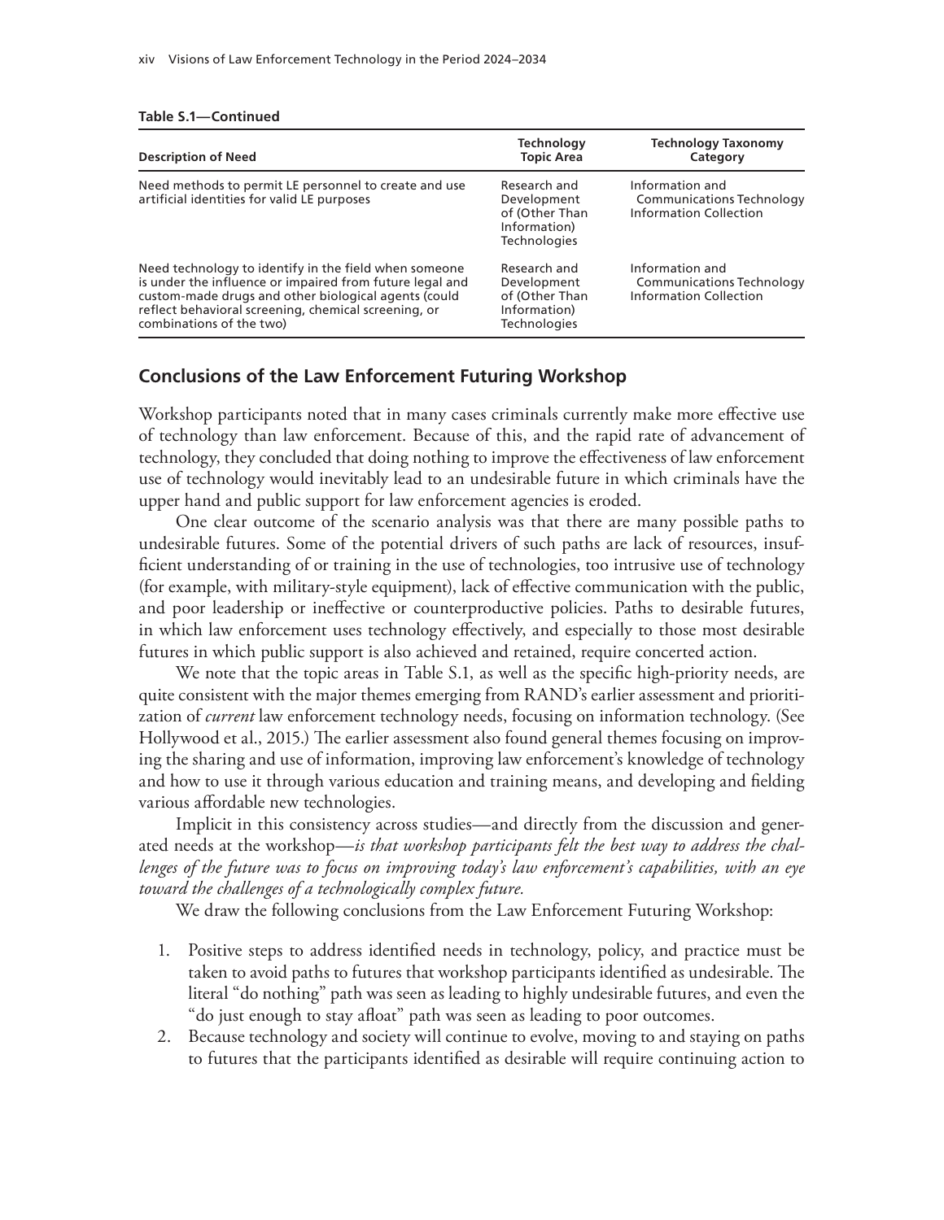**Table S.1—Continued**

| Description of Need | Technology Topic Area | Technology Taxonomy Category |
|---|---|---|
| Need methods to permit LE personnel to create and use artificial identities for valid LE purposes | Research and Development of (Other Than Information) Technologies | Information and Communications Technology Information Collection |
| Need technology to identify in the field when someone is under the influence or impaired from future legal and custom-made drugs and other biological agents (could reflect behavioral screening, chemical screening, or combinations of the two) | Research and Development of (Other Than Information) Technologies | Information and Communications Technology Information Collection |

## Conclusions of the Law Enforcement Futuring Workshop

Workshop participants noted that in many cases criminals currently make more effective use of technology than law enforcement. Because of this, and the rapid rate of advancement of technology, they concluded that doing nothing to improve the effectiveness of law enforcement use of technology would inevitably lead to an undesirable future in which criminals have the upper hand and public support for law enforcement agencies is eroded.

One clear outcome of the scenario analysis was that there are many possible paths to undesirable futures. Some of the potential drivers of such paths are lack of resources, insufficient understanding of or training in the use of technologies, too intrusive use of technology (for example, with military-style equipment), lack of effective communication with the public, and poor leadership or ineffective or counterproductive policies. Paths to desirable futures, in which law enforcement uses technology effectively, and especially to those most desirable futures in which public support is also achieved and retained, require concerted action.

We note that the topic areas in Table S.1, as well as the specific high-priority needs, are quite consistent with the major themes emerging from RAND's earlier assessment and prioritization of *current* law enforcement technology needs, focusing on information technology. (See Hollywood et al., 2015.) The earlier assessment also found general themes focusing on improving the sharing and use of information, improving law enforcement's knowledge of technology and how to use it through various education and training means, and developing and fielding various affordable new technologies.

Implicit in this consistency across studies—and directly from the discussion and generated needs at the workshop—*is that workshop participants felt the best way to address the challenges of the future was to focus on improving today's law enforcement's capabilities, with an eye toward the challenges of a technologically complex future.*

We draw the following conclusions from the Law Enforcement Futuring Workshop:

1. Positive steps to address identified needs in technology, policy, and practice must be taken to avoid paths to futures that workshop participants identified as undesirable. The literal "do nothing" path was seen as leading to highly undesirable futures, and even the "do just enough to stay afloat" path was seen as leading to poor outcomes.
2. Because technology and society will continue to evolve, moving to and staying on paths to futures that the participants identified as desirable will require continuing action to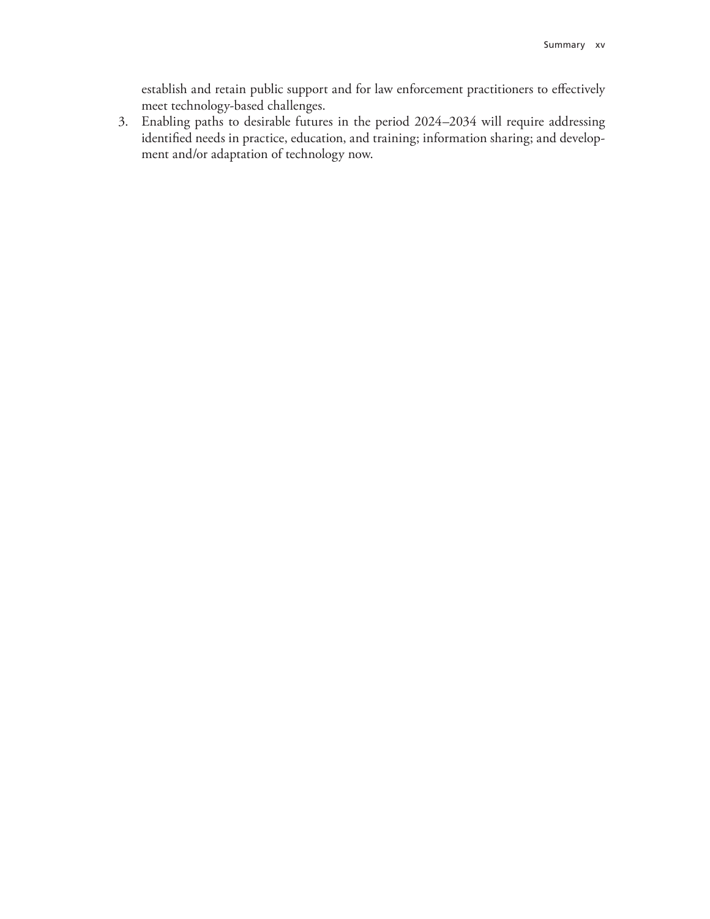establish and retain public support and for law enforcement practitioners to effectively meet technology-based challenges.

3. Enabling paths to desirable futures in the period 2024–2034 will require addressing identified needs in practice, education, and training; information sharing; and development and/or adaptation of technology now.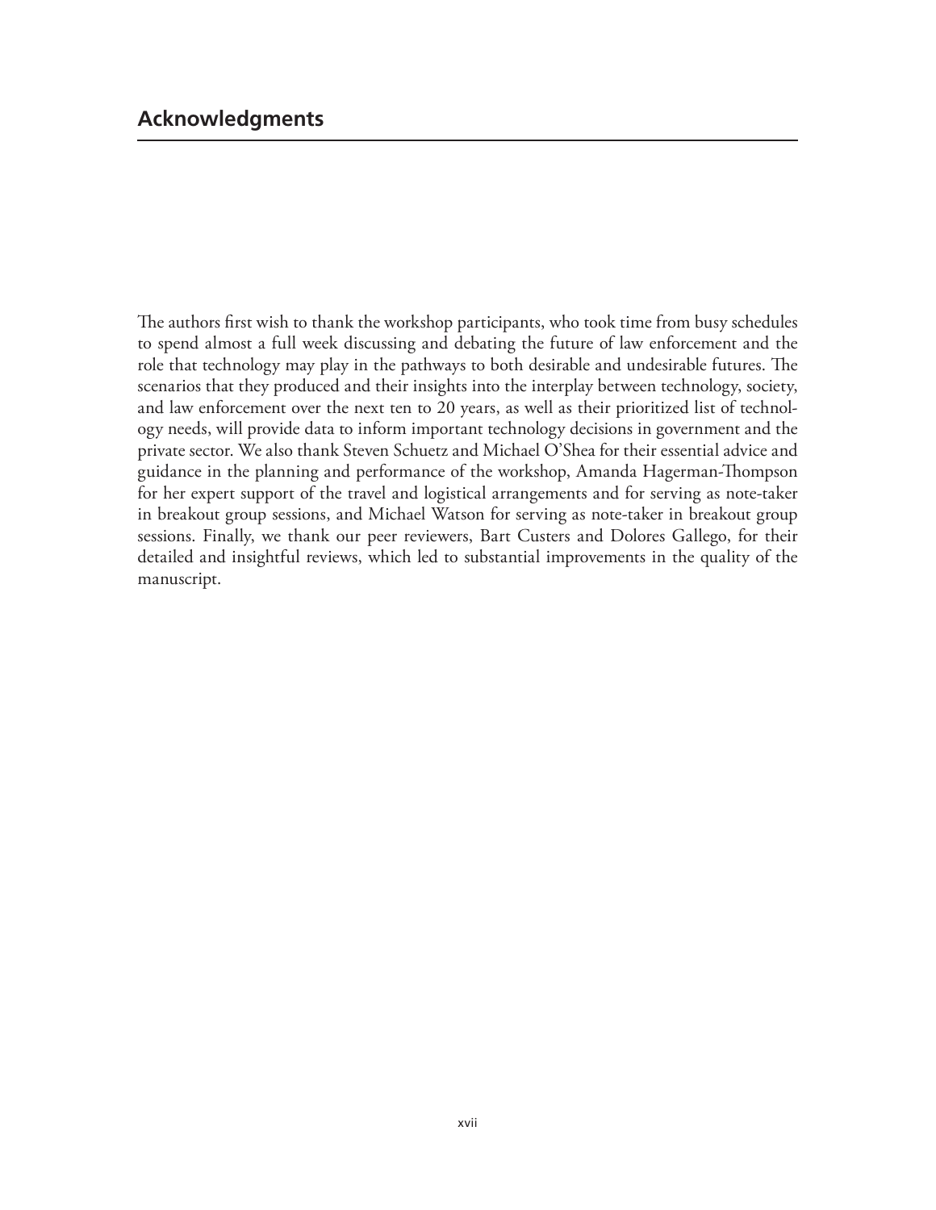## Acknowledgments

The authors first wish to thank the workshop participants, who took time from busy schedules to spend almost a full week discussing and debating the future of law enforcement and the role that technology may play in the pathways to both desirable and undesirable futures. The scenarios that they produced and their insights into the interplay between technology, society, and law enforcement over the next ten to 20 years, as well as their prioritized list of technology needs, will provide data to inform important technology decisions in government and the private sector. We also thank Steven Schuetz and Michael O'Shea for their essential advice and guidance in the planning and performance of the workshop, Amanda Hagerman-Thompson for her expert support of the travel and logistical arrangements and for serving as note-taker in breakout group sessions, and Michael Watson for serving as note-taker in breakout group sessions. Finally, we thank our peer reviewers, Bart Custers and Dolores Gallego, for their detailed and insightful reviews, which led to substantial improvements in the quality of the manuscript.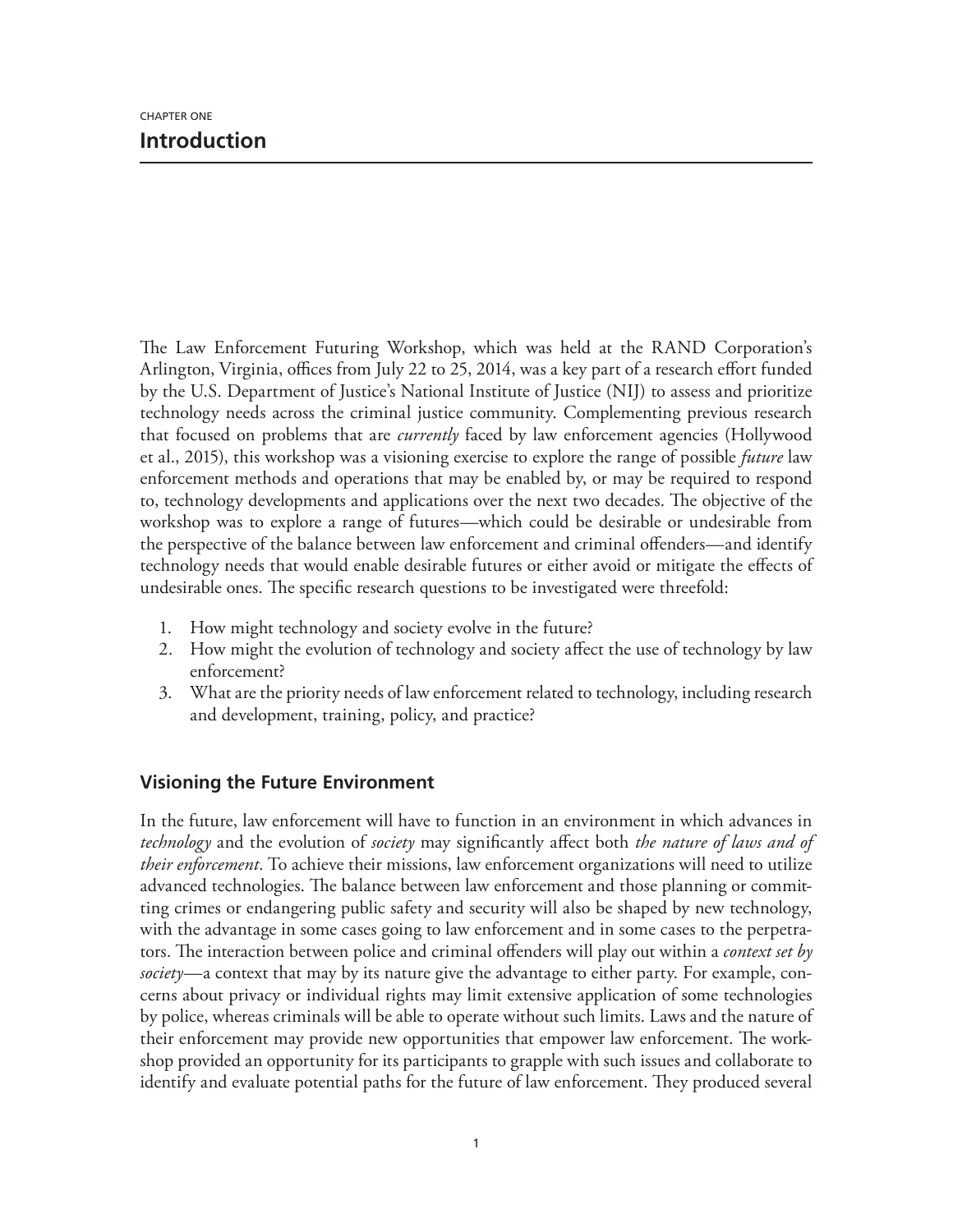CHAPTER ONE

# Introduction

The Law Enforcement Futuring Workshop, which was held at the RAND Corporation's Arlington, Virginia, offices from July 22 to 25, 2014, was a key part of a research effort funded by the U.S. Department of Justice's National Institute of Justice (NIJ) to assess and prioritize technology needs across the criminal justice community. Complementing previous research that focused on problems that are *currently* faced by law enforcement agencies (Hollywood et al., 2015), this workshop was a visioning exercise to explore the range of possible *future* law enforcement methods and operations that may be enabled by, or may be required to respond to, technology developments and applications over the next two decades. The objective of the workshop was to explore a range of futures—which could be desirable or undesirable from the perspective of the balance between law enforcement and criminal offenders—and identify technology needs that would enable desirable futures or either avoid or mitigate the effects of undesirable ones. The specific research questions to be investigated were threefold:

1. How might technology and society evolve in the future?
2. How might the evolution of technology and society affect the use of technology by law enforcement?
3. What are the priority needs of law enforcement related to technology, including research and development, training, policy, and practice?

## Visioning the Future Environment

In the future, law enforcement will have to function in an environment in which advances in *technology* and the evolution of *society* may significantly affect both *the nature of laws and of their enforcement*. To achieve their missions, law enforcement organizations will need to utilize advanced technologies. The balance between law enforcement and those planning or committing crimes or endangering public safety and security will also be shaped by new technology, with the advantage in some cases going to law enforcement and in some cases to the perpetrators. The interaction between police and criminal offenders will play out within a *context set by society*—a context that may by its nature give the advantage to either party. For example, concerns about privacy or individual rights may limit extensive application of some technologies by police, whereas criminals will be able to operate without such limits. Laws and the nature of their enforcement may provide new opportunities that empower law enforcement. The workshop provided an opportunity for its participants to grapple with such issues and collaborate to identify and evaluate potential paths for the future of law enforcement. They produced several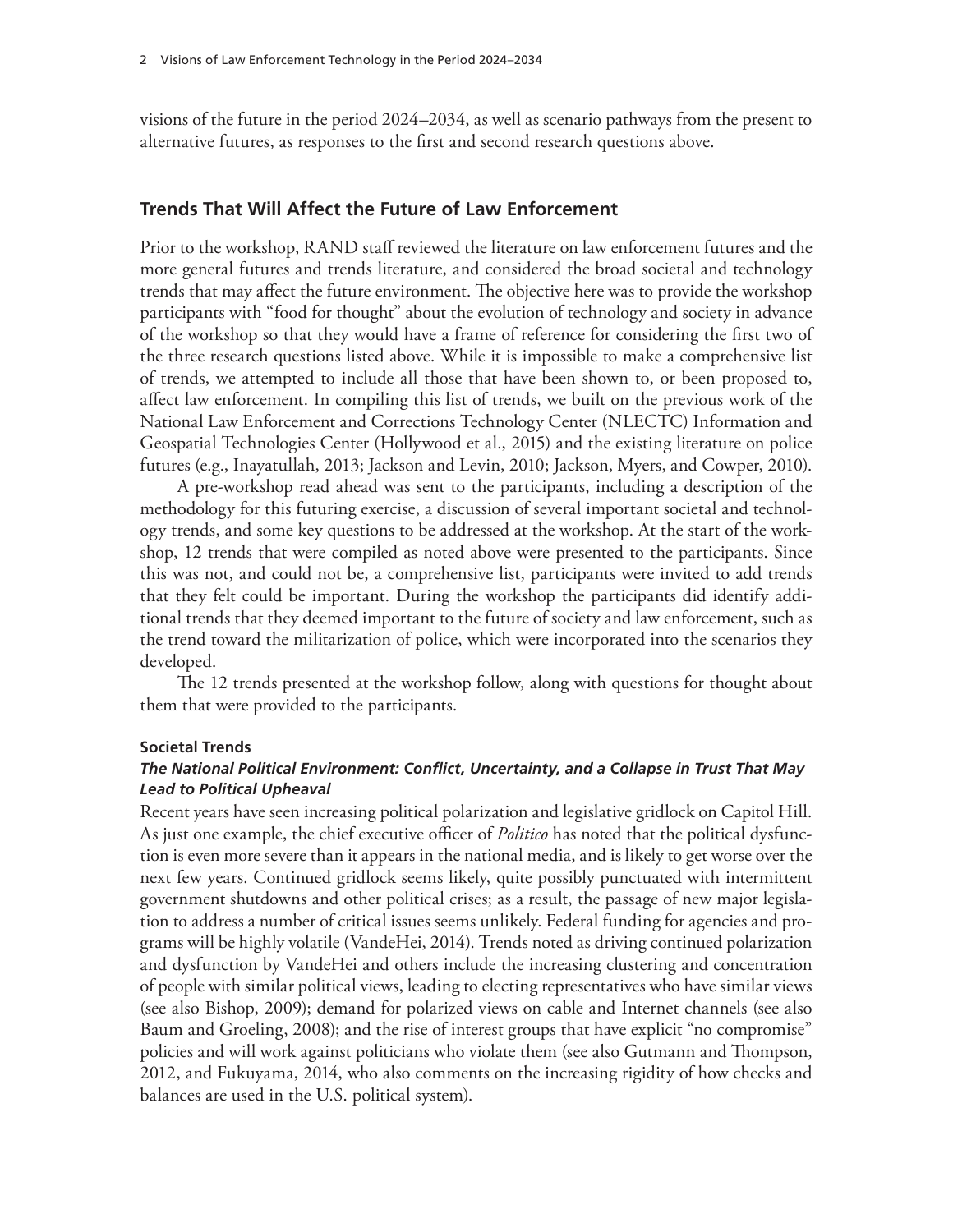visions of the future in the period 2024–2034, as well as scenario pathways from the present to alternative futures, as responses to the first and second research questions above.

## Trends That Will Affect the Future of Law Enforcement

Prior to the workshop, RAND staff reviewed the literature on law enforcement futures and the more general futures and trends literature, and considered the broad societal and technology trends that may affect the future environment. The objective here was to provide the workshop participants with "food for thought" about the evolution of technology and society in advance of the workshop so that they would have a frame of reference for considering the first two of the three research questions listed above. While it is impossible to make a comprehensive list of trends, we attempted to include all those that have been shown to, or been proposed to, affect law enforcement. In compiling this list of trends, we built on the previous work of the National Law Enforcement and Corrections Technology Center (NLECTC) Information and Geospatial Technologies Center (Hollywood et al., 2015) and the existing literature on police futures (e.g., Inayatullah, 2013; Jackson and Levin, 2010; Jackson, Myers, and Cowper, 2010).

A pre-workshop read ahead was sent to the participants, including a description of the methodology for this futuring exercise, a discussion of several important societal and technology trends, and some key questions to be addressed at the workshop. At the start of the workshop, 12 trends that were compiled as noted above were presented to the participants. Since this was not, and could not be, a comprehensive list, participants were invited to add trends that they felt could be important. During the workshop the participants did identify additional trends that they deemed important to the future of society and law enforcement, such as the trend toward the militarization of police, which were incorporated into the scenarios they developed.

The 12 trends presented at the workshop follow, along with questions for thought about them that were provided to the participants.

### Societal Trends

#### *The National Political Environment: Conflict, Uncertainty, and a Collapse in Trust That May Lead to Political Upheaval*

Recent years have seen increasing political polarization and legislative gridlock on Capitol Hill. As just one example, the chief executive officer of *Politico* has noted that the political dysfunction is even more severe than it appears in the national media, and is likely to get worse over the next few years. Continued gridlock seems likely, quite possibly punctuated with intermittent government shutdowns and other political crises; as a result, the passage of new major legislation to address a number of critical issues seems unlikely. Federal funding for agencies and programs will be highly volatile (VandeHei, 2014). Trends noted as driving continued polarization and dysfunction by VandeHei and others include the increasing clustering and concentration of people with similar political views, leading to electing representatives who have similar views (see also Bishop, 2009); demand for polarized views on cable and Internet channels (see also Baum and Groeling, 2008); and the rise of interest groups that have explicit "no compromise" policies and will work against politicians who violate them (see also Gutmann and Thompson, 2012, and Fukuyama, 2014, who also comments on the increasing rigidity of how checks and balances are used in the U.S. political system).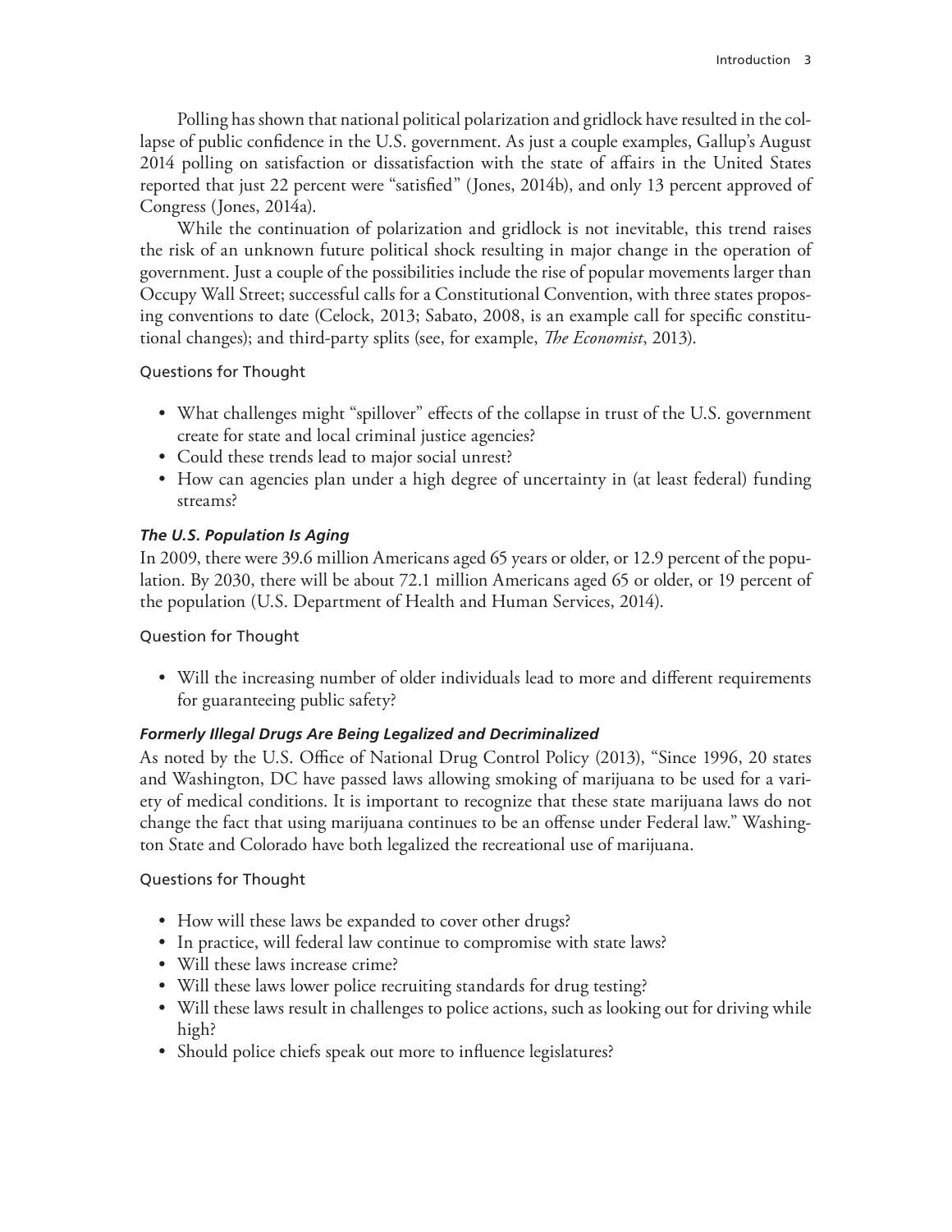Polling has shown that national political polarization and gridlock have resulted in the collapse of public confidence in the U.S. government. As just a couple examples, Gallup's August 2014 polling on satisfaction or dissatisfaction with the state of affairs in the United States reported that just 22 percent were "satisfied" (Jones, 2014b), and only 13 percent approved of Congress (Jones, 2014a).

While the continuation of polarization and gridlock is not inevitable, this trend raises the risk of an unknown future political shock resulting in major change in the operation of government. Just a couple of the possibilities include the rise of popular movements larger than Occupy Wall Street; successful calls for a Constitutional Convention, with three states proposing conventions to date (Celock, 2013; Sabato, 2008, is an example call for specific constitutional changes); and third-party splits (see, for example, *The Economist*, 2013).

Questions for Thought

- What challenges might "spillover" effects of the collapse in trust of the U.S. government create for state and local criminal justice agencies?
- Could these trends lead to major social unrest?
- How can agencies plan under a high degree of uncertainty in (at least federal) funding streams?

#### *The U.S. Population Is Aging*

In 2009, there were 39.6 million Americans aged 65 years or older, or 12.9 percent of the population. By 2030, there will be about 72.1 million Americans aged 65 or older, or 19 percent of the population (U.S. Department of Health and Human Services, 2014).

Question for Thought

- Will the increasing number of older individuals lead to more and different requirements for guaranteeing public safety?

#### *Formerly Illegal Drugs Are Being Legalized and Decriminalized*

As noted by the U.S. Office of National Drug Control Policy (2013), "Since 1996, 20 states and Washington, DC have passed laws allowing smoking of marijuana to be used for a variety of medical conditions. It is important to recognize that these state marijuana laws do not change the fact that using marijuana continues to be an offense under Federal law." Washington State and Colorado have both legalized the recreational use of marijuana.

Questions for Thought

- How will these laws be expanded to cover other drugs?
- In practice, will federal law continue to compromise with state laws?
- Will these laws increase crime?
- Will these laws lower police recruiting standards for drug testing?
- Will these laws result in challenges to police actions, such as looking out for driving while high?
- Should police chiefs speak out more to influence legislatures?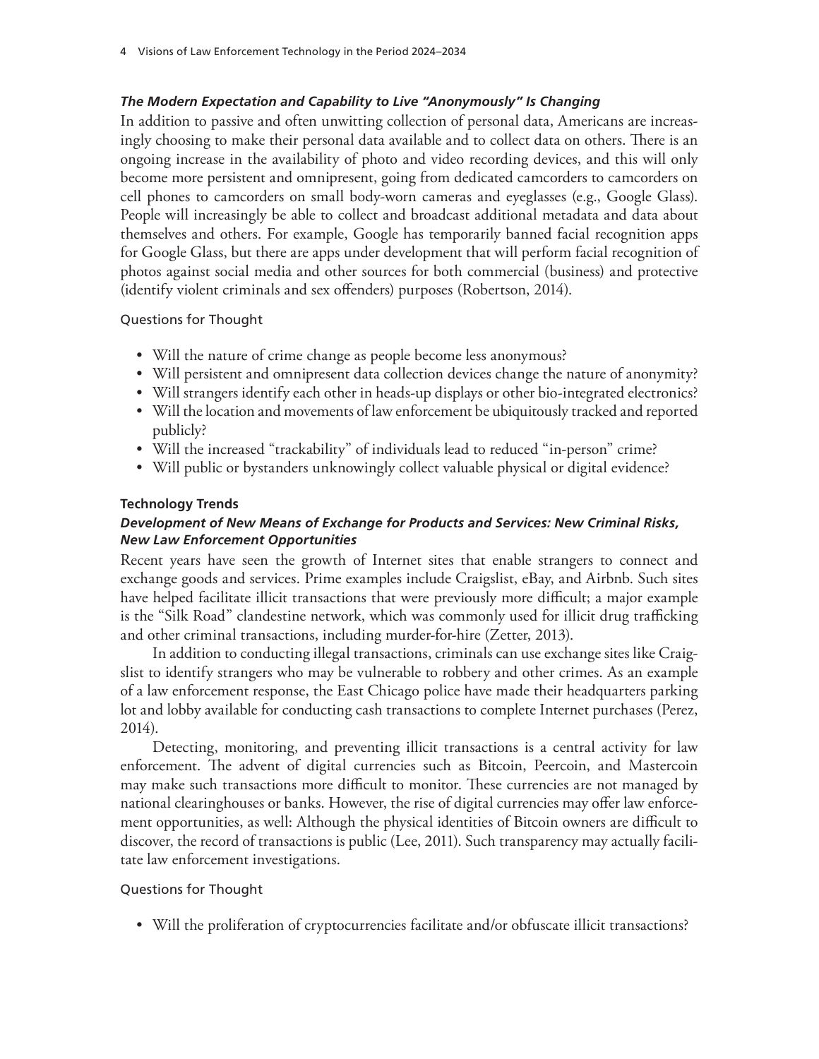### *The Modern Expectation and Capability to Live "Anonymously" Is Changing*

In addition to passive and often unwitting collection of personal data, Americans are increasingly choosing to make their personal data available and to collect data on others. There is an ongoing increase in the availability of photo and video recording devices, and this will only become more persistent and omnipresent, going from dedicated camcorders to camcorders on cell phones to camcorders on small body-worn cameras and eyeglasses (e.g., Google Glass). People will increasingly be able to collect and broadcast additional metadata and data about themselves and others. For example, Google has temporarily banned facial recognition apps for Google Glass, but there are apps under development that will perform facial recognition of photos against social media and other sources for both commercial (business) and protective (identify violent criminals and sex offenders) purposes (Robertson, 2014).

Questions for Thought

- Will the nature of crime change as people become less anonymous?
- Will persistent and omnipresent data collection devices change the nature of anonymity?
- Will strangers identify each other in heads-up displays or other bio-integrated electronics?
- Will the location and movements of law enforcement be ubiquitously tracked and reported publicly?
- Will the increased "trackability" of individuals lead to reduced "in-person" crime?
- Will public or bystanders unknowingly collect valuable physical or digital evidence?

## Technology Trends

### *Development of New Means of Exchange for Products and Services: New Criminal Risks, New Law Enforcement Opportunities*

Recent years have seen the growth of Internet sites that enable strangers to connect and exchange goods and services. Prime examples include Craigslist, eBay, and Airbnb. Such sites have helped facilitate illicit transactions that were previously more difficult; a major example is the "Silk Road" clandestine network, which was commonly used for illicit drug trafficking and other criminal transactions, including murder-for-hire (Zetter, 2013).

In addition to conducting illegal transactions, criminals can use exchange sites like Craigslist to identify strangers who may be vulnerable to robbery and other crimes. As an example of a law enforcement response, the East Chicago police have made their headquarters parking lot and lobby available for conducting cash transactions to complete Internet purchases (Perez, 2014).

Detecting, monitoring, and preventing illicit transactions is a central activity for law enforcement. The advent of digital currencies such as Bitcoin, Peercoin, and Mastercoin may make such transactions more difficult to monitor. These currencies are not managed by national clearinghouses or banks. However, the rise of digital currencies may offer law enforcement opportunities, as well: Although the physical identities of Bitcoin owners are difficult to discover, the record of transactions is public (Lee, 2011). Such transparency may actually facilitate law enforcement investigations.

Questions for Thought

- Will the proliferation of cryptocurrencies facilitate and/or obfuscate illicit transactions?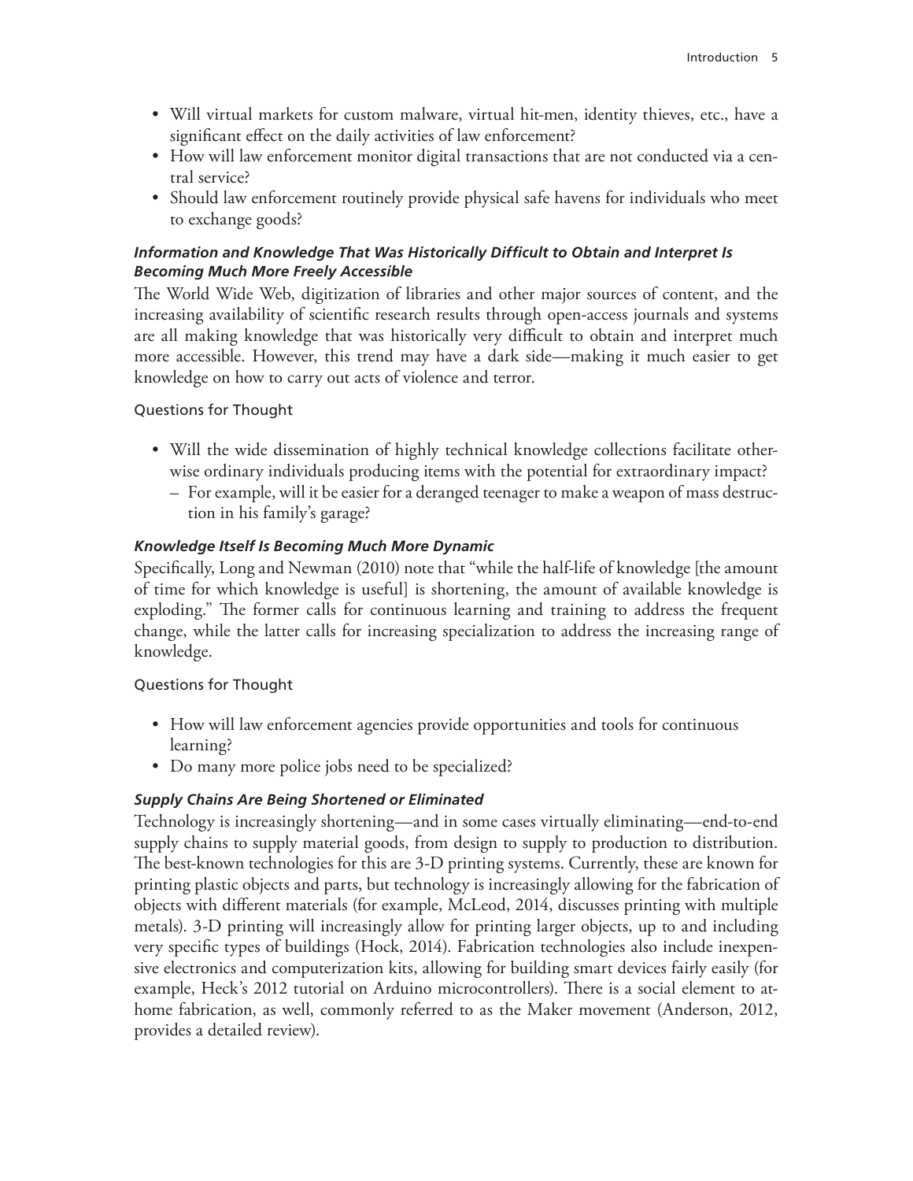- Will virtual markets for custom malware, virtual hit-men, identity thieves, etc., have a significant effect on the daily activities of law enforcement?
- How will law enforcement monitor digital transactions that are not conducted via a central service?
- Should law enforcement routinely provide physical safe havens for individuals who meet to exchange goods?

#### *Information and Knowledge That Was Historically Difficult to Obtain and Interpret Is Becoming Much More Freely Accessible*

The World Wide Web, digitization of libraries and other major sources of content, and the increasing availability of scientific research results through open-access journals and systems are all making knowledge that was historically very difficult to obtain and interpret much more accessible. However, this trend may have a dark side—making it much easier to get knowledge on how to carry out acts of violence and terror.

Questions for Thought

- Will the wide dissemination of highly technical knowledge collections facilitate otherwise ordinary individuals producing items with the potential for extraordinary impact?
  - For example, will it be easier for a deranged teenager to make a weapon of mass destruction in his family's garage?

#### *Knowledge Itself Is Becoming Much More Dynamic*

Specifically, Long and Newman (2010) note that "while the half-life of knowledge [the amount of time for which knowledge is useful] is shortening, the amount of available knowledge is exploding." The former calls for continuous learning and training to address the frequent change, while the latter calls for increasing specialization to address the increasing range of knowledge.

Questions for Thought

- How will law enforcement agencies provide opportunities and tools for continuous learning?
- Do many more police jobs need to be specialized?

#### *Supply Chains Are Being Shortened or Eliminated*

Technology is increasingly shortening—and in some cases virtually eliminating—end-to-end supply chains to supply material goods, from design to supply to production to distribution. The best-known technologies for this are 3-D printing systems. Currently, these are known for printing plastic objects and parts, but technology is increasingly allowing for the fabrication of objects with different materials (for example, McLeod, 2014, discusses printing with multiple metals). 3-D printing will increasingly allow for printing larger objects, up to and including very specific types of buildings (Hock, 2014). Fabrication technologies also include inexpensive electronics and computerization kits, allowing for building smart devices fairly easily (for example, Heck's 2012 tutorial on Arduino microcontrollers). There is a social element to at-home fabrication, as well, commonly referred to as the Maker movement (Anderson, 2012, provides a detailed review).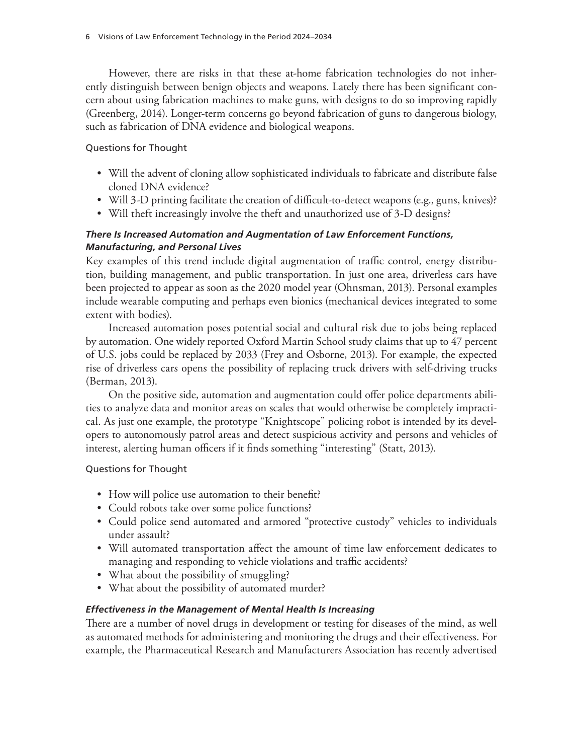However, there are risks in that these at-home fabrication technologies do not inherently distinguish between benign objects and weapons. Lately there has been significant concern about using fabrication machines to make guns, with designs to do so improving rapidly (Greenberg, 2014). Longer-term concerns go beyond fabrication of guns to dangerous biology, such as fabrication of DNA evidence and biological weapons.

Questions for Thought

- Will the advent of cloning allow sophisticated individuals to fabricate and distribute false cloned DNA evidence?
- Will 3-D printing facilitate the creation of difficult-to-detect weapons (e.g., guns, knives)?
- Will theft increasingly involve the theft and unauthorized use of 3-D designs?

#### *There Is Increased Automation and Augmentation of Law Enforcement Functions, Manufacturing, and Personal Lives*

Key examples of this trend include digital augmentation of traffic control, energy distribution, building management, and public transportation. In just one area, driverless cars have been projected to appear as soon as the 2020 model year (Ohnsman, 2013). Personal examples include wearable computing and perhaps even bionics (mechanical devices integrated to some extent with bodies).

Increased automation poses potential social and cultural risk due to jobs being replaced by automation. One widely reported Oxford Martin School study claims that up to 47 percent of U.S. jobs could be replaced by 2033 (Frey and Osborne, 2013). For example, the expected rise of driverless cars opens the possibility of replacing truck drivers with self-driving trucks (Berman, 2013).

On the positive side, automation and augmentation could offer police departments abilities to analyze data and monitor areas on scales that would otherwise be completely impractical. As just one example, the prototype "Knightscope" policing robot is intended by its developers to autonomously patrol areas and detect suspicious activity and persons and vehicles of interest, alerting human officers if it finds something "interesting" (Statt, 2013).

Questions for Thought

- How will police use automation to their benefit?
- Could robots take over some police functions?
- Could police send automated and armored "protective custody" vehicles to individuals under assault?
- Will automated transportation affect the amount of time law enforcement dedicates to managing and responding to vehicle violations and traffic accidents?
- What about the possibility of smuggling?
- What about the possibility of automated murder?

#### *Effectiveness in the Management of Mental Health Is Increasing*

There are a number of novel drugs in development or testing for diseases of the mind, as well as automated methods for administering and monitoring the drugs and their effectiveness. For example, the Pharmaceutical Research and Manufacturers Association has recently advertised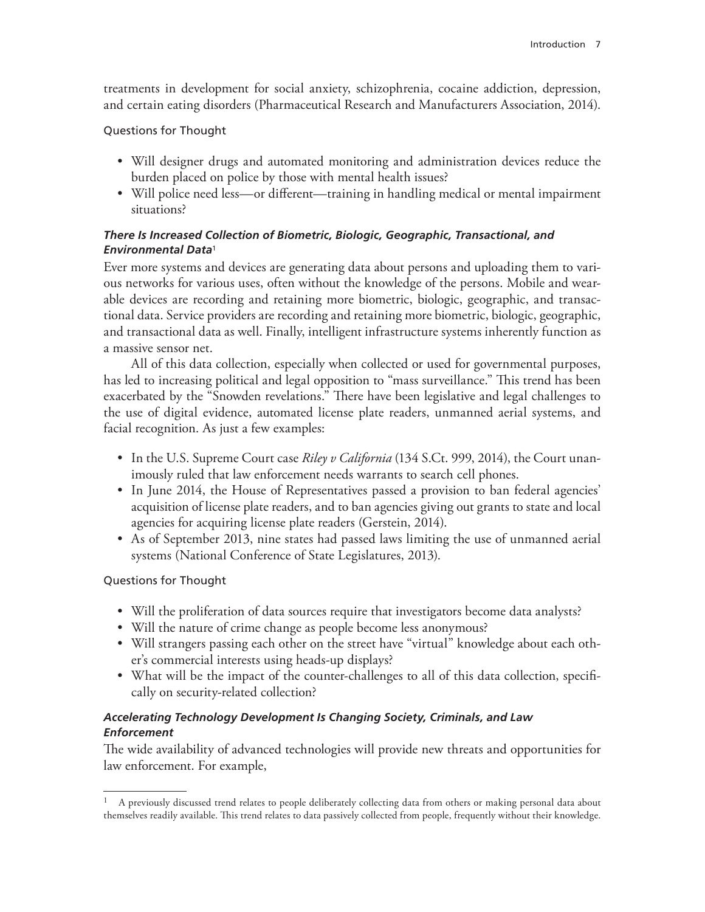treatments in development for social anxiety, schizophrenia, cocaine addiction, depression, and certain eating disorders (Pharmaceutical Research and Manufacturers Association, 2014).

Questions for Thought

- Will designer drugs and automated monitoring and administration devices reduce the burden placed on police by those with mental health issues?
- Will police need less—or different—training in handling medical or mental impairment situations?

#### *There Is Increased Collection of Biometric, Biologic, Geographic, Transactional, and Environmental Data*[1]

Ever more systems and devices are generating data about persons and uploading them to various networks for various uses, often without the knowledge of the persons. Mobile and wearable devices are recording and retaining more biometric, biologic, geographic, and transactional data. Service providers are recording and retaining more biometric, biologic, geographic, and transactional data as well. Finally, intelligent infrastructure systems inherently function as a massive sensor net.

All of this data collection, especially when collected or used for governmental purposes, has led to increasing political and legal opposition to "mass surveillance." This trend has been exacerbated by the "Snowden revelations." There have been legislative and legal challenges to the use of digital evidence, automated license plate readers, unmanned aerial systems, and facial recognition. As just a few examples:

- In the U.S. Supreme Court case *Riley v California* (134 S.Ct. 999, 2014), the Court unanimously ruled that law enforcement needs warrants to search cell phones.
- In June 2014, the House of Representatives passed a provision to ban federal agencies' acquisition of license plate readers, and to ban agencies giving out grants to state and local agencies for acquiring license plate readers (Gerstein, 2014).
- As of September 2013, nine states had passed laws limiting the use of unmanned aerial systems (National Conference of State Legislatures, 2013).

Questions for Thought

- Will the proliferation of data sources require that investigators become data analysts?
- Will the nature of crime change as people become less anonymous?
- Will strangers passing each other on the street have "virtual" knowledge about each other's commercial interests using heads-up displays?
- What will be the impact of the counter-challenges to all of this data collection, specifically on security-related collection?

#### *Accelerating Technology Development Is Changing Society, Criminals, and Law Enforcement*

The wide availability of advanced technologies will provide new threats and opportunities for law enforcement. For example,

---

[1] A previously discussed trend relates to people deliberately collecting data from others or making personal data about themselves readily available. This trend relates to data passively collected from people, frequently without their knowledge.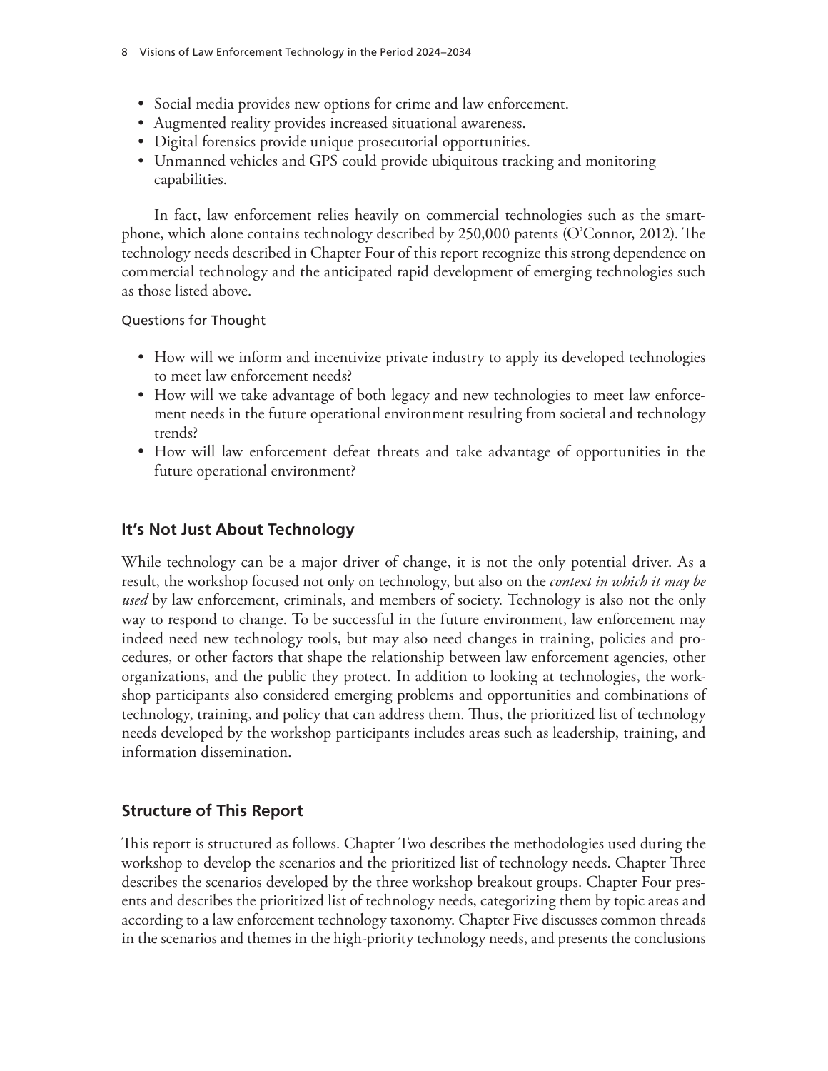- Social media provides new options for crime and law enforcement.
- Augmented reality provides increased situational awareness.
- Digital forensics provide unique prosecutorial opportunities.
- Unmanned vehicles and GPS could provide ubiquitous tracking and monitoring capabilities.

In fact, law enforcement relies heavily on commercial technologies such as the smartphone, which alone contains technology described by 250,000 patents (O'Connor, 2012). The technology needs described in Chapter Four of this report recognize this strong dependence on commercial technology and the anticipated rapid development of emerging technologies such as those listed above.

Questions for Thought

- How will we inform and incentivize private industry to apply its developed technologies to meet law enforcement needs?
- How will we take advantage of both legacy and new technologies to meet law enforcement needs in the future operational environment resulting from societal and technology trends?
- How will law enforcement defeat threats and take advantage of opportunities in the future operational environment?

## It's Not Just About Technology

While technology can be a major driver of change, it is not the only potential driver. As a result, the workshop focused not only on technology, but also on the *context in which it may be used* by law enforcement, criminals, and members of society. Technology is also not the only way to respond to change. To be successful in the future environment, law enforcement may indeed need new technology tools, but may also need changes in training, policies and procedures, or other factors that shape the relationship between law enforcement agencies, other organizations, and the public they protect. In addition to looking at technologies, the workshop participants also considered emerging problems and opportunities and combinations of technology, training, and policy that can address them. Thus, the prioritized list of technology needs developed by the workshop participants includes areas such as leadership, training, and information dissemination.

## Structure of This Report

This report is structured as follows. Chapter Two describes the methodologies used during the workshop to develop the scenarios and the prioritized list of technology needs. Chapter Three describes the scenarios developed by the three workshop breakout groups. Chapter Four presents and describes the prioritized list of technology needs, categorizing them by topic areas and according to a law enforcement technology taxonomy. Chapter Five discusses common threads in the scenarios and themes in the high-priority technology needs, and presents the conclusions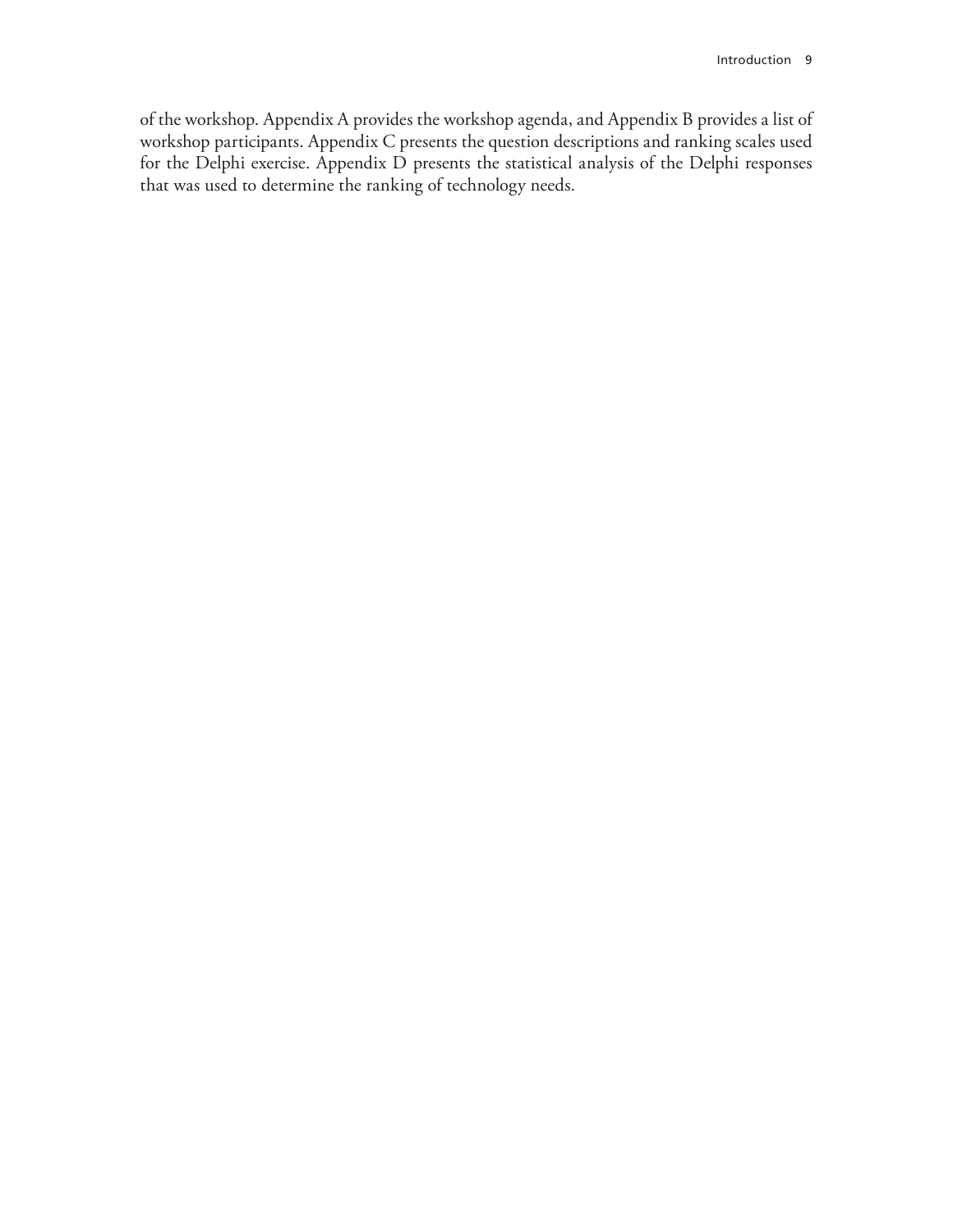of the workshop. Appendix A provides the workshop agenda, and Appendix B provides a list of workshop participants. Appendix C presents the question descriptions and ranking scales used for the Delphi exercise. Appendix D presents the statistical analysis of the Delphi responses that was used to determine the ranking of technology needs.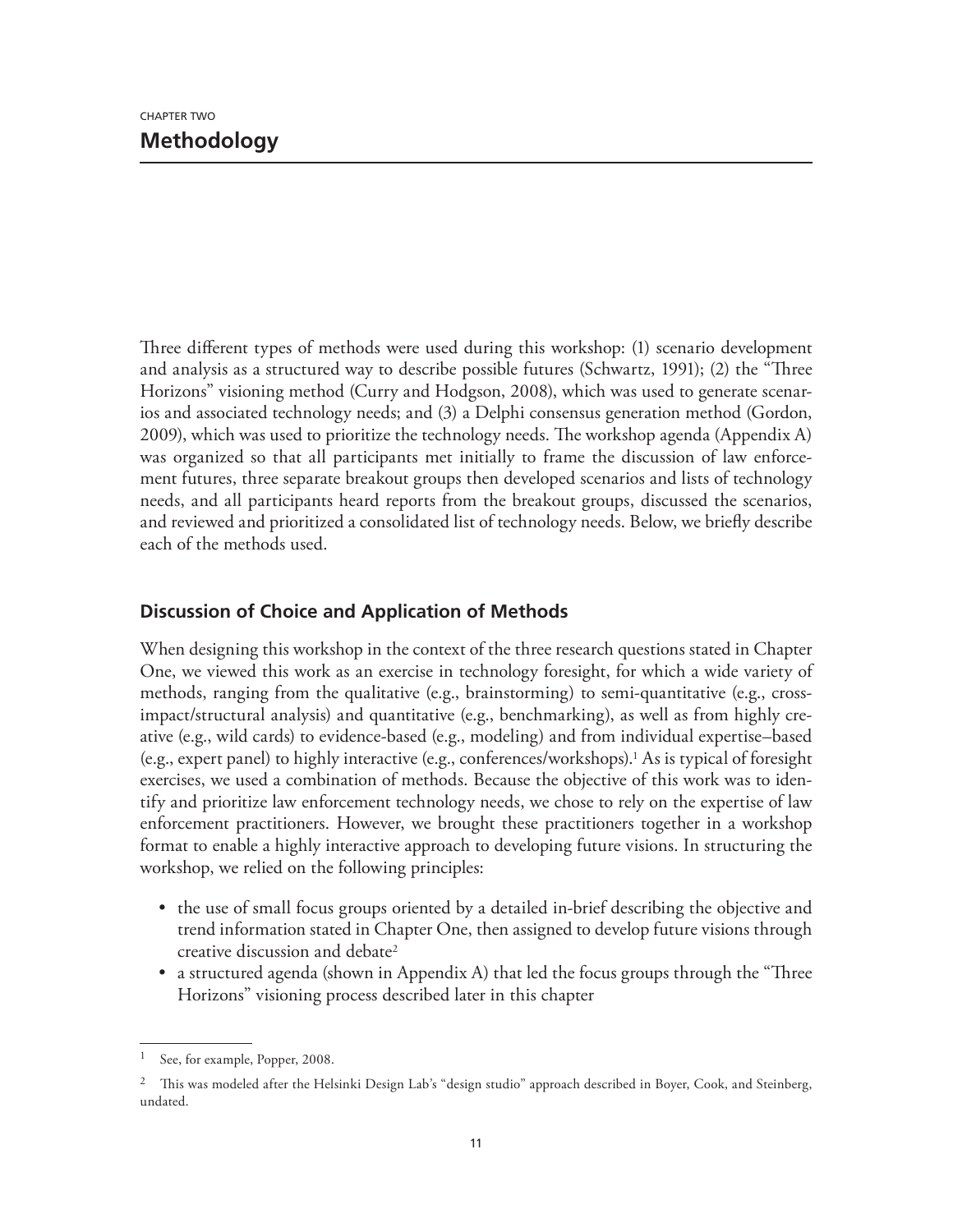CHAPTER TWO

# Methodology

Three different types of methods were used during this workshop: (1) scenario development and analysis as a structured way to describe possible futures (Schwartz, 1991); (2) the "Three Horizons" visioning method (Curry and Hodgson, 2008), which was used to generate scenarios and associated technology needs; and (3) a Delphi consensus generation method (Gordon, 2009), which was used to prioritize the technology needs. The workshop agenda (Appendix A) was organized so that all participants met initially to frame the discussion of law enforcement futures, three separate breakout groups then developed scenarios and lists of technology needs, and all participants heard reports from the breakout groups, discussed the scenarios, and reviewed and prioritized a consolidated list of technology needs. Below, we briefly describe each of the methods used.

## Discussion of Choice and Application of Methods

When designing this workshop in the context of the three research questions stated in Chapter One, we viewed this work as an exercise in technology foresight, for which a wide variety of methods, ranging from the qualitative (e.g., brainstorming) to semi-quantitative (e.g., cross-impact/structural analysis) and quantitative (e.g., benchmarking), as well as from highly creative (e.g., wild cards) to evidence-based (e.g., modeling) and from individual expertise–based (e.g., expert panel) to highly interactive (e.g., conferences/workshops).[1] As is typical of foresight exercises, we used a combination of methods. Because the objective of this work was to identify and prioritize law enforcement technology needs, we chose to rely on the expertise of law enforcement practitioners. However, we brought these practitioners together in a workshop format to enable a highly interactive approach to developing future visions. In structuring the workshop, we relied on the following principles:

- the use of small focus groups oriented by a detailed in-brief describing the objective and trend information stated in Chapter One, then assigned to develop future visions through creative discussion and debate[2]
- a structured agenda (shown in Appendix A) that led the focus groups through the "Three Horizons" visioning process described later in this chapter

---

[1] See, for example, Popper, 2008.

[2] This was modeled after the Helsinki Design Lab's "design studio" approach described in Boyer, Cook, and Steinberg, undated.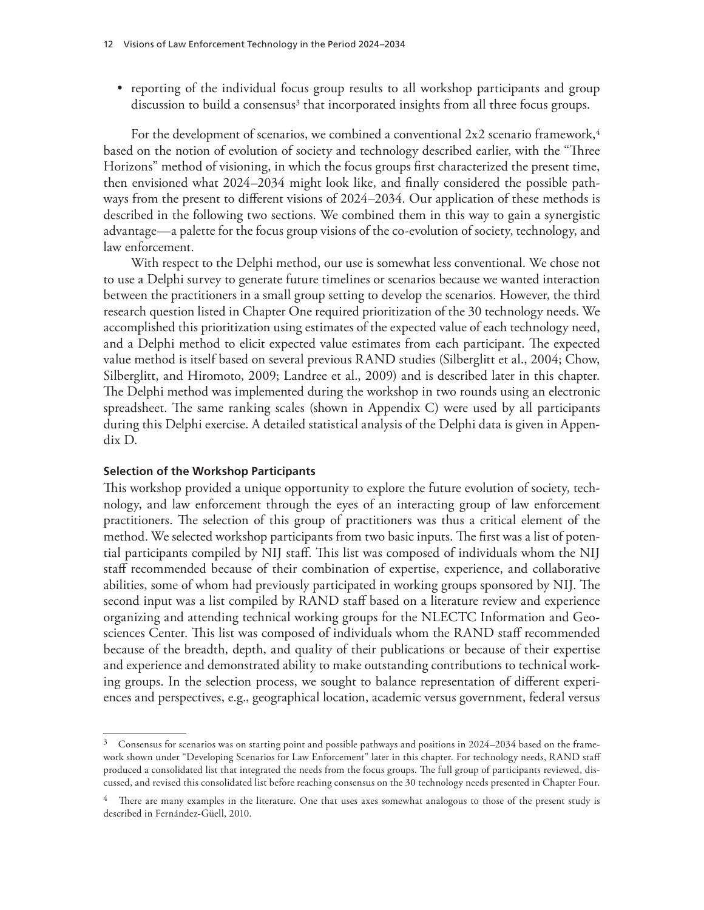- reporting of the individual focus group results to all workshop participants and group discussion to build a consensus[3] that incorporated insights from all three focus groups.

For the development of scenarios, we combined a conventional 2x2 scenario framework,[4] based on the notion of evolution of society and technology described earlier, with the "Three Horizons" method of visioning, in which the focus groups first characterized the present time, then envisioned what 2024–2034 might look like, and finally considered the possible pathways from the present to different visions of 2024–2034. Our application of these methods is described in the following two sections. We combined them in this way to gain a synergistic advantage—a palette for the focus group visions of the co-evolution of society, technology, and law enforcement.

With respect to the Delphi method, our use is somewhat less conventional. We chose not to use a Delphi survey to generate future timelines or scenarios because we wanted interaction between the practitioners in a small group setting to develop the scenarios. However, the third research question listed in Chapter One required prioritization of the 30 technology needs. We accomplished this prioritization using estimates of the expected value of each technology need, and a Delphi method to elicit expected value estimates from each participant. The expected value method is itself based on several previous RAND studies (Silberglitt et al., 2004; Chow, Silberglitt, and Hiromoto, 2009; Landree et al., 2009) and is described later in this chapter. The Delphi method was implemented during the workshop in two rounds using an electronic spreadsheet. The same ranking scales (shown in Appendix C) were used by all participants during this Delphi exercise. A detailed statistical analysis of the Delphi data is given in Appendix D.

#### Selection of the Workshop Participants

This workshop provided a unique opportunity to explore the future evolution of society, technology, and law enforcement through the eyes of an interacting group of law enforcement practitioners. The selection of this group of practitioners was thus a critical element of the method. We selected workshop participants from two basic inputs. The first was a list of potential participants compiled by NIJ staff. This list was composed of individuals whom the NIJ staff recommended because of their combination of expertise, experience, and collaborative abilities, some of whom had previously participated in working groups sponsored by NIJ. The second input was a list compiled by RAND staff based on a literature review and experience organizing and attending technical working groups for the NLECTC Information and Geosciences Center. This list was composed of individuals whom the RAND staff recommended because of the breadth, depth, and quality of their publications or because of their expertise and experience and demonstrated ability to make outstanding contributions to technical working groups. In the selection process, we sought to balance representation of different experiences and perspectives, e.g., geographical location, academic versus government, federal versus

---

[3] Consensus for scenarios was on starting point and possible pathways and positions in 2024–2034 based on the framework shown under "Developing Scenarios for Law Enforcement" later in this chapter. For technology needs, RAND staff produced a consolidated list that integrated the needs from the focus groups. The full group of participants reviewed, discussed, and revised this consolidated list before reaching consensus on the 30 technology needs presented in Chapter Four.

[4] There are many examples in the literature. One that uses axes somewhat analogous to those of the present study is described in Fernández-Güell, 2010.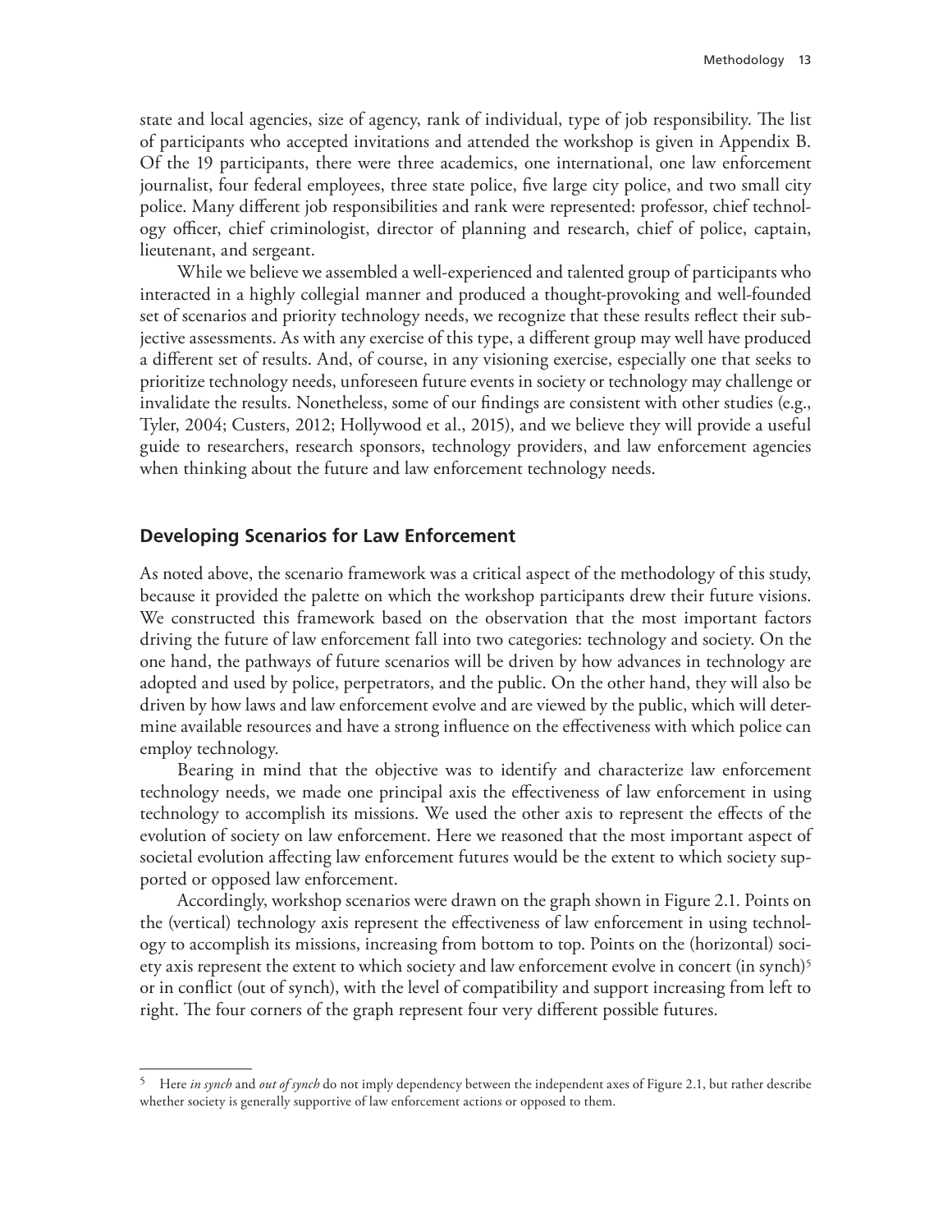state and local agencies, size of agency, rank of individual, type of job responsibility. The list of participants who accepted invitations and attended the workshop is given in Appendix B. Of the 19 participants, there were three academics, one international, one law enforcement journalist, four federal employees, three state police, five large city police, and two small city police. Many different job responsibilities and rank were represented: professor, chief technology officer, chief criminologist, director of planning and research, chief of police, captain, lieutenant, and sergeant.

While we believe we assembled a well-experienced and talented group of participants who interacted in a highly collegial manner and produced a thought-provoking and well-founded set of scenarios and priority technology needs, we recognize that these results reflect their subjective assessments. As with any exercise of this type, a different group may well have produced a different set of results. And, of course, in any visioning exercise, especially one that seeks to prioritize technology needs, unforeseen future events in society or technology may challenge or invalidate the results. Nonetheless, some of our findings are consistent with other studies (e.g., Tyler, 2004; Custers, 2012; Hollywood et al., 2015), and we believe they will provide a useful guide to researchers, research sponsors, technology providers, and law enforcement agencies when thinking about the future and law enforcement technology needs.

## Developing Scenarios for Law Enforcement

As noted above, the scenario framework was a critical aspect of the methodology of this study, because it provided the palette on which the workshop participants drew their future visions. We constructed this framework based on the observation that the most important factors driving the future of law enforcement fall into two categories: technology and society. On the one hand, the pathways of future scenarios will be driven by how advances in technology are adopted and used by police, perpetrators, and the public. On the other hand, they will also be driven by how laws and law enforcement evolve and are viewed by the public, which will determine available resources and have a strong influence on the effectiveness with which police can employ technology.

Bearing in mind that the objective was to identify and characterize law enforcement technology needs, we made one principal axis the effectiveness of law enforcement in using technology to accomplish its missions. We used the other axis to represent the effects of the evolution of society on law enforcement. Here we reasoned that the most important aspect of societal evolution affecting law enforcement futures would be the extent to which society supported or opposed law enforcement.

Accordingly, workshop scenarios were drawn on the graph shown in Figure 2.1. Points on the (vertical) technology axis represent the effectiveness of law enforcement in using technology to accomplish its missions, increasing from bottom to top. Points on the (horizontal) society axis represent the extent to which society and law enforcement evolve in concert (in synch)[5] or in conflict (out of synch), with the level of compatibility and support increasing from left to right. The four corners of the graph represent four very different possible futures.

[5] Here *in synch* and *out of synch* do not imply dependency between the independent axes of Figure 2.1, but rather describe whether society is generally supportive of law enforcement actions or opposed to them.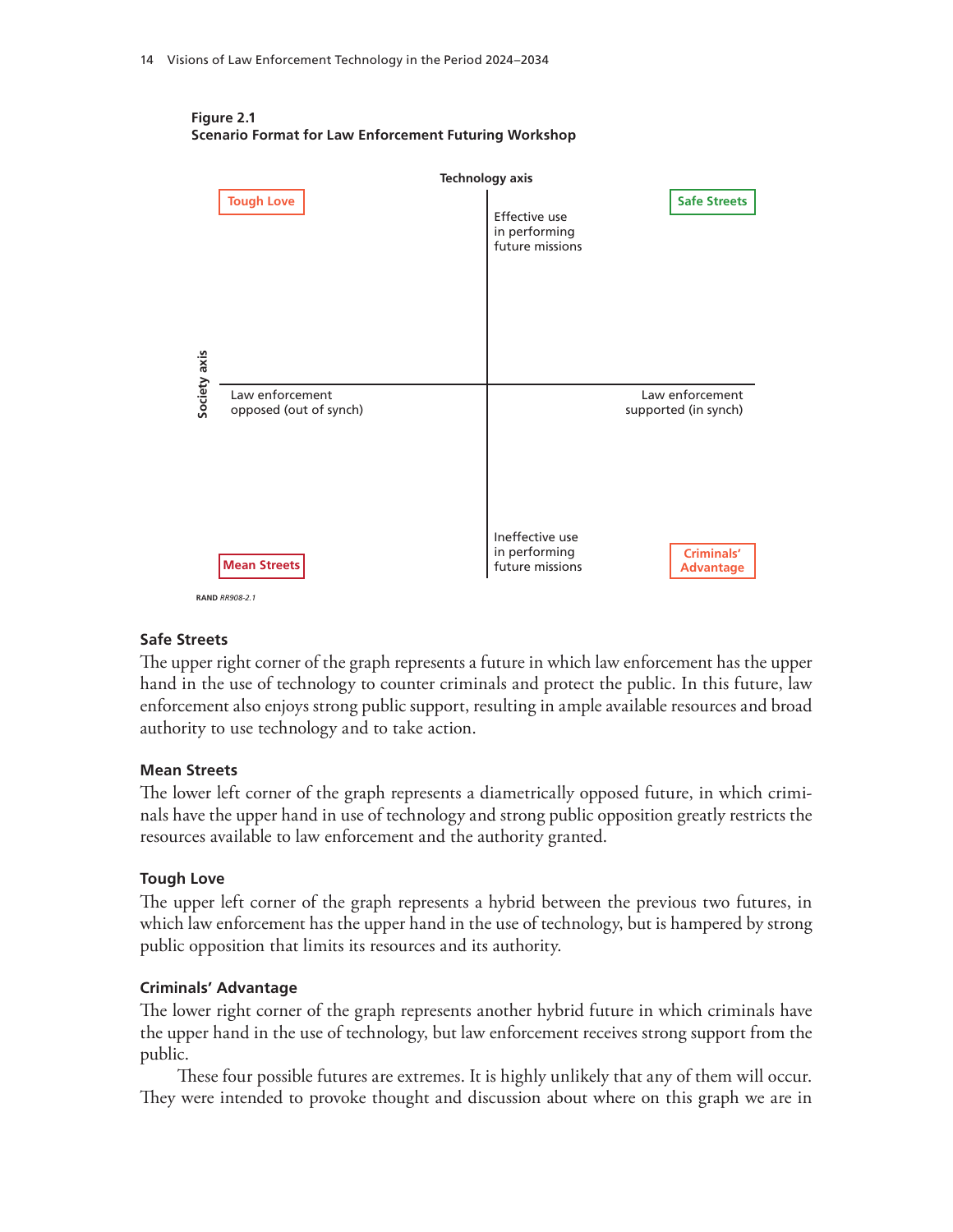**Figure 2.1**
**Scenario Format for Law Enforcement Futuring Workshop**

Technology axis

Tough Love | Safe Streets

Effective use in performing future missions

Society axis

Law enforcement opposed (out of synch) | Law enforcement supported (in synch)

Ineffective use in performing future missions

Mean Streets | Criminals' Advantage

RAND *RR908-2.1*

### Safe Streets

The upper right corner of the graph represents a future in which law enforcement has the upper hand in the use of technology to counter criminals and protect the public. In this future, law enforcement also enjoys strong public support, resulting in ample available resources and broad authority to use technology and to take action.

### Mean Streets

The lower left corner of the graph represents a diametrically opposed future, in which criminals have the upper hand in use of technology and strong public opposition greatly restricts the resources available to law enforcement and the authority granted.

### Tough Love

The upper left corner of the graph represents a hybrid between the previous two futures, in which law enforcement has the upper hand in the use of technology, but is hampered by strong public opposition that limits its resources and its authority.

### Criminals' Advantage

The lower right corner of the graph represents another hybrid future in which criminals have the upper hand in the use of technology, but law enforcement receives strong support from the public.

These four possible futures are extremes. It is highly unlikely that any of them will occur. They were intended to provoke thought and discussion about where on this graph we are in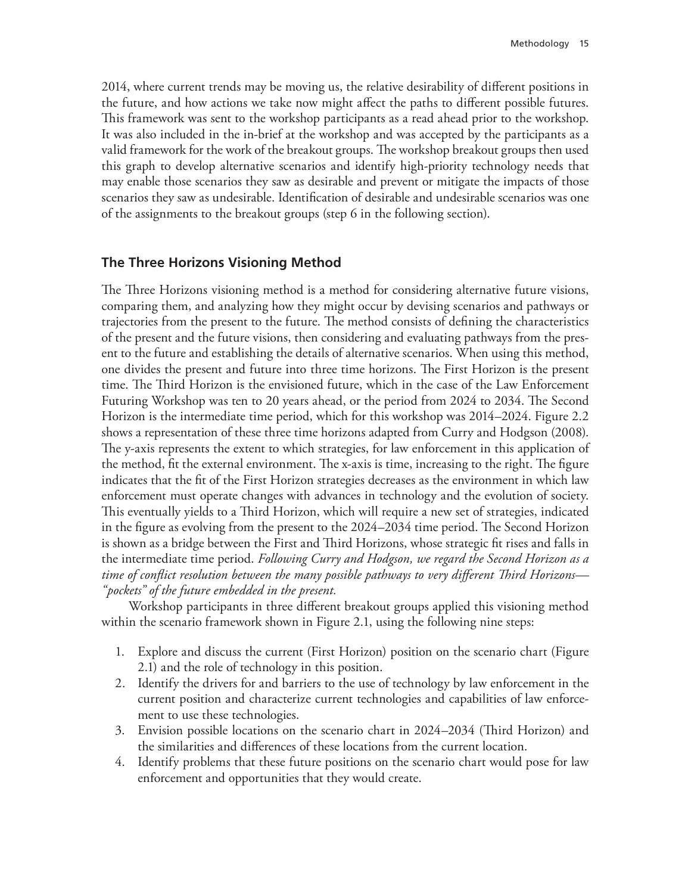2014, where current trends may be moving us, the relative desirability of different positions in the future, and how actions we take now might affect the paths to different possible futures. This framework was sent to the workshop participants as a read ahead prior to the workshop. It was also included in the in-brief at the workshop and was accepted by the participants as a valid framework for the work of the breakout groups. The workshop breakout groups then used this graph to develop alternative scenarios and identify high-priority technology needs that may enable those scenarios they saw as desirable and prevent or mitigate the impacts of those scenarios they saw as undesirable. Identification of desirable and undesirable scenarios was one of the assignments to the breakout groups (step 6 in the following section).

### The Three Horizons Visioning Method

The Three Horizons visioning method is a method for considering alternative future visions, comparing them, and analyzing how they might occur by devising scenarios and pathways or trajectories from the present to the future. The method consists of defining the characteristics of the present and the future visions, then considering and evaluating pathways from the present to the future and establishing the details of alternative scenarios. When using this method, one divides the present and future into three time horizons. The First Horizon is the present time. The Third Horizon is the envisioned future, which in the case of the Law Enforcement Futuring Workshop was ten to 20 years ahead, or the period from 2024 to 2034. The Second Horizon is the intermediate time period, which for this workshop was 2014–2024. Figure 2.2 shows a representation of these three time horizons adapted from Curry and Hodgson (2008). The y-axis represents the extent to which strategies, for law enforcement in this application of the method, fit the external environment. The x-axis is time, increasing to the right. The figure indicates that the fit of the First Horizon strategies decreases as the environment in which law enforcement must operate changes with advances in technology and the evolution of society. This eventually yields to a Third Horizon, which will require a new set of strategies, indicated in the figure as evolving from the present to the 2024–2034 time period. The Second Horizon is shown as a bridge between the First and Third Horizons, whose strategic fit rises and falls in the intermediate time period. *Following Curry and Hodgson, we regard the Second Horizon as a time of conflict resolution between the many possible pathways to very different Third Horizons—"pockets" of the future embedded in the present.*

Workshop participants in three different breakout groups applied this visioning method within the scenario framework shown in Figure 2.1, using the following nine steps:

1. Explore and discuss the current (First Horizon) position on the scenario chart (Figure 2.1) and the role of technology in this position.
2. Identify the drivers for and barriers to the use of technology by law enforcement in the current position and characterize current technologies and capabilities of law enforcement to use these technologies.
3. Envision possible locations on the scenario chart in 2024–2034 (Third Horizon) and the similarities and differences of these locations from the current location.
4. Identify problems that these future positions on the scenario chart would pose for law enforcement and opportunities that they would create.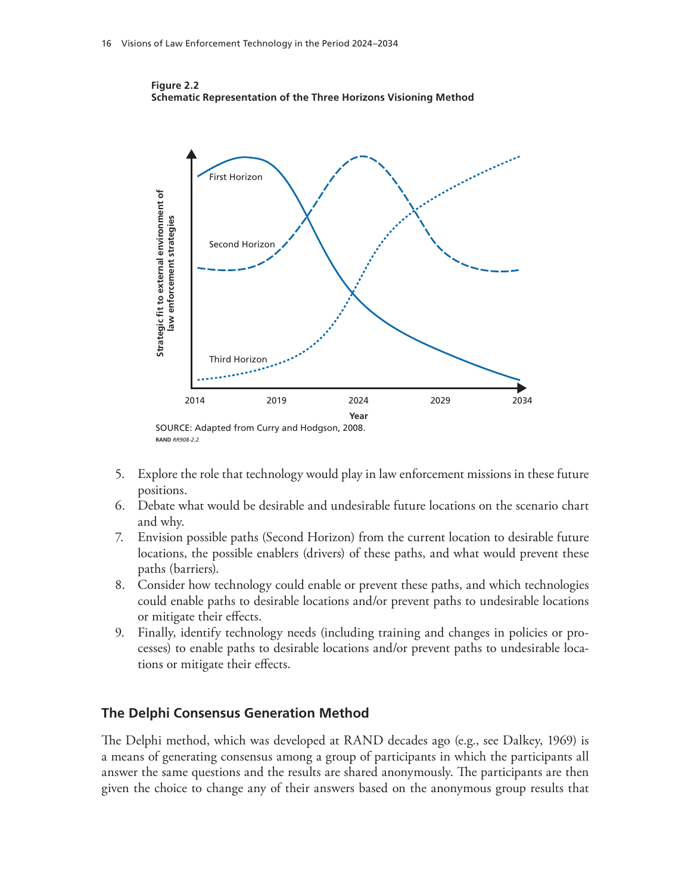**Figure 2.2**
**Schematic Representation of the Three Horizons Visioning Method**

SOURCE: Adapted from Curry and Hodgson, 2008.

RAND *RR908-2.2*

5. Explore the role that technology would play in law enforcement missions in these future positions.
6. Debate what would be desirable and undesirable future locations on the scenario chart and why.
7. Envision possible paths (Second Horizon) from the current location to desirable future locations, the possible enablers (drivers) of these paths, and what would prevent these paths (barriers).
8. Consider how technology could enable or prevent these paths, and which technologies could enable paths to desirable locations and/or prevent paths to undesirable locations or mitigate their effects.
9. Finally, identify technology needs (including training and changes in policies or processes) to enable paths to desirable locations and/or prevent paths to undesirable locations or mitigate their effects.

## The Delphi Consensus Generation Method

The Delphi method, which was developed at RAND decades ago (e.g., see Dalkey, 1969) is a means of generating consensus among a group of participants in which the participants all answer the same questions and the results are shared anonymously. The participants are then given the choice to change any of their answers based on the anonymous group results that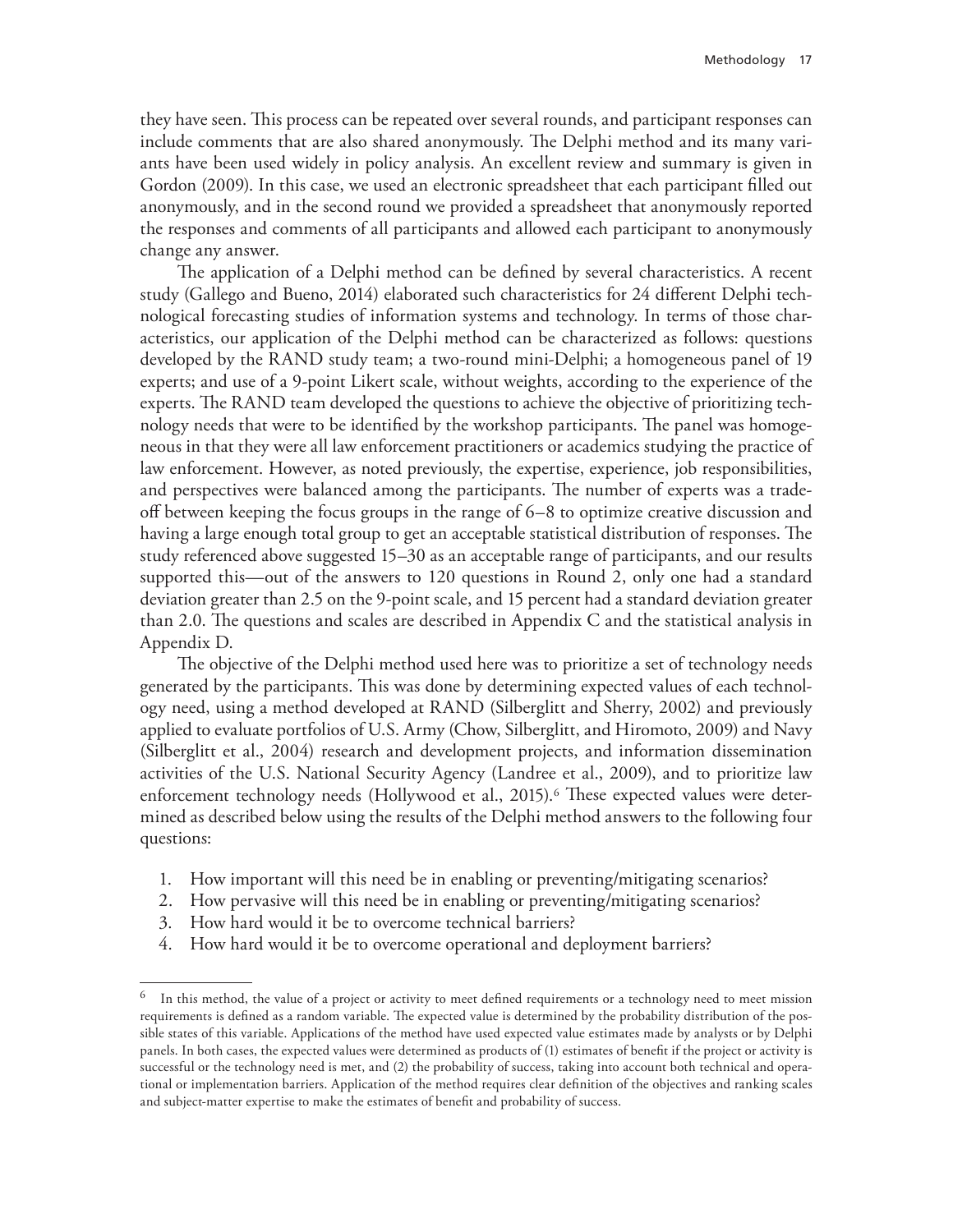they have seen. This process can be repeated over several rounds, and participant responses can include comments that are also shared anonymously. The Delphi method and its many variants have been used widely in policy analysis. An excellent review and summary is given in Gordon (2009). In this case, we used an electronic spreadsheet that each participant filled out anonymously, and in the second round we provided a spreadsheet that anonymously reported the responses and comments of all participants and allowed each participant to anonymously change any answer.

The application of a Delphi method can be defined by several characteristics. A recent study (Gallego and Bueno, 2014) elaborated such characteristics for 24 different Delphi technological forecasting studies of information systems and technology. In terms of those characteristics, our application of the Delphi method can be characterized as follows: questions developed by the RAND study team; a two-round mini-Delphi; a homogeneous panel of 19 experts; and use of a 9-point Likert scale, without weights, according to the experience of the experts. The RAND team developed the questions to achieve the objective of prioritizing technology needs that were to be identified by the workshop participants. The panel was homogeneous in that they were all law enforcement practitioners or academics studying the practice of law enforcement. However, as noted previously, the expertise, experience, job responsibilities, and perspectives were balanced among the participants. The number of experts was a tradeoff between keeping the focus groups in the range of 6–8 to optimize creative discussion and having a large enough total group to get an acceptable statistical distribution of responses. The study referenced above suggested 15–30 as an acceptable range of participants, and our results supported this—out of the answers to 120 questions in Round 2, only one had a standard deviation greater than 2.5 on the 9-point scale, and 15 percent had a standard deviation greater than 2.0. The questions and scales are described in Appendix C and the statistical analysis in Appendix D.

The objective of the Delphi method used here was to prioritize a set of technology needs generated by the participants. This was done by determining expected values of each technology need, using a method developed at RAND (Silberglitt and Sherry, 2002) and previously applied to evaluate portfolios of U.S. Army (Chow, Silberglitt, and Hiromoto, 2009) and Navy (Silberglitt et al., 2004) research and development projects, and information dissemination activities of the U.S. National Security Agency (Landree et al., 2009), and to prioritize law enforcement technology needs (Hollywood et al., 2015).[6] These expected values were determined as described below using the results of the Delphi method answers to the following four questions:

1. How important will this need be in enabling or preventing/mitigating scenarios?
2. How pervasive will this need be in enabling or preventing/mitigating scenarios?
3. How hard would it be to overcome technical barriers?
4. How hard would it be to overcome operational and deployment barriers?

---

[6] In this method, the value of a project or activity to meet defined requirements or a technology need to meet mission requirements is defined as a random variable. The expected value is determined by the probability distribution of the possible states of this variable. Applications of the method have used expected value estimates made by analysts or by Delphi panels. In both cases, the expected values were determined as products of (1) estimates of benefit if the project or activity is successful or the technology need is met, and (2) the probability of success, taking into account both technical and operational or implementation barriers. Application of the method requires clear definition of the objectives and ranking scales and subject-matter expertise to make the estimates of benefit and probability of success.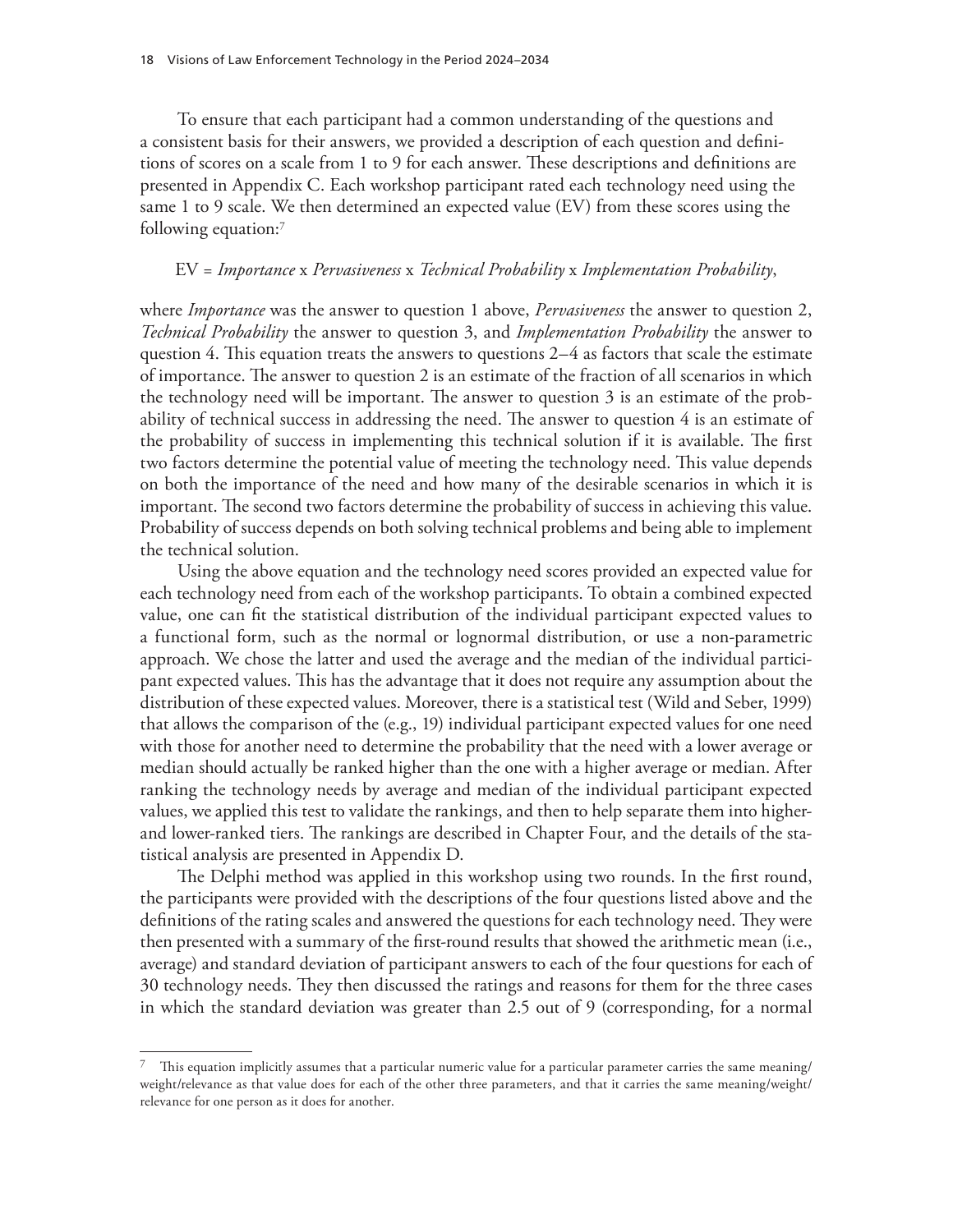To ensure that each participant had a common understanding of the questions and a consistent basis for their answers, we provided a description of each question and definitions of scores on a scale from 1 to 9 for each answer. These descriptions and definitions are presented in Appendix C. Each workshop participant rated each technology need using the same 1 to 9 scale. We then determined an expected value (EV) from these scores using the following equation:[7]

EV = *Importance* x *Pervasiveness* x *Technical Probability* x *Implementation Probability*,

where *Importance* was the answer to question 1 above, *Pervasiveness* the answer to question 2, *Technical Probability* the answer to question 3, and *Implementation Probability* the answer to question 4. This equation treats the answers to questions 2–4 as factors that scale the estimate of importance. The answer to question 2 is an estimate of the fraction of all scenarios in which the technology need will be important. The answer to question 3 is an estimate of the probability of technical success in addressing the need. The answer to question 4 is an estimate of the probability of success in implementing this technical solution if it is available. The first two factors determine the potential value of meeting the technology need. This value depends on both the importance of the need and how many of the desirable scenarios in which it is important. The second two factors determine the probability of success in achieving this value. Probability of success depends on both solving technical problems and being able to implement the technical solution.

Using the above equation and the technology need scores provided an expected value for each technology need from each of the workshop participants. To obtain a combined expected value, one can fit the statistical distribution of the individual participant expected values to a functional form, such as the normal or lognormal distribution, or use a non-parametric approach. We chose the latter and used the average and the median of the individual participant expected values. This has the advantage that it does not require any assumption about the distribution of these expected values. Moreover, there is a statistical test (Wild and Seber, 1999) that allows the comparison of the (e.g., 19) individual participant expected values for one need with those for another need to determine the probability that the need with a lower average or median should actually be ranked higher than the one with a higher average or median. After ranking the technology needs by average and median of the individual participant expected values, we applied this test to validate the rankings, and then to help separate them into higher- and lower-ranked tiers. The rankings are described in Chapter Four, and the details of the statistical analysis are presented in Appendix D.

The Delphi method was applied in this workshop using two rounds. In the first round, the participants were provided with the descriptions of the four questions listed above and the definitions of the rating scales and answered the questions for each technology need. They were then presented with a summary of the first-round results that showed the arithmetic mean (i.e., average) and standard deviation of participant answers to each of the four questions for each of 30 technology needs. They then discussed the ratings and reasons for them for the three cases in which the standard deviation was greater than 2.5 out of 9 (corresponding, for a normal

[7] This equation implicitly assumes that a particular numeric value for a particular parameter carries the same meaning/weight/relevance as that value does for each of the other three parameters, and that it carries the same meaning/weight/relevance for one person as it does for another.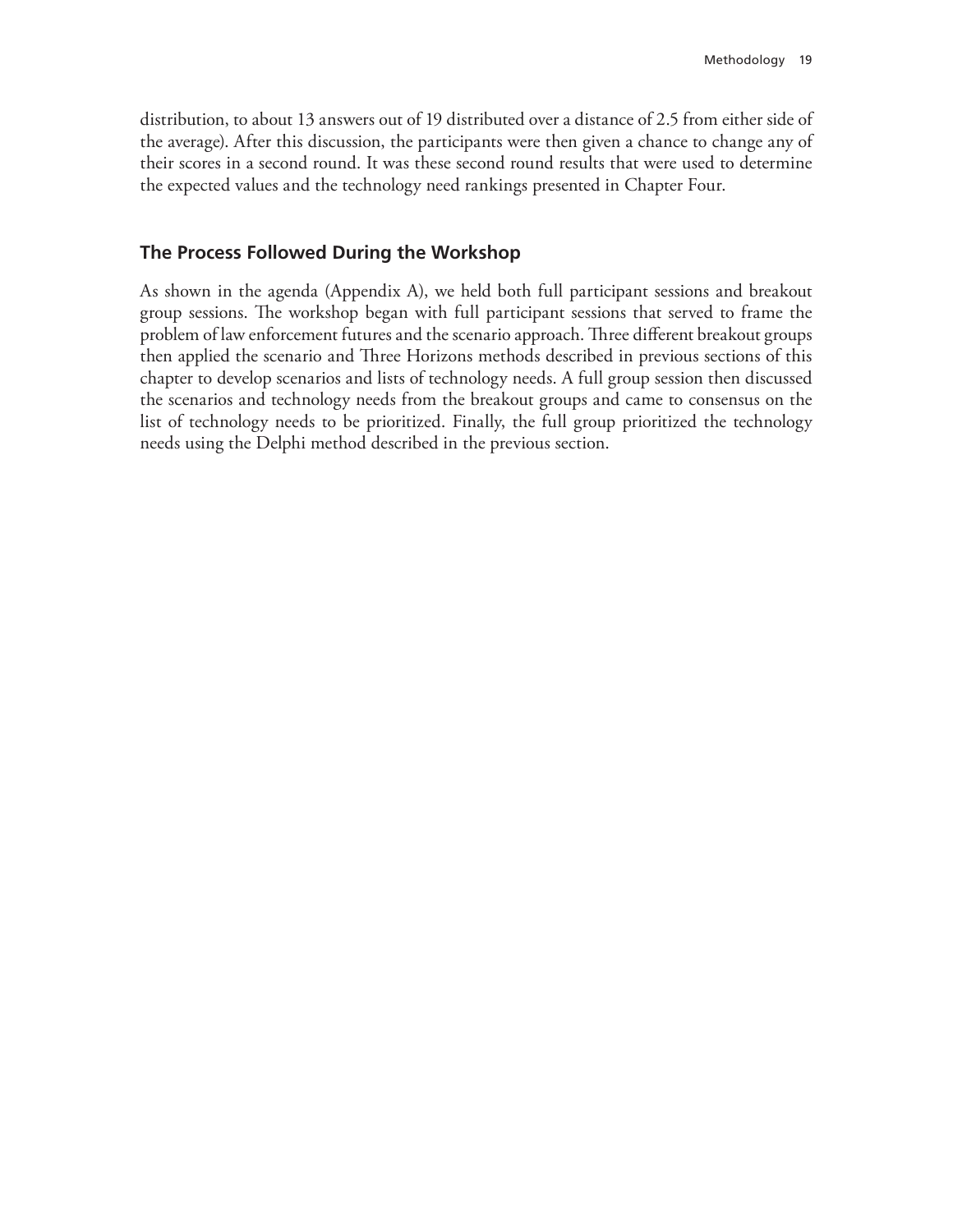distribution, to about 13 answers out of 19 distributed over a distance of 2.5 from either side of the average). After this discussion, the participants were then given a chance to change any of their scores in a second round. It was these second round results that were used to determine the expected values and the technology need rankings presented in Chapter Four.

## The Process Followed During the Workshop

As shown in the agenda (Appendix A), we held both full participant sessions and breakout group sessions. The workshop began with full participant sessions that served to frame the problem of law enforcement futures and the scenario approach. Three different breakout groups then applied the scenario and Three Horizons methods described in previous sections of this chapter to develop scenarios and lists of technology needs. A full group session then discussed the scenarios and technology needs from the breakout groups and came to consensus on the list of technology needs to be prioritized. Finally, the full group prioritized the technology needs using the Delphi method described in the previous section.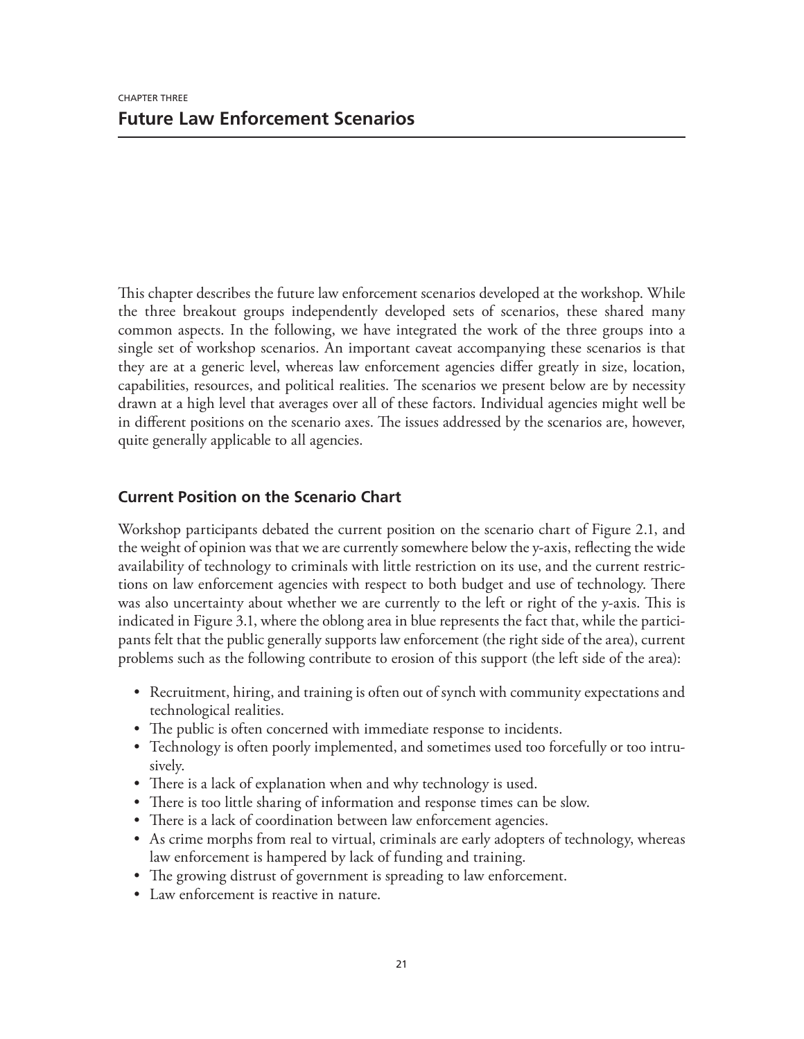CHAPTER THREE

# Future Law Enforcement Scenarios

This chapter describes the future law enforcement scenarios developed at the workshop. While the three breakout groups independently developed sets of scenarios, these shared many common aspects. In the following, we have integrated the work of the three groups into a single set of workshop scenarios. An important caveat accompanying these scenarios is that they are at a generic level, whereas law enforcement agencies differ greatly in size, location, capabilities, resources, and political realities. The scenarios we present below are by necessity drawn at a high level that averages over all of these factors. Individual agencies might well be in different positions on the scenario axes. The issues addressed by the scenarios are, however, quite generally applicable to all agencies.

## Current Position on the Scenario Chart

Workshop participants debated the current position on the scenario chart of Figure 2.1, and the weight of opinion was that we are currently somewhere below the y-axis, reflecting the wide availability of technology to criminals with little restriction on its use, and the current restrictions on law enforcement agencies with respect to both budget and use of technology. There was also uncertainty about whether we are currently to the left or right of the y-axis. This is indicated in Figure 3.1, where the oblong area in blue represents the fact that, while the participants felt that the public generally supports law enforcement (the right side of the area), current problems such as the following contribute to erosion of this support (the left side of the area):

- Recruitment, hiring, and training is often out of synch with community expectations and technological realities.
- The public is often concerned with immediate response to incidents.
- Technology is often poorly implemented, and sometimes used too forcefully or too intrusively.
- There is a lack of explanation when and why technology is used.
- There is too little sharing of information and response times can be slow.
- There is a lack of coordination between law enforcement agencies.
- As crime morphs from real to virtual, criminals are early adopters of technology, whereas law enforcement is hampered by lack of funding and training.
- The growing distrust of government is spreading to law enforcement.
- Law enforcement is reactive in nature.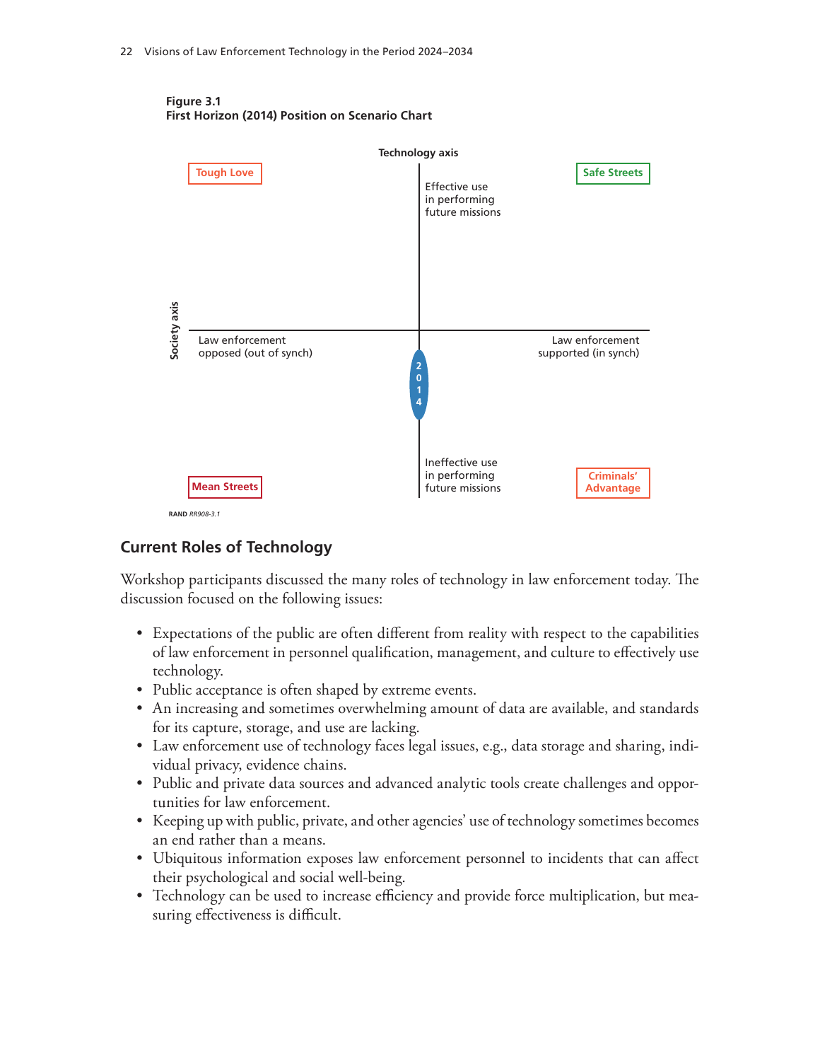**Figure 3.1**
**First Horizon (2014) Position on Scenario Chart**

Technology axis

Tough Love | Safe Streets

Effective use in performing future missions

Society axis

Law enforcement opposed (out of synch)

Law enforcement supported (in synch)

2014

Ineffective use in performing future missions

Mean Streets | Criminals' Advantage

RAND *RR908-3.1*

## Current Roles of Technology

Workshop participants discussed the many roles of technology in law enforcement today. The discussion focused on the following issues:

- Expectations of the public are often different from reality with respect to the capabilities of law enforcement in personnel qualification, management, and culture to effectively use technology.
- Public acceptance is often shaped by extreme events.
- An increasing and sometimes overwhelming amount of data are available, and standards for its capture, storage, and use are lacking.
- Law enforcement use of technology faces legal issues, e.g., data storage and sharing, individual privacy, evidence chains.
- Public and private data sources and advanced analytic tools create challenges and opportunities for law enforcement.
- Keeping up with public, private, and other agencies' use of technology sometimes becomes an end rather than a means.
- Ubiquitous information exposes law enforcement personnel to incidents that can affect their psychological and social well-being.
- Technology can be used to increase efficiency and provide force multiplication, but measuring effectiveness is difficult.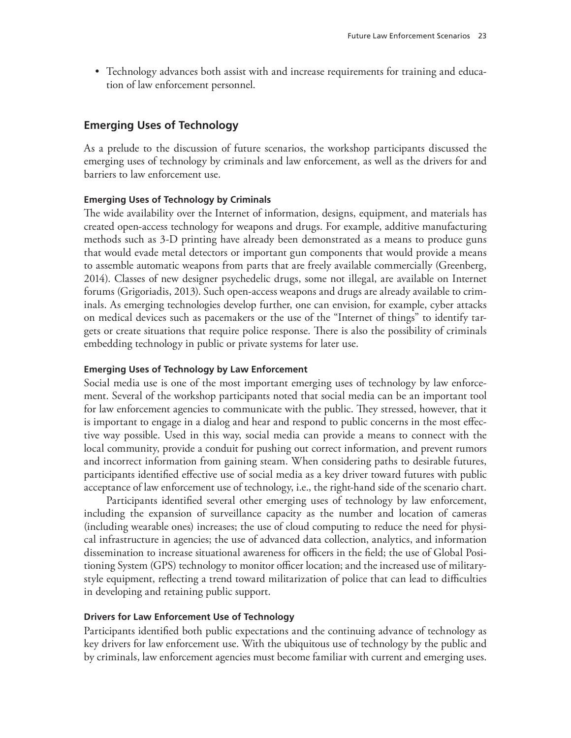- Technology advances both assist with and increase requirements for training and education of law enforcement personnel.

## Emerging Uses of Technology

As a prelude to the discussion of future scenarios, the workshop participants discussed the emerging uses of technology by criminals and law enforcement, as well as the drivers for and barriers to law enforcement use.

### Emerging Uses of Technology by Criminals

The wide availability over the Internet of information, designs, equipment, and materials has created open-access technology for weapons and drugs. For example, additive manufacturing methods such as 3-D printing have already been demonstrated as a means to produce guns that would evade metal detectors or important gun components that would provide a means to assemble automatic weapons from parts that are freely available commercially (Greenberg, 2014). Classes of new designer psychedelic drugs, some not illegal, are available on Internet forums (Grigoriadis, 2013). Such open-access weapons and drugs are already available to criminals. As emerging technologies develop further, one can envision, for example, cyber attacks on medical devices such as pacemakers or the use of the "Internet of things" to identify targets or create situations that require police response. There is also the possibility of criminals embedding technology in public or private systems for later use.

### Emerging Uses of Technology by Law Enforcement

Social media use is one of the most important emerging uses of technology by law enforcement. Several of the workshop participants noted that social media can be an important tool for law enforcement agencies to communicate with the public. They stressed, however, that it is important to engage in a dialog and hear and respond to public concerns in the most effective way possible. Used in this way, social media can provide a means to connect with the local community, provide a conduit for pushing out correct information, and prevent rumors and incorrect information from gaining steam. When considering paths to desirable futures, participants identified effective use of social media as a key driver toward futures with public acceptance of law enforcement use of technology, i.e., the right-hand side of the scenario chart.

Participants identified several other emerging uses of technology by law enforcement, including the expansion of surveillance capacity as the number and location of cameras (including wearable ones) increases; the use of cloud computing to reduce the need for physical infrastructure in agencies; the use of advanced data collection, analytics, and information dissemination to increase situational awareness for officers in the field; the use of Global Positioning System (GPS) technology to monitor officer location; and the increased use of military-style equipment, reflecting a trend toward militarization of police that can lead to difficulties in developing and retaining public support.

### Drivers for Law Enforcement Use of Technology

Participants identified both public expectations and the continuing advance of technology as key drivers for law enforcement use. With the ubiquitous use of technology by the public and by criminals, law enforcement agencies must become familiar with current and emerging uses.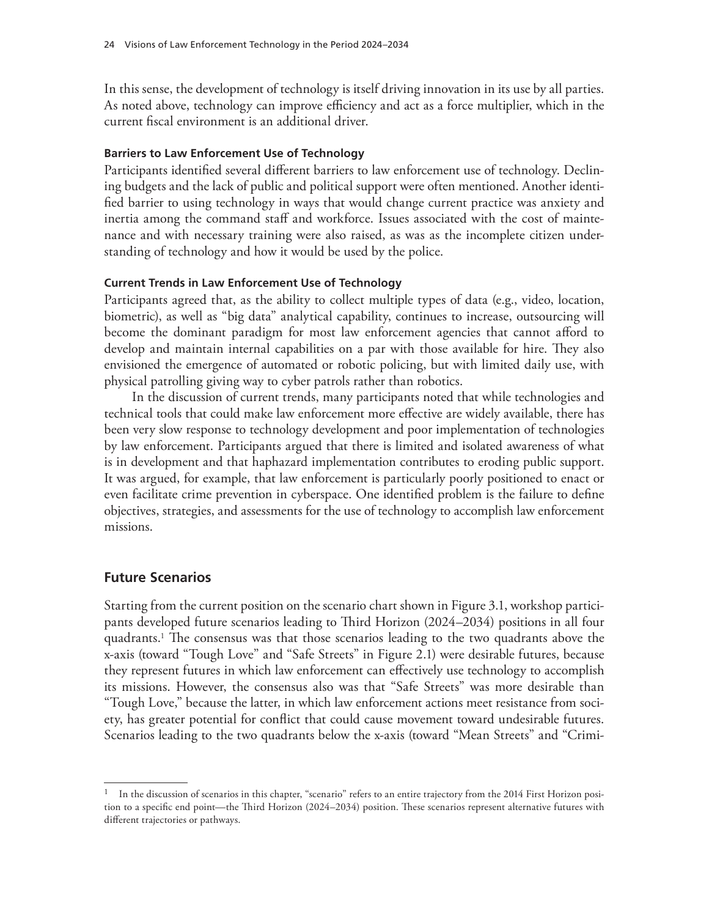In this sense, the development of technology is itself driving innovation in its use by all parties. As noted above, technology can improve efficiency and act as a force multiplier, which in the current fiscal environment is an additional driver.

#### Barriers to Law Enforcement Use of Technology

Participants identified several different barriers to law enforcement use of technology. Declining budgets and the lack of public and political support were often mentioned. Another identified barrier to using technology in ways that would change current practice was anxiety and inertia among the command staff and workforce. Issues associated with the cost of maintenance and with necessary training were also raised, as was as the incomplete citizen understanding of technology and how it would be used by the police.

#### Current Trends in Law Enforcement Use of Technology

Participants agreed that, as the ability to collect multiple types of data (e.g., video, location, biometric), as well as "big data" analytical capability, continues to increase, outsourcing will become the dominant paradigm for most law enforcement agencies that cannot afford to develop and maintain internal capabilities on a par with those available for hire. They also envisioned the emergence of automated or robotic policing, but with limited daily use, with physical patrolling giving way to cyber patrols rather than robotics.

In the discussion of current trends, many participants noted that while technologies and technical tools that could make law enforcement more effective are widely available, there has been very slow response to technology development and poor implementation of technologies by law enforcement. Participants argued that there is limited and isolated awareness of what is in development and that haphazard implementation contributes to eroding public support. It was argued, for example, that law enforcement is particularly poorly positioned to enact or even facilitate crime prevention in cyberspace. One identified problem is the failure to define objectives, strategies, and assessments for the use of technology to accomplish law enforcement missions.

## Future Scenarios

Starting from the current position on the scenario chart shown in Figure 3.1, workshop participants developed future scenarios leading to Third Horizon (2024–2034) positions in all four quadrants.[1] The consensus was that those scenarios leading to the two quadrants above the x-axis (toward "Tough Love" and "Safe Streets" in Figure 2.1) were desirable futures, because they represent futures in which law enforcement can effectively use technology to accomplish its missions. However, the consensus also was that "Safe Streets" was more desirable than "Tough Love," because the latter, in which law enforcement actions meet resistance from society, has greater potential for conflict that could cause movement toward undesirable futures. Scenarios leading to the two quadrants below the x-axis (toward "Mean Streets" and "Crimi-

---

[1] In the discussion of scenarios in this chapter, "scenario" refers to an entire trajectory from the 2014 First Horizon position to a specific end point—the Third Horizon (2024–2034) position. These scenarios represent alternative futures with different trajectories or pathways.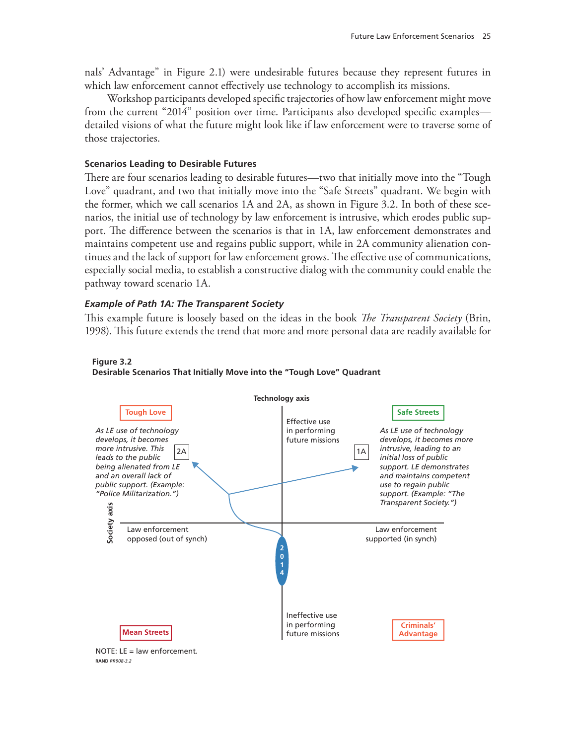nals' Advantage" in Figure 2.1) were undesirable futures because they represent futures in which law enforcement cannot effectively use technology to accomplish its missions.

Workshop participants developed specific trajectories of how law enforcement might move from the current "2014" position over time. Participants also developed specific examples—detailed visions of what the future might look like if law enforcement were to traverse some of those trajectories.

### Scenarios Leading to Desirable Futures

There are four scenarios leading to desirable futures—two that initially move into the "Tough Love" quadrant, and two that initially move into the "Safe Streets" quadrant. We begin with the former, which we call scenarios 1A and 2A, as shown in Figure 3.2. In both of these scenarios, the initial use of technology by law enforcement is intrusive, which erodes public support. The difference between the scenarios is that in 1A, law enforcement demonstrates and maintains competent use and regains public support, while in 2A community alienation continues and the lack of support for law enforcement grows. The effective use of communications, especially social media, to establish a constructive dialog with the community could enable the pathway toward scenario 1A.

#### *Example of Path 1A: The Transparent Society*

This example future is loosely based on the ideas in the book *The Transparent Society* (Brin, 1998). This future extends the trend that more and more personal data are readily available for

**Figure 3.2**
**Desirable Scenarios That Initially Move into the "Tough Love" Quadrant**

Technology axis

Tough Love

*As LE use of technology develops, it becomes more intrusive. This leads to the public being alienated from LE and an overall lack of public support. (Example: "Police Militarization.")*

2A

Effective use in performing future missions

1A

Safe Streets

*As LE use of technology develops, it becomes more intrusive, leading to an initial loss of public support. LE demonstrates and maintains competent use to regain public support. (Example: "The Transparent Society.")*

Society axis

Law enforcement opposed (out of synch)

2014

Law enforcement supported (in synch)

Ineffective use in performing future missions

Mean Streets

Criminals' Advantage

NOTE: LE = law enforcement.

RAND *RR908-3.2*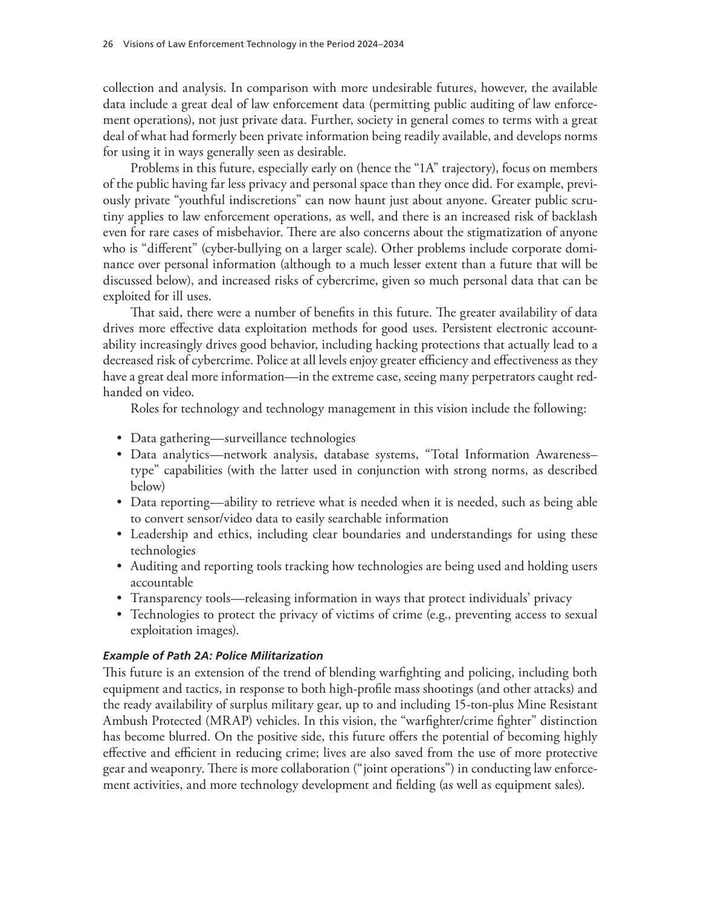collection and analysis. In comparison with more undesirable futures, however, the available data include a great deal of law enforcement data (permitting public auditing of law enforcement operations), not just private data. Further, society in general comes to terms with a great deal of what had formerly been private information being readily available, and develops norms for using it in ways generally seen as desirable.

Problems in this future, especially early on (hence the "1A" trajectory), focus on members of the public having far less privacy and personal space than they once did. For example, previously private "youthful indiscretions" can now haunt just about anyone. Greater public scrutiny applies to law enforcement operations, as well, and there is an increased risk of backlash even for rare cases of misbehavior. There are also concerns about the stigmatization of anyone who is "different" (cyber-bullying on a larger scale). Other problems include corporate dominance over personal information (although to a much lesser extent than a future that will be discussed below), and increased risks of cybercrime, given so much personal data that can be exploited for ill uses.

That said, there were a number of benefits in this future. The greater availability of data drives more effective data exploitation methods for good uses. Persistent electronic accountability increasingly drives good behavior, including hacking protections that actually lead to a decreased risk of cybercrime. Police at all levels enjoy greater efficiency and effectiveness as they have a great deal more information—in the extreme case, seeing many perpetrators caught red-handed on video.

Roles for technology and technology management in this vision include the following:

- Data gathering—surveillance technologies
- Data analytics—network analysis, database systems, "Total Information Awareness–type" capabilities (with the latter used in conjunction with strong norms, as described below)
- Data reporting—ability to retrieve what is needed when it is needed, such as being able to convert sensor/video data to easily searchable information
- Leadership and ethics, including clear boundaries and understandings for using these technologies
- Auditing and reporting tools tracking how technologies are being used and holding users accountable
- Transparency tools—releasing information in ways that protect individuals' privacy
- Technologies to protect the privacy of victims of crime (e.g., preventing access to sexual exploitation images).

#### *Example of Path 2A: Police Militarization*

This future is an extension of the trend of blending warfighting and policing, including both equipment and tactics, in response to both high-profile mass shootings (and other attacks) and the ready availability of surplus military gear, up to and including 15-ton-plus Mine Resistant Ambush Protected (MRAP) vehicles. In this vision, the "warfighter/crime fighter" distinction has become blurred. On the positive side, this future offers the potential of becoming highly effective and efficient in reducing crime; lives are also saved from the use of more protective gear and weaponry. There is more collaboration ("joint operations") in conducting law enforcement activities, and more technology development and fielding (as well as equipment sales).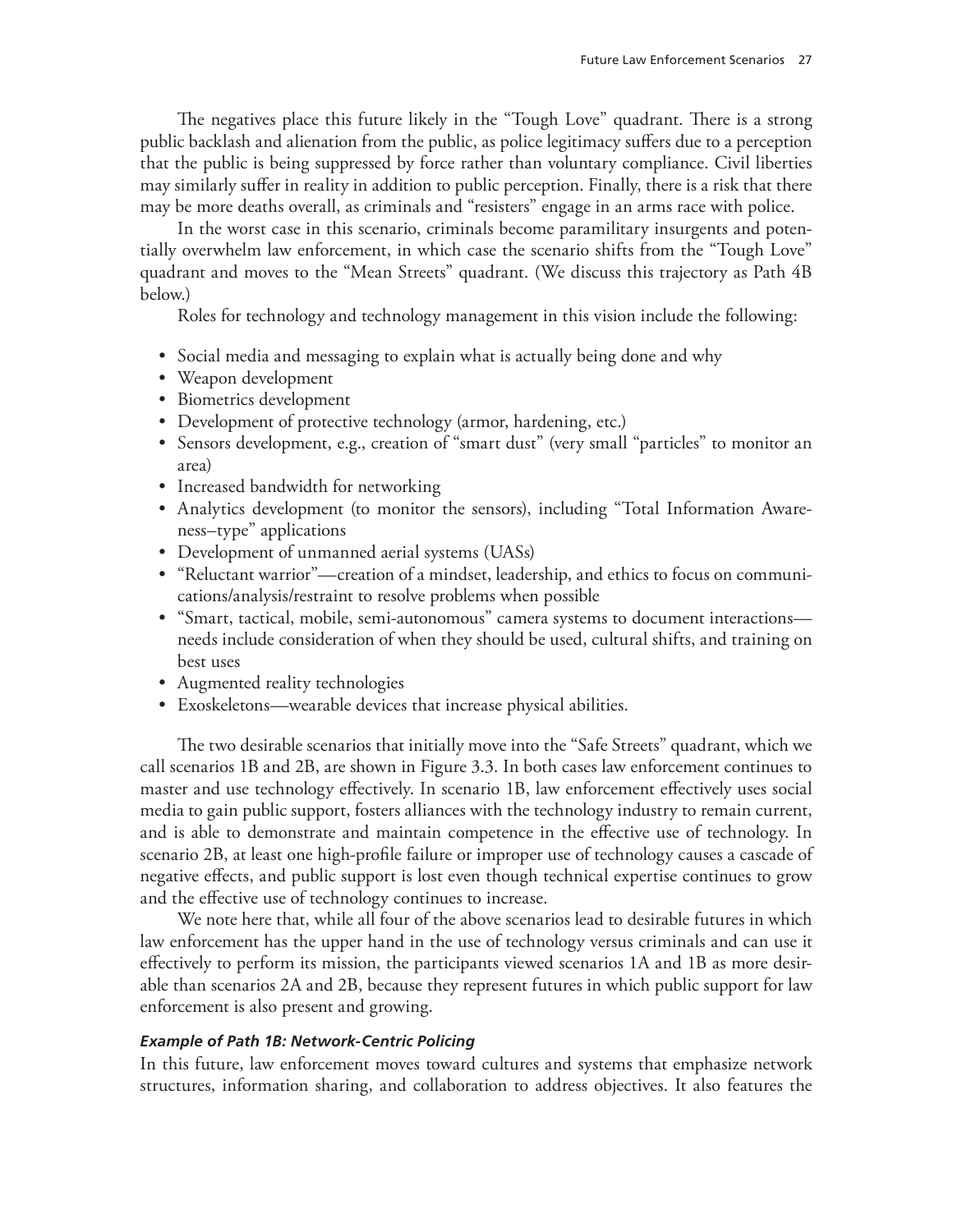The negatives place this future likely in the "Tough Love" quadrant. There is a strong public backlash and alienation from the public, as police legitimacy suffers due to a perception that the public is being suppressed by force rather than voluntary compliance. Civil liberties may similarly suffer in reality in addition to public perception. Finally, there is a risk that there may be more deaths overall, as criminals and "resisters" engage in an arms race with police.

In the worst case in this scenario, criminals become paramilitary insurgents and potentially overwhelm law enforcement, in which case the scenario shifts from the "Tough Love" quadrant and moves to the "Mean Streets" quadrant. (We discuss this trajectory as Path 4B below.)

Roles for technology and technology management in this vision include the following:

- Social media and messaging to explain what is actually being done and why
- Weapon development
- Biometrics development
- Development of protective technology (armor, hardening, etc.)
- Sensors development, e.g., creation of "smart dust" (very small "particles" to monitor an area)
- Increased bandwidth for networking
- Analytics development (to monitor the sensors), including "Total Information Awareness–type" applications
- Development of unmanned aerial systems (UASs)
- "Reluctant warrior"—creation of a mindset, leadership, and ethics to focus on communications/analysis/restraint to resolve problems when possible
- "Smart, tactical, mobile, semi-autonomous" camera systems to document interactions—needs include consideration of when they should be used, cultural shifts, and training on best uses
- Augmented reality technologies
- Exoskeletons—wearable devices that increase physical abilities.

The two desirable scenarios that initially move into the "Safe Streets" quadrant, which we call scenarios 1B and 2B, are shown in Figure 3.3. In both cases law enforcement continues to master and use technology effectively. In scenario 1B, law enforcement effectively uses social media to gain public support, fosters alliances with the technology industry to remain current, and is able to demonstrate and maintain competence in the effective use of technology. In scenario 2B, at least one high-profile failure or improper use of technology causes a cascade of negative effects, and public support is lost even though technical expertise continues to grow and the effective use of technology continues to increase.

We note here that, while all four of the above scenarios lead to desirable futures in which law enforcement has the upper hand in the use of technology versus criminals and can use it effectively to perform its mission, the participants viewed scenarios 1A and 1B as more desirable than scenarios 2A and 2B, because they represent futures in which public support for law enforcement is also present and growing.

#### *Example of Path 1B: Network-Centric Policing*

In this future, law enforcement moves toward cultures and systems that emphasize network structures, information sharing, and collaboration to address objectives. It also features the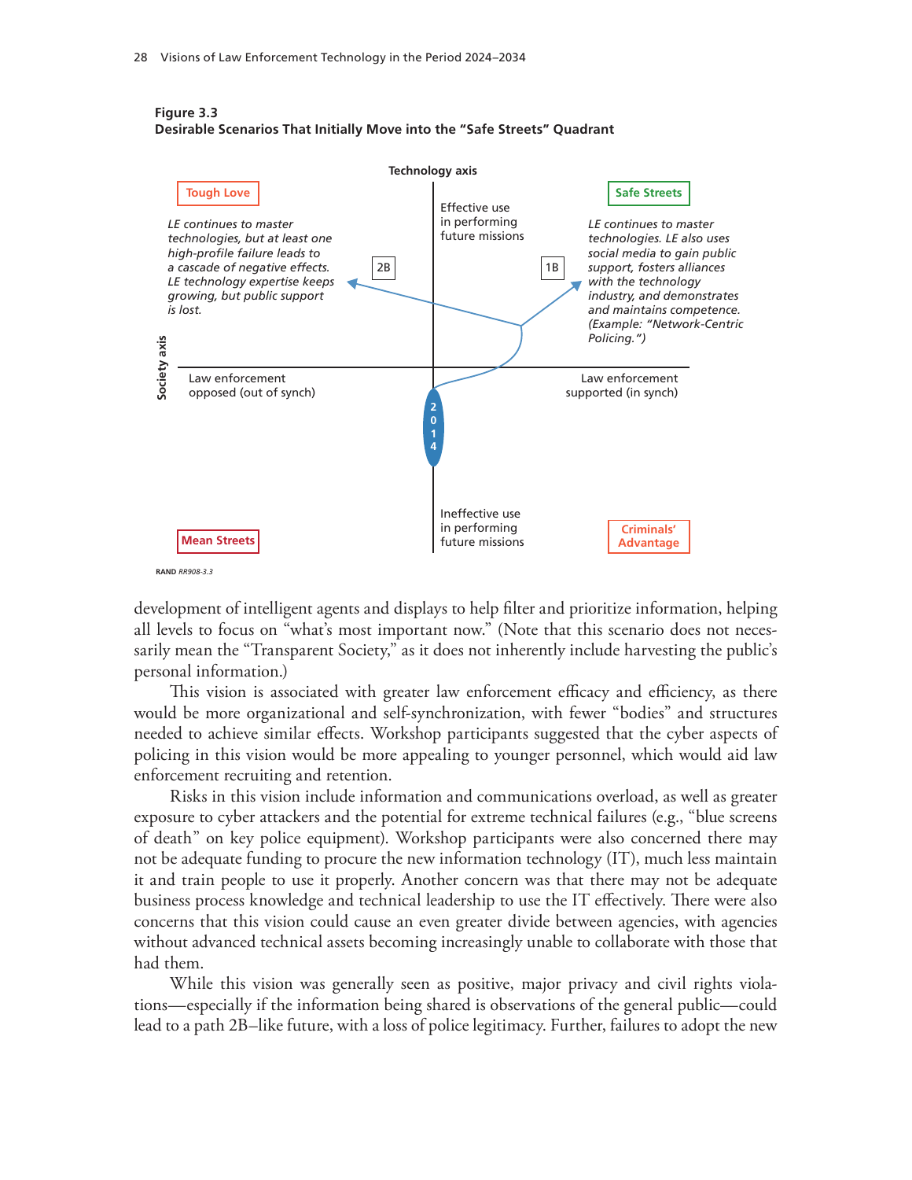**Figure 3.3**
**Desirable Scenarios That Initially Move into the "Safe Streets" Quadrant**

Technology axis

Tough Love

*LE continues to master technologies, but at least one high-profile failure leads to a cascade of negative effects. LE technology expertise keeps growing, but public support is lost.*

Effective use in performing future missions

Safe Streets

*LE continues to master technologies. LE also uses social media to gain public support, fosters alliances with the technology industry, and demonstrates and maintains competence. (Example: "Network-Centric Policing.")*

2B

1B

Society axis

Law enforcement opposed (out of synch)

Law enforcement supported (in synch)

2014

Ineffective use in performing future missions

Mean Streets

Criminals' Advantage

RAND *RR908-3.3*

development of intelligent agents and displays to help filter and prioritize information, helping all levels to focus on "what's most important now." (Note that this scenario does not necessarily mean the "Transparent Society," as it does not inherently include harvesting the public's personal information.)

This vision is associated with greater law enforcement efficacy and efficiency, as there would be more organizational and self-synchronization, with fewer "bodies" and structures needed to achieve similar effects. Workshop participants suggested that the cyber aspects of policing in this vision would be more appealing to younger personnel, which would aid law enforcement recruiting and retention.

Risks in this vision include information and communications overload, as well as greater exposure to cyber attackers and the potential for extreme technical failures (e.g., "blue screens of death" on key police equipment). Workshop participants were also concerned there may not be adequate funding to procure the new information technology (IT), much less maintain it and train people to use it properly. Another concern was that there may not be adequate business process knowledge and technical leadership to use the IT effectively. There were also concerns that this vision could cause an even greater divide between agencies, with agencies without advanced technical assets becoming increasingly unable to collaborate with those that had them.

While this vision was generally seen as positive, major privacy and civil rights violations—especially if the information being shared is observations of the general public—could lead to a path 2B–like future, with a loss of police legitimacy. Further, failures to adopt the new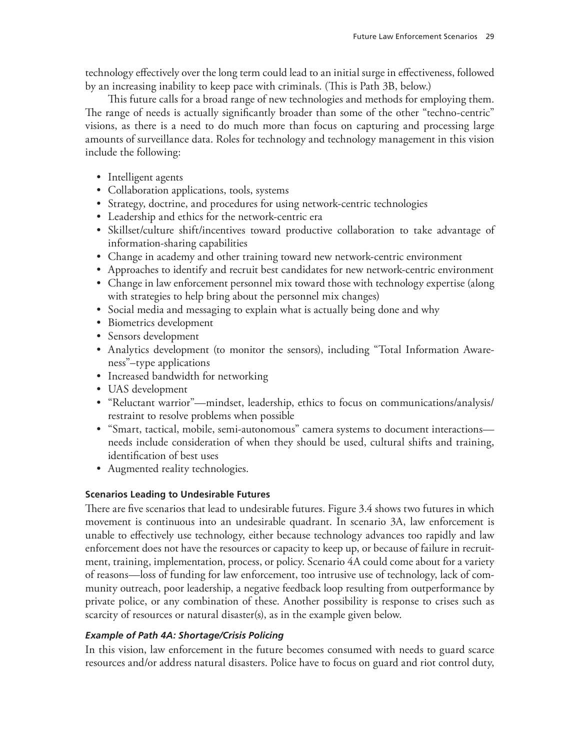technology effectively over the long term could lead to an initial surge in effectiveness, followed by an increasing inability to keep pace with criminals. (This is Path 3B, below.)

This future calls for a broad range of new technologies and methods for employing them. The range of needs is actually significantly broader than some of the other "techno-centric" visions, as there is a need to do much more than focus on capturing and processing large amounts of surveillance data. Roles for technology and technology management in this vision include the following:

- Intelligent agents
- Collaboration applications, tools, systems
- Strategy, doctrine, and procedures for using network-centric technologies
- Leadership and ethics for the network-centric era
- Skillset/culture shift/incentives toward productive collaboration to take advantage of information-sharing capabilities
- Change in academy and other training toward new network-centric environment
- Approaches to identify and recruit best candidates for new network-centric environment
- Change in law enforcement personnel mix toward those with technology expertise (along with strategies to help bring about the personnel mix changes)
- Social media and messaging to explain what is actually being done and why
- Biometrics development
- Sensors development
- Analytics development (to monitor the sensors), including "Total Information Awareness"–type applications
- Increased bandwidth for networking
- UAS development
- "Reluctant warrior"—mindset, leadership, ethics to focus on communications/analysis/restraint to resolve problems when possible
- "Smart, tactical, mobile, semi-autonomous" camera systems to document interactions—needs include consideration of when they should be used, cultural shifts and training, identification of best uses
- Augmented reality technologies.

#### Scenarios Leading to Undesirable Futures

There are five scenarios that lead to undesirable futures. Figure 3.4 shows two futures in which movement is continuous into an undesirable quadrant. In scenario 3A, law enforcement is unable to effectively use technology, either because technology advances too rapidly and law enforcement does not have the resources or capacity to keep up, or because of failure in recruitment, training, implementation, process, or policy. Scenario 4A could come about for a variety of reasons—loss of funding for law enforcement, too intrusive use of technology, lack of community outreach, poor leadership, a negative feedback loop resulting from outperformance by private police, or any combination of these. Another possibility is response to crises such as scarcity of resources or natural disaster(s), as in the example given below.

#### *Example of Path 4A: Shortage/Crisis Policing*

In this vision, law enforcement in the future becomes consumed with needs to guard scarce resources and/or address natural disasters. Police have to focus on guard and riot control duty,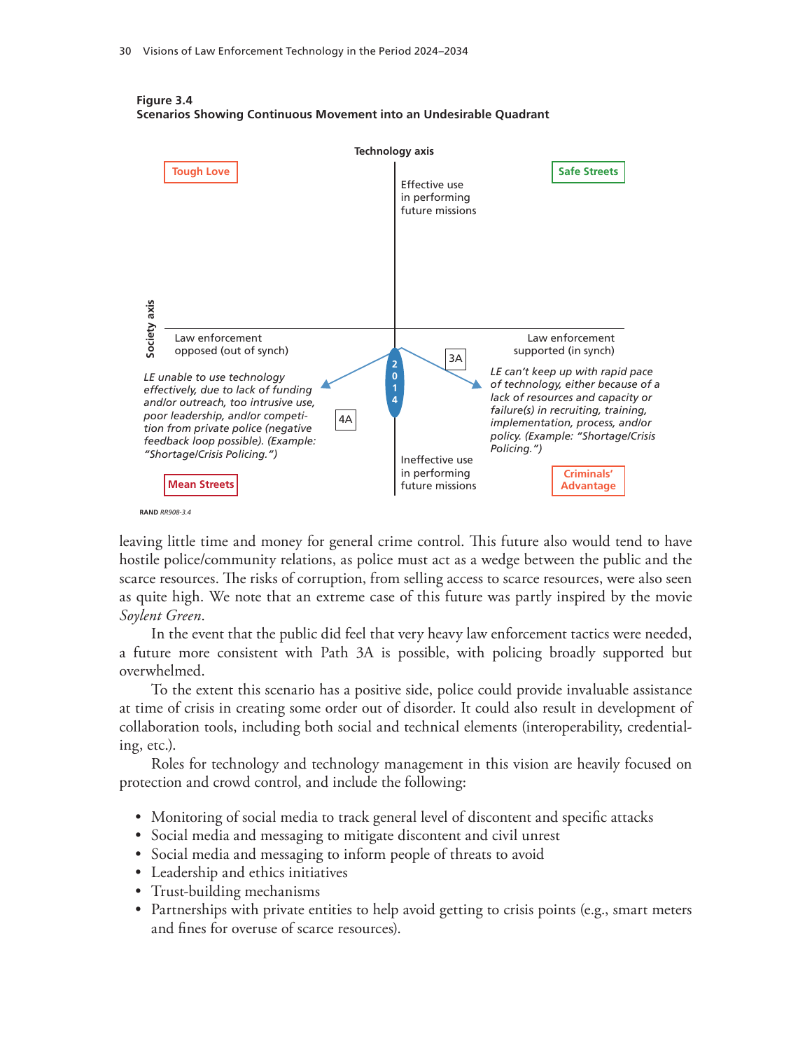**Figure 3.4**
**Scenarios Showing Continuous Movement into an Undesirable Quadrant**

Technology axis

Tough Love

Safe Streets

Effective use in performing future missions

Society axis

Law enforcement opposed (out of synch)

Law enforcement supported (in synch)

2014

3A

4A

*LE unable to use technology effectively, due to lack of funding and/or outreach, too intrusive use, poor leadership, and/or competition from private police (negative feedback loop possible). (Example: "Shortage/Crisis Policing.")*

*LE can't keep up with rapid pace of technology, either because of a lack of resources and capacity or failure(s) in recruiting, training, implementation, process, and/or policy. (Example: "Shortage/Crisis Policing.")*

Ineffective use in performing future missions

Mean Streets

Criminals' Advantage

RAND *RR908-3.4*

leaving little time and money for general crime control. This future also would tend to have hostile police/community relations, as police must act as a wedge between the public and the scarce resources. The risks of corruption, from selling access to scarce resources, were also seen as quite high. We note that an extreme case of this future was partly inspired by the movie *Soylent Green*.

In the event that the public did feel that very heavy law enforcement tactics were needed, a future more consistent with Path 3A is possible, with policing broadly supported but overwhelmed.

To the extent this scenario has a positive side, police could provide invaluable assistance at time of crisis in creating some order out of disorder. It could also result in development of collaboration tools, including both social and technical elements (interoperability, credentialing, etc.).

Roles for technology and technology management in this vision are heavily focused on protection and crowd control, and include the following:

- Monitoring of social media to track general level of discontent and specific attacks
- Social media and messaging to mitigate discontent and civil unrest
- Social media and messaging to inform people of threats to avoid
- Leadership and ethics initiatives
- Trust-building mechanisms
- Partnerships with private entities to help avoid getting to crisis points (e.g., smart meters and fines for overuse of scarce resources).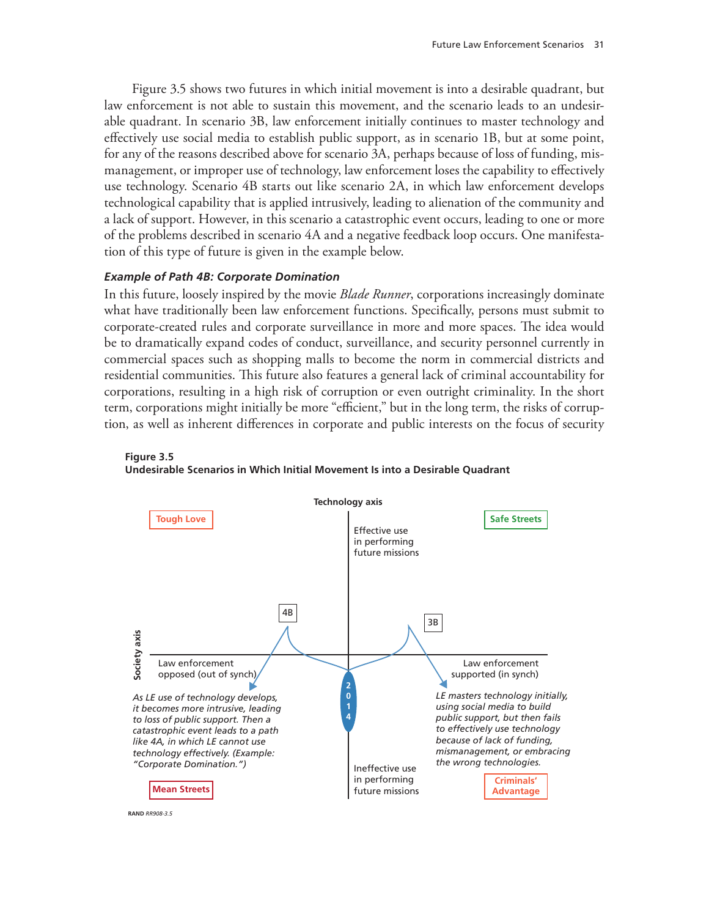Figure 3.5 shows two futures in which initial movement is into a desirable quadrant, but law enforcement is not able to sustain this movement, and the scenario leads to an undesirable quadrant. In scenario 3B, law enforcement initially continues to master technology and effectively use social media to establish public support, as in scenario 1B, but at some point, for any of the reasons described above for scenario 3A, perhaps because of loss of funding, mismanagement, or improper use of technology, law enforcement loses the capability to effectively use technology. Scenario 4B starts out like scenario 2A, in which law enforcement develops technological capability that is applied intrusively, leading to alienation of the community and a lack of support. However, in this scenario a catastrophic event occurs, leading to one or more of the problems described in scenario 4A and a negative feedback loop occurs. One manifestation of this type of future is given in the example below.

***Example of Path 4B: Corporate Domination***

In this future, loosely inspired by the movie *Blade Runner*, corporations increasingly dominate what have traditionally been law enforcement functions. Specifically, persons must submit to corporate-created rules and corporate surveillance in more and more spaces. The idea would be to dramatically expand codes of conduct, surveillance, and security personnel currently in commercial spaces such as shopping malls to become the norm in commercial districts and residential communities. This future also features a general lack of criminal accountability for corporations, resulting in a high risk of corruption or even outright criminality. In the short term, corporations might initially be more "efficient," but in the long term, the risks of corruption, as well as inherent differences in corporate and public interests on the focus of security

**Figure 3.5**
**Undesirable Scenarios in Which Initial Movement Is into a Desirable Quadrant**

Technology axis

Tough Love | Safe Streets | Mean Streets | Criminals' Advantage

Effective use in performing future missions

Ineffective use in performing future missions

Society axis

Law enforcement opposed (out of synch)

Law enforcement supported (in synch)

2014

4B: *As LE use of technology develops, it becomes more intrusive, leading to loss of public support. Then a catastrophic event leads to a path like 4A, in which LE cannot use technology effectively. (Example: "Corporate Domination.")*

3B: *LE masters technology initially, using social media to build public support, but then fails to effectively use technology because of lack of funding, mismanagement, or embracing the wrong technologies.*

RAND *RR908-3.5*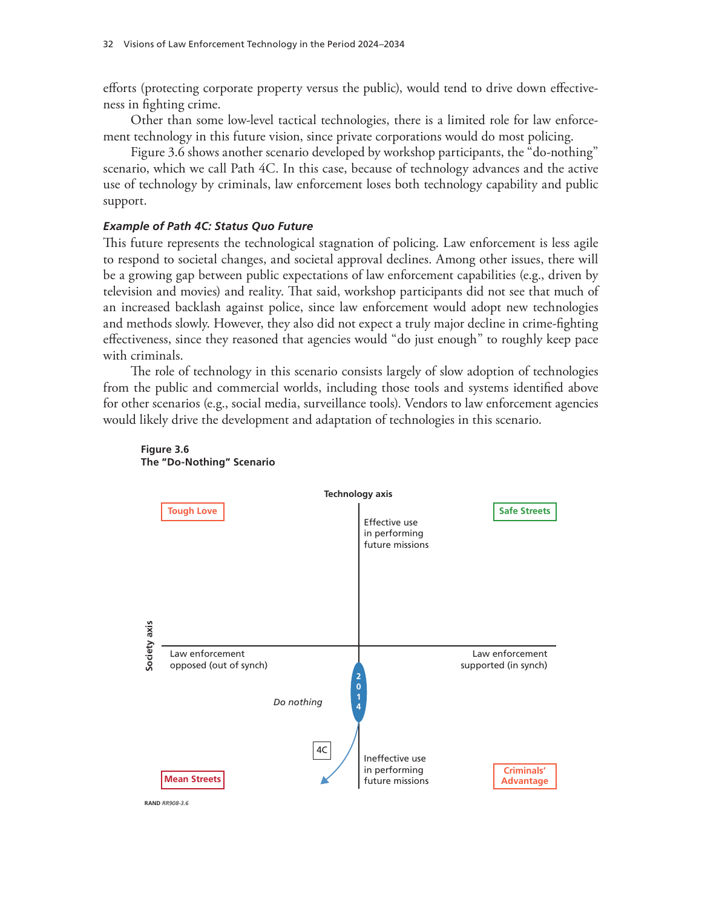efforts (protecting corporate property versus the public), would tend to drive down effectiveness in fighting crime.

Other than some low-level tactical technologies, there is a limited role for law enforcement technology in this future vision, since private corporations would do most policing.

Figure 3.6 shows another scenario developed by workshop participants, the "do-nothing" scenario, which we call Path 4C. In this case, because of technology advances and the active use of technology by criminals, law enforcement loses both technology capability and public support.

#### *Example of Path 4C: Status Quo Future*

This future represents the technological stagnation of policing. Law enforcement is less agile to respond to societal changes, and societal approval declines. Among other issues, there will be a growing gap between public expectations of law enforcement capabilities (e.g., driven by television and movies) and reality. That said, workshop participants did not see that much of an increased backlash against police, since law enforcement would adopt new technologies and methods slowly. However, they also did not expect a truly major decline in crime-fighting effectiveness, since they reasoned that agencies would "do just enough" to roughly keep pace with criminals.

The role of technology in this scenario consists largely of slow adoption of technologies from the public and commercial worlds, including those tools and systems identified above for other scenarios (e.g., social media, surveillance tools). Vendors to law enforcement agencies would likely drive the development and adaptation of technologies in this scenario.

**Figure 3.6**
**The "Do-Nothing" Scenario**

Technology axis

Tough Love | Safe Streets | Mean Streets | Criminals' Advantage

Effective use in performing future missions

Ineffective use in performing future missions

Society axis

Law enforcement opposed (out of synch)

Law enforcement supported (in synch)

2014

*Do nothing*

4C

RAND *RR908-3.6*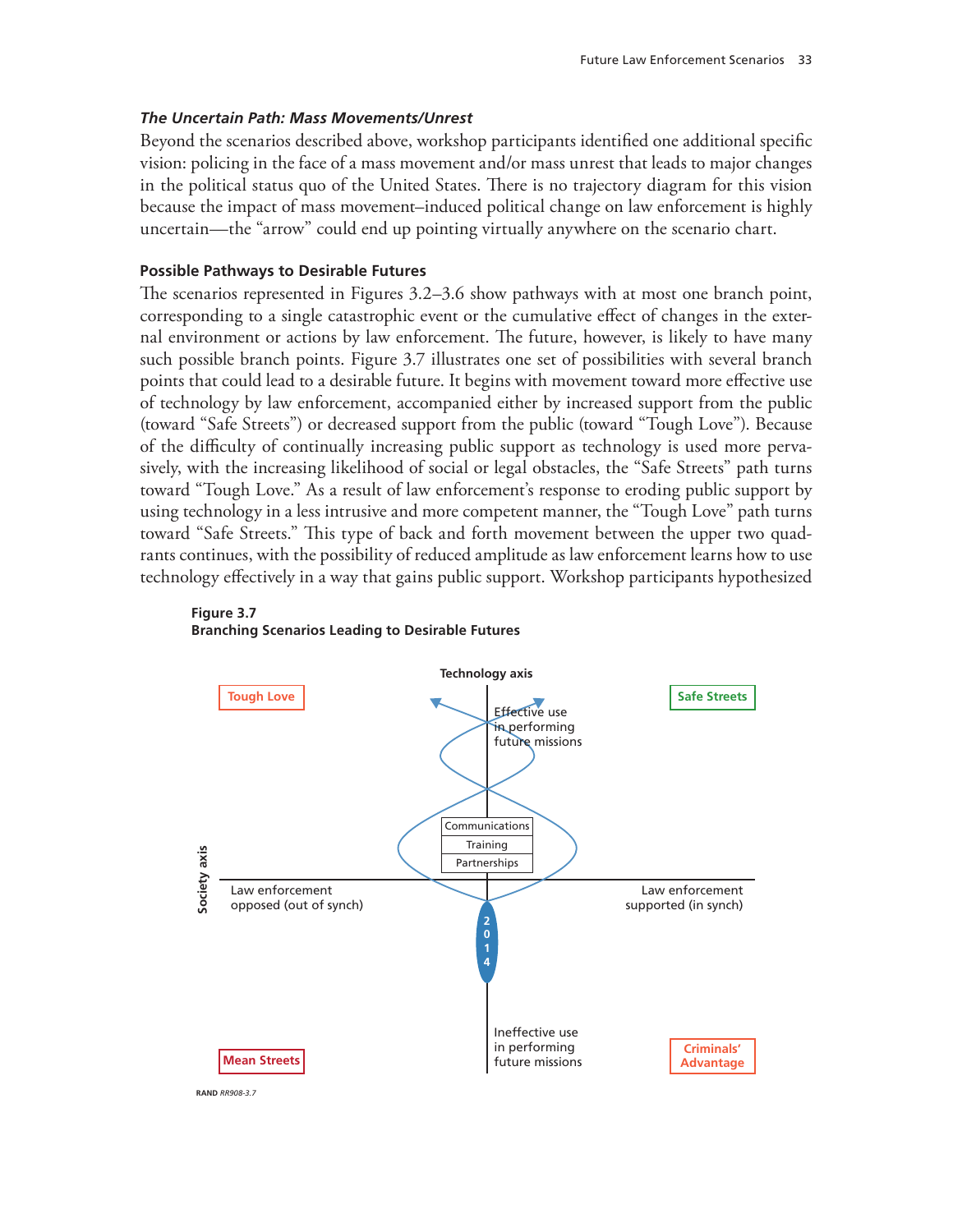### *The Uncertain Path: Mass Movements/Unrest*

Beyond the scenarios described above, workshop participants identified one additional specific vision: policing in the face of a mass movement and/or mass unrest that leads to major changes in the political status quo of the United States. There is no trajectory diagram for this vision because the impact of mass movement–induced political change on law enforcement is highly uncertain—the "arrow" could end up pointing virtually anywhere on the scenario chart.

### Possible Pathways to Desirable Futures

The scenarios represented in Figures 3.2–3.6 show pathways with at most one branch point, corresponding to a single catastrophic event or the cumulative effect of changes in the external environment or actions by law enforcement. The future, however, is likely to have many such possible branch points. Figure 3.7 illustrates one set of possibilities with several branch points that could lead to a desirable future. It begins with movement toward more effective use of technology by law enforcement, accompanied either by increased support from the public (toward "Safe Streets") or decreased support from the public (toward "Tough Love"). Because of the difficulty of continually increasing public support as technology is used more pervasively, with the increasing likelihood of social or legal obstacles, the "Safe Streets" path turns toward "Tough Love." As a result of law enforcement's response to eroding public support by using technology in a less intrusive and more competent manner, the "Tough Love" path turns toward "Safe Streets." This type of back and forth movement between the upper two quadrants continues, with the possibility of reduced amplitude as law enforcement learns how to use technology effectively in a way that gains public support. Workshop participants hypothesized

**Figure 3.7**
**Branching Scenarios Leading to Desirable Futures**

Technology axis

Tough Love | Safe Streets | Mean Streets | Criminals' Advantage

Effective use in performing future missions

Communications | Training | Partnerships

Society axis

Law enforcement opposed (out of synch)

Law enforcement supported (in synch)

2014

Ineffective use in performing future missions

RAND *RR908-3.7*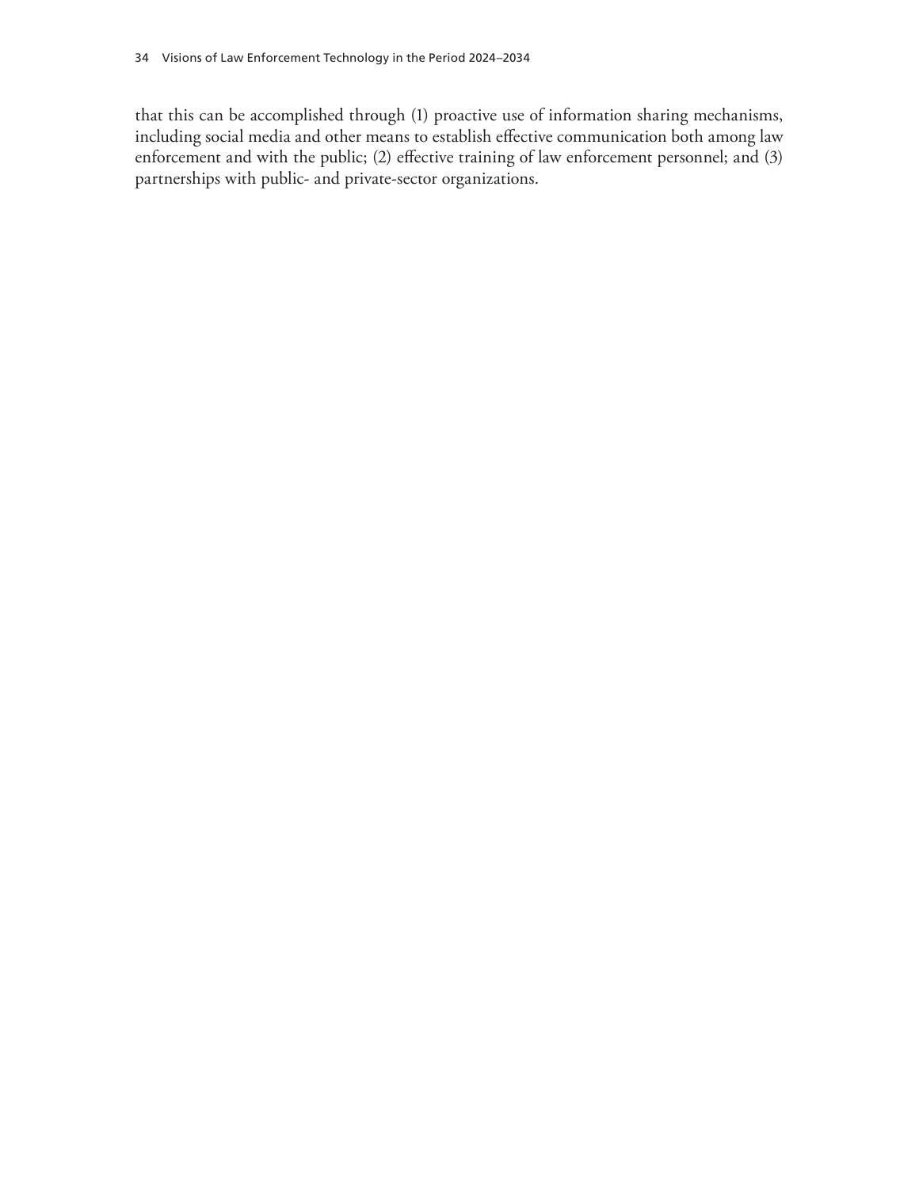that this can be accomplished through (1) proactive use of information sharing mechanisms, including social media and other means to establish effective communication both among law enforcement and with the public; (2) effective training of law enforcement personnel; and (3) partnerships with public- and private-sector organizations.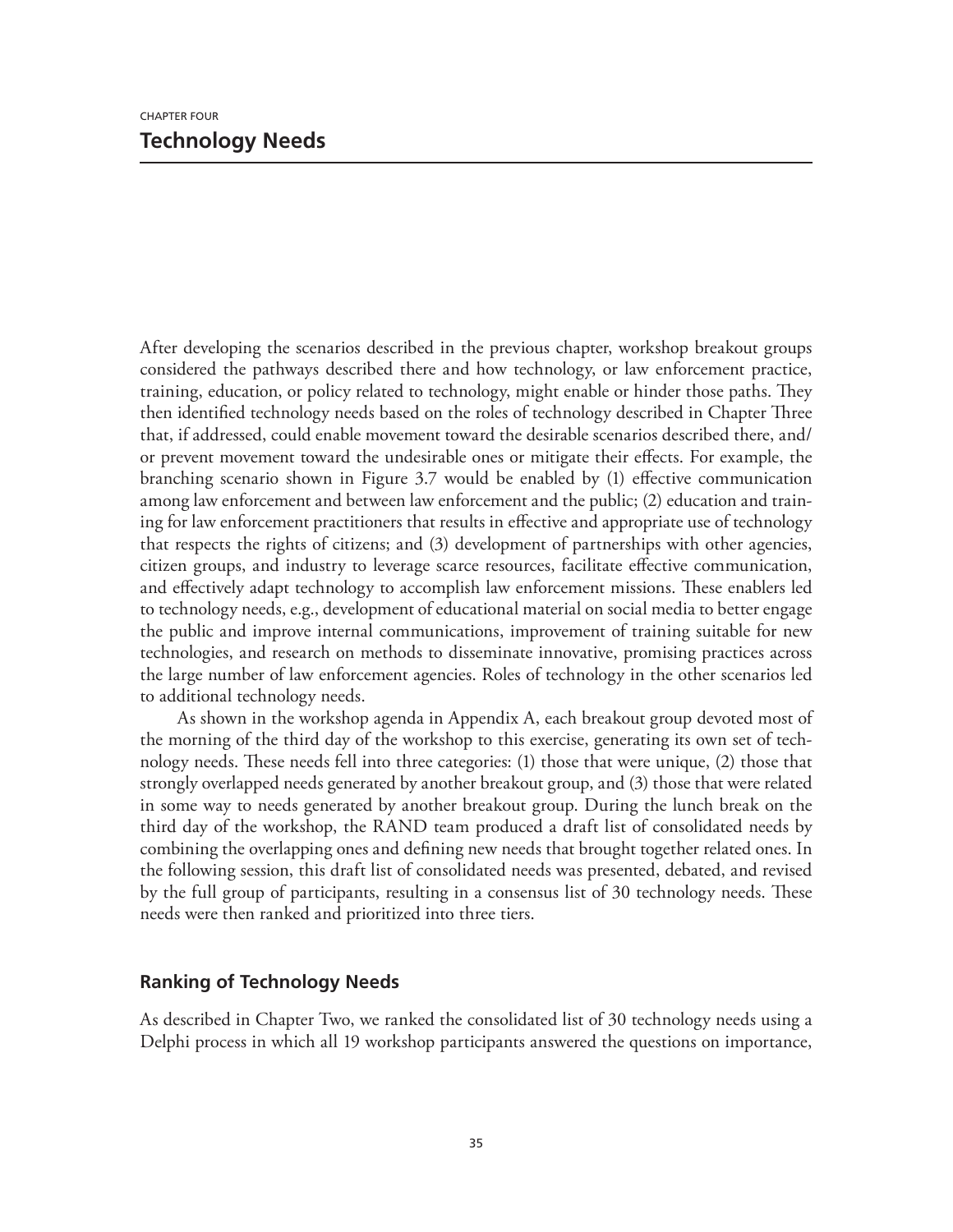CHAPTER FOUR

# Technology Needs

After developing the scenarios described in the previous chapter, workshop breakout groups considered the pathways described there and how technology, or law enforcement practice, training, education, or policy related to technology, might enable or hinder those paths. They then identified technology needs based on the roles of technology described in Chapter Three that, if addressed, could enable movement toward the desirable scenarios described there, and/or prevent movement toward the undesirable ones or mitigate their effects. For example, the branching scenario shown in Figure 3.7 would be enabled by (1) effective communication among law enforcement and between law enforcement and the public; (2) education and training for law enforcement practitioners that results in effective and appropriate use of technology that respects the rights of citizens; and (3) development of partnerships with other agencies, citizen groups, and industry to leverage scarce resources, facilitate effective communication, and effectively adapt technology to accomplish law enforcement missions. These enablers led to technology needs, e.g., development of educational material on social media to better engage the public and improve internal communications, improvement of training suitable for new technologies, and research on methods to disseminate innovative, promising practices across the large number of law enforcement agencies. Roles of technology in the other scenarios led to additional technology needs.

As shown in the workshop agenda in Appendix A, each breakout group devoted most of the morning of the third day of the workshop to this exercise, generating its own set of technology needs. These needs fell into three categories: (1) those that were unique, (2) those that strongly overlapped needs generated by another breakout group, and (3) those that were related in some way to needs generated by another breakout group. During the lunch break on the third day of the workshop, the RAND team produced a draft list of consolidated needs by combining the overlapping ones and defining new needs that brought together related ones. In the following session, this draft list of consolidated needs was presented, debated, and revised by the full group of participants, resulting in a consensus list of 30 technology needs. These needs were then ranked and prioritized into three tiers.

## Ranking of Technology Needs

As described in Chapter Two, we ranked the consolidated list of 30 technology needs using a Delphi process in which all 19 workshop participants answered the questions on importance,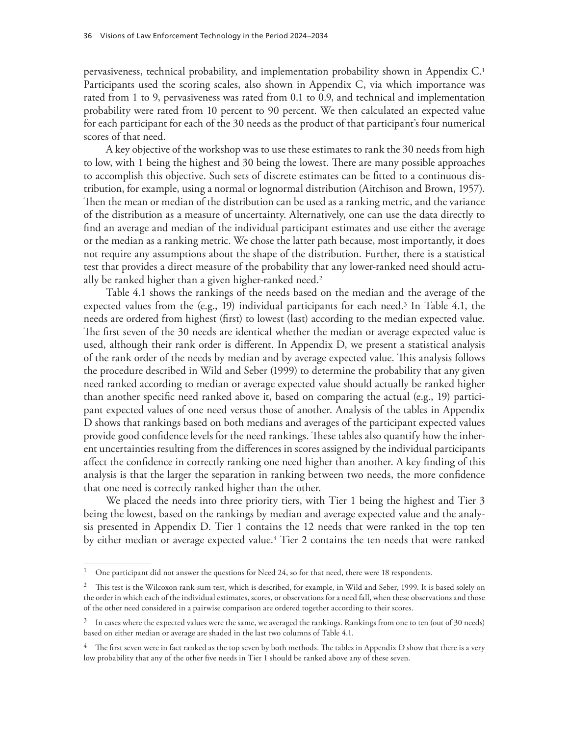pervasiveness, technical probability, and implementation probability shown in Appendix C.[1] Participants used the scoring scales, also shown in Appendix C, via which importance was rated from 1 to 9, pervasiveness was rated from 0.1 to 0.9, and technical and implementation probability were rated from 10 percent to 90 percent. We then calculated an expected value for each participant for each of the 30 needs as the product of that participant's four numerical scores of that need.

A key objective of the workshop was to use these estimates to rank the 30 needs from high to low, with 1 being the highest and 30 being the lowest. There are many possible approaches to accomplish this objective. Such sets of discrete estimates can be fitted to a continuous distribution, for example, using a normal or lognormal distribution (Aitchison and Brown, 1957). Then the mean or median of the distribution can be used as a ranking metric, and the variance of the distribution as a measure of uncertainty. Alternatively, one can use the data directly to find an average and median of the individual participant estimates and use either the average or the median as a ranking metric. We chose the latter path because, most importantly, it does not require any assumptions about the shape of the distribution. Further, there is a statistical test that provides a direct measure of the probability that any lower-ranked need should actually be ranked higher than a given higher-ranked need.[2]

Table 4.1 shows the rankings of the needs based on the median and the average of the expected values from the (e.g., 19) individual participants for each need.[3] In Table 4.1, the needs are ordered from highest (first) to lowest (last) according to the median expected value. The first seven of the 30 needs are identical whether the median or average expected value is used, although their rank order is different. In Appendix D, we present a statistical analysis of the rank order of the needs by median and by average expected value. This analysis follows the procedure described in Wild and Seber (1999) to determine the probability that any given need ranked according to median or average expected value should actually be ranked higher than another specific need ranked above it, based on comparing the actual (e.g., 19) participant expected values of one need versus those of another. Analysis of the tables in Appendix D shows that rankings based on both medians and averages of the participant expected values provide good confidence levels for the need rankings. These tables also quantify how the inherent uncertainties resulting from the differences in scores assigned by the individual participants affect the confidence in correctly ranking one need higher than another. A key finding of this analysis is that the larger the separation in ranking between two needs, the more confidence that one need is correctly ranked higher than the other.

We placed the needs into three priority tiers, with Tier 1 being the highest and Tier 3 being the lowest, based on the rankings by median and average expected value and the analysis presented in Appendix D. Tier 1 contains the 12 needs that were ranked in the top ten by either median or average expected value.[4] Tier 2 contains the ten needs that were ranked

---

[1] One participant did not answer the questions for Need 24, so for that need, there were 18 respondents.

[2] This test is the Wilcoxon rank-sum test, which is described, for example, in Wild and Seber, 1999. It is based solely on the order in which each of the individual estimates, scores, or observations for a need fall, when these observations and those of the other need considered in a pairwise comparison are ordered together according to their scores.

[3] In cases where the expected values were the same, we averaged the rankings. Rankings from one to ten (out of 30 needs) based on either median or average are shaded in the last two columns of Table 4.1.

[4] The first seven were in fact ranked as the top seven by both methods. The tables in Appendix D show that there is a very low probability that any of the other five needs in Tier 1 should be ranked above any of these seven.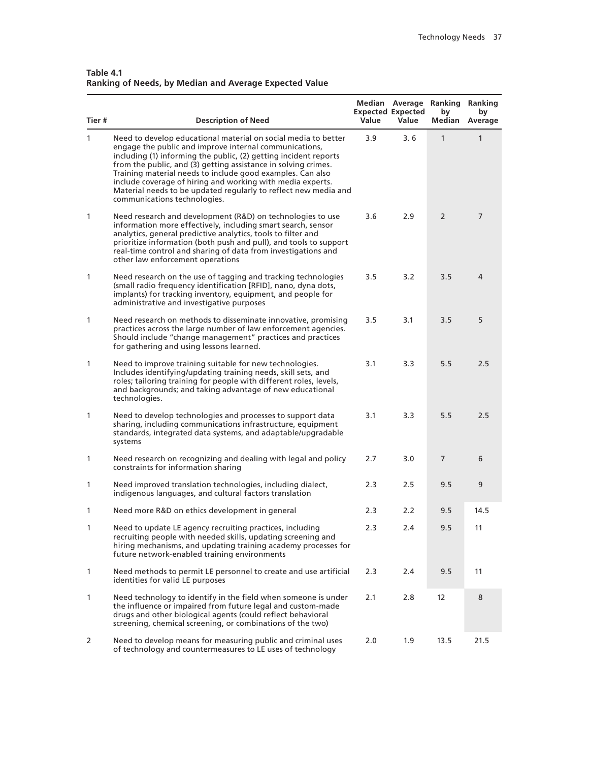**Table 4.1**
**Ranking of Needs, by Median and Average Expected Value**

| Tier # | Description of Need | Median Expected Value | Average Expected Value | Ranking by Median | Ranking by Average |
|---|---|---|---|---|---|
| 1 | Need to develop educational material on social media to better engage the public and improve internal communications, including (1) informing the public, (2) getting incident reports from the public, and (3) getting assistance in solving crimes. Training material needs to include good examples. Can also include coverage of hiring and working with media experts. Material needs to be updated regularly to reflect new media and communications technologies. | 3.9 | 3. 6 | 1 | 1 |
| 1 | Need research and development (R&D) on technologies to use information more effectively, including smart search, sensor analytics, general predictive analytics, tools to filter and prioritize information (both push and pull), and tools to support real-time control and sharing of data from investigations and other law enforcement operations | 3.6 | 2.9 | 2 | 7 |
| 1 | Need research on the use of tagging and tracking technologies (small radio frequency identification [RFID], nano, dyna dots, implants) for tracking inventory, equipment, and people for administrative and investigative purposes | 3.5 | 3.2 | 3.5 | 4 |
| 1 | Need research on methods to disseminate innovative, promising practices across the large number of law enforcement agencies. Should include "change management" practices and practices for gathering and using lessons learned. | 3.5 | 3.1 | 3.5 | 5 |
| 1 | Need to improve training suitable for new technologies. Includes identifying/updating training needs, skill sets, and roles; tailoring training for people with different roles, levels, and backgrounds; and taking advantage of new educational technologies. | 3.1 | 3.3 | 5.5 | 2.5 |
| 1 | Need to develop technologies and processes to support data sharing, including communications infrastructure, equipment standards, integrated data systems, and adaptable/upgradable systems | 3.1 | 3.3 | 5.5 | 2.5 |
| 1 | Need research on recognizing and dealing with legal and policy constraints for information sharing | 2.7 | 3.0 | 7 | 6 |
| 1 | Need improved translation technologies, including dialect, indigenous languages, and cultural factors translation | 2.3 | 2.5 | 9.5 | 9 |
| 1 | Need more R&D on ethics development in general | 2.3 | 2.2 | 9.5 | 14.5 |
| 1 | Need to update LE agency recruiting practices, including recruiting people with needed skills, updating screening and hiring mechanisms, and updating training academy processes for future network-enabled training environments | 2.3 | 2.4 | 9.5 | 11 |
| 1 | Need methods to permit LE personnel to create and use artificial identities for valid LE purposes | 2.3 | 2.4 | 9.5 | 11 |
| 1 | Need technology to identify in the field when someone is under the influence or impaired from future legal and custom-made drugs and other biological agents (could reflect behavioral screening, chemical screening, or combinations of the two) | 2.1 | 2.8 | 12 | 8 |
| 2 | Need to develop means for measuring public and criminal uses of technology and countermeasures to LE uses of technology | 2.0 | 1.9 | 13.5 | 21.5 |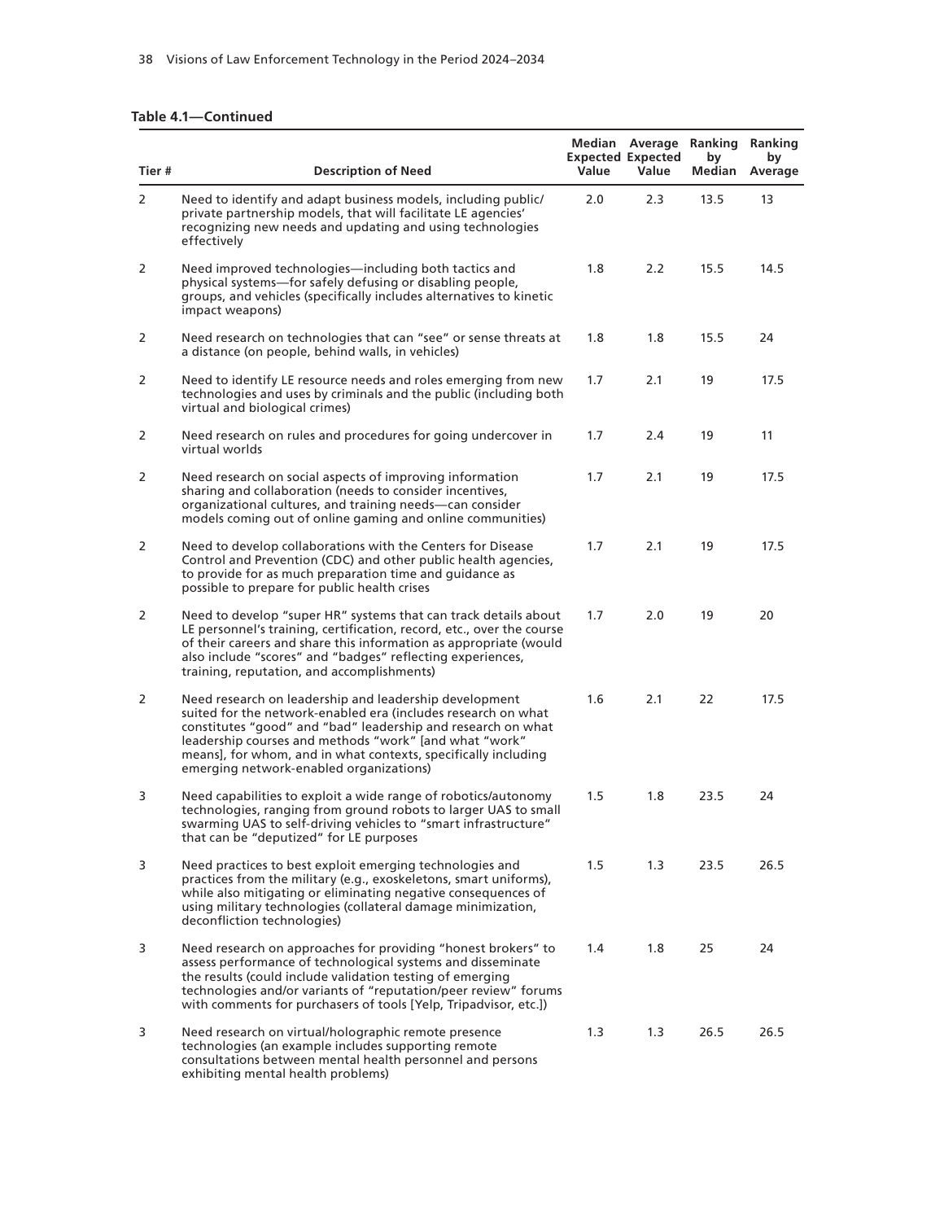**Table 4.1—Continued**

| Tier # | Description of Need | Median Expected Value | Average Expected Value | Ranking by Median | Ranking by Average |
|---|---|---|---|---|---|
| 2 | Need to identify and adapt business models, including public/private partnership models, that will facilitate LE agencies' recognizing new needs and updating and using technologies effectively | 2.0 | 2.3 | 13.5 | 13 |
| 2 | Need improved technologies—including both tactics and physical systems—for safely defusing or disabling people, groups, and vehicles (specifically includes alternatives to kinetic impact weapons) | 1.8 | 2.2 | 15.5 | 14.5 |
| 2 | Need research on technologies that can "see" or sense threats at a distance (on people, behind walls, in vehicles) | 1.8 | 1.8 | 15.5 | 24 |
| 2 | Need to identify LE resource needs and roles emerging from new technologies and uses by criminals and the public (including both virtual and biological crimes) | 1.7 | 2.1 | 19 | 17.5 |
| 2 | Need research on rules and procedures for going undercover in virtual worlds | 1.7 | 2.4 | 19 | 11 |
| 2 | Need research on social aspects of improving information sharing and collaboration (needs to consider incentives, organizational cultures, and training needs—can consider models coming out of online gaming and online communities) | 1.7 | 2.1 | 19 | 17.5 |
| 2 | Need to develop collaborations with the Centers for Disease Control and Prevention (CDC) and other public health agencies, to provide for as much preparation time and guidance as possible to prepare for public health crises | 1.7 | 2.1 | 19 | 17.5 |
| 2 | Need to develop "super HR" systems that can track details about LE personnel's training, certification, record, etc., over the course of their careers and share this information as appropriate (would also include "scores" and "badges" reflecting experiences, training, reputation, and accomplishments) | 1.7 | 2.0 | 19 | 20 |
| 2 | Need research on leadership and leadership development suited for the network-enabled era (includes research on what constitutes "good" and "bad" leadership and research on what leadership courses and methods "work" [and what "work" means], for whom, and in what contexts, specifically including emerging network-enabled organizations) | 1.6 | 2.1 | 22 | 17.5 |
| 3 | Need capabilities to exploit a wide range of robotics/autonomy technologies, ranging from ground robots to larger UAS to small swarming UAS to self-driving vehicles to "smart infrastructure" that can be "deputized" for LE purposes | 1.5 | 1.8 | 23.5 | 24 |
| 3 | Need practices to best exploit emerging technologies and practices from the military (e.g., exoskeletons, smart uniforms), while also mitigating or eliminating negative consequences of using military technologies (collateral damage minimization, deconfliction technologies) | 1.5 | 1.3 | 23.5 | 26.5 |
| 3 | Need research on approaches for providing "honest brokers" to assess performance of technological systems and disseminate the results (could include validation testing of emerging technologies and/or variants of "reputation/peer review" forums with comments for purchasers of tools [Yelp, Tripadvisor, etc.]) | 1.4 | 1.8 | 25 | 24 |
| 3 | Need research on virtual/holographic remote presence technologies (an example includes supporting remote consultations between mental health personnel and persons exhibiting mental health problems) | 1.3 | 1.3 | 26.5 | 26.5 |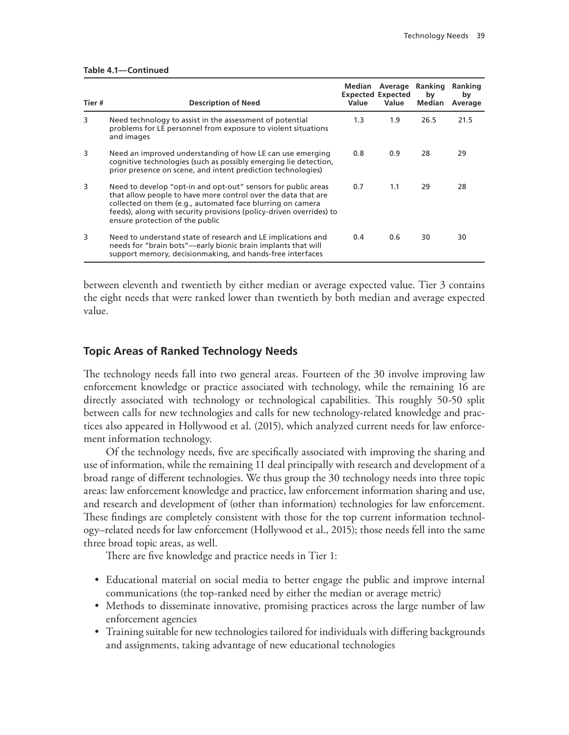**Table 4.1—Continued**

| Tier # | Description of Need | Median Expected Value | Average Expected Value | Ranking by Median | Ranking by Average |
|---|---|---|---|---|---|
| 3 | Need technology to assist in the assessment of potential problems for LE personnel from exposure to violent situations and images | 1.3 | 1.9 | 26.5 | 21.5 |
| 3 | Need an improved understanding of how LE can use emerging cognitive technologies (such as possibly emerging lie detection, prior presence on scene, and intent prediction technologies) | 0.8 | 0.9 | 28 | 29 |
| 3 | Need to develop "opt-in and opt-out" sensors for public areas that allow people to have more control over the data that are collected on them (e.g., automated face blurring on camera feeds), along with security provisions (policy-driven overrides) to ensure protection of the public | 0.7 | 1.1 | 29 | 28 |
| 3 | Need to understand state of research and LE implications and needs for "brain bots"—early bionic brain implants that will support memory, decisionmaking, and hands-free interfaces | 0.4 | 0.6 | 30 | 30 |

between eleventh and twentieth by either median or average expected value. Tier 3 contains the eight needs that were ranked lower than twentieth by both median and average expected value.

## Topic Areas of Ranked Technology Needs

The technology needs fall into two general areas. Fourteen of the 30 involve improving law enforcement knowledge or practice associated with technology, while the remaining 16 are directly associated with technology or technological capabilities. This roughly 50-50 split between calls for new technologies and calls for new technology-related knowledge and practices also appeared in Hollywood et al. (2015), which analyzed current needs for law enforcement information technology.

Of the technology needs, five are specifically associated with improving the sharing and use of information, while the remaining 11 deal principally with research and development of a broad range of different technologies. We thus group the 30 technology needs into three topic areas: law enforcement knowledge and practice, law enforcement information sharing and use, and research and development of (other than information) technologies for law enforcement. These findings are completely consistent with those for the top current information technology–related needs for law enforcement (Hollywood et al., 2015); those needs fell into the same three broad topic areas, as well.

There are five knowledge and practice needs in Tier 1:

- Educational material on social media to better engage the public and improve internal communications (the top-ranked need by either the median or average metric)
- Methods to disseminate innovative, promising practices across the large number of law enforcement agencies
- Training suitable for new technologies tailored for individuals with differing backgrounds and assignments, taking advantage of new educational technologies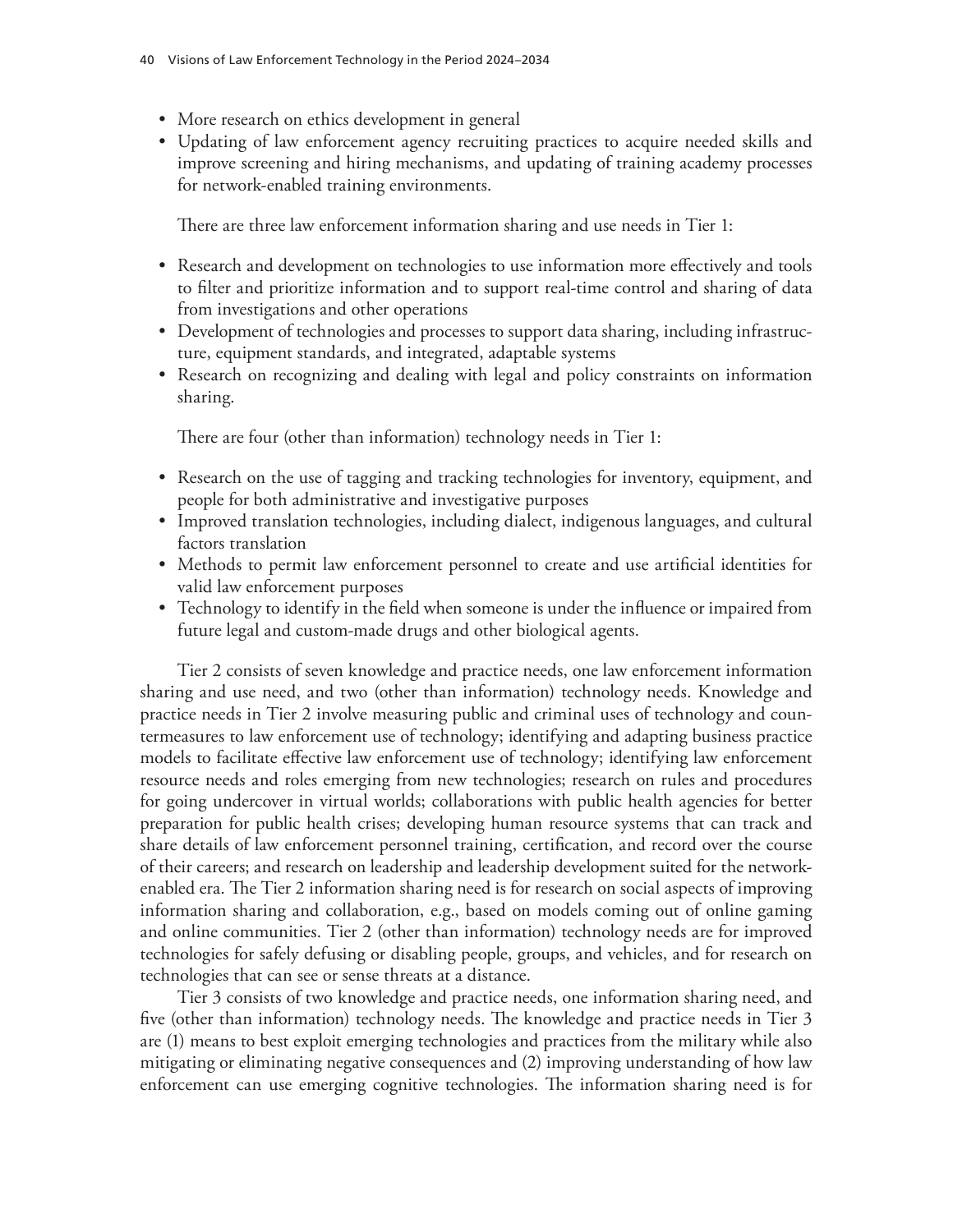- More research on ethics development in general
- Updating of law enforcement agency recruiting practices to acquire needed skills and improve screening and hiring mechanisms, and updating of training academy processes for network-enabled training environments.

There are three law enforcement information sharing and use needs in Tier 1:

- Research and development on technologies to use information more effectively and tools to filter and prioritize information and to support real-time control and sharing of data from investigations and other operations
- Development of technologies and processes to support data sharing, including infrastructure, equipment standards, and integrated, adaptable systems
- Research on recognizing and dealing with legal and policy constraints on information sharing.

There are four (other than information) technology needs in Tier 1:

- Research on the use of tagging and tracking technologies for inventory, equipment, and people for both administrative and investigative purposes
- Improved translation technologies, including dialect, indigenous languages, and cultural factors translation
- Methods to permit law enforcement personnel to create and use artificial identities for valid law enforcement purposes
- Technology to identify in the field when someone is under the influence or impaired from future legal and custom-made drugs and other biological agents.

Tier 2 consists of seven knowledge and practice needs, one law enforcement information sharing and use need, and two (other than information) technology needs. Knowledge and practice needs in Tier 2 involve measuring public and criminal uses of technology and countermeasures to law enforcement use of technology; identifying and adapting business practice models to facilitate effective law enforcement use of technology; identifying law enforcement resource needs and roles emerging from new technologies; research on rules and procedures for going undercover in virtual worlds; collaborations with public health agencies for better preparation for public health crises; developing human resource systems that can track and share details of law enforcement personnel training, certification, and record over the course of their careers; and research on leadership and leadership development suited for the network-enabled era. The Tier 2 information sharing need is for research on social aspects of improving information sharing and collaboration, e.g., based on models coming out of online gaming and online communities. Tier 2 (other than information) technology needs are for improved technologies for safely defusing or disabling people, groups, and vehicles, and for research on technologies that can see or sense threats at a distance.

Tier 3 consists of two knowledge and practice needs, one information sharing need, and five (other than information) technology needs. The knowledge and practice needs in Tier 3 are (1) means to best exploit emerging technologies and practices from the military while also mitigating or eliminating negative consequences and (2) improving understanding of how law enforcement can use emerging cognitive technologies. The information sharing need is for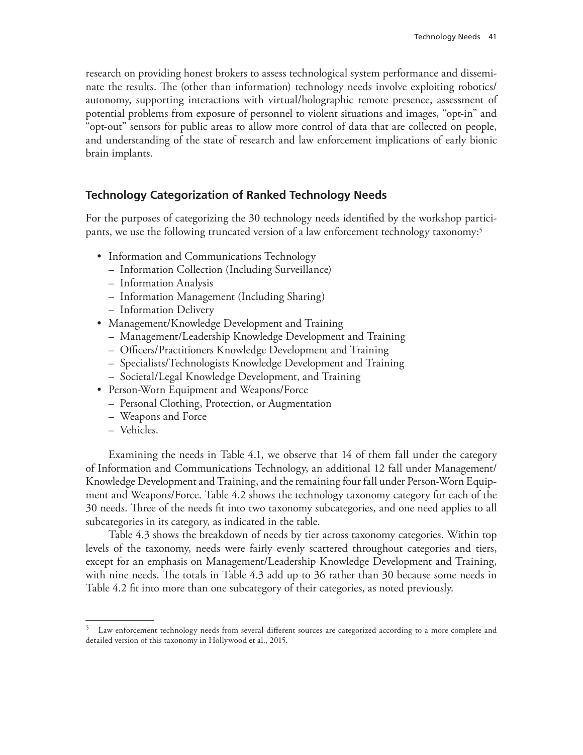research on providing honest brokers to assess technological system performance and disseminate the results. The (other than information) technology needs involve exploiting robotics/autonomy, supporting interactions with virtual/holographic remote presence, assessment of potential problems from exposure of personnel to violent situations and images, "opt-in" and "opt-out" sensors for public areas to allow more control of data that are collected on people, and understanding of the state of research and law enforcement implications of early bionic brain implants.

## Technology Categorization of Ranked Technology Needs

For the purposes of categorizing the 30 technology needs identified by the workshop participants, we use the following truncated version of a law enforcement technology taxonomy:[5]

- Information and Communications Technology
  - Information Collection (Including Surveillance)
  - Information Analysis
  - Information Management (Including Sharing)
  - Information Delivery
- Management/Knowledge Development and Training
  - Management/Leadership Knowledge Development and Training
  - Officers/Practitioners Knowledge Development and Training
  - Specialists/Technologists Knowledge Development and Training
  - Societal/Legal Knowledge Development, and Training
- Person-Worn Equipment and Weapons/Force
  - Personal Clothing, Protection, or Augmentation
  - Weapons and Force
  - Vehicles.

Examining the needs in Table 4.1, we observe that 14 of them fall under the category of Information and Communications Technology, an additional 12 fall under Management/Knowledge Development and Training, and the remaining four fall under Person-Worn Equipment and Weapons/Force. Table 4.2 shows the technology taxonomy category for each of the 30 needs. Three of the needs fit into two taxonomy subcategories, and one need applies to all subcategories in its category, as indicated in the table.

Table 4.3 shows the breakdown of needs by tier across taxonomy categories. Within top levels of the taxonomy, needs were fairly evenly scattered throughout categories and tiers, except for an emphasis on Management/Leadership Knowledge Development and Training, with nine needs. The totals in Table 4.3 add up to 36 rather than 30 because some needs in Table 4.2 fit into more than one subcategory of their categories, as noted previously.

---

[5] Law enforcement technology needs from several different sources are categorized according to a more complete and detailed version of this taxonomy in Hollywood et al., 2015.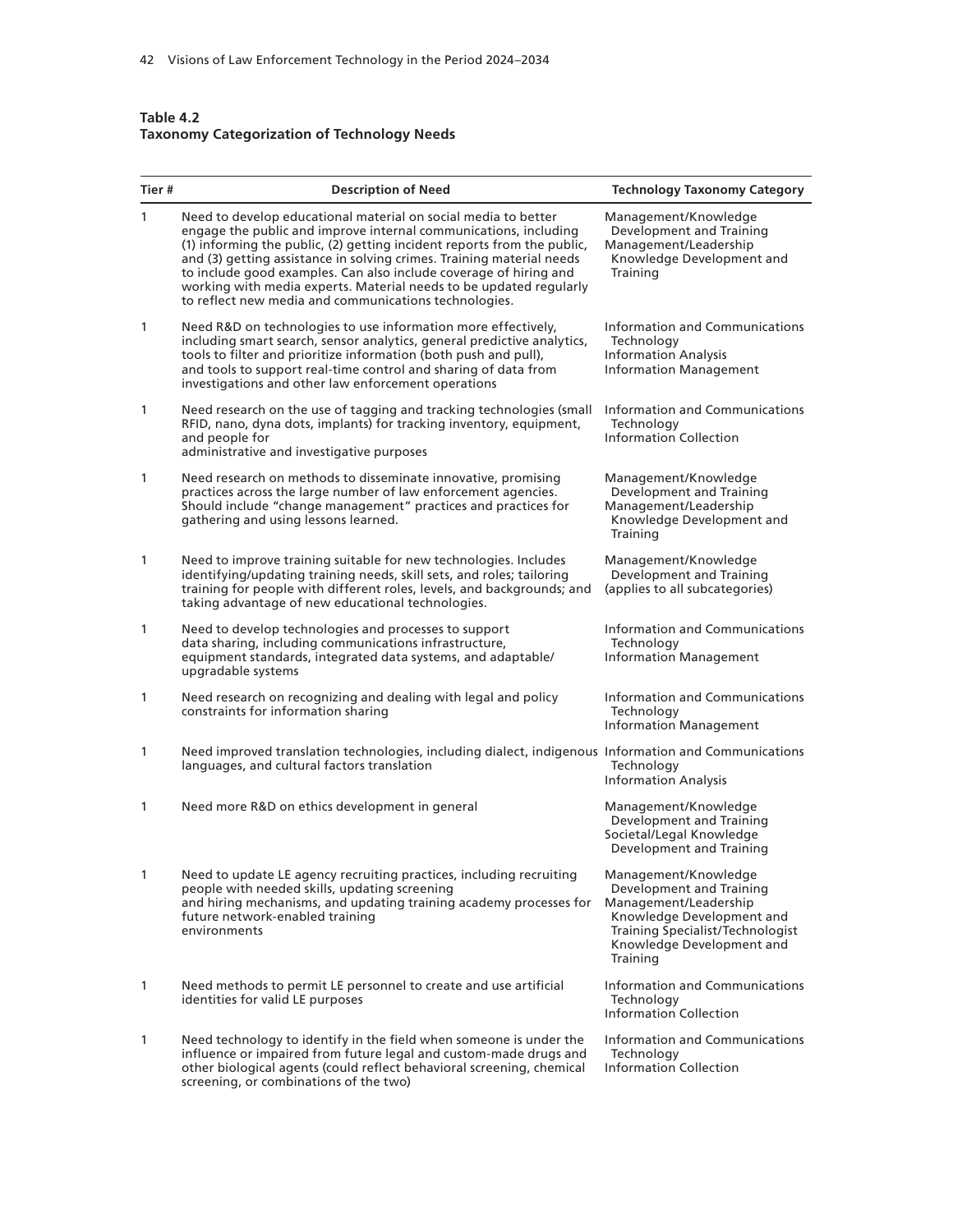**Table 4.2**
**Taxonomy Categorization of Technology Needs**

| Tier # | Description of Need | Technology Taxonomy Category |
|---|---|---|
| 1 | Need to develop educational material on social media to better engage the public and improve internal communications, including (1) informing the public, (2) getting incident reports from the public, and (3) getting assistance in solving crimes. Training material needs to include good examples. Can also include coverage of hiring and working with media experts. Material needs to be updated regularly to reflect new media and communications technologies. | Management/Knowledge Development and Training<br>Management/Leadership Knowledge Development and Training |
| 1 | Need R&D on technologies to use information more effectively, including smart search, sensor analytics, general predictive analytics, tools to filter and prioritize information (both push and pull), and tools to support real-time control and sharing of data from investigations and other law enforcement operations | Information and Communications Technology<br>Information Analysis<br>Information Management |
| 1 | Need research on the use of tagging and tracking technologies (small RFID, nano, dyna dots, implants) for tracking inventory, equipment, and people for administrative and investigative purposes | Information and Communications Technology<br>Information Collection |
| 1 | Need research on methods to disseminate innovative, promising practices across the large number of law enforcement agencies. Should include "change management" practices and practices for gathering and using lessons learned. | Management/Knowledge Development and Training<br>Management/Leadership Knowledge Development and Training |
| 1 | Need to improve training suitable for new technologies. Includes identifying/updating training needs, skill sets, and roles; tailoring training for people with different roles, levels, and backgrounds; and taking advantage of new educational technologies. | Management/Knowledge Development and Training (applies to all subcategories) |
| 1 | Need to develop technologies and processes to support data sharing, including communications infrastructure, equipment standards, integrated data systems, and adaptable/upgradable systems | Information and Communications Technology<br>Information Management |
| 1 | Need research on recognizing and dealing with legal and policy constraints for information sharing | Information and Communications Technology<br>Information Management |
| 1 | Need improved translation technologies, including dialect, indigenous languages, and cultural factors translation | Information and Communications Technology<br>Information Analysis |
| 1 | Need more R&D on ethics development in general | Management/Knowledge Development and Training<br>Societal/Legal Knowledge Development and Training |
| 1 | Need to update LE agency recruiting practices, including recruiting people with needed skills, updating screening and hiring mechanisms, and updating training academy processes for future network-enabled training environments | Management/Knowledge Development and Training<br>Management/Leadership Knowledge Development and Training Specialist/Technologist Knowledge Development and Training |
| 1 | Need methods to permit LE personnel to create and use artificial identities for valid LE purposes | Information and Communications Technology<br>Information Collection |
| 1 | Need technology to identify in the field when someone is under the influence or impaired from future legal and custom-made drugs and other biological agents (could reflect behavioral screening, chemical screening, or combinations of the two) | Information and Communications Technology<br>Information Collection |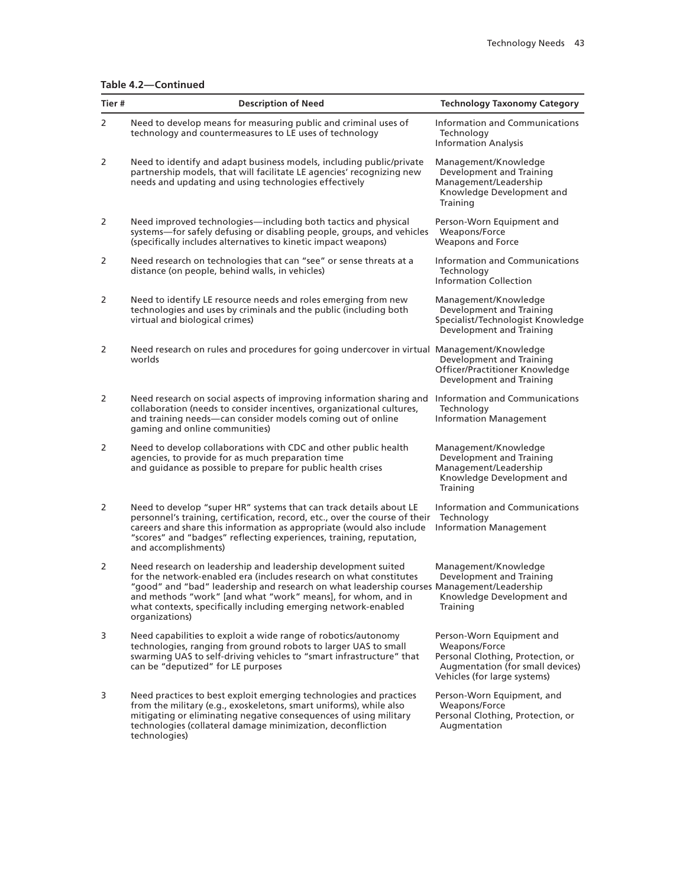**Table 4.2—Continued**

| Tier # | Description of Need | Technology Taxonomy Category |
|---|---|---|
| 2 | Need to develop means for measuring public and criminal uses of technology and countermeasures to LE uses of technology | Information and Communications Technology<br>Information Analysis |
| 2 | Need to identify and adapt business models, including public/private partnership models, that will facilitate LE agencies' recognizing new needs and updating and using technologies effectively | Management/Knowledge Development and Training<br>Management/Leadership Knowledge Development and Training |
| 2 | Need improved technologies—including both tactics and physical systems—for safely defusing or disabling people, groups, and vehicles (specifically includes alternatives to kinetic impact weapons) | Person-Worn Equipment and Weapons/Force<br>Weapons and Force |
| 2 | Need research on technologies that can "see" or sense threats at a distance (on people, behind walls, in vehicles) | Information and Communications Technology<br>Information Collection |
| 2 | Need to identify LE resource needs and roles emerging from new technologies and uses by criminals and the public (including both virtual and biological crimes) | Management/Knowledge Development and Training<br>Specialist/Technologist Knowledge Development and Training |
| 2 | Need research on rules and procedures for going undercover in virtual worlds | Management/Knowledge Development and Training<br>Officer/Practitioner Knowledge Development and Training |
| 2 | Need research on social aspects of improving information sharing and collaboration (needs to consider incentives, organizational cultures, and training needs—can consider models coming out of online gaming and online communities) | Information and Communications Technology<br>Information Management |
| 2 | Need to develop collaborations with CDC and other public health agencies, to provide for as much preparation time and guidance as possible to prepare for public health crises | Management/Knowledge Development and Training<br>Management/Leadership Knowledge Development and Training |
| 2 | Need to develop "super HR" systems that can track details about LE personnel's training, certification, record, etc., over the course of their careers and share this information as appropriate (would also include "scores" and "badges" reflecting experiences, training, reputation, and accomplishments) | Information and Communications Technology<br>Information Management |
| 2 | Need research on leadership and leadership development suited for the network-enabled era (includes research on what constitutes "good" and "bad" leadership and research on what leadership courses and methods "work" [and what "work" means], for whom, and in what contexts, specifically including emerging network-enabled organizations) | Management/Knowledge Development and Training<br>Management/Leadership Knowledge Development and Training |
| 3 | Need capabilities to exploit a wide range of robotics/autonomy technologies, ranging from ground robots to larger UAS to small swarming UAS to self-driving vehicles to "smart infrastructure" that can be "deputized" for LE purposes | Person-Worn Equipment and Weapons/Force<br>Personal Clothing, Protection, or Augmentation (for small devices)<br>Vehicles (for large systems) |
| 3 | Need practices to best exploit emerging technologies and practices from the military (e.g., exoskeletons, smart uniforms), while also mitigating or eliminating negative consequences of using military technologies (collateral damage minimization, deconfliction technologies) | Person-Worn Equipment, and Weapons/Force<br>Personal Clothing, Protection, or Augmentation |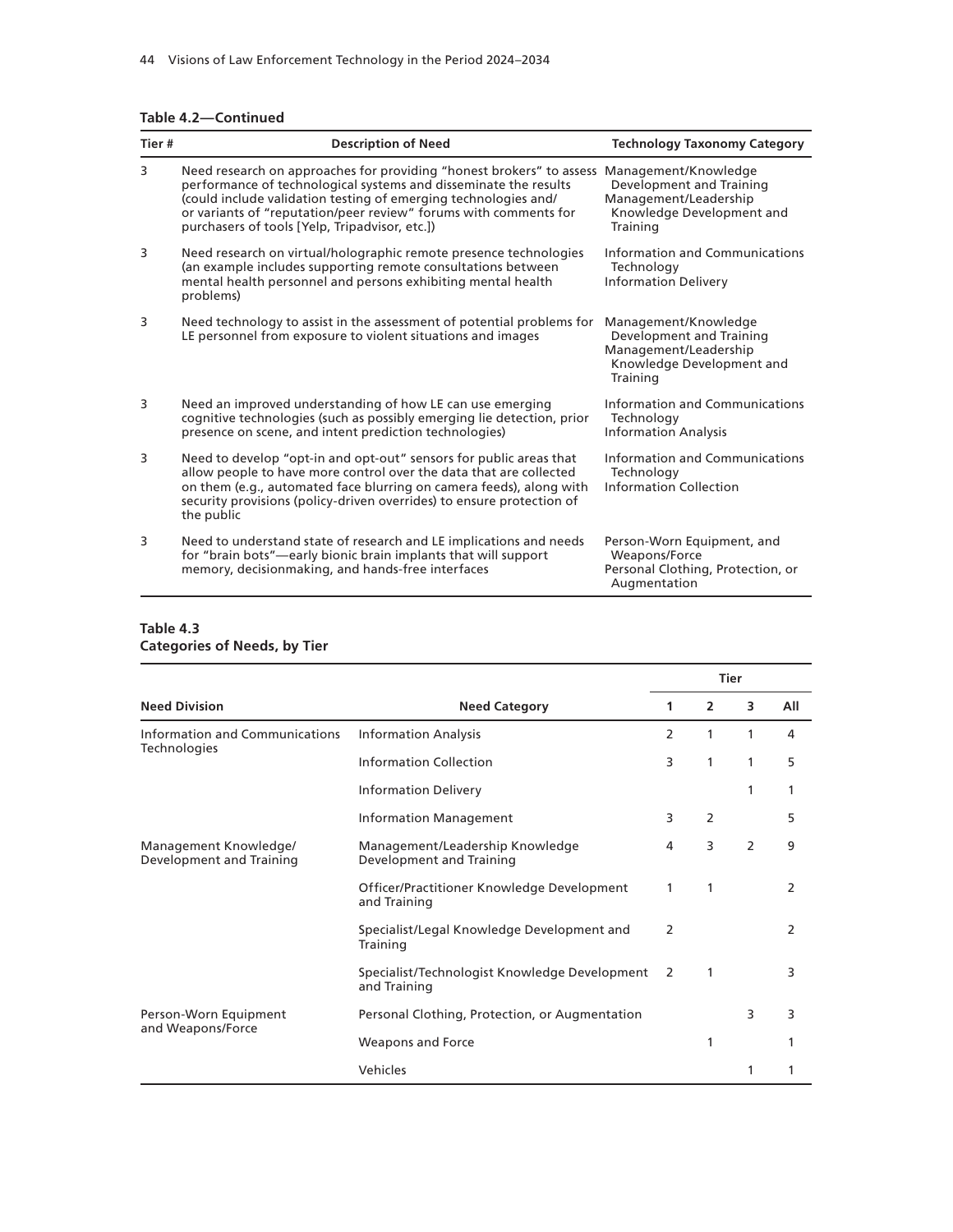**Table 4.2—Continued**

| Tier # | Description of Need | Technology Taxonomy Category |
|---|---|---|
| 3 | Need research on approaches for providing "honest brokers" to assess performance of technological systems and disseminate the results (could include validation testing of emerging technologies and/or variants of "reputation/peer review" forums with comments for purchasers of tools [Yelp, Tripadvisor, etc.]) | Management/Knowledge Development and Training<br>Management/Leadership Knowledge Development and Training |
| 3 | Need research on virtual/holographic remote presence technologies (an example includes supporting remote consultations between mental health personnel and persons exhibiting mental health problems) | Information and Communications Technology<br>Information Delivery |
| 3 | Need technology to assist in the assessment of potential problems for LE personnel from exposure to violent situations and images | Management/Knowledge Development and Training<br>Management/Leadership Knowledge Development and Training |
| 3 | Need an improved understanding of how LE can use emerging cognitive technologies (such as possibly emerging lie detection, prior presence on scene, and intent prediction technologies) | Information and Communications Technology<br>Information Analysis |
| 3 | Need to develop "opt-in and opt-out" sensors for public areas that allow people to have more control over the data that are collected on them (e.g., automated face blurring on camera feeds), along with security provisions (policy-driven overrides) to ensure protection of the public | Information and Communications Technology<br>Information Collection |
| 3 | Need to understand state of research and LE implications and needs for "brain bots"—early bionic brain implants that will support memory, decisionmaking, and hands-free interfaces | Person-Worn Equipment, and Weapons/Force<br>Personal Clothing, Protection, or Augmentation |

**Table 4.3**
**Categories of Needs, by Tier**

| Need Division | Need Category | Tier 1 | Tier 2 | Tier 3 | All |
|---|---|---|---|---|---|
| Information and Communications Technologies | Information Analysis | 2 | 1 | 1 | 4 |
| | Information Collection | 3 | 1 | 1 | 5 |
| | Information Delivery | | | 1 | 1 |
| | Information Management | 3 | 2 | | 5 |
| Management Knowledge/ Development and Training | Management/Leadership Knowledge Development and Training | 4 | 3 | 2 | 9 |
| | Officer/Practitioner Knowledge Development and Training | 1 | 1 | | 2 |
| | Specialist/Legal Knowledge Development and Training | 2 | | | 2 |
| | Specialist/Technologist Knowledge Development and Training | 2 | 1 | | 3 |
| Person-Worn Equipment and Weapons/Force | Personal Clothing, Protection, or Augmentation | | | 3 | 3 |
| | Weapons and Force | | 1 | | 1 |
| | Vehicles | | | 1 | 1 |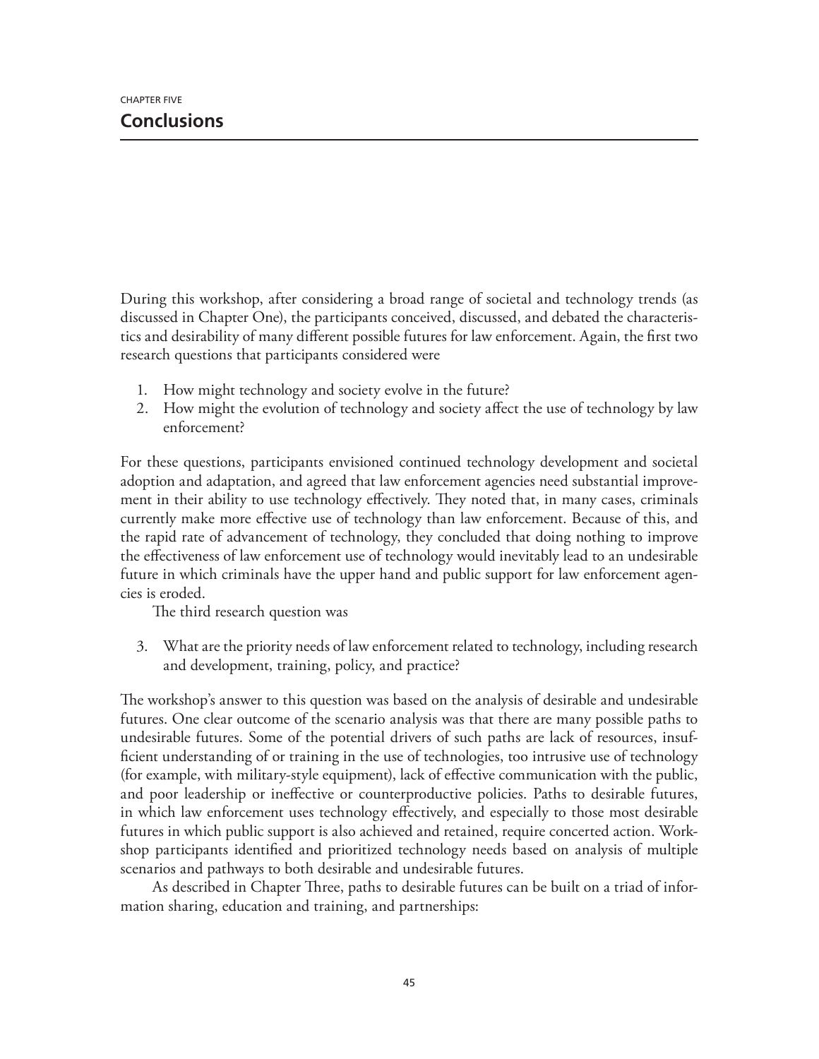CHAPTER FIVE

# Conclusions

During this workshop, after considering a broad range of societal and technology trends (as discussed in Chapter One), the participants conceived, discussed, and debated the characteristics and desirability of many different possible futures for law enforcement. Again, the first two research questions that participants considered were

1. How might technology and society evolve in the future?
2. How might the evolution of technology and society affect the use of technology by law enforcement?

For these questions, participants envisioned continued technology development and societal adoption and adaptation, and agreed that law enforcement agencies need substantial improvement in their ability to use technology effectively. They noted that, in many cases, criminals currently make more effective use of technology than law enforcement. Because of this, and the rapid rate of advancement of technology, they concluded that doing nothing to improve the effectiveness of law enforcement use of technology would inevitably lead to an undesirable future in which criminals have the upper hand and public support for law enforcement agencies is eroded.

The third research question was

3. What are the priority needs of law enforcement related to technology, including research and development, training, policy, and practice?

The workshop's answer to this question was based on the analysis of desirable and undesirable futures. One clear outcome of the scenario analysis was that there are many possible paths to undesirable futures. Some of the potential drivers of such paths are lack of resources, insufficient understanding of or training in the use of technologies, too intrusive use of technology (for example, with military-style equipment), lack of effective communication with the public, and poor leadership or ineffective or counterproductive policies. Paths to desirable futures, in which law enforcement uses technology effectively, and especially to those most desirable futures in which public support is also achieved and retained, require concerted action. Workshop participants identified and prioritized technology needs based on analysis of multiple scenarios and pathways to both desirable and undesirable futures.

As described in Chapter Three, paths to desirable futures can be built on a triad of information sharing, education and training, and partnerships: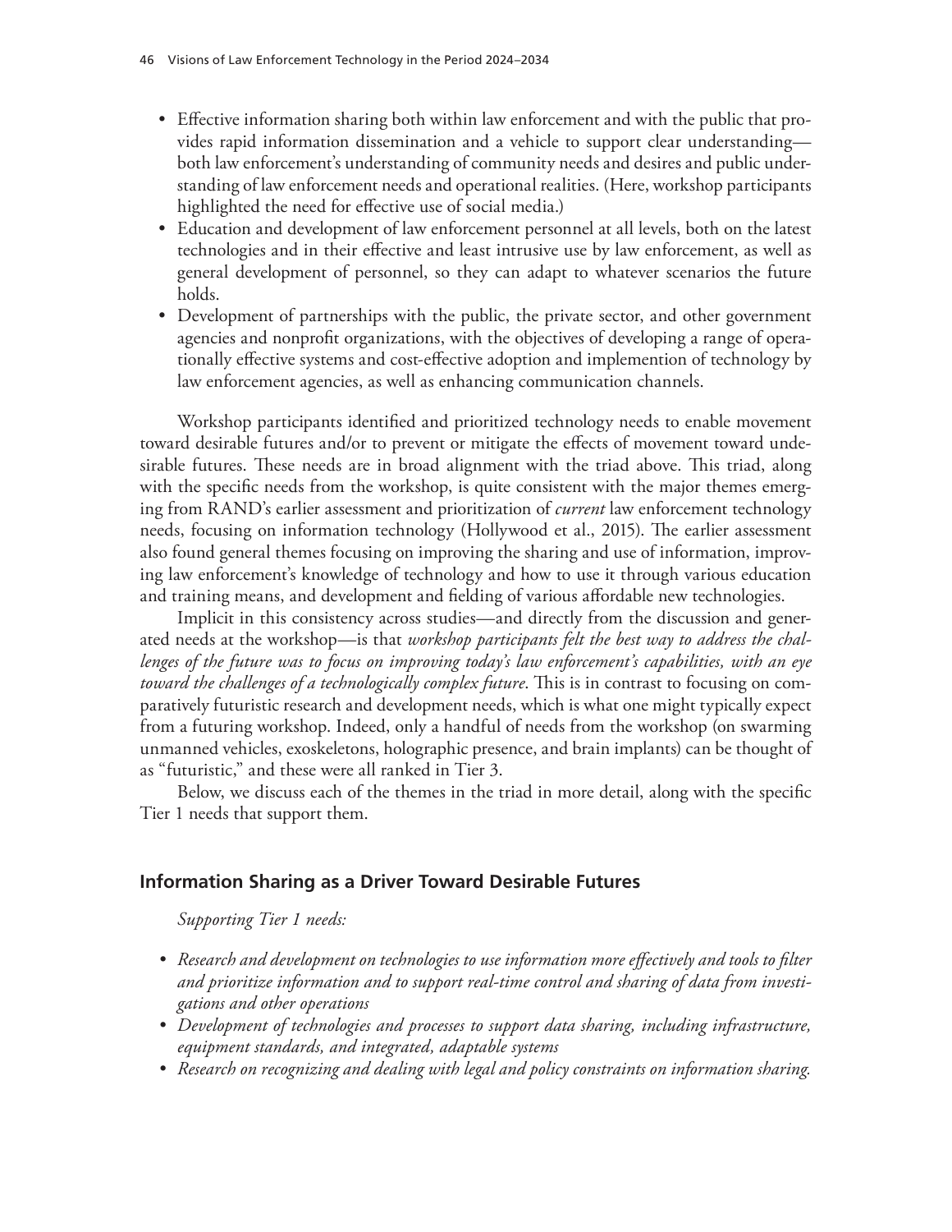- Effective information sharing both within law enforcement and with the public that provides rapid information dissemination and a vehicle to support clear understanding—both law enforcement's understanding of community needs and desires and public understanding of law enforcement needs and operational realities. (Here, workshop participants highlighted the need for effective use of social media.)
- Education and development of law enforcement personnel at all levels, both on the latest technologies and in their effective and least intrusive use by law enforcement, as well as general development of personnel, so they can adapt to whatever scenarios the future holds.
- Development of partnerships with the public, the private sector, and other government agencies and nonprofit organizations, with the objectives of developing a range of operationally effective systems and cost-effective adoption and implemention of technology by law enforcement agencies, as well as enhancing communication channels.

Workshop participants identified and prioritized technology needs to enable movement toward desirable futures and/or to prevent or mitigate the effects of movement toward undesirable futures. These needs are in broad alignment with the triad above. This triad, along with the specific needs from the workshop, is quite consistent with the major themes emerging from RAND's earlier assessment and prioritization of *current* law enforcement technology needs, focusing on information technology (Hollywood et al., 2015). The earlier assessment also found general themes focusing on improving the sharing and use of information, improving law enforcement's knowledge of technology and how to use it through various education and training means, and development and fielding of various affordable new technologies.

Implicit in this consistency across studies—and directly from the discussion and generated needs at the workshop—is that *workshop participants felt the best way to address the challenges of the future was to focus on improving today's law enforcement's capabilities, with an eye toward the challenges of a technologically complex future*. This is in contrast to focusing on comparatively futuristic research and development needs, which is what one might typically expect from a futuring workshop. Indeed, only a handful of needs from the workshop (on swarming unmanned vehicles, exoskeletons, holographic presence, and brain implants) can be thought of as "futuristic," and these were all ranked in Tier 3.

Below, we discuss each of the themes in the triad in more detail, along with the specific Tier 1 needs that support them.

## Information Sharing as a Driver Toward Desirable Futures

*Supporting Tier 1 needs:*

- *Research and development on technologies to use information more effectively and tools to filter and prioritize information and to support real-time control and sharing of data from investigations and other operations*
- *Development of technologies and processes to support data sharing, including infrastructure, equipment standards, and integrated, adaptable systems*
- *Research on recognizing and dealing with legal and policy constraints on information sharing.*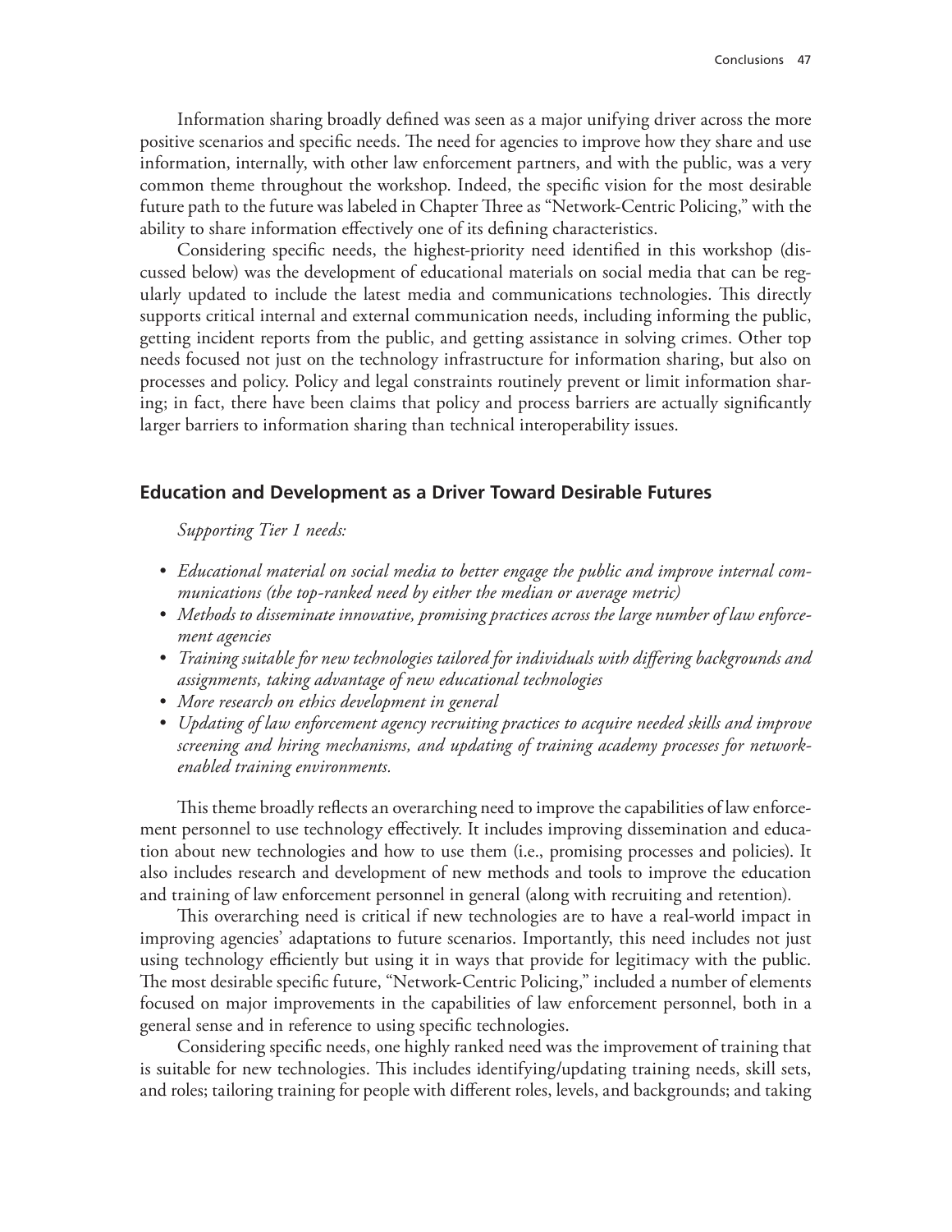Information sharing broadly defined was seen as a major unifying driver across the more positive scenarios and specific needs. The need for agencies to improve how they share and use information, internally, with other law enforcement partners, and with the public, was a very common theme throughout the workshop. Indeed, the specific vision for the most desirable future path to the future was labeled in Chapter Three as "Network-Centric Policing," with the ability to share information effectively one of its defining characteristics.

Considering specific needs, the highest-priority need identified in this workshop (discussed below) was the development of educational materials on social media that can be regularly updated to include the latest media and communications technologies. This directly supports critical internal and external communication needs, including informing the public, getting incident reports from the public, and getting assistance in solving crimes. Other top needs focused not just on the technology infrastructure for information sharing, but also on processes and policy. Policy and legal constraints routinely prevent or limit information sharing; in fact, there have been claims that policy and process barriers are actually significantly larger barriers to information sharing than technical interoperability issues.

## Education and Development as a Driver Toward Desirable Futures

*Supporting Tier 1 needs:*

- *Educational material on social media to better engage the public and improve internal communications (the top-ranked need by either the median or average metric)*
- *Methods to disseminate innovative, promising practices across the large number of law enforcement agencies*
- *Training suitable for new technologies tailored for individuals with differing backgrounds and assignments, taking advantage of new educational technologies*
- *More research on ethics development in general*
- *Updating of law enforcement agency recruiting practices to acquire needed skills and improve screening and hiring mechanisms, and updating of training academy processes for network-enabled training environments.*

This theme broadly reflects an overarching need to improve the capabilities of law enforcement personnel to use technology effectively. It includes improving dissemination and education about new technologies and how to use them (i.e., promising processes and policies). It also includes research and development of new methods and tools to improve the education and training of law enforcement personnel in general (along with recruiting and retention).

This overarching need is critical if new technologies are to have a real-world impact in improving agencies' adaptations to future scenarios. Importantly, this need includes not just using technology efficiently but using it in ways that provide for legitimacy with the public. The most desirable specific future, "Network-Centric Policing," included a number of elements focused on major improvements in the capabilities of law enforcement personnel, both in a general sense and in reference to using specific technologies.

Considering specific needs, one highly ranked need was the improvement of training that is suitable for new technologies. This includes identifying/updating training needs, skill sets, and roles; tailoring training for people with different roles, levels, and backgrounds; and taking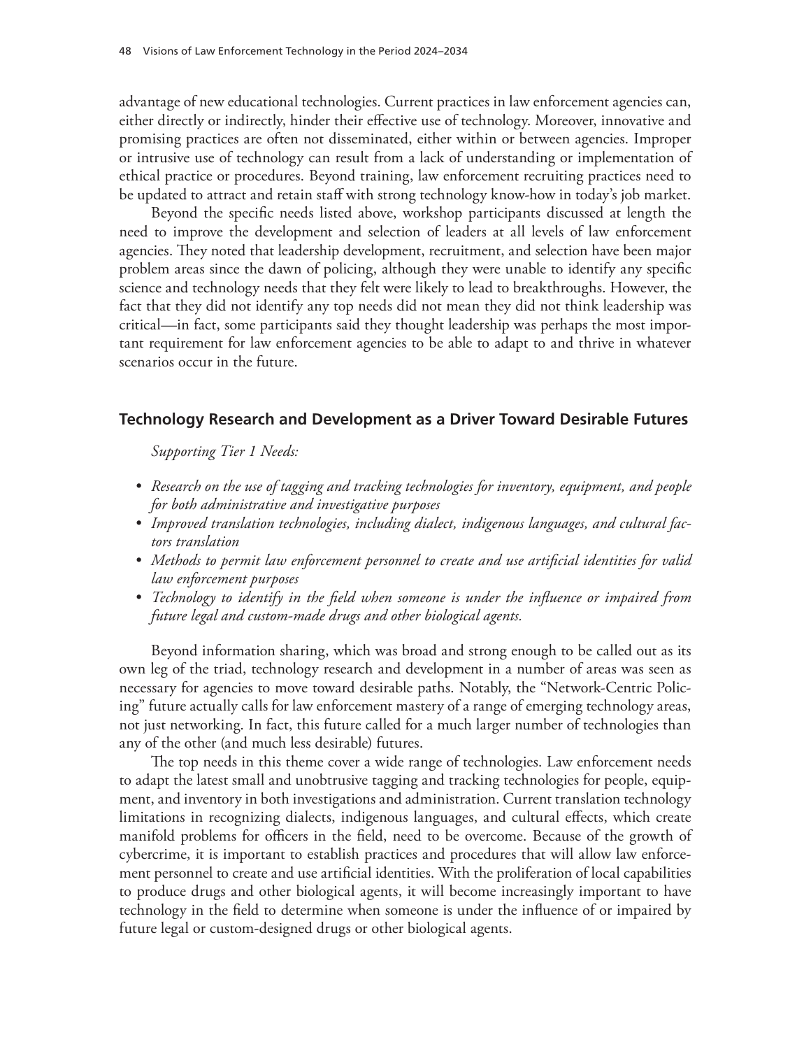advantage of new educational technologies. Current practices in law enforcement agencies can, either directly or indirectly, hinder their effective use of technology. Moreover, innovative and promising practices are often not disseminated, either within or between agencies. Improper or intrusive use of technology can result from a lack of understanding or implementation of ethical practice or procedures. Beyond training, law enforcement recruiting practices need to be updated to attract and retain staff with strong technology know-how in today's job market.

Beyond the specific needs listed above, workshop participants discussed at length the need to improve the development and selection of leaders at all levels of law enforcement agencies. They noted that leadership development, recruitment, and selection have been major problem areas since the dawn of policing, although they were unable to identify any specific science and technology needs that they felt were likely to lead to breakthroughs. However, the fact that they did not identify any top needs did not mean they did not think leadership was critical—in fact, some participants said they thought leadership was perhaps the most important requirement for law enforcement agencies to be able to adapt to and thrive in whatever scenarios occur in the future.

## Technology Research and Development as a Driver Toward Desirable Futures

*Supporting Tier 1 Needs:*

- *Research on the use of tagging and tracking technologies for inventory, equipment, and people for both administrative and investigative purposes*
- *Improved translation technologies, including dialect, indigenous languages, and cultural factors translation*
- *Methods to permit law enforcement personnel to create and use artificial identities for valid law enforcement purposes*
- *Technology to identify in the field when someone is under the influence or impaired from future legal and custom-made drugs and other biological agents.*

Beyond information sharing, which was broad and strong enough to be called out as its own leg of the triad, technology research and development in a number of areas was seen as necessary for agencies to move toward desirable paths. Notably, the "Network-Centric Policing" future actually calls for law enforcement mastery of a range of emerging technology areas, not just networking. In fact, this future called for a much larger number of technologies than any of the other (and much less desirable) futures.

The top needs in this theme cover a wide range of technologies. Law enforcement needs to adapt the latest small and unobtrusive tagging and tracking technologies for people, equipment, and inventory in both investigations and administration. Current translation technology limitations in recognizing dialects, indigenous languages, and cultural effects, which create manifold problems for officers in the field, need to be overcome. Because of the growth of cybercrime, it is important to establish practices and procedures that will allow law enforcement personnel to create and use artificial identities. With the proliferation of local capabilities to produce drugs and other biological agents, it will become increasingly important to have technology in the field to determine when someone is under the influence of or impaired by future legal or custom-designed drugs or other biological agents.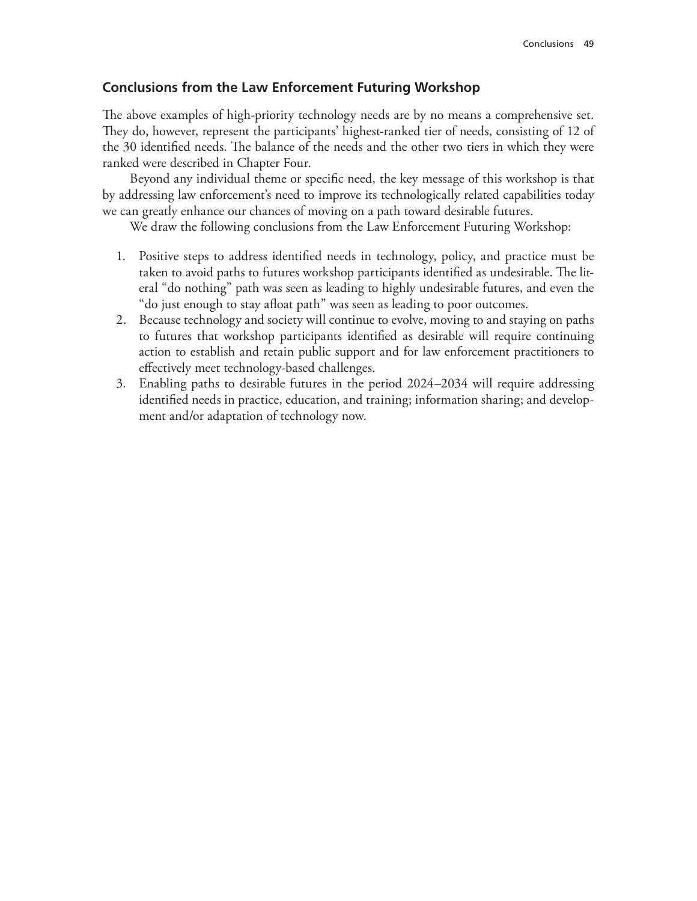## Conclusions from the Law Enforcement Futuring Workshop

The above examples of high-priority technology needs are by no means a comprehensive set. They do, however, represent the participants' highest-ranked tier of needs, consisting of 12 of the 30 identified needs. The balance of the needs and the other two tiers in which they were ranked were described in Chapter Four.

Beyond any individual theme or specific need, the key message of this workshop is that by addressing law enforcement's need to improve its technologically related capabilities today we can greatly enhance our chances of moving on a path toward desirable futures.

We draw the following conclusions from the Law Enforcement Futuring Workshop:

1. Positive steps to address identified needs in technology, policy, and practice must be taken to avoid paths to futures workshop participants identified as undesirable. The literal "do nothing" path was seen as leading to highly undesirable futures, and even the "do just enough to stay afloat path" was seen as leading to poor outcomes.
2. Because technology and society will continue to evolve, moving to and staying on paths to futures that workshop participants identified as desirable will require continuing action to establish and retain public support and for law enforcement practitioners to effectively meet technology-based challenges.
3. Enabling paths to desirable futures in the period 2024–2034 will require addressing identified needs in practice, education, and training; information sharing; and development and/or adaptation of technology now.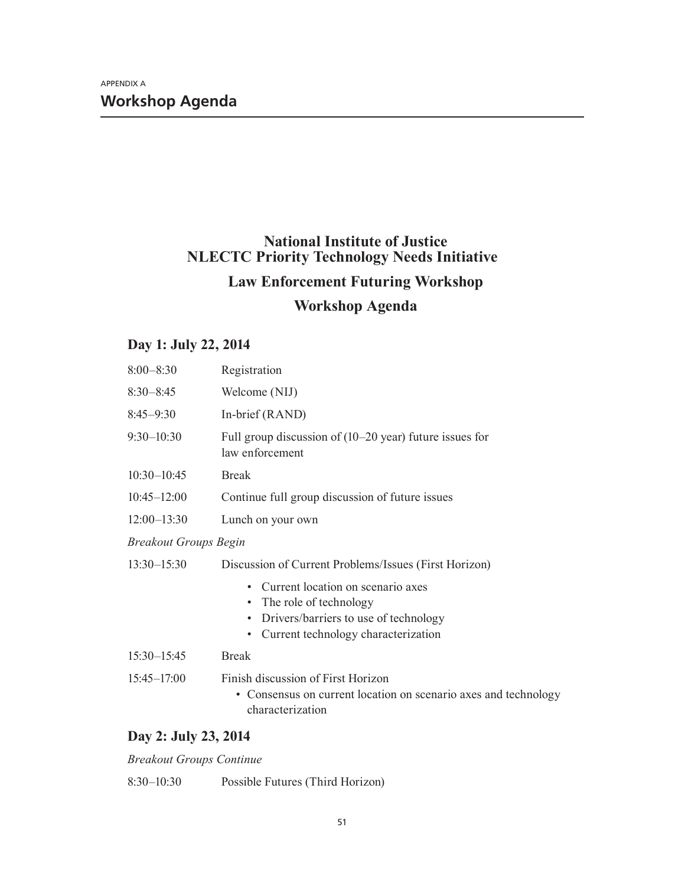APPENDIX A

# Workshop Agenda

## National Institute of Justice
## NLECTC Priority Technology Needs Initiative
## Law Enforcement Futuring Workshop
## Workshop Agenda

### Day 1: July 22, 2014

| | |
|---|---|
| 8:00–8:30 | Registration |
| 8:30–8:45 | Welcome (NIJ) |
| 8:45–9:30 | In-brief (RAND) |
| 9:30–10:30 | Full group discussion of (10–20 year) future issues for law enforcement |
| 10:30–10:45 | Break |
| 10:45–12:00 | Continue full group discussion of future issues |
| 12:00–13:30 | Lunch on your own |

*Breakout Groups Begin*

13:30–15:30 Discussion of Current Problems/Issues (First Horizon)

- Current location on scenario axes
- The role of technology
- Drivers/barriers to use of technology
- Current technology characterization

15:30–15:45 Break

15:45–17:00 Finish discussion of First Horizon

- Consensus on current location on scenario axes and technology characterization

### Day 2: July 23, 2014

*Breakout Groups Continue*

8:30–10:30 Possible Futures (Third Horizon)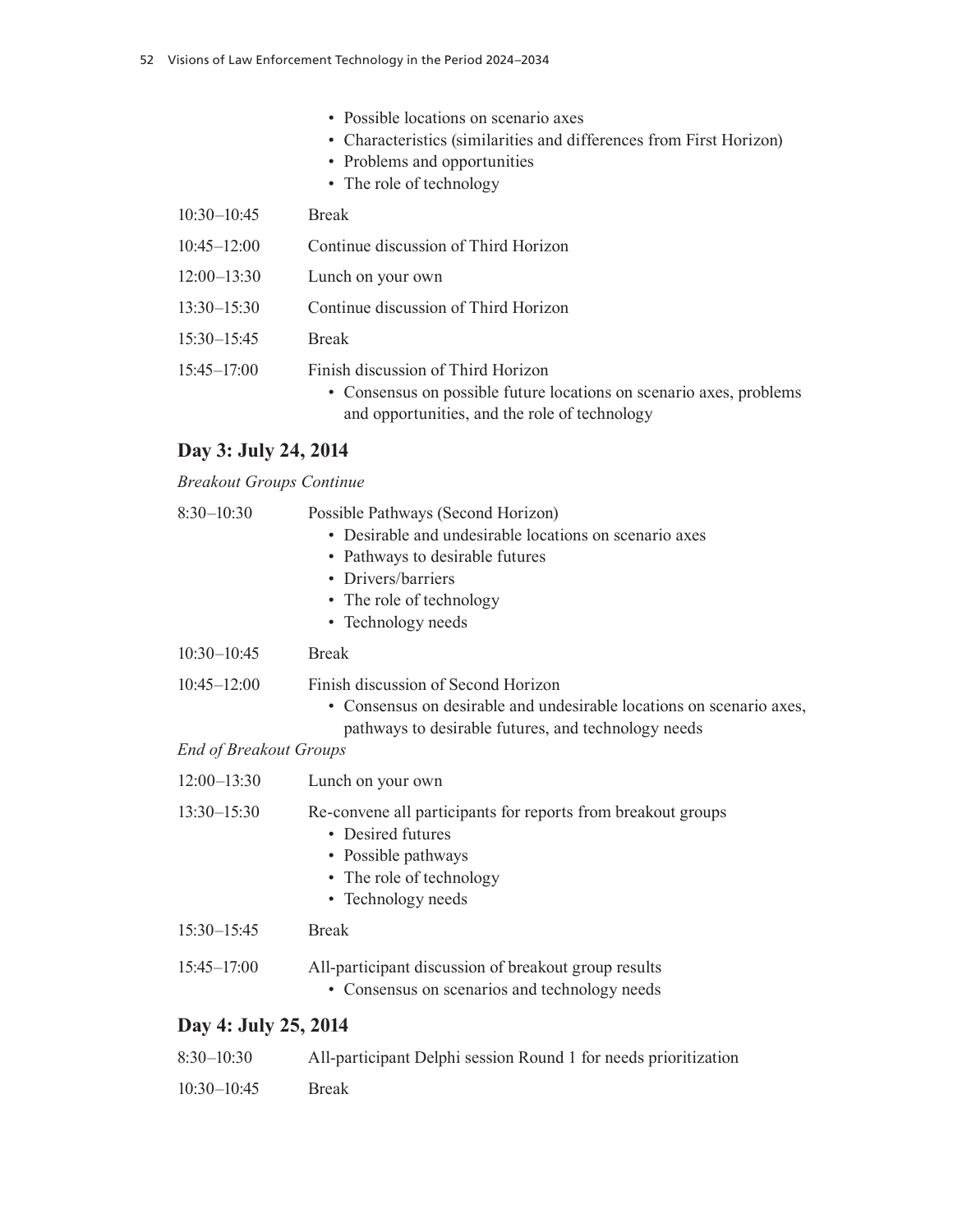- Possible locations on scenario axes
- Characteristics (similarities and differences from First Horizon)
- Problems and opportunities
- The role of technology

| | |
|---|---|
| 10:30–10:45 | Break |
| 10:45–12:00 | Continue discussion of Third Horizon |
| 12:00–13:30 | Lunch on your own |
| 13:30–15:30 | Continue discussion of Third Horizon |
| 15:30–15:45 | Break |
| 15:45–17:00 | Finish discussion of Third Horizon<br>• Consensus on possible future locations on scenario axes, problems and opportunities, and the role of technology |

### Day 3: July 24, 2014

*Breakout Groups Continue*

| | |
|---|---|
| 8:30–10:30 | Possible Pathways (Second Horizon)<br>• Desirable and undesirable locations on scenario axes<br>• Pathways to desirable futures<br>• Drivers/barriers<br>• The role of technology<br>• Technology needs |
| 10:30–10:45 | Break |
| 10:45–12:00 | Finish discussion of Second Horizon<br>• Consensus on desirable and undesirable locations on scenario axes, pathways to desirable futures, and technology needs |

*End of Breakout Groups*

| | |
|---|---|
| 12:00–13:30 | Lunch on your own |
| 13:30–15:30 | Re-convene all participants for reports from breakout groups<br>• Desired futures<br>• Possible pathways<br>• The role of technology<br>• Technology needs |
| 15:30–15:45 | Break |
| 15:45–17:00 | All-participant discussion of breakout group results<br>• Consensus on scenarios and technology needs |

### Day 4: July 25, 2014

| | |
|---|---|
| 8:30–10:30 | All-participant Delphi session Round 1 for needs prioritization |
| 10:30–10:45 | Break |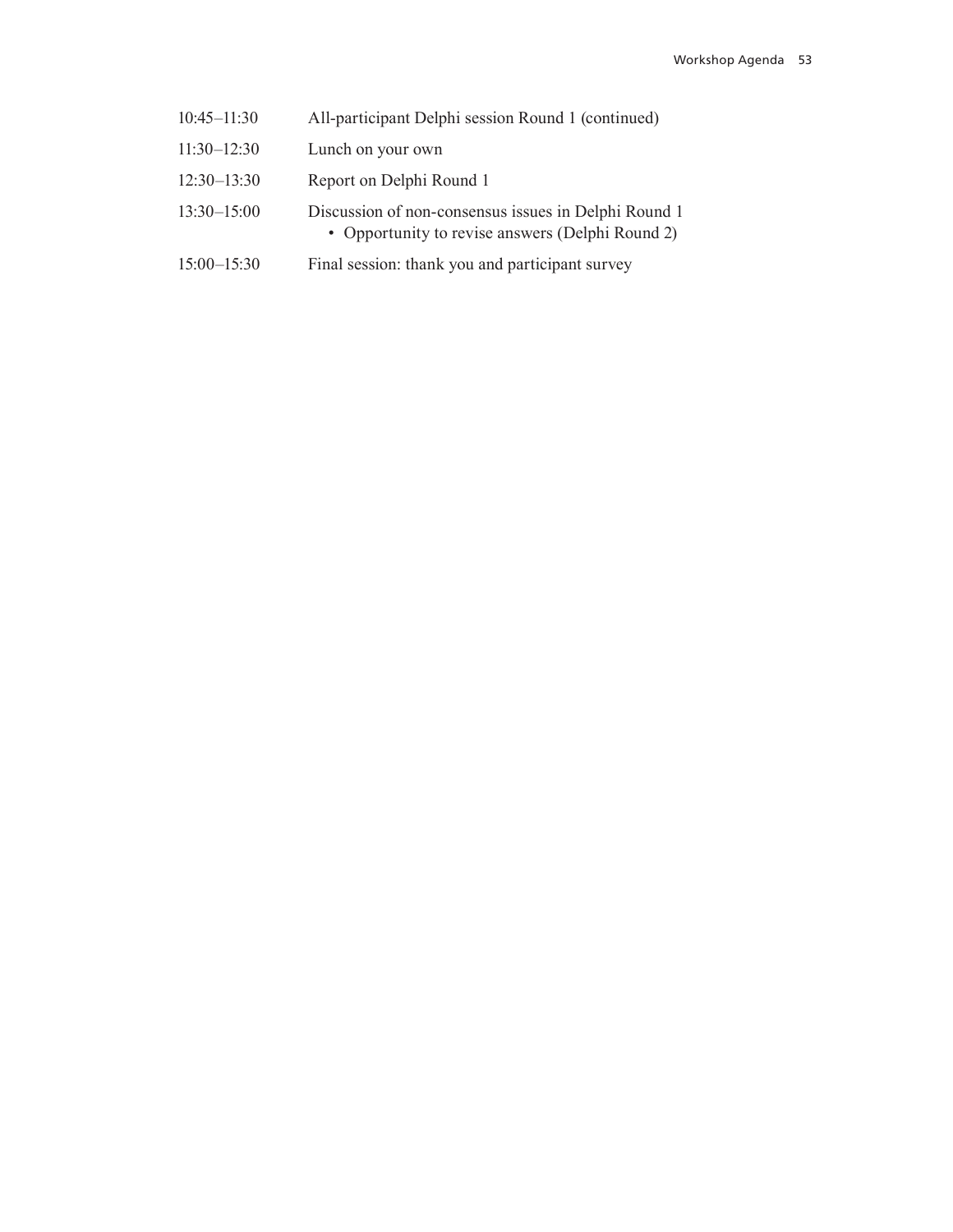| | |
|---|---|
| 10:45–11:30 | All-participant Delphi session Round 1 (continued) |
| 11:30–12:30 | Lunch on your own |
| 12:30–13:30 | Report on Delphi Round 1 |
| 13:30–15:00 | Discussion of non-consensus issues in Delphi Round 1<br>• Opportunity to revise answers (Delphi Round 2) |
| 15:00–15:30 | Final session: thank you and participant survey |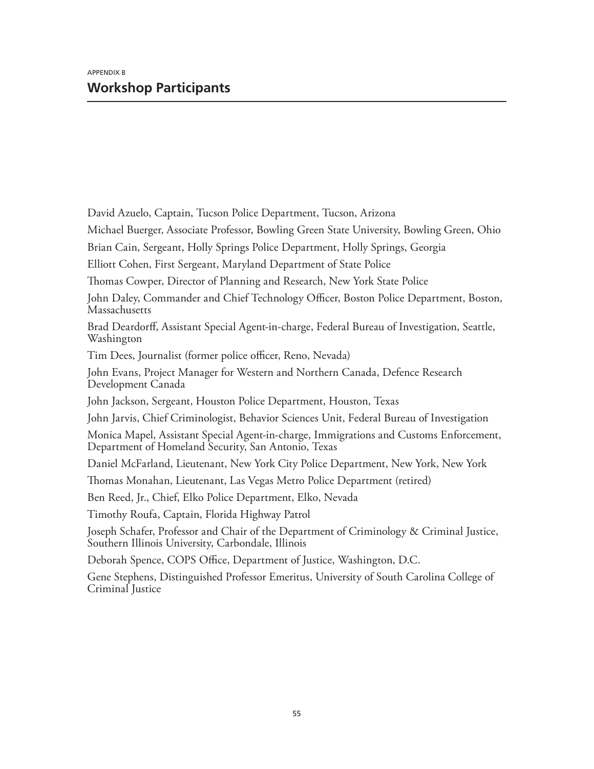APPENDIX B

## Workshop Participants

David Azuelo, Captain, Tucson Police Department, Tucson, Arizona

Michael Buerger, Associate Professor, Bowling Green State University, Bowling Green, Ohio

Brian Cain, Sergeant, Holly Springs Police Department, Holly Springs, Georgia

Elliott Cohen, First Sergeant, Maryland Department of State Police

Thomas Cowper, Director of Planning and Research, New York State Police

John Daley, Commander and Chief Technology Officer, Boston Police Department, Boston, Massachusetts

Brad Deardorff, Assistant Special Agent-in-charge, Federal Bureau of Investigation, Seattle, Washington

Tim Dees, Journalist (former police officer, Reno, Nevada)

John Evans, Project Manager for Western and Northern Canada, Defence Research Development Canada

John Jackson, Sergeant, Houston Police Department, Houston, Texas

John Jarvis, Chief Criminologist, Behavior Sciences Unit, Federal Bureau of Investigation

Monica Mapel, Assistant Special Agent-in-charge, Immigrations and Customs Enforcement, Department of Homeland Security, San Antonio, Texas

Daniel McFarland, Lieutenant, New York City Police Department, New York, New York

Thomas Monahan, Lieutenant, Las Vegas Metro Police Department (retired)

Ben Reed, Jr., Chief, Elko Police Department, Elko, Nevada

Timothy Roufa, Captain, Florida Highway Patrol

Joseph Schafer, Professor and Chair of the Department of Criminology & Criminal Justice, Southern Illinois University, Carbondale, Illinois

Deborah Spence, COPS Office, Department of Justice, Washington, D.C.

Gene Stephens, Distinguished Professor Emeritus, University of South Carolina College of Criminal Justice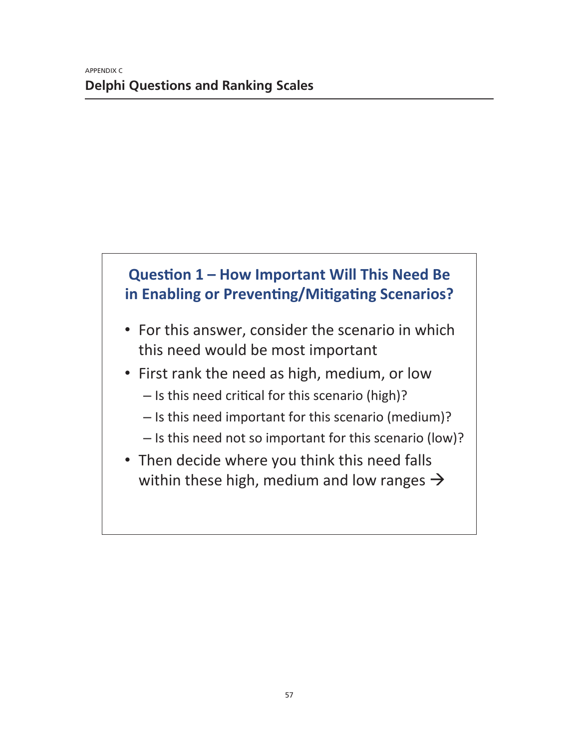APPENDIX C

# Delphi Questions and Ranking Scales

## Question 1 – How Important Will This Need Be in Enabling or Preventing/Mitigating Scenarios?

- For this answer, consider the scenario in which this need would be most important
- First rank the need as high, medium, or low
  - – Is this need critical for this scenario (high)?
  - – Is this need important for this scenario (medium)?
  - – Is this need not so important for this scenario (low)?
- Then decide where you think this need falls within these high, medium and low ranges →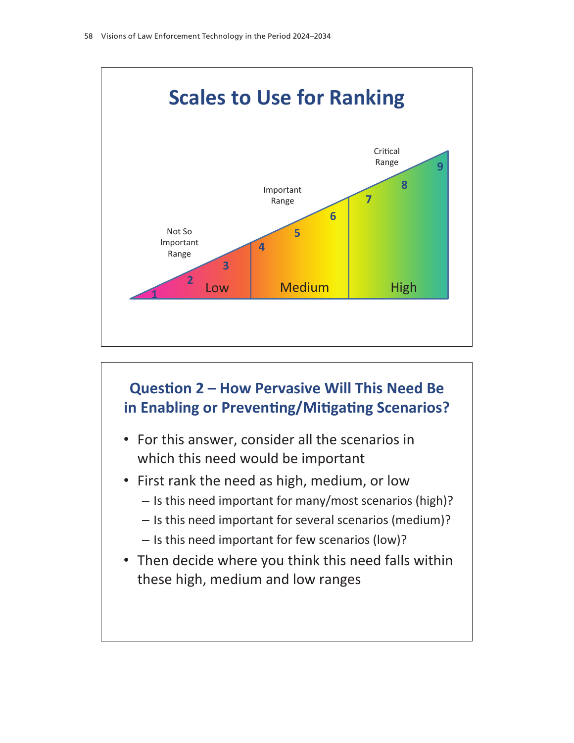## Scales to Use for Ranking

Not So Important Range

Important Range

Critical Range

1 2 3 Low

4 5 6 Medium

7 8 9 High

## Question 2 – How Pervasive Will This Need Be in Enabling or Preventing/Mitigating Scenarios?

- For this answer, consider all the scenarios in which this need would be important
- First rank the need as high, medium, or low
  - Is this need important for many/most scenarios (high)?
  - Is this need important for several scenarios (medium)?
  - Is this need important for few scenarios (low)?
- Then decide where you think this need falls within these high, medium and low ranges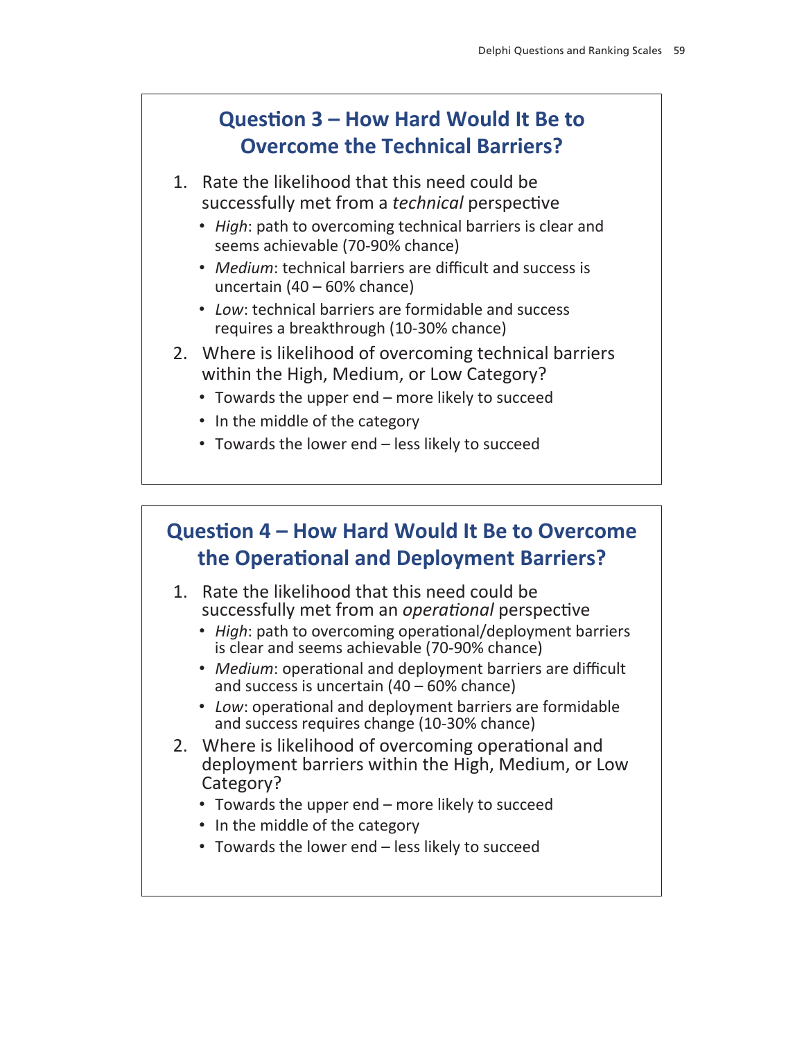## Question 3 – How Hard Would It Be to Overcome the Technical Barriers?

1. Rate the likelihood that this need could be successfully met from a *technical* perspective
   - *High*: path to overcoming technical barriers is clear and seems achievable (70-90% chance)
   - *Medium*: technical barriers are difficult and success is uncertain (40 – 60% chance)
   - *Low*: technical barriers are formidable and success requires a breakthrough (10-30% chance)
2. Where is likelihood of overcoming technical barriers within the High, Medium, or Low Category?
   - Towards the upper end – more likely to succeed
   - In the middle of the category
   - Towards the lower end – less likely to succeed

## Question 4 – How Hard Would It Be to Overcome the Operational and Deployment Barriers?

1. Rate the likelihood that this need could be successfully met from an *operational* perspective
   - *High*: path to overcoming operational/deployment barriers is clear and seems achievable (70-90% chance)
   - *Medium*: operational and deployment barriers are difficult and success is uncertain (40 – 60% chance)
   - *Low*: operational and deployment barriers are formidable and success requires change (10-30% chance)
2. Where is likelihood of overcoming operational and deployment barriers within the High, Medium, or Low Category?
   - Towards the upper end – more likely to succeed
   - In the middle of the category
   - Towards the lower end – less likely to succeed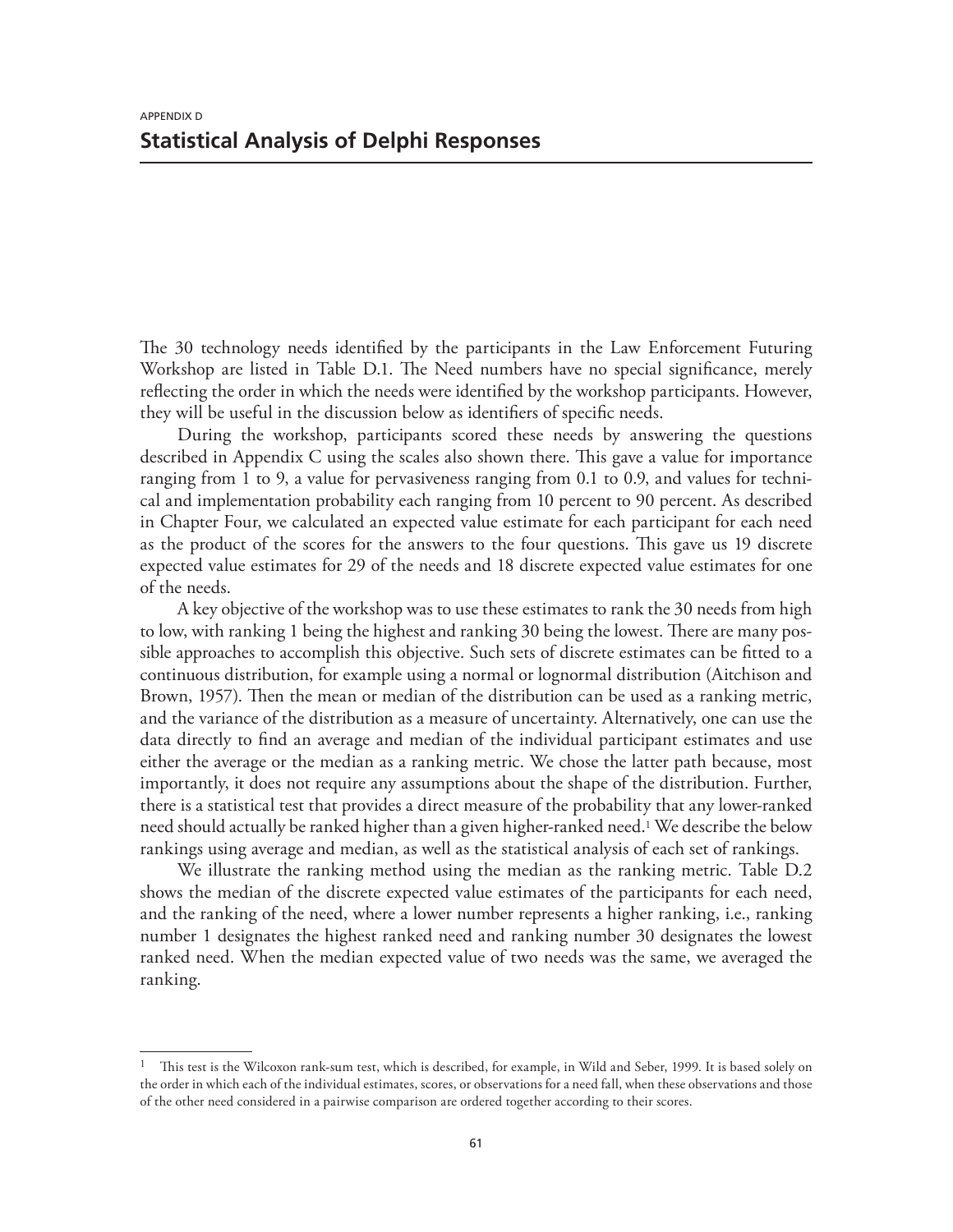APPENDIX D

# Statistical Analysis of Delphi Responses

The 30 technology needs identified by the participants in the Law Enforcement Futuring Workshop are listed in Table D.1. The Need numbers have no special significance, merely reflecting the order in which the needs were identified by the workshop participants. However, they will be useful in the discussion below as identifiers of specific needs.

During the workshop, participants scored these needs by answering the questions described in Appendix C using the scales also shown there. This gave a value for importance ranging from 1 to 9, a value for pervasiveness ranging from 0.1 to 0.9, and values for technical and implementation probability each ranging from 10 percent to 90 percent. As described in Chapter Four, we calculated an expected value estimate for each participant for each need as the product of the scores for the answers to the four questions. This gave us 19 discrete expected value estimates for 29 of the needs and 18 discrete expected value estimates for one of the needs.

A key objective of the workshop was to use these estimates to rank the 30 needs from high to low, with ranking 1 being the highest and ranking 30 being the lowest. There are many possible approaches to accomplish this objective. Such sets of discrete estimates can be fitted to a continuous distribution, for example using a normal or lognormal distribution (Aitchison and Brown, 1957). Then the mean or median of the distribution can be used as a ranking metric, and the variance of the distribution as a measure of uncertainty. Alternatively, one can use the data directly to find an average and median of the individual participant estimates and use either the average or the median as a ranking metric. We chose the latter path because, most importantly, it does not require any assumptions about the shape of the distribution. Further, there is a statistical test that provides a direct measure of the probability that any lower-ranked need should actually be ranked higher than a given higher-ranked need.[1] We describe the below rankings using average and median, as well as the statistical analysis of each set of rankings.

We illustrate the ranking method using the median as the ranking metric. Table D.2 shows the median of the discrete expected value estimates of the participants for each need, and the ranking of the need, where a lower number represents a higher ranking, i.e., ranking number 1 designates the highest ranked need and ranking number 30 designates the lowest ranked need. When the median expected value of two needs was the same, we averaged the ranking.

---

[1] This test is the Wilcoxon rank-sum test, which is described, for example, in Wild and Seber, 1999. It is based solely on the order in which each of the individual estimates, scores, or observations for a need fall, when these observations and those of the other need considered in a pairwise comparison are ordered together according to their scores.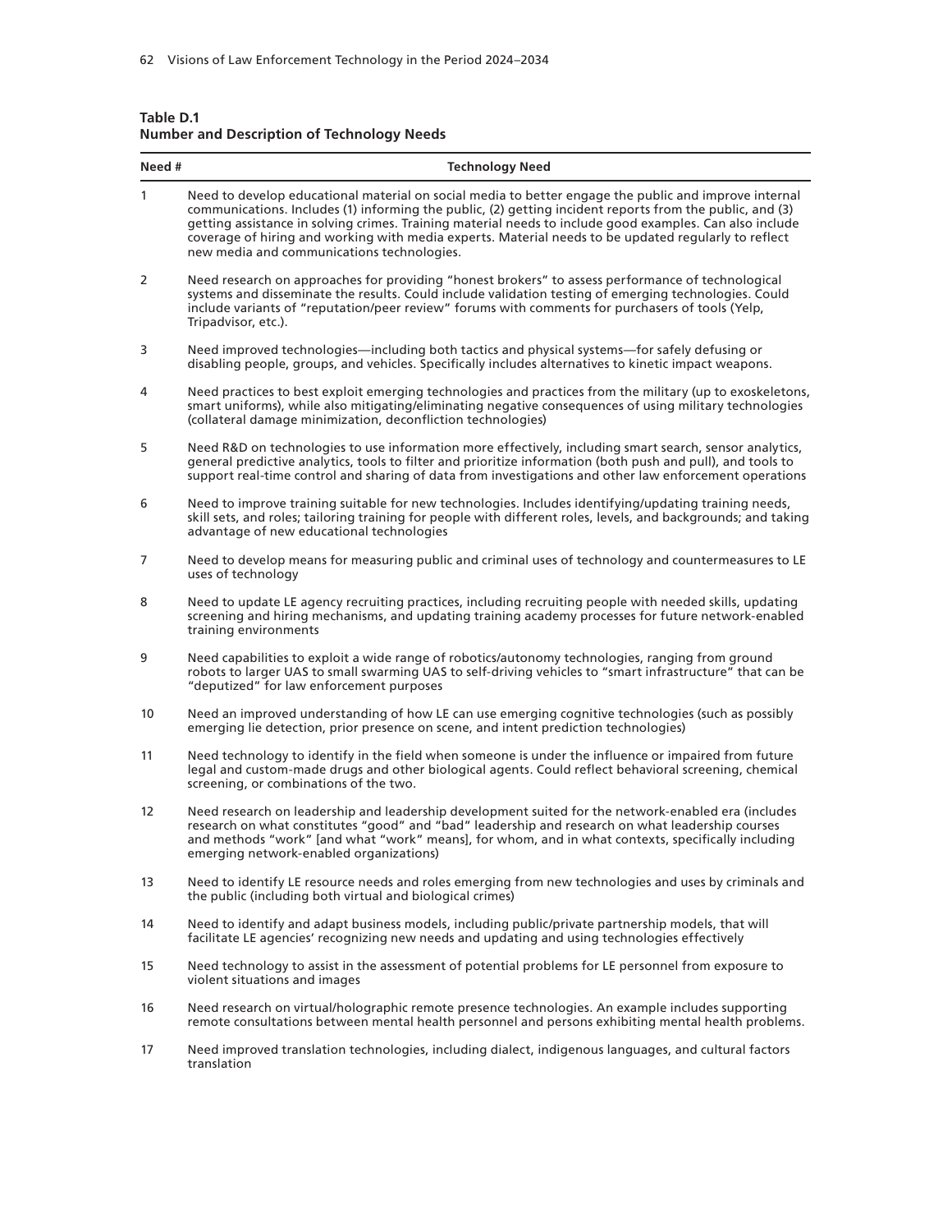**Table D.1**
**Number and Description of Technology Needs**

| Need # | Technology Need |
|---|---|
| 1 | Need to develop educational material on social media to better engage the public and improve internal communications. Includes (1) informing the public, (2) getting incident reports from the public, and (3) getting assistance in solving crimes. Training material needs to include good examples. Can also include coverage of hiring and working with media experts. Material needs to be updated regularly to reflect new media and communications technologies. |
| 2 | Need research on approaches for providing "honest brokers" to assess performance of technological systems and disseminate the results. Could include validation testing of emerging technologies. Could include variants of "reputation/peer review" forums with comments for purchasers of tools (Yelp, Tripadvisor, etc.). |
| 3 | Need improved technologies—including both tactics and physical systems—for safely defusing or disabling people, groups, and vehicles. Specifically includes alternatives to kinetic impact weapons. |
| 4 | Need practices to best exploit emerging technologies and practices from the military (up to exoskeletons, smart uniforms), while also mitigating/eliminating negative consequences of using military technologies (collateral damage minimization, deconfliction technologies) |
| 5 | Need R&D on technologies to use information more effectively, including smart search, sensor analytics, general predictive analytics, tools to filter and prioritize information (both push and pull), and tools to support real-time control and sharing of data from investigations and other law enforcement operations |
| 6 | Need to improve training suitable for new technologies. Includes identifying/updating training needs, skill sets, and roles; tailoring training for people with different roles, levels, and backgrounds; and taking advantage of new educational technologies |
| 7 | Need to develop means for measuring public and criminal uses of technology and countermeasures to LE uses of technology |
| 8 | Need to update LE agency recruiting practices, including recruiting people with needed skills, updating screening and hiring mechanisms, and updating training academy processes for future network-enabled training environments |
| 9 | Need capabilities to exploit a wide range of robotics/autonomy technologies, ranging from ground robots to larger UAS to small swarming UAS to self-driving vehicles to "smart infrastructure" that can be "deputized" for law enforcement purposes |
| 10 | Need an improved understanding of how LE can use emerging cognitive technologies (such as possibly emerging lie detection, prior presence on scene, and intent prediction technologies) |
| 11 | Need technology to identify in the field when someone is under the influence or impaired from future legal and custom-made drugs and other biological agents. Could reflect behavioral screening, chemical screening, or combinations of the two. |
| 12 | Need research on leadership and leadership development suited for the network-enabled era (includes research on what constitutes "good" and "bad" leadership and research on what leadership courses and methods "work" [and what "work" means], for whom, and in what contexts, specifically including emerging network-enabled organizations) |
| 13 | Need to identify LE resource needs and roles emerging from new technologies and uses by criminals and the public (including both virtual and biological crimes) |
| 14 | Need to identify and adapt business models, including public/private partnership models, that will facilitate LE agencies' recognizing new needs and updating and using technologies effectively |
| 15 | Need technology to assist in the assessment of potential problems for LE personnel from exposure to violent situations and images |
| 16 | Need research on virtual/holographic remote presence technologies. An example includes supporting remote consultations between mental health personnel and persons exhibiting mental health problems. |
| 17 | Need improved translation technologies, including dialect, indigenous languages, and cultural factors translation |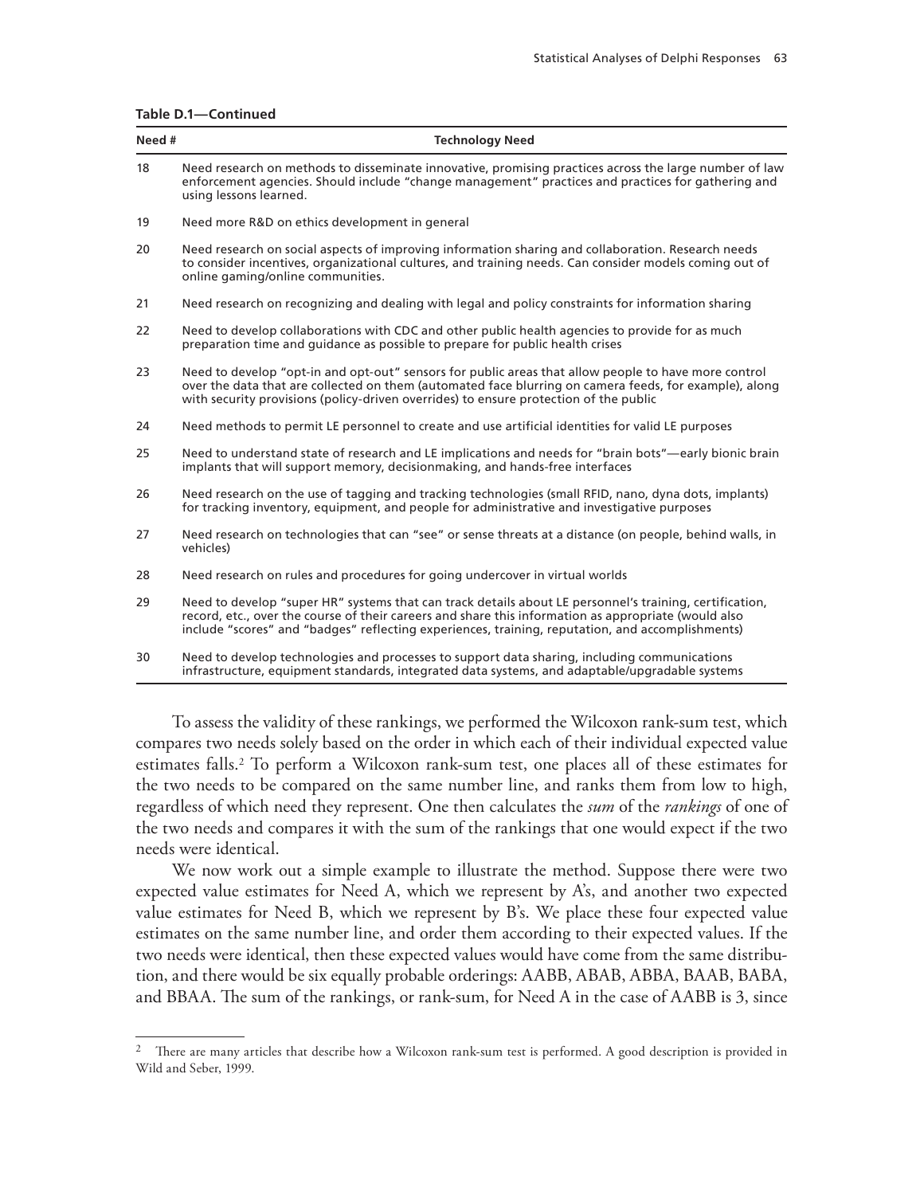**Table D.1—Continued**

| Need # | Technology Need |
|---|---|
| 18 | Need research on methods to disseminate innovative, promising practices across the large number of law enforcement agencies. Should include "change management" practices and practices for gathering and using lessons learned. |
| 19 | Need more R&D on ethics development in general |
| 20 | Need research on social aspects of improving information sharing and collaboration. Research needs to consider incentives, organizational cultures, and training needs. Can consider models coming out of online gaming/online communities. |
| 21 | Need research on recognizing and dealing with legal and policy constraints for information sharing |
| 22 | Need to develop collaborations with CDC and other public health agencies to provide for as much preparation time and guidance as possible to prepare for public health crises |
| 23 | Need to develop "opt-in and opt-out" sensors for public areas that allow people to have more control over the data that are collected on them (automated face blurring on camera feeds, for example), along with security provisions (policy-driven overrides) to ensure protection of the public |
| 24 | Need methods to permit LE personnel to create and use artificial identities for valid LE purposes |
| 25 | Need to understand state of research and LE implications and needs for "brain bots"—early bionic brain implants that will support memory, decisionmaking, and hands-free interfaces |
| 26 | Need research on the use of tagging and tracking technologies (small RFID, nano, dyna dots, implants) for tracking inventory, equipment, and people for administrative and investigative purposes |
| 27 | Need research on technologies that can "see" or sense threats at a distance (on people, behind walls, in vehicles) |
| 28 | Need research on rules and procedures for going undercover in virtual worlds |
| 29 | Need to develop "super HR" systems that can track details about LE personnel's training, certification, record, etc., over the course of their careers and share this information as appropriate (would also include "scores" and "badges" reflecting experiences, training, reputation, and accomplishments) |
| 30 | Need to develop technologies and processes to support data sharing, including communications infrastructure, equipment standards, integrated data systems, and adaptable/upgradable systems |

To assess the validity of these rankings, we performed the Wilcoxon rank-sum test, which compares two needs solely based on the order in which each of their individual expected value estimates falls.[2] To perform a Wilcoxon rank-sum test, one places all of these estimates for the two needs to be compared on the same number line, and ranks them from low to high, regardless of which need they represent. One then calculates the *sum* of the *rankings* of one of the two needs and compares it with the sum of the rankings that one would expect if the two needs were identical.

We now work out a simple example to illustrate the method. Suppose there were two expected value estimates for Need A, which we represent by A's, and another two expected value estimates for Need B, which we represent by B's. We place these four expected value estimates on the same number line, and order them according to their expected values. If the two needs were identical, then these expected values would have come from the same distribution, and there would be six equally probable orderings: AABB, ABAB, ABBA, BAAB, BABA, and BBAA. The sum of the rankings, or rank-sum, for Need A in the case of AABB is 3, since

[2] There are many articles that describe how a Wilcoxon rank-sum test is performed. A good description is provided in Wild and Seber, 1999.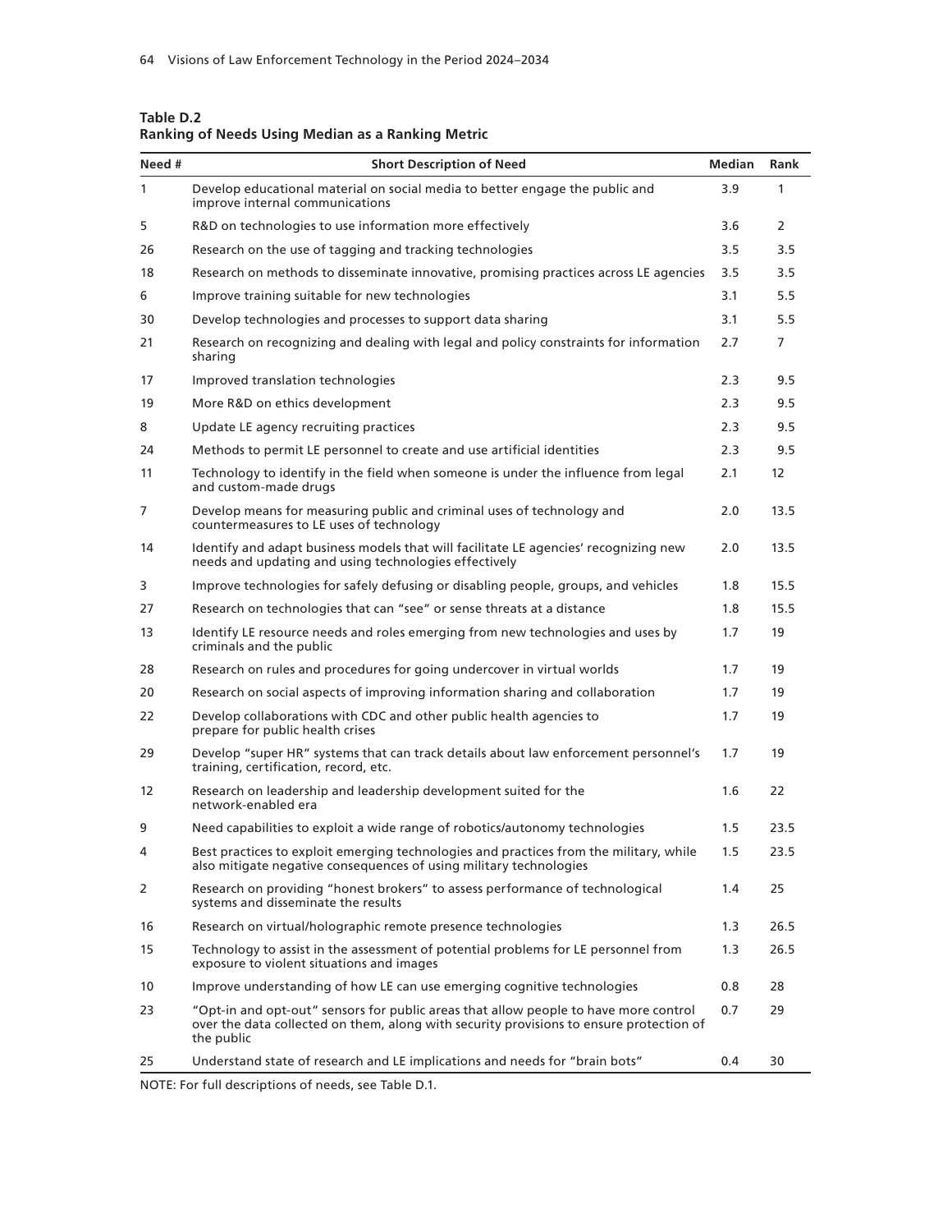**Table D.2**
**Ranking of Needs Using Median as a Ranking Metric**

| Need # | Short Description of Need | Median | Rank |
|---|---|---|---|
| 1 | Develop educational material on social media to better engage the public and improve internal communications | 3.9 | 1 |
| 5 | R&D on technologies to use information more effectively | 3.6 | 2 |
| 26 | Research on the use of tagging and tracking technologies | 3.5 | 3.5 |
| 18 | Research on methods to disseminate innovative, promising practices across LE agencies | 3.5 | 3.5 |
| 6 | Improve training suitable for new technologies | 3.1 | 5.5 |
| 30 | Develop technologies and processes to support data sharing | 3.1 | 5.5 |
| 21 | Research on recognizing and dealing with legal and policy constraints for information sharing | 2.7 | 7 |
| 17 | Improved translation technologies | 2.3 | 9.5 |
| 19 | More R&D on ethics development | 2.3 | 9.5 |
| 8 | Update LE agency recruiting practices | 2.3 | 9.5 |
| 24 | Methods to permit LE personnel to create and use artificial identities | 2.3 | 9.5 |
| 11 | Technology to identify in the field when someone is under the influence from legal and custom-made drugs | 2.1 | 12 |
| 7 | Develop means for measuring public and criminal uses of technology and countermeasures to LE uses of technology | 2.0 | 13.5 |
| 14 | Identify and adapt business models that will facilitate LE agencies' recognizing new needs and updating and using technologies effectively | 2.0 | 13.5 |
| 3 | Improve technologies for safely defusing or disabling people, groups, and vehicles | 1.8 | 15.5 |
| 27 | Research on technologies that can "see" or sense threats at a distance | 1.8 | 15.5 |
| 13 | Identify LE resource needs and roles emerging from new technologies and uses by criminals and the public | 1.7 | 19 |
| 28 | Research on rules and procedures for going undercover in virtual worlds | 1.7 | 19 |
| 20 | Research on social aspects of improving information sharing and collaboration | 1.7 | 19 |
| 22 | Develop collaborations with CDC and other public health agencies to prepare for public health crises | 1.7 | 19 |
| 29 | Develop "super HR" systems that can track details about law enforcement personnel's training, certification, record, etc. | 1.7 | 19 |
| 12 | Research on leadership and leadership development suited for the network-enabled era | 1.6 | 22 |
| 9 | Need capabilities to exploit a wide range of robotics/autonomy technologies | 1.5 | 23.5 |
| 4 | Best practices to exploit emerging technologies and practices from the military, while also mitigate negative consequences of using military technologies | 1.5 | 23.5 |
| 2 | Research on providing "honest brokers" to assess performance of technological systems and disseminate the results | 1.4 | 25 |
| 16 | Research on virtual/holographic remote presence technologies | 1.3 | 26.5 |
| 15 | Technology to assist in the assessment of potential problems for LE personnel from exposure to violent situations and images | 1.3 | 26.5 |
| 10 | Improve understanding of how LE can use emerging cognitive technologies | 0.8 | 28 |
| 23 | "Opt-in and opt-out" sensors for public areas that allow people to have more control over the data collected on them, along with security provisions to ensure protection of the public | 0.7 | 29 |
| 25 | Understand state of research and LE implications and needs for "brain bots" | 0.4 | 30 |

NOTE: For full descriptions of needs, see Table D.1.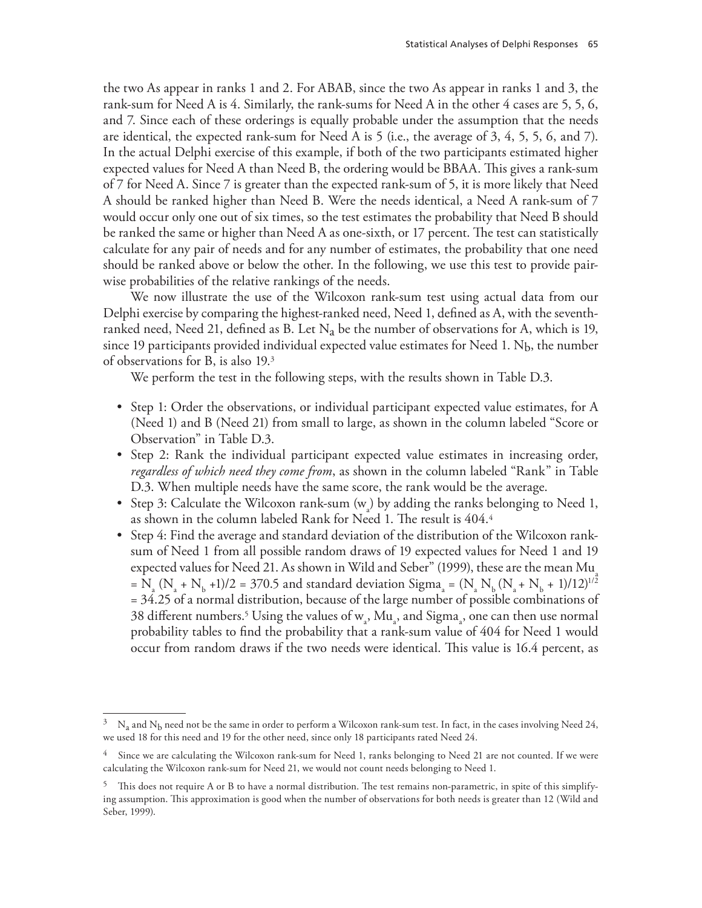the two As appear in ranks 1 and 2. For ABAB, since the two As appear in ranks 1 and 3, the rank-sum for Need A is 4. Similarly, the rank-sums for Need A in the other 4 cases are 5, 5, 6, and 7. Since each of these orderings is equally probable under the assumption that the needs are identical, the expected rank-sum for Need A is 5 (i.e., the average of 3, 4, 5, 5, 6, and 7). In the actual Delphi exercise of this example, if both of the two participants estimated higher expected values for Need A than Need B, the ordering would be BBAA. This gives a rank-sum of 7 for Need A. Since 7 is greater than the expected rank-sum of 5, it is more likely that Need A should be ranked higher than Need B. Were the needs identical, a Need A rank-sum of 7 would occur only one out of six times, so the test estimates the probability that Need B should be ranked the same or higher than Need A as one-sixth, or 17 percent. The test can statistically calculate for any pair of needs and for any number of estimates, the probability that one need should be ranked above or below the other. In the following, we use this test to provide pairwise probabilities of the relative rankings of the needs.

We now illustrate the use of the Wilcoxon rank-sum test using actual data from our Delphi exercise by comparing the highest-ranked need, Need 1, defined as A, with the seventh-ranked need, Need 21, defined as B. Let $N_a$ be the number of observations for A, which is 19, since 19 participants provided individual expected value estimates for Need 1. $N_b$, the number of observations for B, is also 19.[3]

We perform the test in the following steps, with the results shown in Table D.3.

- Step 1: Order the observations, or individual participant expected value estimates, for A (Need 1) and B (Need 21) from small to large, as shown in the column labeled "Score or Observation" in Table D.3.
- Step 2: Rank the individual participant expected value estimates in increasing order, *regardless of which need they come from*, as shown in the column labeled "Rank" in Table D.3. When multiple needs have the same score, the rank would be the average.
- Step 3: Calculate the Wilcoxon rank-sum ($w_a$) by adding the ranks belonging to Need 1, as shown in the column labeled Rank for Need 1. The result is 404.[4]
- Step 4: Find the average and standard deviation of the distribution of the Wilcoxon rank-sum of Need 1 from all possible random draws of 19 expected values for Need 1 and 19 expected values for Need 21. As shown in Wild and Seber" (1999), these are the mean $Mu_a = N_a (N_a + N_b + 1)/2 = 370.5$ and standard deviation $Sigma_a = (N_a N_b (N_a + N_b + 1)/12)^{1/2} = 34.25$ of a normal distribution, because of the large number of possible combinations of 38 different numbers.[5] Using the values of $w_a$, $Mu_a$, and $Sigma_a$, one can then use normal probability tables to find the probability that a rank-sum value of 404 for Need 1 would occur from random draws if the two needs were identical. This value is 16.4 percent, as

---

[3] $N_a$ and $N_b$ need not be the same in order to perform a Wilcoxon rank-sum test. In fact, in the cases involving Need 24, we used 18 for this need and 19 for the other need, since only 18 participants rated Need 24.

[4] Since we are calculating the Wilcoxon rank-sum for Need 1, ranks belonging to Need 21 are not counted. If we were calculating the Wilcoxon rank-sum for Need 21, we would not count needs belonging to Need 1.

[5] This does not require A or B to have a normal distribution. The test remains non-parametric, in spite of this simplifying assumption. This approximation is good when the number of observations for both needs is greater than 12 (Wild and Seber, 1999).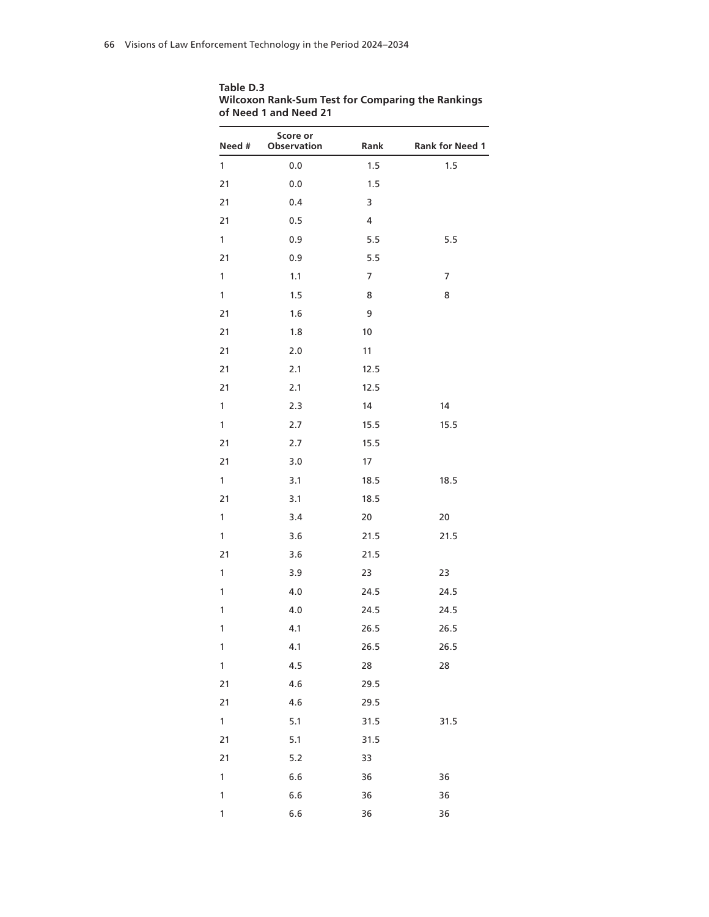**Table D.3**
**Wilcoxon Rank-Sum Test for Comparing the Rankings of Need 1 and Need 21**

| Need # | Score or Observation | Rank | Rank for Need 1 |
|---|---|---|---|
| 1 | 0.0 | 1.5 | 1.5 |
| 21 | 0.0 | 1.5 | |
| 21 | 0.4 | 3 | |
| 21 | 0.5 | 4 | |
| 1 | 0.9 | 5.5 | 5.5 |
| 21 | 0.9 | 5.5 | |
| 1 | 1.1 | 7 | 7 |
| 1 | 1.5 | 8 | 8 |
| 21 | 1.6 | 9 | |
| 21 | 1.8 | 10 | |
| 21 | 2.0 | 11 | |
| 21 | 2.1 | 12.5 | |
| 21 | 2.1 | 12.5 | |
| 1 | 2.3 | 14 | 14 |
| 1 | 2.7 | 15.5 | 15.5 |
| 21 | 2.7 | 15.5 | |
| 21 | 3.0 | 17 | |
| 1 | 3.1 | 18.5 | 18.5 |
| 21 | 3.1 | 18.5 | |
| 1 | 3.4 | 20 | 20 |
| 1 | 3.6 | 21.5 | 21.5 |
| 21 | 3.6 | 21.5 | |
| 1 | 3.9 | 23 | 23 |
| 1 | 4.0 | 24.5 | 24.5 |
| 1 | 4.0 | 24.5 | 24.5 |
| 1 | 4.1 | 26.5 | 26.5 |
| 1 | 4.1 | 26.5 | 26.5 |
| 1 | 4.5 | 28 | 28 |
| 21 | 4.6 | 29.5 | |
| 21 | 4.6 | 29.5 | |
| 1 | 5.1 | 31.5 | 31.5 |
| 21 | 5.1 | 31.5 | |
| 21 | 5.2 | 33 | |
| 1 | 6.6 | 36 | 36 |
| 1 | 6.6 | 36 | 36 |
| 1 | 6.6 | 36 | 36 |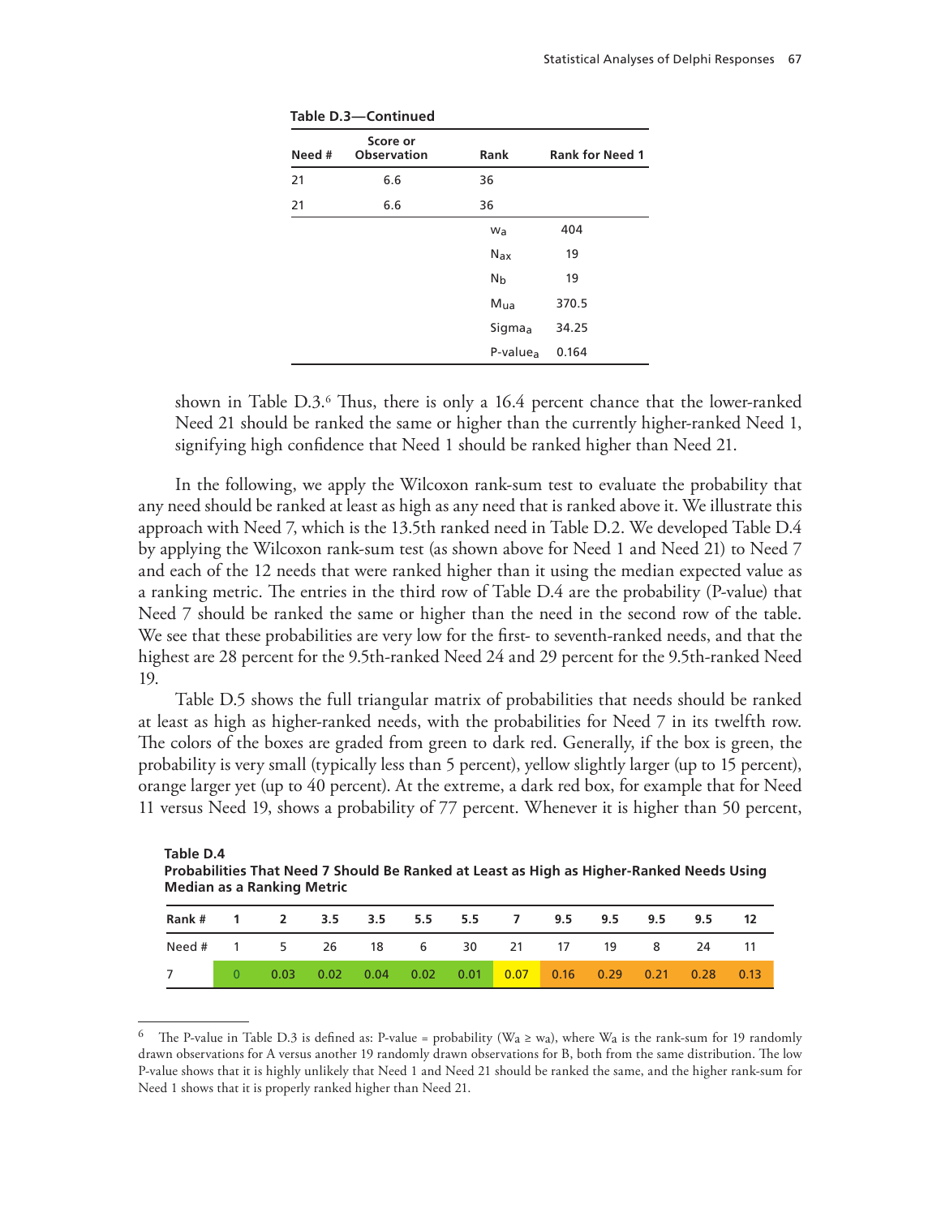**Table D.3—Continued**

| Need # | Score or Observation | Rank | Rank for Need 1 |
|---|---|---|---|
| 21 | 6.6 | 36 | |
| 21 | 6.6 | 36 | |
| | | $w_a$ | 404 |
| | | $N_{ax}$ | 19 |
| | | $N_b$ | 19 |
| | | $M_{ua}$ | 370.5 |
| | | $Sigma_a$ | 34.25 |
| | | $P\text{-value}_a$ | 0.164 |

shown in Table D.3.[6] Thus, there is only a 16.4 percent chance that the lower-ranked Need 21 should be ranked the same or higher than the currently higher-ranked Need 1, signifying high confidence that Need 1 should be ranked higher than Need 21.

In the following, we apply the Wilcoxon rank-sum test to evaluate the probability that any need should be ranked at least as high as any need that is ranked above it. We illustrate this approach with Need 7, which is the 13.5th ranked need in Table D.2. We developed Table D.4 by applying the Wilcoxon rank-sum test (as shown above for Need 1 and Need 21) to Need 7 and each of the 12 needs that were ranked higher than it using the median expected value as a ranking metric. The entries in the third row of Table D.4 are the probability (P-value) that Need 7 should be ranked the same or higher than the need in the second row of the table. We see that these probabilities are very low for the first- to seventh-ranked needs, and that the highest are 28 percent for the 9.5th-ranked Need 24 and 29 percent for the 9.5th-ranked Need 19.

Table D.5 shows the full triangular matrix of probabilities that needs should be ranked at least as high as higher-ranked needs, with the probabilities for Need 7 in its twelfth row. The colors of the boxes are graded from green to dark red. Generally, if the box is green, the probability is very small (typically less than 5 percent), yellow slightly larger (up to 15 percent), orange larger yet (up to 40 percent). At the extreme, a dark red box, for example that for Need 11 versus Need 19, shows a probability of 77 percent. Whenever it is higher than 50 percent,

**Table D.4**
**Probabilities That Need 7 Should Be Ranked at Least as High as Higher-Ranked Needs Using Median as a Ranking Metric**

| Rank # | 1 | 2 | 3.5 | 3.5 | 5.5 | 5.5 | 7 | 9.5 | 9.5 | 9.5 | 9.5 | 12 |
|---|---|---|---|---|---|---|---|---|---|---|---|---|
| Need # | 1 | 5 | 26 | 18 | 6 | 30 | 21 | 17 | 19 | 8 | 24 | 11 |
| 7 | 0 | 0.03 | 0.02 | 0.04 | 0.02 | 0.01 | 0.07 | 0.16 | 0.29 | 0.21 | 0.28 | 0.13 |

[6] The P-value in Table D.3 is defined as: P-value = probability ($W_a \geq w_a$), where $W_a$ is the rank-sum for 19 randomly drawn observations for A versus another 19 randomly drawn observations for B, both from the same distribution. The low P-value shows that it is highly unlikely that Need 1 and Need 21 should be ranked the same, and the higher rank-sum for Need 1 shows that it is properly ranked higher than Need 21.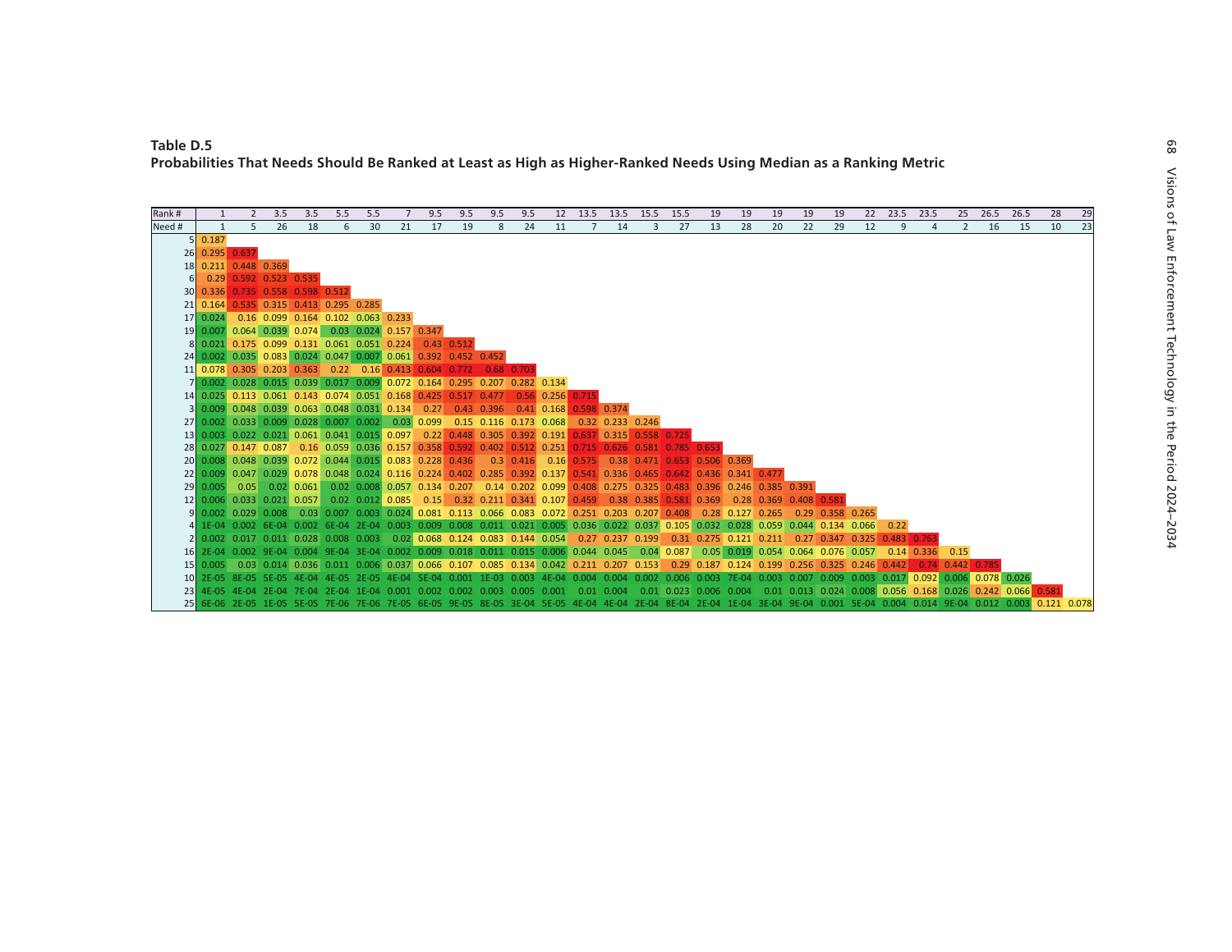**Table D.5**
**Probabilities That Needs Should Be Ranked at Least as High as Higher-Ranked Needs Using Median as a Ranking Metric**

| Rank # | 1 | 2 | 3.5 | 3.5 | 5.5 | 5.5 | 7 | 9.5 | 9.5 | 9.5 | 9.5 | 12 | 13.5 | 13.5 | 15.5 | 15.5 | 19 | 19 | 19 | 19 | 19 | 22 | 23.5 | 23.5 | 25 | 26.5 | 26.5 | 28 | 29 |
|---|---|---|---|---|---|---|---|---|---|---|---|---|---|---|---|---|---|---|---|---|---|---|---|---|---|---|---|---|---|
| **Need #** | **1** | **5** | **26** | **18** | **6** | **30** | **21** | **17** | **19** | **8** | **24** | **11** | **7** | **14** | **3** | **27** | **13** | **28** | **20** | **22** | **29** | **12** | **9** | **4** | **2** | **16** | **15** | **10** | **23** |
| 5 | 0.187 | | | | | | | | | | | | | | | | | | | | | | | | | | | | |
| 26 | 0.295 | 0.637 | | | | | | | | | | | | | | | | | | | | | | | | | | | |
| 18 | 0.211 | 0.448 | 0.369 | | | | | | | | | | | | | | | | | | | | | | | | | | |
| 6 | 0.29 | 0.592 | 0.523 | 0.535 | | | | | | | | | | | | | | | | | | | | | | | | | |
| 30 | 0.336 | 0.735 | 0.558 | 0.598 | 0.512 | | | | | | | | | | | | | | | | | | | | | | | | |
| 21 | 0.164 | 0.535 | 0.315 | 0.413 | 0.295 | 0.285 | | | | | | | | | | | | | | | | | | | | | | | |
| 17 | 0.024 | 0.16 | 0.099 | 0.164 | 0.102 | 0.063 | 0.233 | | | | | | | | | | | | | | | | | | | | | | |
| 19 | 0.007 | 0.064 | 0.039 | 0.074 | 0.03 | 0.024 | 0.157 | 0.347 | | | | | | | | | | | | | | | | | | | | | |
| 8 | 0.021 | 0.175 | 0.099 | 0.131 | 0.061 | 0.051 | 0.224 | 0.43 | 0.512 | | | | | | | | | | | | | | | | | | | | |
| 24 | 0.002 | 0.035 | 0.083 | 0.024 | 0.047 | 0.007 | 0.061 | 0.392 | 0.452 | 0.452 | | | | | | | | | | | | | | | | | | | |
| 11 | 0.078 | 0.305 | 0.203 | 0.363 | 0.22 | 0.16 | 0.413 | 0.604 | 0.772 | 0.68 | 0.703 | | | | | | | | | | | | | | | | | | |
| 7 | 0.002 | 0.028 | 0.015 | 0.039 | 0.017 | 0.009 | 0.072 | 0.164 | 0.295 | 0.207 | 0.282 | 0.134 | | | | | | | | | | | | | | | | | |
| 14 | 0.025 | 0.113 | 0.061 | 0.143 | 0.074 | 0.051 | 0.168 | 0.425 | 0.517 | 0.477 | 0.56 | 0.256 | 0.715 | | | | | | | | | | | | | | | | |
| 3 | 0.009 | 0.048 | 0.039 | 0.063 | 0.048 | 0.031 | 0.134 | 0.27 | 0.43 | 0.396 | 0.41 | 0.168 | 0.598 | 0.374 | | | | | | | | | | | | | | | |
| 27 | 0.002 | 0.033 | 0.009 | 0.028 | 0.007 | 0.002 | 0.03 | 0.099 | 0.15 | 0.116 | 0.173 | 0.068 | 0.32 | 0.233 | 0.246 | | | | | | | | | | | | | | |
| 13 | 0.003 | 0.022 | 0.021 | 0.061 | 0.041 | 0.015 | 0.097 | 0.22 | 0.448 | 0.305 | 0.392 | 0.191 | 0.637 | 0.315 | 0.558 | 0.725 | | | | | | | | | | | | | |
| 28 | 0.027 | 0.147 | 0.087 | 0.16 | 0.059 | 0.036 | 0.157 | 0.358 | 0.592 | 0.402 | 0.512 | 0.251 | 0.715 | 0.626 | 0.581 | 0.785 | 0.653 | | | | | | | | | | | | |
| 20 | 0.008 | 0.048 | 0.039 | 0.072 | 0.044 | 0.015 | 0.083 | 0.228 | 0.436 | 0.3 | 0.416 | 0.16 | 0.575 | 0.38 | 0.471 | 0.653 | 0.506 | 0.369 | | | | | | | | | | | |
| 22 | 0.009 | 0.047 | 0.029 | 0.078 | 0.048 | 0.024 | 0.116 | 0.224 | 0.402 | 0.285 | 0.392 | 0.137 | 0.541 | 0.336 | 0.465 | 0.642 | 0.436 | 0.341 | 0.477 | | | | | | | | | | |
| 29 | 0.005 | 0.05 | 0.02 | 0.061 | 0.02 | 0.008 | 0.057 | 0.134 | 0.207 | 0.14 | 0.202 | 0.099 | 0.408 | 0.275 | 0.325 | 0.483 | 0.396 | 0.246 | 0.385 | 0.391 | | | | | | | | | |
| 12 | 0.006 | 0.033 | 0.021 | 0.057 | 0.02 | 0.012 | 0.085 | 0.15 | 0.32 | 0.211 | 0.341 | 0.107 | 0.459 | 0.38 | 0.385 | 0.581 | 0.369 | 0.28 | 0.369 | 0.408 | 0.581 | | | | | | | | |
| 9 | 0.002 | 0.029 | 0.008 | 0.03 | 0.007 | 0.003 | 0.024 | 0.081 | 0.113 | 0.066 | 0.083 | 0.072 | 0.251 | 0.203 | 0.207 | 0.408 | 0.28 | 0.127 | 0.265 | 0.29 | 0.358 | 0.265 | | | | | | | |
| 4 | 1E-04 | 0.002 | 6E-04 | 0.002 | 6E-04 | 2E-04 | 0.003 | 0.009 | 0.008 | 0.011 | 0.021 | 0.005 | 0.036 | 0.022 | 0.037 | 0.105 | 0.032 | 0.028 | 0.059 | 0.044 | 0.134 | 0.066 | 0.22 | | | | | | |
| 2 | 0.002 | 0.017 | 0.011 | 0.028 | 0.008 | 0.003 | 0.02 | 0.068 | 0.124 | 0.083 | 0.144 | 0.054 | 0.27 | 0.237 | 0.199 | 0.31 | 0.275 | 0.121 | 0.211 | 0.27 | 0.347 | 0.325 | 0.483 | 0.763 | | | | | |
| 16 | 2E-04 | 0.002 | 9E-04 | 0.004 | 9E-04 | 3E-04 | 0.002 | 0.009 | 0.018 | 0.011 | 0.015 | 0.006 | 0.044 | 0.045 | 0.04 | 0.087 | 0.05 | 0.019 | 0.054 | 0.064 | 0.076 | 0.057 | 0.14 | 0.336 | 0.15 | | | | |
| 15 | 0.005 | 0.03 | 0.014 | 0.036 | 0.011 | 0.006 | 0.037 | 0.066 | 0.107 | 0.085 | 0.134 | 0.042 | 0.211 | 0.207 | 0.153 | 0.29 | 0.187 | 0.124 | 0.199 | 0.256 | 0.325 | 0.246 | 0.442 | 0.74 | 0.442 | 0.785 | | | |
| 10 | 2E-05 | 8E-05 | 5E-05 | 4E-04 | 4E-05 | 2E-05 | 4E-04 | 5E-04 | 0.001 | 1E-03 | 0.003 | 4E-04 | 0.004 | 0.004 | 0.002 | 0.006 | 0.003 | 7E-04 | 0.003 | 0.007 | 0.009 | 0.003 | 0.017 | 0.092 | 0.006 | 0.078 | 0.026 | | |
| 23 | 4E-05 | 4E-04 | 2E-04 | 7E-04 | 2E-04 | 1E-04 | 0.001 | 0.002 | 0.002 | 0.003 | 0.005 | 0.001 | 0.01 | 0.004 | 0.01 | 0.023 | 0.006 | 0.004 | 0.01 | 0.013 | 0.024 | 0.008 | 0.056 | 0.168 | 0.026 | 0.242 | 0.066 | 0.581 | |
| 25 | 6E-06 | 2E-05 | 1E-05 | 5E-05 | 7E-06 | 7E-06 | 7E-05 | 6E-05 | 9E-05 | 8E-05 | 3E-04 | 5E-05 | 4E-04 | 4E-04 | 2E-04 | 8E-04 | 2E-04 | 1E-04 | 3E-04 | 9E-04 | 0.001 | 5E-04 | 0.004 | 0.014 | 9E-04 | 0.012 | 0.003 | 0.121 | 0.078 |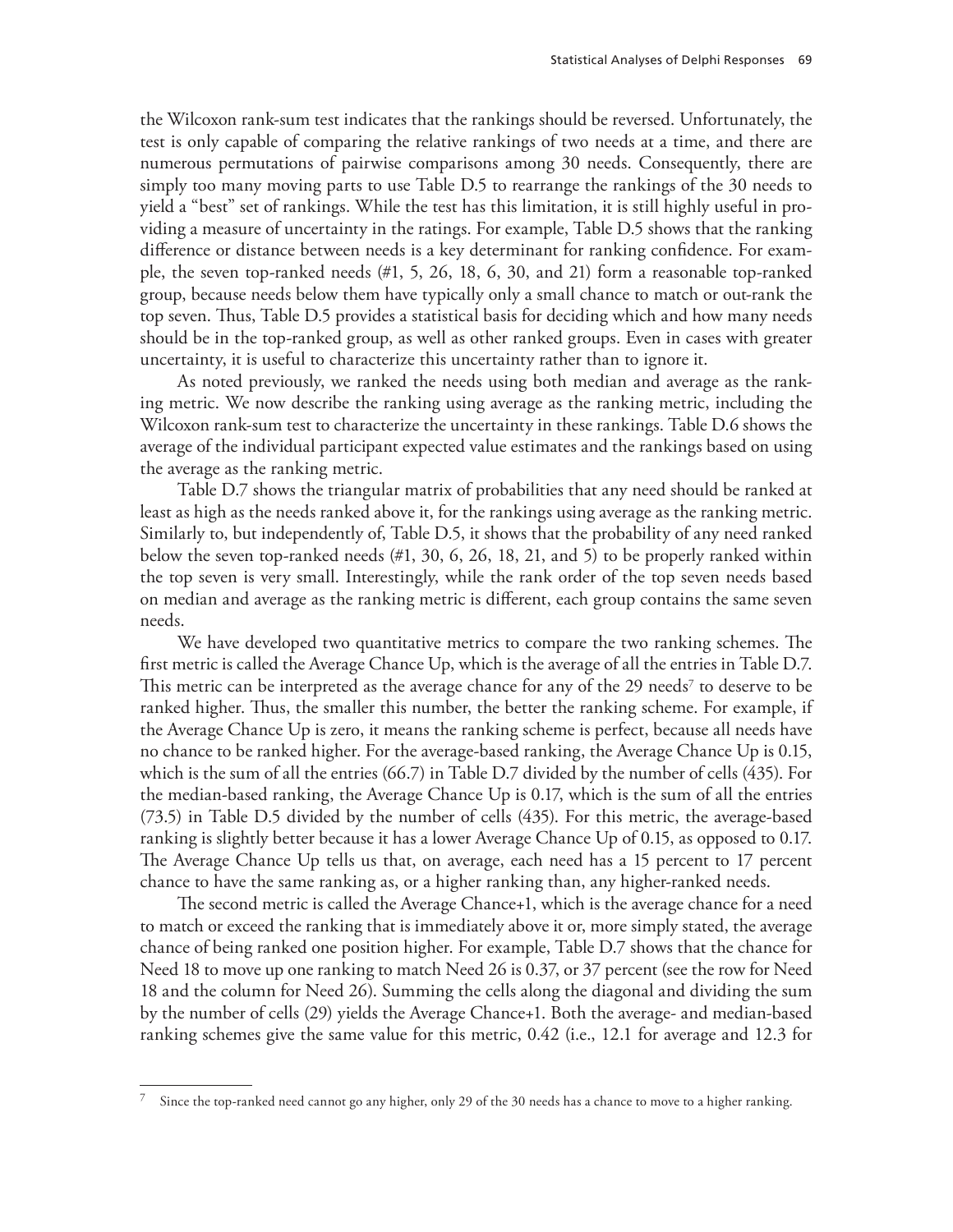the Wilcoxon rank-sum test indicates that the rankings should be reversed. Unfortunately, the test is only capable of comparing the relative rankings of two needs at a time, and there are numerous permutations of pairwise comparisons among 30 needs. Consequently, there are simply too many moving parts to use Table D.5 to rearrange the rankings of the 30 needs to yield a "best" set of rankings. While the test has this limitation, it is still highly useful in providing a measure of uncertainty in the ratings. For example, Table D.5 shows that the ranking difference or distance between needs is a key determinant for ranking confidence. For example, the seven top-ranked needs (#1, 5, 26, 18, 6, 30, and 21) form a reasonable top-ranked group, because needs below them have typically only a small chance to match or out-rank the top seven. Thus, Table D.5 provides a statistical basis for deciding which and how many needs should be in the top-ranked group, as well as other ranked groups. Even in cases with greater uncertainty, it is useful to characterize this uncertainty rather than to ignore it.

As noted previously, we ranked the needs using both median and average as the ranking metric. We now describe the ranking using average as the ranking metric, including the Wilcoxon rank-sum test to characterize the uncertainty in these rankings. Table D.6 shows the average of the individual participant expected value estimates and the rankings based on using the average as the ranking metric.

Table D.7 shows the triangular matrix of probabilities that any need should be ranked at least as high as the needs ranked above it, for the rankings using average as the ranking metric. Similarly to, but independently of, Table D.5, it shows that the probability of any need ranked below the seven top-ranked needs (#1, 30, 6, 26, 18, 21, and 5) to be properly ranked within the top seven is very small. Interestingly, while the rank order of the top seven needs based on median and average as the ranking metric is different, each group contains the same seven needs.

We have developed two quantitative metrics to compare the two ranking schemes. The first metric is called the Average Chance Up, which is the average of all the entries in Table D.7. This metric can be interpreted as the average chance for any of the 29 needs[7] to deserve to be ranked higher. Thus, the smaller this number, the better the ranking scheme. For example, if the Average Chance Up is zero, it means the ranking scheme is perfect, because all needs have no chance to be ranked higher. For the average-based ranking, the Average Chance Up is 0.15, which is the sum of all the entries (66.7) in Table D.7 divided by the number of cells (435). For the median-based ranking, the Average Chance Up is 0.17, which is the sum of all the entries (73.5) in Table D.5 divided by the number of cells (435). For this metric, the average-based ranking is slightly better because it has a lower Average Chance Up of 0.15, as opposed to 0.17. The Average Chance Up tells us that, on average, each need has a 15 percent to 17 percent chance to have the same ranking as, or a higher ranking than, any higher-ranked needs.

The second metric is called the Average Chance+1, which is the average chance for a need to match or exceed the ranking that is immediately above it or, more simply stated, the average chance of being ranked one position higher. For example, Table D.7 shows that the chance for Need 18 to move up one ranking to match Need 26 is 0.37, or 37 percent (see the row for Need 18 and the column for Need 26). Summing the cells along the diagonal and dividing the sum by the number of cells (29) yields the Average Chance+1. Both the average- and median-based ranking schemes give the same value for this metric, 0.42 (i.e., 12.1 for average and 12.3 for

---

[7] Since the top-ranked need cannot go any higher, only 29 of the 30 needs has a chance to move to a higher ranking.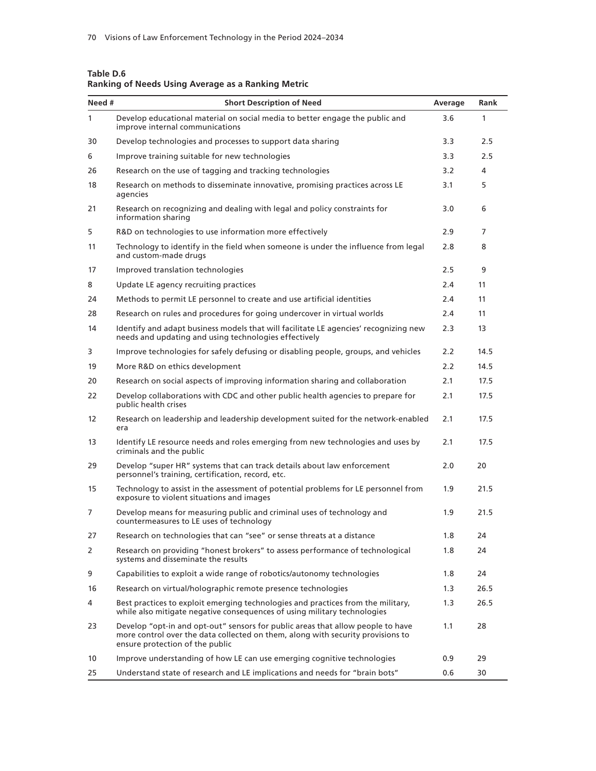**Table D.6**
**Ranking of Needs Using Average as a Ranking Metric**

| Need # | Short Description of Need | Average | Rank |
|---|---|---|---|
| 1 | Develop educational material on social media to better engage the public and improve internal communications | 3.6 | 1 |
| 30 | Develop technologies and processes to support data sharing | 3.3 | 2.5 |
| 6 | Improve training suitable for new technologies | 3.3 | 2.5 |
| 26 | Research on the use of tagging and tracking technologies | 3.2 | 4 |
| 18 | Research on methods to disseminate innovative, promising practices across LE agencies | 3.1 | 5 |
| 21 | Research on recognizing and dealing with legal and policy constraints for information sharing | 3.0 | 6 |
| 5 | R&D on technologies to use information more effectively | 2.9 | 7 |
| 11 | Technology to identify in the field when someone is under the influence from legal and custom-made drugs | 2.8 | 8 |
| 17 | Improved translation technologies | 2.5 | 9 |
| 8 | Update LE agency recruiting practices | 2.4 | 11 |
| 24 | Methods to permit LE personnel to create and use artificial identities | 2.4 | 11 |
| 28 | Research on rules and procedures for going undercover in virtual worlds | 2.4 | 11 |
| 14 | Identify and adapt business models that will facilitate LE agencies' recognizing new needs and updating and using technologies effectively | 2.3 | 13 |
| 3 | Improve technologies for safely defusing or disabling people, groups, and vehicles | 2.2 | 14.5 |
| 19 | More R&D on ethics development | 2.2 | 14.5 |
| 20 | Research on social aspects of improving information sharing and collaboration | 2.1 | 17.5 |
| 22 | Develop collaborations with CDC and other public health agencies to prepare for public health crises | 2.1 | 17.5 |
| 12 | Research on leadership and leadership development suited for the network-enabled era | 2.1 | 17.5 |
| 13 | Identify LE resource needs and roles emerging from new technologies and uses by criminals and the public | 2.1 | 17.5 |
| 29 | Develop "super HR" systems that can track details about law enforcement personnel's training, certification, record, etc. | 2.0 | 20 |
| 15 | Technology to assist in the assessment of potential problems for LE personnel from exposure to violent situations and images | 1.9 | 21.5 |
| 7 | Develop means for measuring public and criminal uses of technology and countermeasures to LE uses of technology | 1.9 | 21.5 |
| 27 | Research on technologies that can "see" or sense threats at a distance | 1.8 | 24 |
| 2 | Research on providing "honest brokers" to assess performance of technological systems and disseminate the results | 1.8 | 24 |
| 9 | Capabilities to exploit a wide range of robotics/autonomy technologies | 1.8 | 24 |
| 16 | Research on virtual/holographic remote presence technologies | 1.3 | 26.5 |
| 4 | Best practices to exploit emerging technologies and practices from the military, while also mitigate negative consequences of using military technologies | 1.3 | 26.5 |
| 23 | Develop "opt-in and opt-out" sensors for public areas that allow people to have more control over the data collected on them, along with security provisions to ensure protection of the public | 1.1 | 28 |
| 10 | Improve understanding of how LE can use emerging cognitive technologies | 0.9 | 29 |
| 25 | Understand state of research and LE implications and needs for "brain bots" | 0.6 | 30 |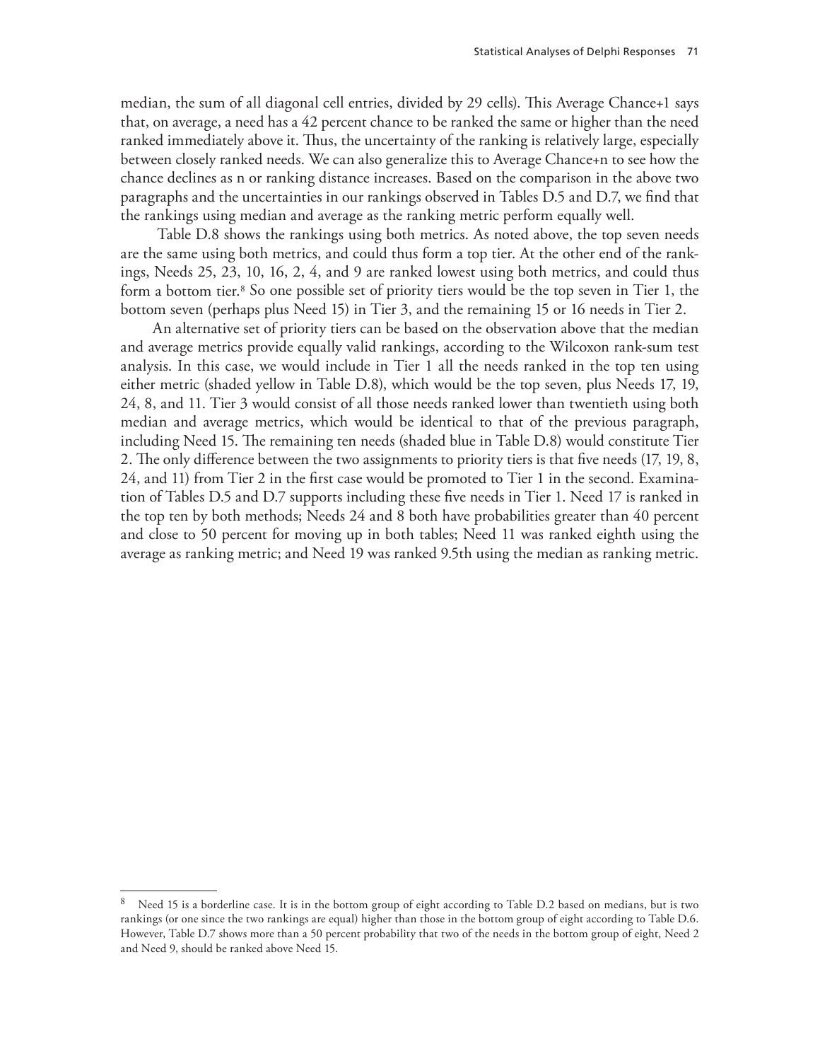median, the sum of all diagonal cell entries, divided by 29 cells). This Average Chance+1 says that, on average, a need has a 42 percent chance to be ranked the same or higher than the need ranked immediately above it. Thus, the uncertainty of the ranking is relatively large, especially between closely ranked needs. We can also generalize this to Average Chance+n to see how the chance declines as n or ranking distance increases. Based on the comparison in the above two paragraphs and the uncertainties in our rankings observed in Tables D.5 and D.7, we find that the rankings using median and average as the ranking metric perform equally well.

Table D.8 shows the rankings using both metrics. As noted above, the top seven needs are the same using both metrics, and could thus form a top tier. At the other end of the rankings, Needs 25, 23, 10, 16, 2, 4, and 9 are ranked lowest using both metrics, and could thus form a bottom tier.[8] So one possible set of priority tiers would be the top seven in Tier 1, the bottom seven (perhaps plus Need 15) in Tier 3, and the remaining 15 or 16 needs in Tier 2.

An alternative set of priority tiers can be based on the observation above that the median and average metrics provide equally valid rankings, according to the Wilcoxon rank-sum test analysis. In this case, we would include in Tier 1 all the needs ranked in the top ten using either metric (shaded yellow in Table D.8), which would be the top seven, plus Needs 17, 19, 24, 8, and 11. Tier 3 would consist of all those needs ranked lower than twentieth using both median and average metrics, which would be identical to that of the previous paragraph, including Need 15. The remaining ten needs (shaded blue in Table D.8) would constitute Tier 2. The only difference between the two assignments to priority tiers is that five needs (17, 19, 8, 24, and 11) from Tier 2 in the first case would be promoted to Tier 1 in the second. Examination of Tables D.5 and D.7 supports including these five needs in Tier 1. Need 17 is ranked in the top ten by both methods; Needs 24 and 8 both have probabilities greater than 40 percent and close to 50 percent for moving up in both tables; Need 11 was ranked eighth using the average as ranking metric; and Need 19 was ranked 9.5th using the median as ranking metric.

---

[8] Need 15 is a borderline case. It is in the bottom group of eight according to Table D.2 based on medians, but is two rankings (or one since the two rankings are equal) higher than those in the bottom group of eight according to Table D.6. However, Table D.7 shows more than a 50 percent probability that two of the needs in the bottom group of eight, Need 2 and Need 9, should be ranked above Need 15.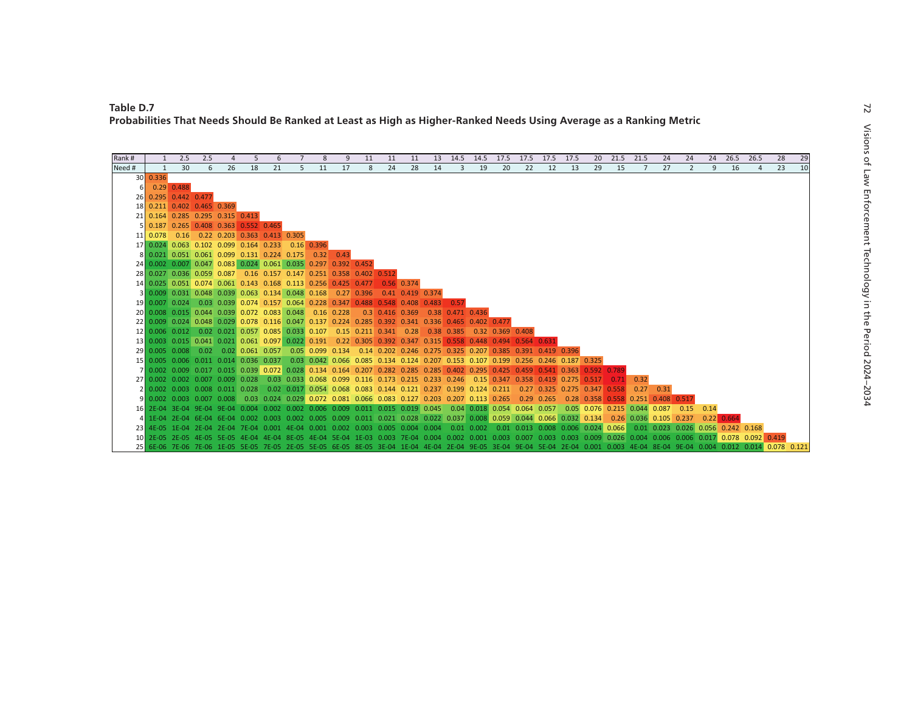**Table D.7**
**Probabilities That Needs Should Be Ranked at Least as High as Higher-Ranked Needs Using Average as a Ranking Metric**

| Rank # | 1 | 2.5 | 2.5 | 4 | 5 | 6 | 7 | 8 | 9 | 11 | 11 | 11 | 13 | 14.5 | 14.5 | 17.5 | 17.5 | 17.5 | 17.5 | 20 | 21.5 | 21.5 | 24 | 24 | 24 | 26.5 | 26.5 | 28 | 29 |
|---|---|---|---|---|---|---|---|---|---|---|---|---|---|---|---|---|---|---|---|---|---|---|---|---|---|---|---|---|---|
| Need # | 1 | 30 | 6 | 26 | 18 | 21 | 5 | 11 | 17 | 8 | 24 | 28 | 14 | 3 | 19 | 20 | 22 | 12 | 13 | 29 | 15 | 7 | 27 | 2 | 9 | 16 | 4 | 23 | 10 |
| 30 | 0.336 | | | | | | | | | | | | | | | | | | | | | | | | | | | | |
| 6 | 0.29 | 0.488 | | | | | | | | | | | | | | | | | | | | | | | | | | | |
| 26 | 0.295 | 0.442 | 0.477 | | | | | | | | | | | | | | | | | | | | | | | | | | |
| 18 | 0.211 | 0.402 | 0.465 | 0.369 | | | | | | | | | | | | | | | | | | | | | | | | | |
| 21 | 0.164 | 0.285 | 0.295 | 0.315 | 0.413 | | | | | | | | | | | | | | | | | | | | | | | | |
| 5 | 0.187 | 0.265 | 0.408 | 0.363 | 0.552 | 0.465 | | | | | | | | | | | | | | | | | | | | | | | |
| 11 | 0.078 | 0.16 | 0.22 | 0.203 | 0.363 | 0.413 | 0.305 | | | | | | | | | | | | | | | | | | | | | | |
| 17 | 0.024 | 0.063 | 0.102 | 0.099 | 0.164 | 0.233 | 0.16 | 0.396 | | | | | | | | | | | | | | | | | | | | | |
| 8 | 0.021 | 0.051 | 0.061 | 0.099 | 0.131 | 0.224 | 0.175 | 0.32 | 0.43 | | | | | | | | | | | | | | | | | | | | |
| 24 | 0.002 | 0.007 | 0.047 | 0.083 | 0.024 | 0.061 | 0.035 | 0.297 | 0.392 | 0.452 | | | | | | | | | | | | | | | | | | | |
| 28 | 0.027 | 0.036 | 0.059 | 0.087 | 0.16 | 0.157 | 0.147 | 0.251 | 0.358 | 0.402 | 0.512 | | | | | | | | | | | | | | | | | | |
| 14 | 0.025 | 0.051 | 0.074 | 0.061 | 0.143 | 0.168 | 0.113 | 0.256 | 0.425 | 0.477 | 0.56 | 0.374 | | | | | | | | | | | | | | | | | |
| 3 | 0.009 | 0.031 | 0.048 | 0.039 | 0.063 | 0.134 | 0.048 | 0.168 | 0.27 | 0.396 | 0.41 | 0.419 | 0.374 | | | | | | | | | | | | | | | | |
| 19 | 0.007 | 0.024 | 0.03 | 0.039 | 0.074 | 0.157 | 0.064 | 0.228 | 0.347 | 0.488 | 0.548 | 0.408 | 0.483 | 0.57 | | | | | | | | | | | | | | | |
| 20 | 0.008 | 0.015 | 0.044 | 0.039 | 0.072 | 0.083 | 0.048 | 0.16 | 0.228 | 0.3 | 0.416 | 0.369 | 0.38 | 0.471 | 0.436 | | | | | | | | | | | | | | |
| 22 | 0.009 | 0.024 | 0.048 | 0.029 | 0.078 | 0.116 | 0.047 | 0.137 | 0.224 | 0.285 | 0.392 | 0.341 | 0.336 | 0.465 | 0.402 | 0.477 | | | | | | | | | | | | | |
| 12 | 0.006 | 0.012 | 0.02 | 0.021 | 0.057 | 0.085 | 0.033 | 0.107 | 0.15 | 0.211 | 0.341 | 0.28 | 0.38 | 0.385 | 0.32 | 0.369 | 0.408 | | | | | | | | | | | | |
| 13 | 0.003 | 0.015 | 0.041 | 0.021 | 0.061 | 0.097 | 0.022 | 0.191 | 0.22 | 0.305 | 0.392 | 0.347 | 0.315 | 0.558 | 0.448 | 0.494 | 0.564 | 0.631 | | | | | | | | | | | |
| 29 | 0.005 | 0.008 | 0.02 | 0.02 | 0.061 | 0.057 | 0.05 | 0.099 | 0.134 | 0.14 | 0.202 | 0.246 | 0.275 | 0.325 | 0.207 | 0.385 | 0.391 | 0.419 | 0.396 | | | | | | | | | | |
| 15 | 0.005 | 0.006 | 0.011 | 0.014 | 0.036 | 0.037 | 0.03 | 0.042 | 0.066 | 0.085 | 0.134 | 0.124 | 0.207 | 0.153 | 0.107 | 0.199 | 0.256 | 0.246 | 0.187 | 0.325 | | | | | | | | | |
| 7 | 0.002 | 0.009 | 0.017 | 0.015 | 0.039 | 0.072 | 0.028 | 0.134 | 0.164 | 0.207 | 0.282 | 0.285 | 0.285 | 0.402 | 0.295 | 0.425 | 0.459 | 0.541 | 0.363 | 0.592 | 0.789 | | | | | | | | |
| 27 | 0.002 | 0.002 | 0.007 | 0.009 | 0.028 | 0.03 | 0.033 | 0.068 | 0.099 | 0.116 | 0.173 | 0.215 | 0.233 | 0.246 | 0.15 | 0.347 | 0.358 | 0.419 | 0.275 | 0.517 | 0.71 | 0.32 | | | | | | | |
| 2 | 0.002 | 0.003 | 0.008 | 0.011 | 0.028 | 0.02 | 0.017 | 0.054 | 0.068 | 0.083 | 0.144 | 0.121 | 0.237 | 0.199 | 0.124 | 0.211 | 0.27 | 0.325 | 0.275 | 0.347 | 0.558 | 0.27 | 0.31 | | | | | | |
| 9 | 0.002 | 0.003 | 0.007 | 0.008 | 0.03 | 0.024 | 0.029 | 0.072 | 0.081 | 0.066 | 0.083 | 0.127 | 0.203 | 0.207 | 0.113 | 0.265 | 0.29 | 0.265 | 0.28 | 0.358 | 0.558 | 0.251 | 0.408 | 0.517 | | | | | |
| 16 | 2E-04 | 3E-04 | 9E-04 | 9E-04 | 0.004 | 0.002 | 0.002 | 0.006 | 0.009 | 0.011 | 0.015 | 0.019 | 0.045 | 0.04 | 0.018 | 0.054 | 0.064 | 0.057 | 0.05 | 0.076 | 0.215 | 0.044 | 0.087 | 0.15 | 0.14 | | | | |
| 4 | 1E-04 | 2E-04 | 6E-04 | 6E-04 | 0.002 | 0.003 | 0.002 | 0.005 | 0.009 | 0.011 | 0.021 | 0.028 | 0.022 | 0.037 | 0.008 | 0.059 | 0.044 | 0.066 | 0.032 | 0.134 | 0.26 | 0.036 | 0.105 | 0.237 | 0.22 | 0.664 | | | |
| 23 | 4E-05 | 1E-04 | 2E-04 | 2E-04 | 7E-04 | 0.001 | 4E-04 | 0.001 | 0.002 | 0.003 | 0.005 | 0.004 | 0.004 | 0.01 | 0.002 | 0.01 | 0.013 | 0.008 | 0.006 | 0.024 | 0.066 | 0.01 | 0.023 | 0.026 | 0.056 | 0.242 | 0.168 | | |
| 10 | 2E-05 | 2E-05 | 4E-05 | 5E-05 | 4E-04 | 4E-04 | 8E-05 | 4E-04 | 5E-04 | 1E-03 | 0.003 | 7E-04 | 0.004 | 0.002 | 0.001 | 0.003 | 0.007 | 0.003 | 0.003 | 0.009 | 0.026 | 0.004 | 0.006 | 0.006 | 0.017 | 0.078 | 0.092 | 0.419 | |
| 25 | 6E-06 | 7E-06 | 7E-06 | 1E-05 | 5E-05 | 7E-05 | 2E-05 | 5E-05 | 6E-05 | 8E-05 | 3E-04 | 1E-04 | 4E-04 | 2E-04 | 9E-05 | 3E-04 | 9E-04 | 5E-04 | 2E-04 | 0.001 | 0.003 | 4E-04 | 8E-04 | 9E-04 | 0.004 | 0.012 | 0.014 | 0.078 | 0.121 |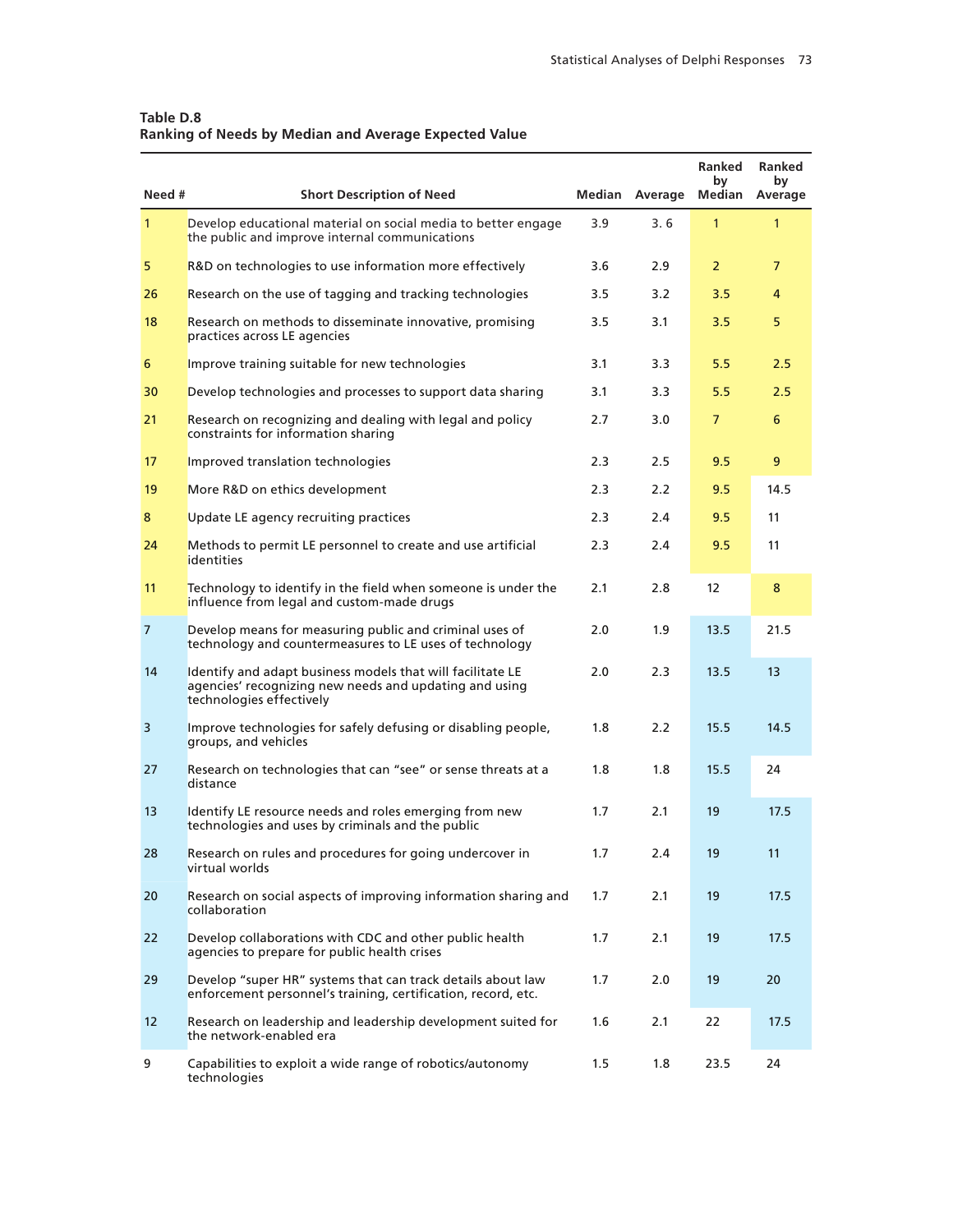**Table D.8**
**Ranking of Needs by Median and Average Expected Value**

| Need # | Short Description of Need | Median | Average | Ranked by Median | Ranked by Average |
|---|---|---|---|---|---|
| 1 | Develop educational material on social media to better engage the public and improve internal communications | 3.9 | 3. 6 | 1 | 1 |
| 5 | R&D on technologies to use information more effectively | 3.6 | 2.9 | 2 | 7 |
| 26 | Research on the use of tagging and tracking technologies | 3.5 | 3.2 | 3.5 | 4 |
| 18 | Research on methods to disseminate innovative, promising practices across LE agencies | 3.5 | 3.1 | 3.5 | 5 |
| 6 | Improve training suitable for new technologies | 3.1 | 3.3 | 5.5 | 2.5 |
| 30 | Develop technologies and processes to support data sharing | 3.1 | 3.3 | 5.5 | 2.5 |
| 21 | Research on recognizing and dealing with legal and policy constraints for information sharing | 2.7 | 3.0 | 7 | 6 |
| 17 | Improved translation technologies | 2.3 | 2.5 | 9.5 | 9 |
| 19 | More R&D on ethics development | 2.3 | 2.2 | 9.5 | 14.5 |
| 8 | Update LE agency recruiting practices | 2.3 | 2.4 | 9.5 | 11 |
| 24 | Methods to permit LE personnel to create and use artificial identities | 2.3 | 2.4 | 9.5 | 11 |
| 11 | Technology to identify in the field when someone is under the influence from legal and custom-made drugs | 2.1 | 2.8 | 12 | 8 |
| 7 | Develop means for measuring public and criminal uses of technology and countermeasures to LE uses of technology | 2.0 | 1.9 | 13.5 | 21.5 |
| 14 | Identify and adapt business models that will facilitate LE agencies' recognizing new needs and updating and using technologies effectively | 2.0 | 2.3 | 13.5 | 13 |
| 3 | Improve technologies for safely defusing or disabling people, groups, and vehicles | 1.8 | 2.2 | 15.5 | 14.5 |
| 27 | Research on technologies that can "see" or sense threats at a distance | 1.8 | 1.8 | 15.5 | 24 |
| 13 | Identify LE resource needs and roles emerging from new technologies and uses by criminals and the public | 1.7 | 2.1 | 19 | 17.5 |
| 28 | Research on rules and procedures for going undercover in virtual worlds | 1.7 | 2.4 | 19 | 11 |
| 20 | Research on social aspects of improving information sharing and collaboration | 1.7 | 2.1 | 19 | 17.5 |
| 22 | Develop collaborations with CDC and other public health agencies to prepare for public health crises | 1.7 | 2.1 | 19 | 17.5 |
| 29 | Develop "super HR" systems that can track details about law enforcement personnel's training, certification, record, etc. | 1.7 | 2.0 | 19 | 20 |
| 12 | Research on leadership and leadership development suited for the network-enabled era | 1.6 | 2.1 | 22 | 17.5 |
| 9 | Capabilities to exploit a wide range of robotics/autonomy technologies | 1.5 | 1.8 | 23.5 | 24 |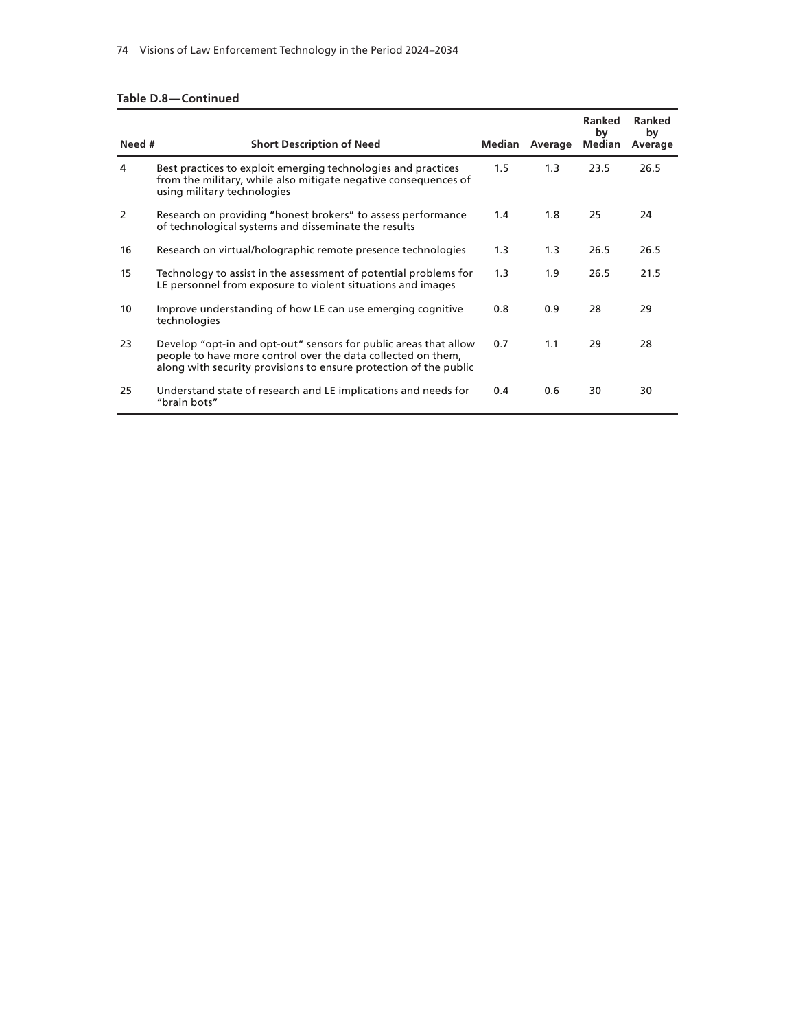**Table D.8—Continued**

| Need # | Short Description of Need | Median | Average | Ranked by Median | Ranked by Average |
|---|---|---|---|---|---|
| 4 | Best practices to exploit emerging technologies and practices from the military, while also mitigate negative consequences of using military technologies | 1.5 | 1.3 | 23.5 | 26.5 |
| 2 | Research on providing "honest brokers" to assess performance of technological systems and disseminate the results | 1.4 | 1.8 | 25 | 24 |
| 16 | Research on virtual/holographic remote presence technologies | 1.3 | 1.3 | 26.5 | 26.5 |
| 15 | Technology to assist in the assessment of potential problems for LE personnel from exposure to violent situations and images | 1.3 | 1.9 | 26.5 | 21.5 |
| 10 | Improve understanding of how LE can use emerging cognitive technologies | 0.8 | 0.9 | 28 | 29 |
| 23 | Develop "opt-in and opt-out" sensors for public areas that allow people to have more control over the data collected on them, along with security provisions to ensure protection of the public | 0.7 | 1.1 | 29 | 28 |
| 25 | Understand state of research and LE implications and needs for "brain bots" | 0.4 | 0.6 | 30 | 30 |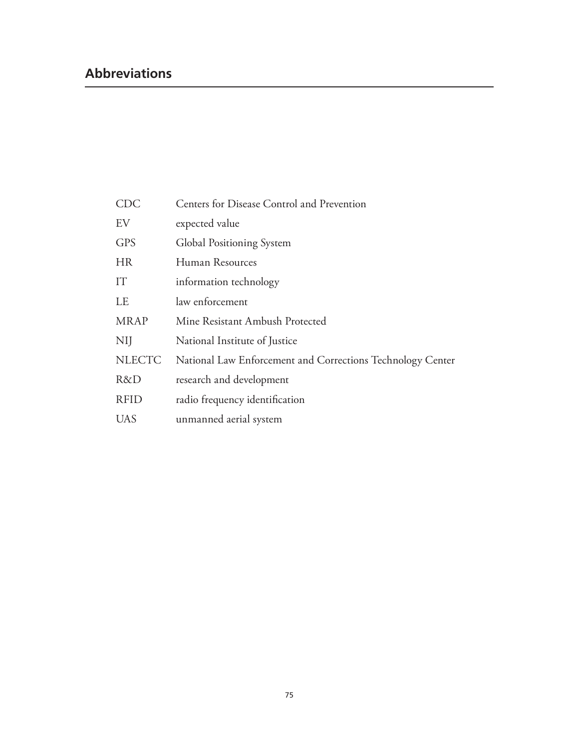# Abbreviations

| | |
|---|---|
| CDC | Centers for Disease Control and Prevention |
| EV | expected value |
| GPS | Global Positioning System |
| HR | Human Resources |
| IT | information technology |
| LE | law enforcement |
| MRAP | Mine Resistant Ambush Protected |
| NIJ | National Institute of Justice |
| NLECTC | National Law Enforcement and Corrections Technology Center |
| R&D | research and development |
| RFID | radio frequency identification |
| UAS | unmanned aerial system |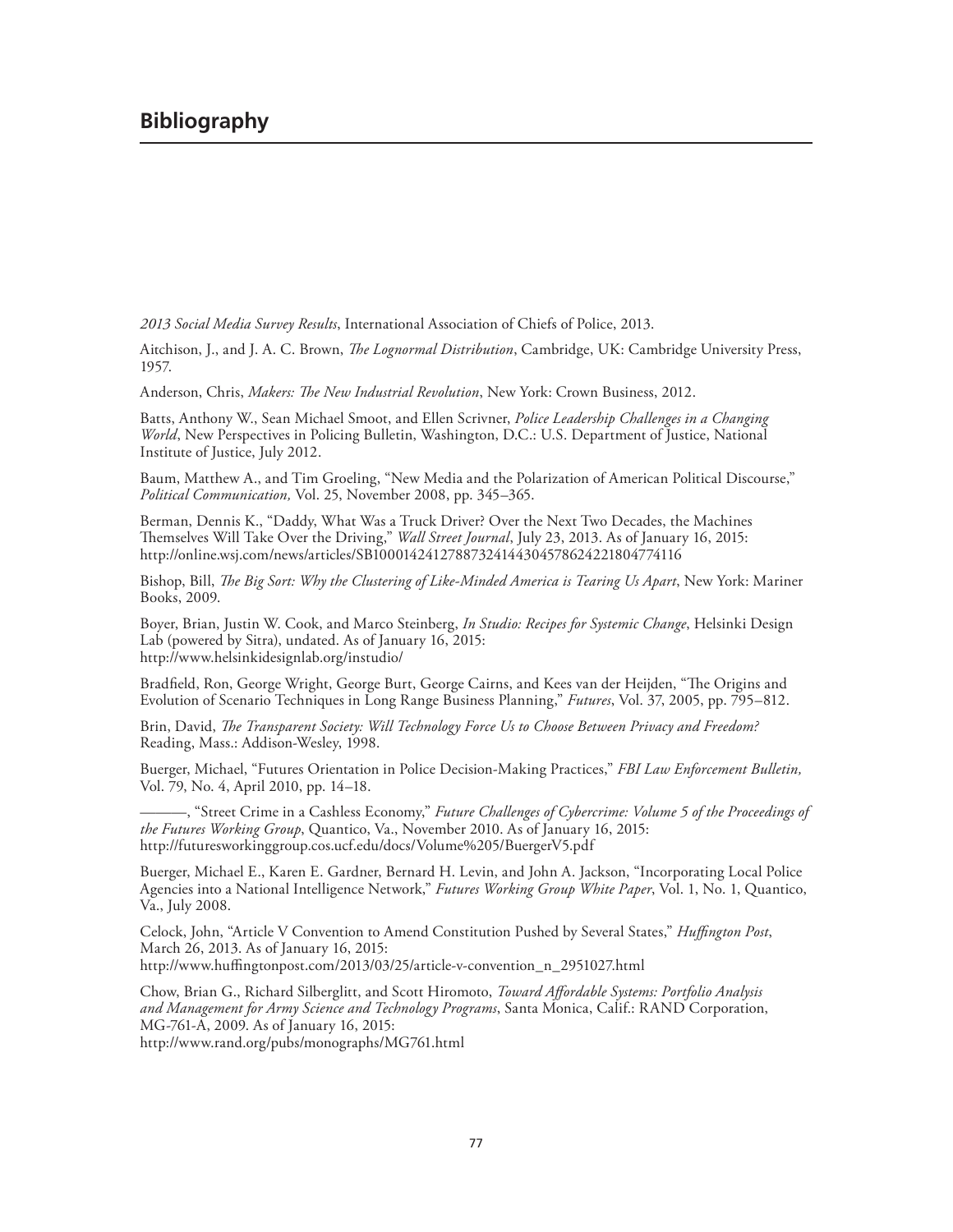# Bibliography

*2013 Social Media Survey Results*, International Association of Chiefs of Police, 2013.

Aitchison, J., and J. A. C. Brown, *The Lognormal Distribution*, Cambridge, UK: Cambridge University Press, 1957.

Anderson, Chris, *Makers: The New Industrial Revolution*, New York: Crown Business, 2012.

Batts, Anthony W., Sean Michael Smoot, and Ellen Scrivner, *Police Leadership Challenges in a Changing World*, New Perspectives in Policing Bulletin, Washington, D.C.: U.S. Department of Justice, National Institute of Justice, July 2012.

Baum, Matthew A., and Tim Groeling, "New Media and the Polarization of American Political Discourse," *Political Communication,* Vol. 25, November 2008, pp. 345–365.

Berman, Dennis K., "Daddy, What Was a Truck Driver? Over the Next Two Decades, the Machines Themselves Will Take Over the Driving," *Wall Street Journal*, July 23, 2013. As of January 16, 2015: http://online.wsj.com/news/articles/SB10001424127887324144304578624221804774116

Bishop, Bill, *The Big Sort: Why the Clustering of Like-Minded America is Tearing Us Apart*, New York: Mariner Books, 2009.

Boyer, Brian, Justin W. Cook, and Marco Steinberg, *In Studio: Recipes for Systemic Change*, Helsinki Design Lab (powered by Sitra), undated. As of January 16, 2015:
http://www.helsinkidesignlab.org/instudio/

Bradfield, Ron, George Wright, George Burt, George Cairns, and Kees van der Heijden, "The Origins and Evolution of Scenario Techniques in Long Range Business Planning," *Futures*, Vol. 37, 2005, pp. 795–812.

Brin, David, *The Transparent Society: Will Technology Force Us to Choose Between Privacy and Freedom?* Reading, Mass.: Addison-Wesley, 1998.

Buerger, Michael, "Futures Orientation in Police Decision-Making Practices," *FBI Law Enforcement Bulletin,* Vol. 79, No. 4, April 2010, pp. 14–18.

———, "Street Crime in a Cashless Economy," *Future Challenges of Cybercrime: Volume 5 of the Proceedings of the Futures Working Group*, Quantico, Va., November 2010. As of January 16, 2015:
http://futuresworkinggroup.cos.ucf.edu/docs/Volume%205/BuergerV5.pdf

Buerger, Michael E., Karen E. Gardner, Bernard H. Levin, and John A. Jackson, "Incorporating Local Police Agencies into a National Intelligence Network," *Futures Working Group White Paper*, Vol. 1, No. 1, Quantico, Va., July 2008.

Celock, John, "Article V Convention to Amend Constitution Pushed by Several States," *Huffington Post*, March 26, 2013. As of January 16, 2015:
http://www.huffingtonpost.com/2013/03/25/article-v-convention_n_2951027.html

Chow, Brian G., Richard Silberglitt, and Scott Hiromoto, *Toward Affordable Systems: Portfolio Analysis and Management for Army Science and Technology Programs*, Santa Monica, Calif.: RAND Corporation, MG-761-A, 2009. As of January 16, 2015:
http://www.rand.org/pubs/monographs/MG761.html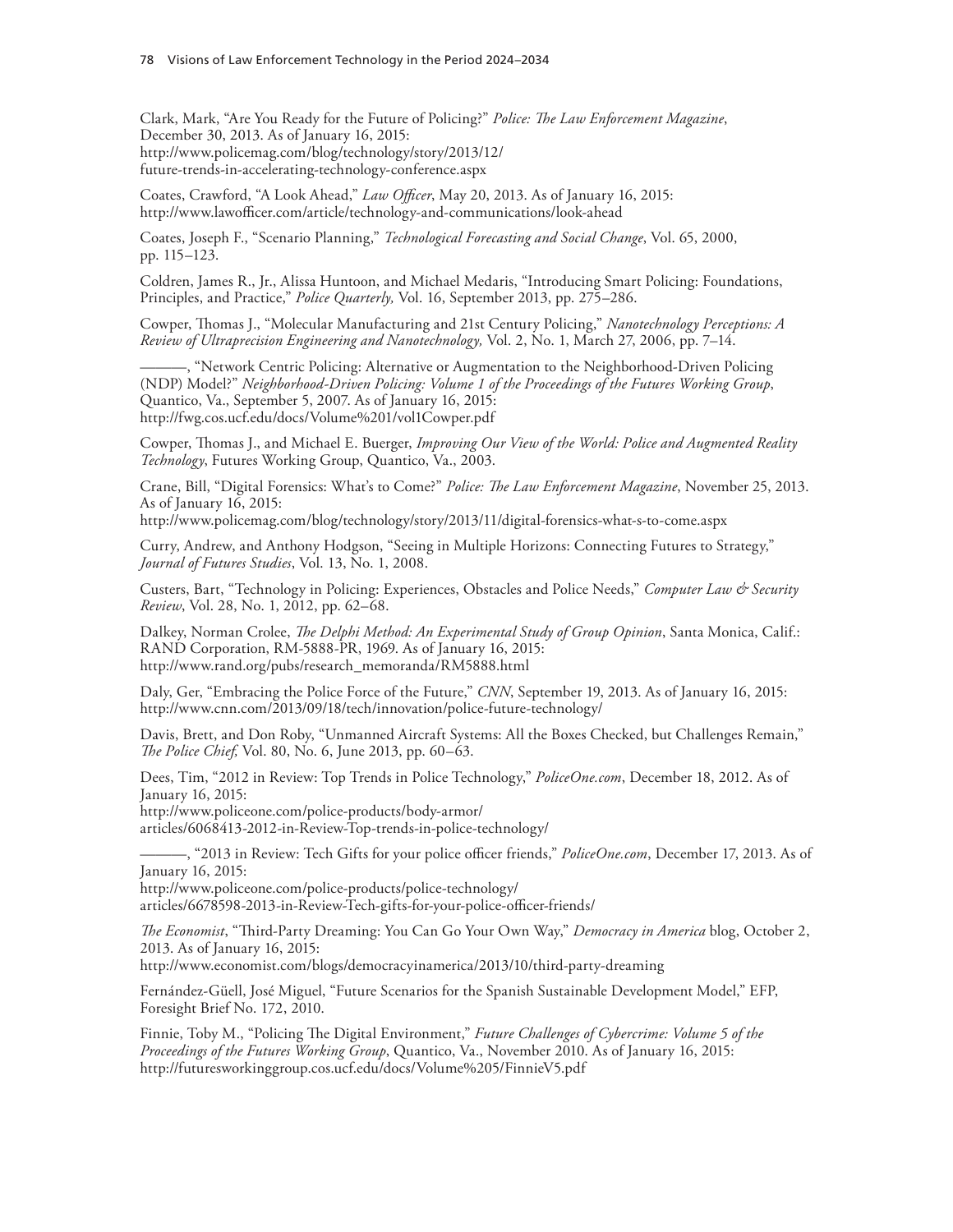Clark, Mark, "Are You Ready for the Future of Policing?" *Police: The Law Enforcement Magazine*, December 30, 2013. As of January 16, 2015:
http://www.policemag.com/blog/technology/story/2013/12/future-trends-in-accelerating-technology-conference.aspx

Coates, Crawford, "A Look Ahead," *Law Officer*, May 20, 2013. As of January 16, 2015:
http://www.lawofficer.com/article/technology-and-communications/look-ahead

Coates, Joseph F., "Scenario Planning," *Technological Forecasting and Social Change*, Vol. 65, 2000, pp. 115–123.

Coldren, James R., Jr., Alissa Huntoon, and Michael Medaris, "Introducing Smart Policing: Foundations, Principles, and Practice," *Police Quarterly,* Vol. 16, September 2013, pp. 275–286.

Cowper, Thomas J., "Molecular Manufacturing and 21st Century Policing," *Nanotechnology Perceptions: A Review of Ultraprecision Engineering and Nanotechnology,* Vol. 2, No. 1, March 27, 2006, pp. 7–14.

———, "Network Centric Policing: Alternative or Augmentation to the Neighborhood-Driven Policing (NDP) Model?" *Neighborhood-Driven Policing: Volume 1 of the Proceedings of the Futures Working Group*, Quantico, Va., September 5, 2007. As of January 16, 2015:
http://fwg.cos.ucf.edu/docs/Volume%201/vol1Cowper.pdf

Cowper, Thomas J., and Michael E. Buerger, *Improving Our View of the World: Police and Augmented Reality Technology*, Futures Working Group, Quantico, Va., 2003.

Crane, Bill, "Digital Forensics: What's to Come?" *Police: The Law Enforcement Magazine*, November 25, 2013. As of January 16, 2015:
http://www.policemag.com/blog/technology/story/2013/11/digital-forensics-what-s-to-come.aspx

Curry, Andrew, and Anthony Hodgson, "Seeing in Multiple Horizons: Connecting Futures to Strategy," *Journal of Futures Studies*, Vol. 13, No. 1, 2008.

Custers, Bart, "Technology in Policing: Experiences, Obstacles and Police Needs," *Computer Law & Security Review*, Vol. 28, No. 1, 2012, pp. 62–68.

Dalkey, Norman Crolee, *The Delphi Method: An Experimental Study of Group Opinion*, Santa Monica, Calif.: RAND Corporation, RM-5888-PR, 1969. As of January 16, 2015:
http://www.rand.org/pubs/research_memoranda/RM5888.html

Daly, Ger, "Embracing the Police Force of the Future," *CNN*, September 19, 2013. As of January 16, 2015:
http://www.cnn.com/2013/09/18/tech/innovation/police-future-technology/

Davis, Brett, and Don Roby, "Unmanned Aircraft Systems: All the Boxes Checked, but Challenges Remain," *The Police Chief,* Vol. 80, No. 6, June 2013, pp. 60–63.

Dees, Tim, "2012 in Review: Top Trends in Police Technology," *PoliceOne.com*, December 18, 2012. As of January 16, 2015:
http://www.policeone.com/police-products/body-armor/articles/6068413-2012-in-Review-Top-trends-in-police-technology/

———, "2013 in Review: Tech Gifts for your police officer friends," *PoliceOne.com*, December 17, 2013. As of January 16, 2015:
http://www.policeone.com/police-products/police-technology/articles/6678598-2013-in-Review-Tech-gifts-for-your-police-officer-friends/

*The Economist*, "Third-Party Dreaming: You Can Go Your Own Way," *Democracy in America* blog, October 2, 2013. As of January 16, 2015:
http://www.economist.com/blogs/democracyinamerica/2013/10/third-party-dreaming

Fernández-Güell, José Miguel, "Future Scenarios for the Spanish Sustainable Development Model," EFP, Foresight Brief No. 172, 2010.

Finnie, Toby M., "Policing The Digital Environment," *Future Challenges of Cybercrime: Volume 5 of the Proceedings of the Futures Working Group*, Quantico, Va., November 2010. As of January 16, 2015:
http://futuresworkinggroup.cos.ucf.edu/docs/Volume%205/FinnieV5.pdf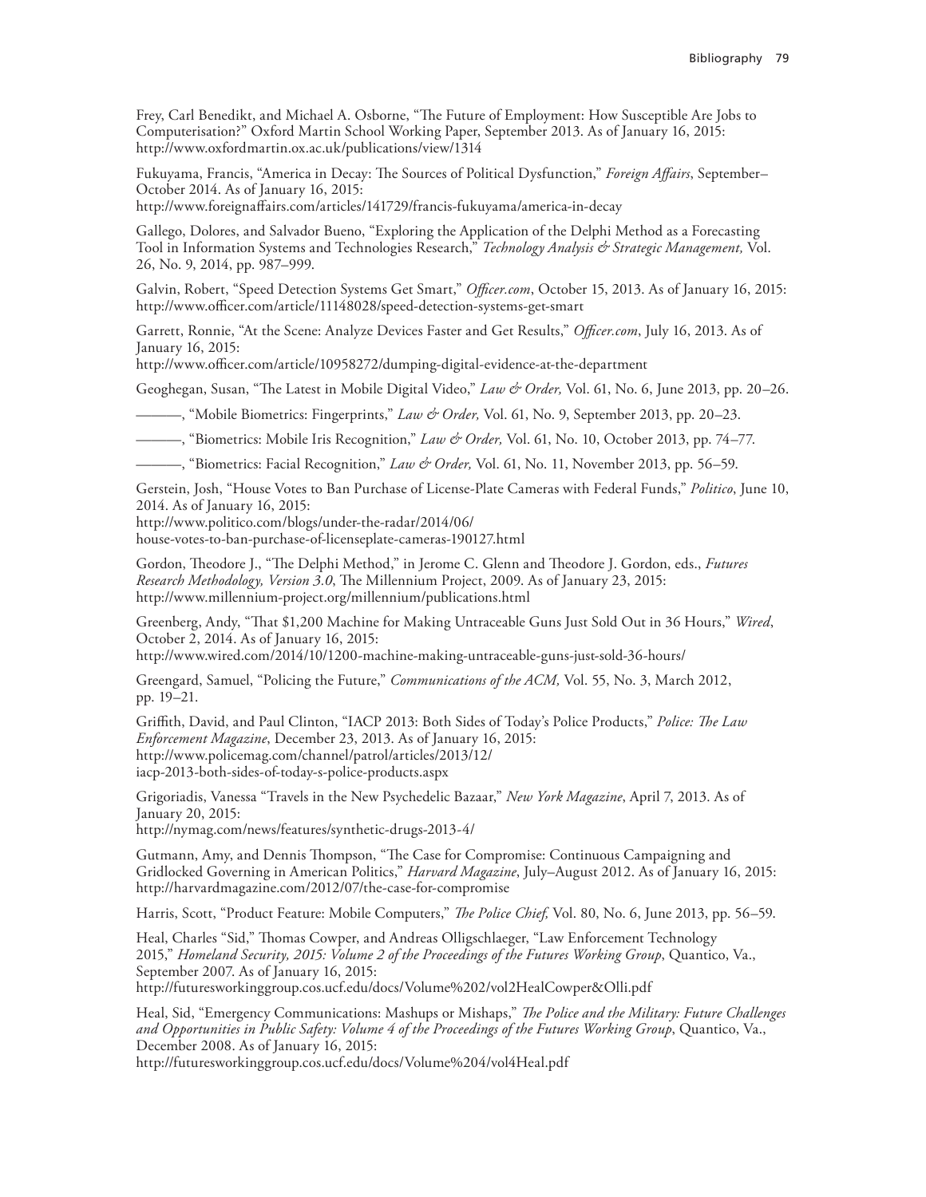Frey, Carl Benedikt, and Michael A. Osborne, "The Future of Employment: How Susceptible Are Jobs to Computerisation?" Oxford Martin School Working Paper, September 2013. As of January 16, 2015: http://www.oxfordmartin.ox.ac.uk/publications/view/1314

Fukuyama, Francis, "America in Decay: The Sources of Political Dysfunction," *Foreign Affairs*, September–October 2014. As of January 16, 2015:
http://www.foreignaffairs.com/articles/141729/francis-fukuyama/america-in-decay

Gallego, Dolores, and Salvador Bueno, "Exploring the Application of the Delphi Method as a Forecasting Tool in Information Systems and Technologies Research," *Technology Analysis & Strategic Management,* Vol. 26, No. 9, 2014, pp. 987–999.

Galvin, Robert, "Speed Detection Systems Get Smart," *Officer.com*, October 15, 2013. As of January 16, 2015: http://www.officer.com/article/11148028/speed-detection-systems-get-smart

Garrett, Ronnie, "At the Scene: Analyze Devices Faster and Get Results," *Officer.com*, July 16, 2013. As of January 16, 2015:
http://www.officer.com/article/10958272/dumping-digital-evidence-at-the-department

Geoghegan, Susan, "The Latest in Mobile Digital Video," *Law & Order,* Vol. 61, No. 6, June 2013, pp. 20–26.

———, "Mobile Biometrics: Fingerprints," *Law & Order,* Vol. 61, No. 9, September 2013, pp. 20–23.

———, "Biometrics: Mobile Iris Recognition," *Law & Order,* Vol. 61, No. 10, October 2013, pp. 74–77.

———, "Biometrics: Facial Recognition," *Law & Order,* Vol. 61, No. 11, November 2013, pp. 56–59.

Gerstein, Josh, "House Votes to Ban Purchase of License-Plate Cameras with Federal Funds," *Politico*, June 10, 2014. As of January 16, 2015:
http://www.politico.com/blogs/under-the-radar/2014/06/house-votes-to-ban-purchase-of-licenseplate-cameras-190127.html

Gordon, Theodore J., "The Delphi Method," in Jerome C. Glenn and Theodore J. Gordon, eds., *Futures Research Methodology, Version 3.0*, The Millennium Project, 2009. As of January 23, 2015:
http://www.millennium-project.org/millennium/publications.html

Greenberg, Andy, "That $1,200 Machine for Making Untraceable Guns Just Sold Out in 36 Hours," *Wired*, October 2, 2014. As of January 16, 2015:
http://www.wired.com/2014/10/1200-machine-making-untraceable-guns-just-sold-36-hours/

Greengard, Samuel, "Policing the Future," *Communications of the ACM,* Vol. 55, No. 3, March 2012, pp. 19–21.

Griffith, David, and Paul Clinton, "IACP 2013: Both Sides of Today's Police Products," *Police: The Law Enforcement Magazine*, December 23, 2013. As of January 16, 2015:
http://www.policemag.com/channel/patrol/articles/2013/12/iacp-2013-both-sides-of-today-s-police-products.aspx

Grigoriadis, Vanessa "Travels in the New Psychedelic Bazaar," *New York Magazine*, April 7, 2013. As of January 20, 2015:
http://nymag.com/news/features/synthetic-drugs-2013-4/

Gutmann, Amy, and Dennis Thompson, "The Case for Compromise: Continuous Campaigning and Gridlocked Governing in American Politics," *Harvard Magazine*, July–August 2012. As of January 16, 2015: http://harvardmagazine.com/2012/07/the-case-for-compromise

Harris, Scott, "Product Feature: Mobile Computers," *The Police Chief,* Vol. 80, No. 6, June 2013, pp. 56–59.

Heal, Charles "Sid," Thomas Cowper, and Andreas Olligschlaeger, "Law Enforcement Technology 2015," *Homeland Security, 2015: Volume 2 of the Proceedings of the Futures Working Group*, Quantico, Va., September 2007. As of January 16, 2015:
http://futuresworkinggroup.cos.ucf.edu/docs/Volume%202/vol2HealCowper&Olli.pdf

Heal, Sid, "Emergency Communications: Mashups or Mishaps," *The Police and the Military: Future Challenges and Opportunities in Public Safety: Volume 4 of the Proceedings of the Futures Working Group*, Quantico, Va., December 2008. As of January 16, 2015:
http://futuresworkinggroup.cos.ucf.edu/docs/Volume%204/vol4Heal.pdf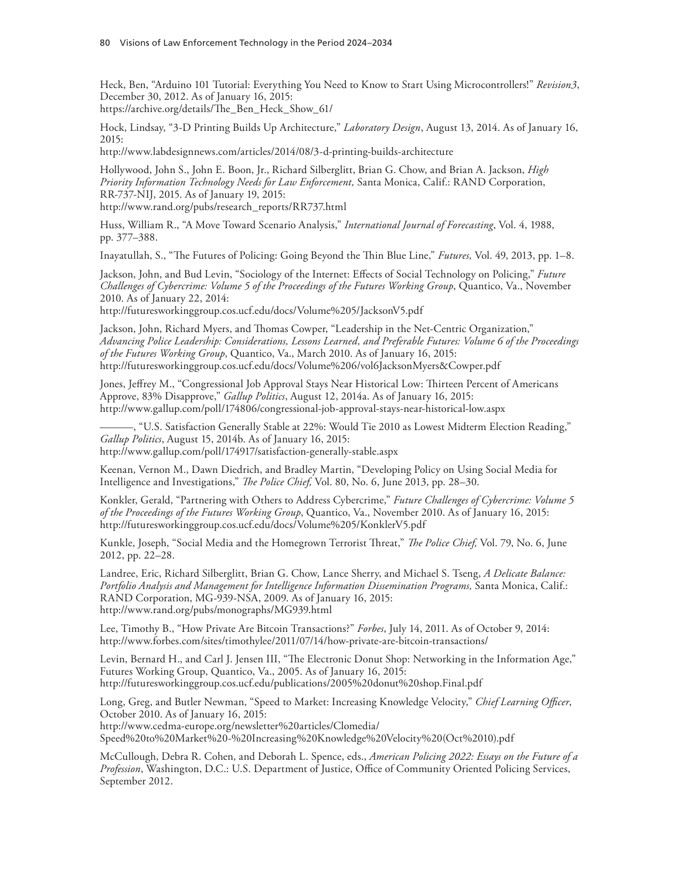Heck, Ben, "Arduino 101 Tutorial: Everything You Need to Know to Start Using Microcontrollers!" *Revision3*, December 30, 2012. As of January 16, 2015:
https://archive.org/details/The_Ben_Heck_Show_61/

Hock, Lindsay, "3-D Printing Builds Up Architecture," *Laboratory Design*, August 13, 2014. As of January 16, 2015:
http://www.labdesignnews.com/articles/2014/08/3-d-printing-builds-architecture

Hollywood, John S., John E. Boon, Jr., Richard Silberglitt, Brian G. Chow, and Brian A. Jackson, *High Priority Information Technology Needs for Law Enforcement,* Santa Monica, Calif.: RAND Corporation, RR-737-NIJ, 2015. As of January 19, 2015:
http://www.rand.org/pubs/research_reports/RR737.html

Huss, William R., "A Move Toward Scenario Analysis," *International Journal of Forecasting*, Vol. 4, 1988, pp. 377–388.

Inayatullah, S., "The Futures of Policing: Going Beyond the Thin Blue Line," *Futures,* Vol. 49, 2013, pp. 1–8.

Jackson, John, and Bud Levin, "Sociology of the Internet: Effects of Social Technology on Policing," *Future Challenges of Cybercrime: Volume 5 of the Proceedings of the Futures Working Group*, Quantico, Va., November 2010. As of January 22, 2014:
http://futuresworkinggroup.cos.ucf.edu/docs/Volume%205/JacksonV5.pdf

Jackson, John, Richard Myers, and Thomas Cowper, "Leadership in the Net-Centric Organization," *Advancing Police Leadership: Considerations, Lessons Learned, and Preferable Futures: Volume 6 of the Proceedings of the Futures Working Group*, Quantico, Va., March 2010. As of January 16, 2015:
http://futuresworkinggroup.cos.ucf.edu/docs/Volume%206/vol6JacksonMyers&Cowper.pdf

Jones, Jeffrey M., "Congressional Job Approval Stays Near Historical Low: Thirteen Percent of Americans Approve, 83% Disapprove," *Gallup Politics*, August 12, 2014a. As of January 16, 2015:
http://www.gallup.com/poll/174806/congressional-job-approval-stays-near-historical-low.aspx

———, "U.S. Satisfaction Generally Stable at 22%: Would Tie 2010 as Lowest Midterm Election Reading," *Gallup Politics*, August 15, 2014b. As of January 16, 2015:
http://www.gallup.com/poll/174917/satisfaction-generally-stable.aspx

Keenan, Vernon M., Dawn Diedrich, and Bradley Martin, "Developing Policy on Using Social Media for Intelligence and Investigations," *The Police Chief,* Vol. 80, No. 6, June 2013, pp. 28–30.

Konkler, Gerald, "Partnering with Others to Address Cybercrime," *Future Challenges of Cybercrime: Volume 5 of the Proceedings of the Futures Working Group*, Quantico, Va., November 2010. As of January 16, 2015:
http://futuresworkinggroup.cos.ucf.edu/docs/Volume%205/KonklerV5.pdf

Kunkle, Joseph, "Social Media and the Homegrown Terrorist Threat," *The Police Chief,* Vol. 79, No. 6, June 2012, pp. 22–28.

Landree, Eric, Richard Silberglitt, Brian G. Chow, Lance Sherry, and Michael S. Tseng, *A Delicate Balance: Portfolio Analysis and Management for Intelligence Information Dissemination Programs,* Santa Monica, Calif.: RAND Corporation, MG-939-NSA, 2009. As of January 16, 2015:
http://www.rand.org/pubs/monographs/MG939.html

Lee, Timothy B., "How Private Are Bitcoin Transactions?" *Forbes*, July 14, 2011. As of October 9, 2014:
http://www.forbes.com/sites/timothylee/2011/07/14/how-private-are-bitcoin-transactions/

Levin, Bernard H., and Carl J. Jensen III, "The Electronic Donut Shop: Networking in the Information Age," Futures Working Group, Quantico, Va., 2005. As of January 16, 2015:
http://futuresworkinggroup.cos.ucf.edu/publications/2005%20donut%20shop.Final.pdf

Long, Greg, and Butler Newman, "Speed to Market: Increasing Knowledge Velocity," *Chief Learning Officer*, October 2010. As of January 16, 2015:
http://www.cedma-europe.org/newsletter%20articles/Clomedia/Speed%20to%20Market%20-%20Increasing%20Knowledge%20Velocity%20(Oct%2010).pdf

McCullough, Debra R. Cohen, and Deborah L. Spence, eds., *American Policing 2022: Essays on the Future of a Profession*, Washington, D.C.: U.S. Department of Justice, Office of Community Oriented Policing Services, September 2012.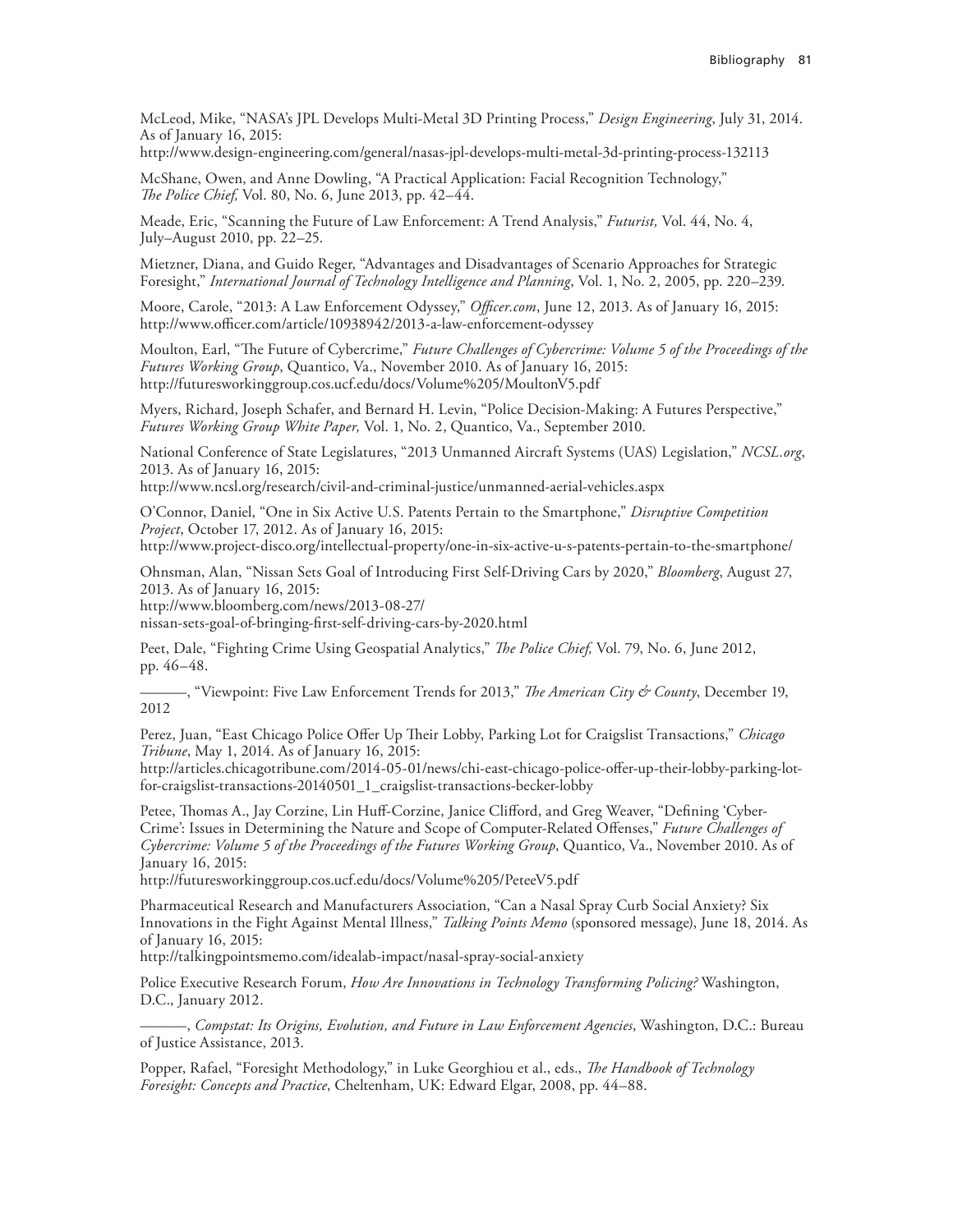McLeod, Mike, "NASA's JPL Develops Multi-Metal 3D Printing Process," *Design Engineering*, July 31, 2014. As of January 16, 2015:
http://www.design-engineering.com/general/nasas-jpl-develops-multi-metal-3d-printing-process-132113

McShane, Owen, and Anne Dowling, "A Practical Application: Facial Recognition Technology," *The Police Chief,* Vol. 80, No. 6, June 2013, pp. 42–44.

Meade, Eric, "Scanning the Future of Law Enforcement: A Trend Analysis," *Futurist,* Vol. 44, No. 4, July–August 2010, pp. 22–25.

Mietzner, Diana, and Guido Reger, "Advantages and Disadvantages of Scenario Approaches for Strategic Foresight," *International Journal of Technology Intelligence and Planning*, Vol. 1, No. 2, 2005, pp. 220–239.

Moore, Carole, "2013: A Law Enforcement Odyssey," *Officer.com*, June 12, 2013. As of January 16, 2015:
http://www.officer.com/article/10938942/2013-a-law-enforcement-odyssey

Moulton, Earl, "The Future of Cybercrime," *Future Challenges of Cybercrime: Volume 5 of the Proceedings of the Futures Working Group*, Quantico, Va., November 2010. As of January 16, 2015:
http://futuresworkinggroup.cos.ucf.edu/docs/Volume%205/MoultonV5.pdf

Myers, Richard, Joseph Schafer, and Bernard H. Levin, "Police Decision-Making: A Futures Perspective," *Futures Working Group White Paper,* Vol. 1, No. 2, Quantico, Va., September 2010.

National Conference of State Legislatures, "2013 Unmanned Aircraft Systems (UAS) Legislation," *NCSL.org*, 2013. As of January 16, 2015:
http://www.ncsl.org/research/civil-and-criminal-justice/unmanned-aerial-vehicles.aspx

O'Connor, Daniel, "One in Six Active U.S. Patents Pertain to the Smartphone," *Disruptive Competition Project*, October 17, 2012. As of January 16, 2015:
http://www.project-disco.org/intellectual-property/one-in-six-active-u-s-patents-pertain-to-the-smartphone/

Ohnsman, Alan, "Nissan Sets Goal of Introducing First Self-Driving Cars by 2020," *Bloomberg*, August 27, 2013. As of January 16, 2015:
http://www.bloomberg.com/news/2013-08-27/nissan-sets-goal-of-bringing-first-self-driving-cars-by-2020.html

Peet, Dale, "Fighting Crime Using Geospatial Analytics," *The Police Chief,* Vol. 79, No. 6, June 2012, pp. 46–48.

———, "Viewpoint: Five Law Enforcement Trends for 2013," *The American City & County*, December 19, 2012

Perez, Juan, "East Chicago Police Offer Up Their Lobby, Parking Lot for Craigslist Transactions," *Chicago Tribune*, May 1, 2014. As of January 16, 2015:
http://articles.chicagotribune.com/2014-05-01/news/chi-east-chicago-police-offer-up-their-lobby-parking-lot-for-craigslist-transactions-20140501_1_craigslist-transactions-becker-lobby

Petee, Thomas A., Jay Corzine, Lin Huff-Corzine, Janice Clifford, and Greg Weaver, "Defining 'Cyber-Crime': Issues in Determining the Nature and Scope of Computer-Related Offenses," *Future Challenges of Cybercrime: Volume 5 of the Proceedings of the Futures Working Group*, Quantico, Va., November 2010. As of January 16, 2015:
http://futuresworkinggroup.cos.ucf.edu/docs/Volume%205/PeteeV5.pdf

Pharmaceutical Research and Manufacturers Association, "Can a Nasal Spray Curb Social Anxiety? Six Innovations in the Fight Against Mental Illness," *Talking Points Memo* (sponsored message), June 18, 2014. As of January 16, 2015:
http://talkingpointsmemo.com/idealab-impact/nasal-spray-social-anxiety

Police Executive Research Forum, *How Are Innovations in Technology Transforming Policing?* Washington, D.C., January 2012.

———, *Compstat: Its Origins, Evolution, and Future in Law Enforcement Agencies*, Washington, D.C.: Bureau of Justice Assistance, 2013.

Popper, Rafael, "Foresight Methodology," in Luke Georghiou et al., eds., *The Handbook of Technology Foresight: Concepts and Practice*, Cheltenham, UK: Edward Elgar, 2008, pp. 44–88.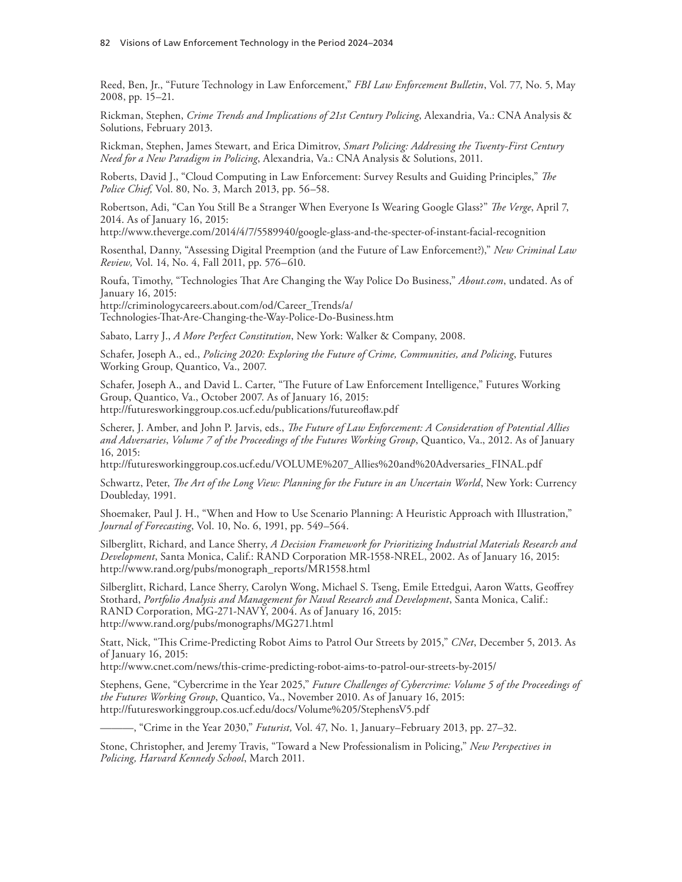Reed, Ben, Jr., "Future Technology in Law Enforcement," *FBI Law Enforcement Bulletin*, Vol. 77, No. 5, May 2008, pp. 15–21.

Rickman, Stephen, *Crime Trends and Implications of 21st Century Policing*, Alexandria, Va.: CNA Analysis & Solutions, February 2013.

Rickman, Stephen, James Stewart, and Erica Dimitrov, *Smart Policing: Addressing the Twenty-First Century Need for a New Paradigm in Policing*, Alexandria, Va.: CNA Analysis & Solutions, 2011.

Roberts, David J., "Cloud Computing in Law Enforcement: Survey Results and Guiding Principles," *The Police Chief,* Vol. 80, No. 3, March 2013, pp. 56–58.

Robertson, Adi, "Can You Still Be a Stranger When Everyone Is Wearing Google Glass?" *The Verge*, April 7, 2014. As of January 16, 2015:
http://www.theverge.com/2014/4/7/5589940/google-glass-and-the-specter-of-instant-facial-recognition

Rosenthal, Danny, "Assessing Digital Preemption (and the Future of Law Enforcement?)," *New Criminal Law Review,* Vol. 14, No. 4, Fall 2011, pp. 576–610.

Roufa, Timothy, "Technologies That Are Changing the Way Police Do Business," *About.com*, undated. As of January 16, 2015:
http://criminologycareers.about.com/od/Career_Trends/a/Technologies-That-Are-Changing-the-Way-Police-Do-Business.htm

Sabato, Larry J., *A More Perfect Constitution*, New York: Walker & Company, 2008.

Schafer, Joseph A., ed., *Policing 2020: Exploring the Future of Crime, Communities, and Policing*, Futures Working Group, Quantico, Va., 2007.

Schafer, Joseph A., and David L. Carter, "The Future of Law Enforcement Intelligence," Futures Working Group, Quantico, Va., October 2007. As of January 16, 2015:
http://futuresworkinggroup.cos.ucf.edu/publications/futureoflaw.pdf

Scherer, J. Amber, and John P. Jarvis, eds., *The Future of Law Enforcement: A Consideration of Potential Allies and Adversaries*, *Volume 7 of the Proceedings of the Futures Working Group*, Quantico, Va., 2012. As of January 16, 2015:
http://futuresworkinggroup.cos.ucf.edu/VOLUME%207_Allies%20and%20Adversaries_FINAL.pdf

Schwartz, Peter, *The Art of the Long View: Planning for the Future in an Uncertain World*, New York: Currency Doubleday, 1991.

Shoemaker, Paul J. H., "When and How to Use Scenario Planning: A Heuristic Approach with Illustration," *Journal of Forecasting*, Vol. 10, No. 6, 1991, pp. 549–564.

Silberglitt, Richard, and Lance Sherry, *A Decision Framework for Prioritizing Industrial Materials Research and Development*, Santa Monica, Calif.: RAND Corporation MR-1558-NREL, 2002. As of January 16, 2015:
http://www.rand.org/pubs/monograph_reports/MR1558.html

Silberglitt, Richard, Lance Sherry, Carolyn Wong, Michael S. Tseng, Emile Ettedgui, Aaron Watts, Geoffrey Stothard, *Portfolio Analysis and Management for Naval Research and Development*, Santa Monica, Calif.: RAND Corporation, MG-271-NAVY, 2004. As of January 16, 2015:
http://www.rand.org/pubs/monographs/MG271.html

Statt, Nick, "This Crime-Predicting Robot Aims to Patrol Our Streets by 2015," *CNet*, December 5, 2013. As of January 16, 2015:
http://www.cnet.com/news/this-crime-predicting-robot-aims-to-patrol-our-streets-by-2015/

Stephens, Gene, "Cybercrime in the Year 2025," *Future Challenges of Cybercrime: Volume 5 of the Proceedings of the Futures Working Group*, Quantico, Va., November 2010. As of January 16, 2015:
http://futuresworkinggroup.cos.ucf.edu/docs/Volume%205/StephensV5.pdf

———, "Crime in the Year 2030," *Futurist,* Vol. 47, No. 1, January–February 2013, pp. 27–32.

Stone, Christopher, and Jeremy Travis, "Toward a New Professionalism in Policing," *New Perspectives in Policing, Harvard Kennedy School*, March 2011.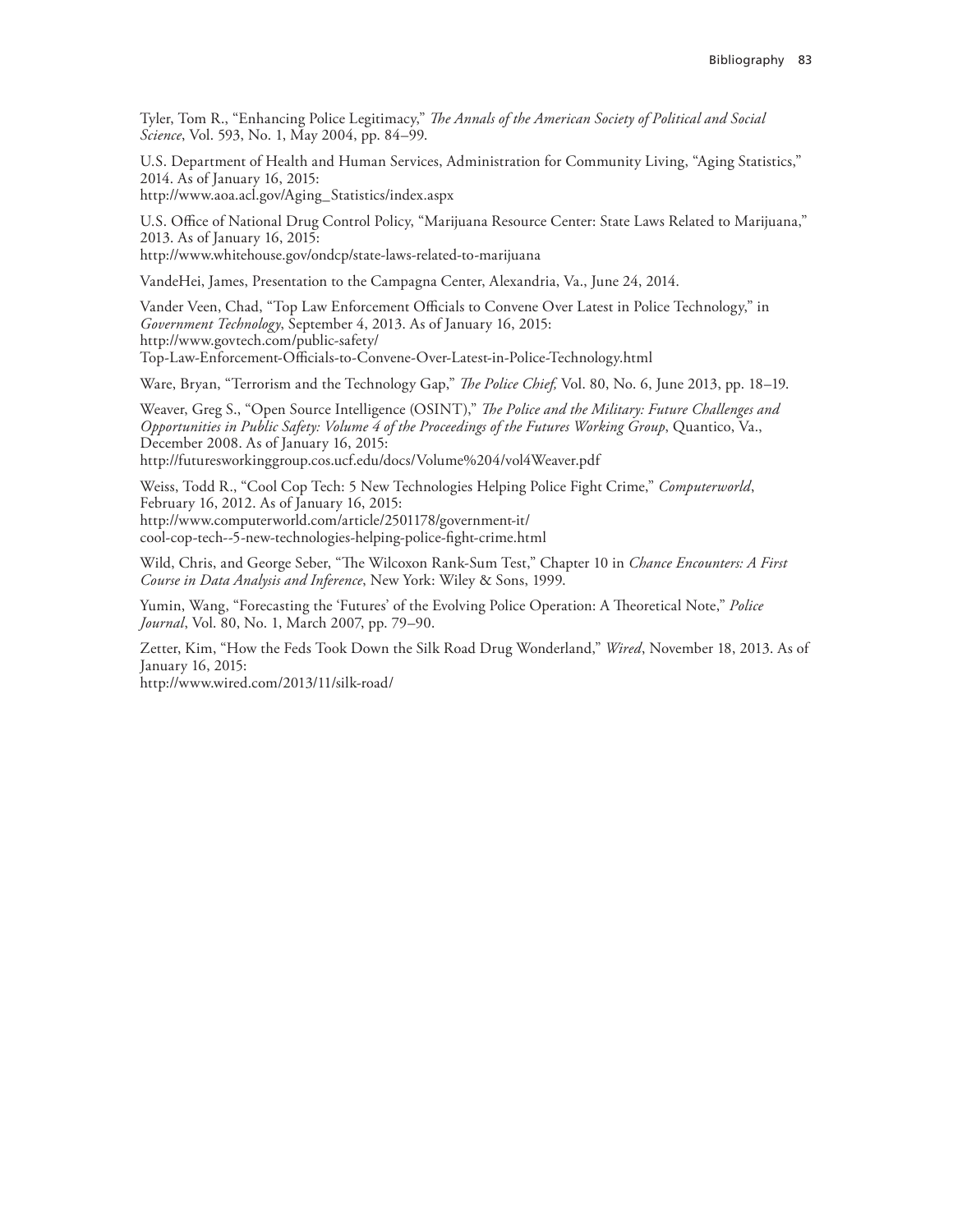Tyler, Tom R., "Enhancing Police Legitimacy," *The Annals of the American Society of Political and Social Science*, Vol. 593, No. 1, May 2004, pp. 84–99.

U.S. Department of Health and Human Services, Administration for Community Living, "Aging Statistics," 2014. As of January 16, 2015:
http://www.aoa.acl.gov/Aging_Statistics/index.aspx

U.S. Office of National Drug Control Policy, "Marijuana Resource Center: State Laws Related to Marijuana," 2013. As of January 16, 2015:
http://www.whitehouse.gov/ondcp/state-laws-related-to-marijuana

VandeHei, James, Presentation to the Campagna Center, Alexandria, Va., June 24, 2014.

Vander Veen, Chad, "Top Law Enforcement Officials to Convene Over Latest in Police Technology," in *Government Technology*, September 4, 2013. As of January 16, 2015:
http://www.govtech.com/public-safety/Top-Law-Enforcement-Officials-to-Convene-Over-Latest-in-Police-Technology.html

Ware, Bryan, "Terrorism and the Technology Gap," *The Police Chief,* Vol. 80, No. 6, June 2013, pp. 18–19.

Weaver, Greg S., "Open Source Intelligence (OSINT)," *The Police and the Military: Future Challenges and Opportunities in Public Safety: Volume 4 of the Proceedings of the Futures Working Group*, Quantico, Va., December 2008. As of January 16, 2015:
http://futuresworkinggroup.cos.ucf.edu/docs/Volume%204/vol4Weaver.pdf

Weiss, Todd R., "Cool Cop Tech: 5 New Technologies Helping Police Fight Crime," *Computerworld*, February 16, 2012. As of January 16, 2015:
http://www.computerworld.com/article/2501178/government-it/cool-cop-tech--5-new-technologies-helping-police-fight-crime.html

Wild, Chris, and George Seber, "The Wilcoxon Rank-Sum Test," Chapter 10 in *Chance Encounters: A First Course in Data Analysis and Inference*, New York: Wiley & Sons, 1999.

Yumin, Wang, "Forecasting the 'Futures' of the Evolving Police Operation: A Theoretical Note," *Police Journal*, Vol. 80, No. 1, March 2007, pp. 79–90.

Zetter, Kim, "How the Feds Took Down the Silk Road Drug Wonderland," *Wired*, November 18, 2013. As of January 16, 2015:
http://www.wired.com/2013/11/silk-road/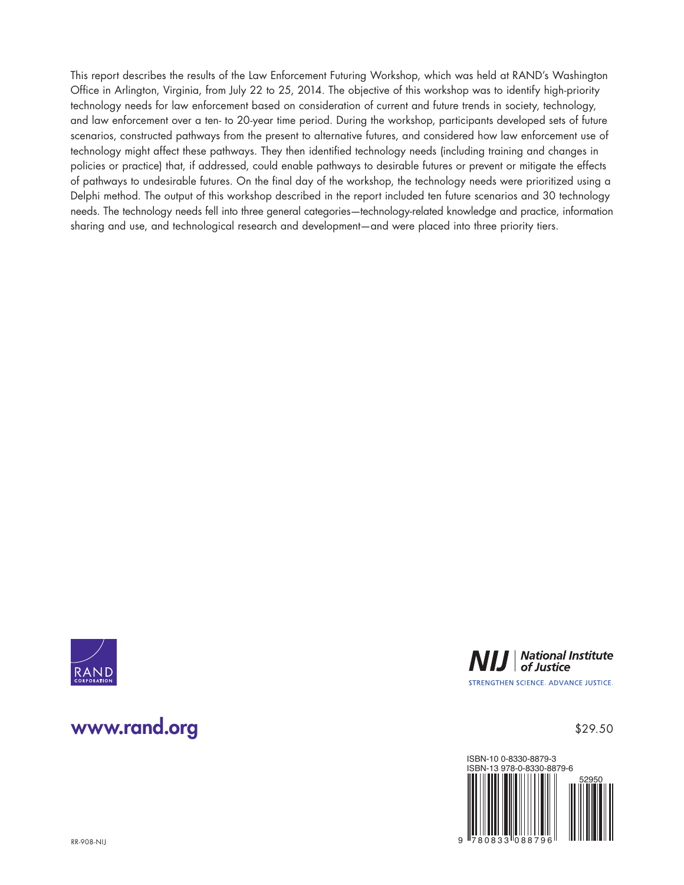This report describes the results of the Law Enforcement Futuring Workshop, which was held at RAND's Washington Office in Arlington, Virginia, from July 22 to 25, 2014. The objective of this workshop was to identify high-priority technology needs for law enforcement based on consideration of current and future trends in society, technology, and law enforcement over a ten- to 20-year time period. During the workshop, participants developed sets of future scenarios, constructed pathways from the present to alternative futures, and considered how law enforcement use of technology might affect these pathways. They then identified technology needs (including training and changes in policies or practice) that, if addressed, could enable pathways to desirable futures or prevent or mitigate the effects of pathways to undesirable futures. On the final day of the workshop, the technology needs were prioritized using a Delphi method. The output of this workshop described in the report included ten future scenarios and 30 technology needs. The technology needs fell into three general categories—technology-related knowledge and practice, information sharing and use, and technological research and development—and were placed into three priority tiers.

RAND CORPORATION

NIJ | National Institute of Justice

STRENGTHEN SCIENCE. ADVANCE JUSTICE.

**www.rand.org**

$29.50

ISBN-10 0-8330-8879-3
ISBN-13 978-0-8330-8879-6

52950

9 780833 088796

RR-908-NIJ